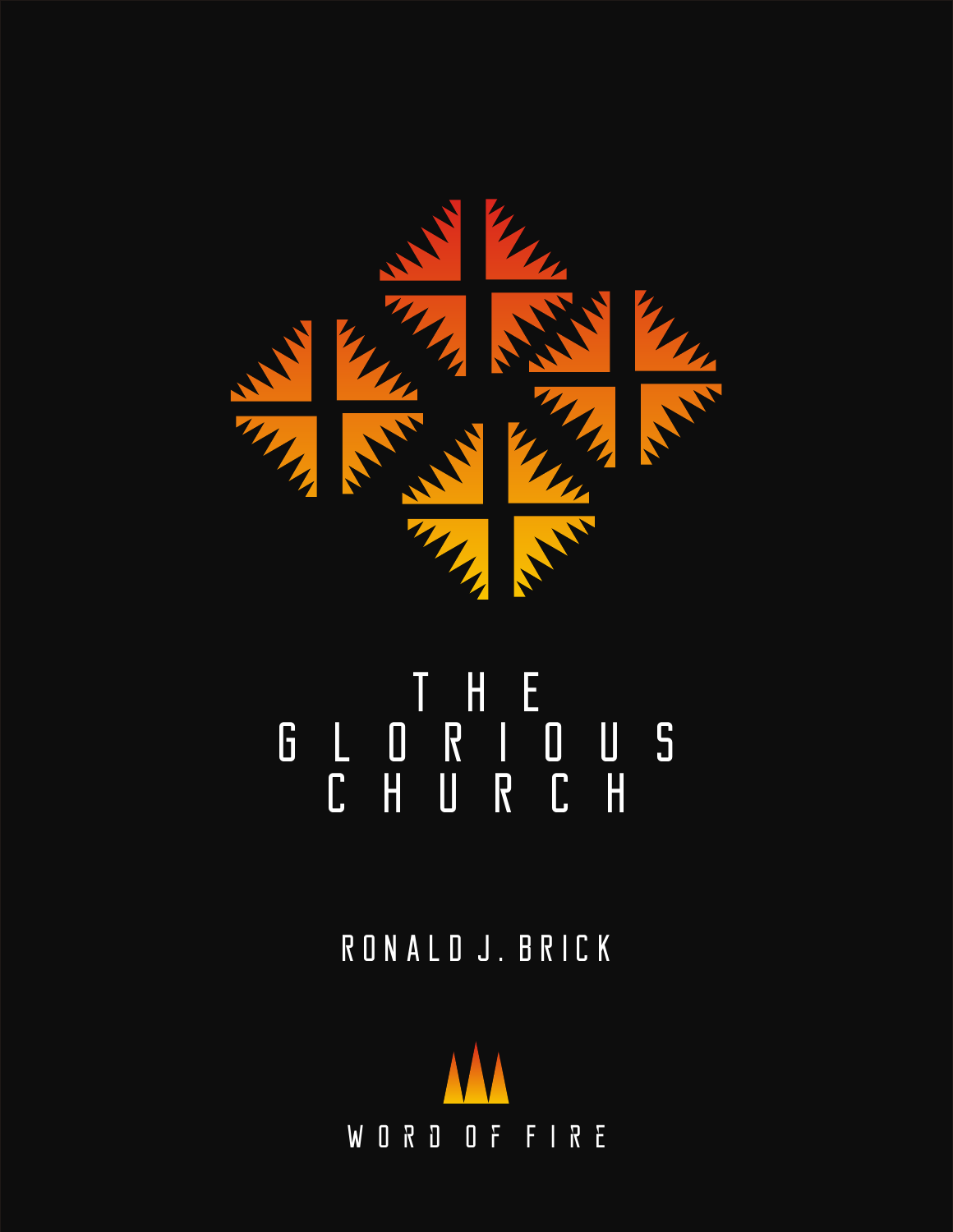# THE GLORIOUS CHURCH

RONALD J. BRICK

WORD ON FIRE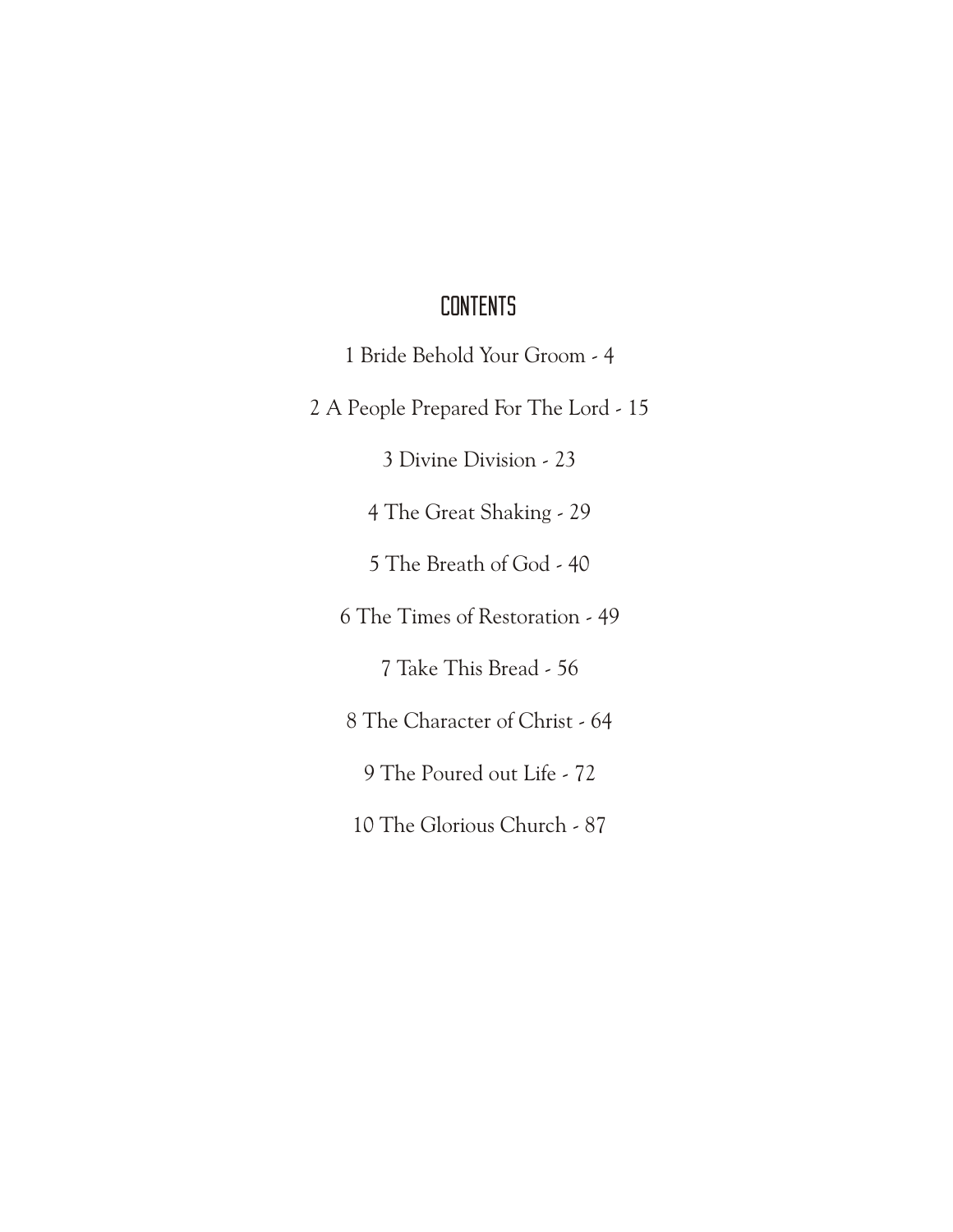# CONTENTS

1 Bride Behold Your Groom - 4

2 A People Prepared For The Lord - 15

3 Divine Division - 23

4 The Great Shaking - 29

5 The Breath of God - 40

6 The Times of Restoration - 49

7 Take This Bread - 56

8 The Character of Christ - 64

9 The Poured out Life - 72

10 The Glorious Church - 87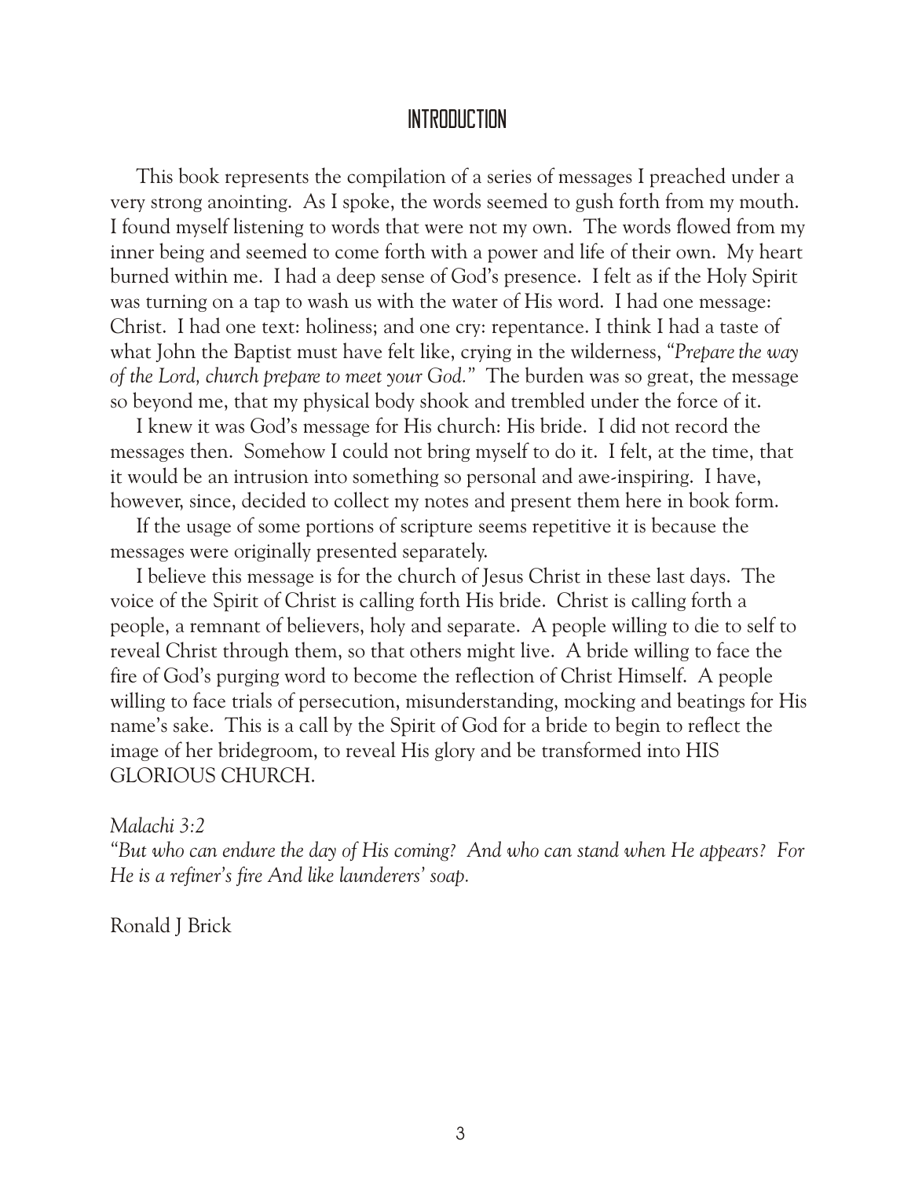# INTRODUCTION

This book represents the compilation of a series of messages I preached under a very strong anointing. As I spoke, the words seemed to gush forth from my mouth. I found myself listening to words that were not my own. The words flowed from my inner being and seemed to come forth with a power and life of their own. My heart burned within me. I had a deep sense of God's presence. I felt as if the Holy Spirit was turning on a tap to wash us with the water of His word. I had one message: Christ. I had one text: holiness; and one cry: repentance. I think I had a taste of what John the Baptist must have felt like, crying in the wilderness, *"Prepare the way of the Lord, church prepare to meet your God."* The burden was so great, the message so beyond me, that my physical body shook and trembled under the force of it.

I knew it was God's message for His church: His bride. I did not record the messages then. Somehow I could not bring myself to do it. I felt, at the time, that it would be an intrusion into something so personal and awe-inspiring. I have, however, since, decided to collect my notes and present them here in book form.

If the usage of some portions of scripture seems repetitive it is because the messages were originally presented separately.

I believe this message is for the church of Jesus Christ in these last days. The voice of the Spirit of Christ is calling forth His bride. Christ is calling forth a people, a remnant of believers, holy and separate. A people willing to die to self to reveal Christ through them, so that others might live. A bride willing to face the fire of God's purging word to become the reflection of Christ Himself. A people willing to face trials of persecution, misunderstanding, mocking and beatings for His name's sake. This is a call by the Spirit of God for a bride to begin to reflect the image of her bridegroom, to reveal His glory and be transformed into HIS GLORIOUS CHURCH.

*Malachi 3:2*
*"But who can endure the day of His coming? And who can stand when He appears? For He is a refiner's fire And like launderers' soap.*

Ronald J Brick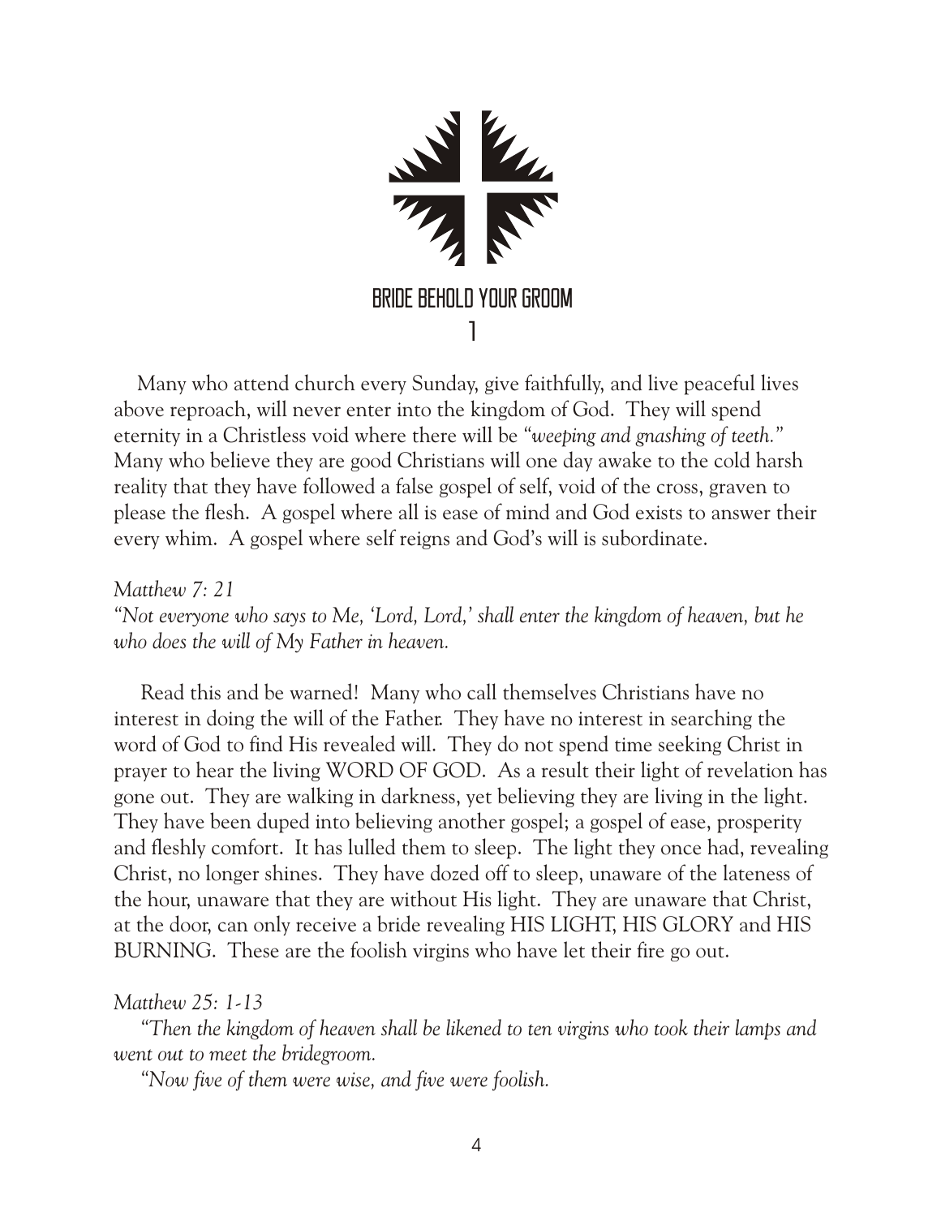# BRIDE BEHOLD YOUR GROOM

## 1

Many who attend church every Sunday, give faithfully, and live peaceful lives above reproach, will never enter into the kingdom of God. They will spend eternity in a Christless void where there will be *"weeping and gnashing of teeth."* Many who believe they are good Christians will one day awake to the cold harsh reality that they have followed a false gospel of self, void of the cross, graven to please the flesh. A gospel where all is ease of mind and God exists to answer their every whim. A gospel where self reigns and God's will is subordinate.

*Matthew 7: 21*
*"Not everyone who says to Me, 'Lord, Lord,' shall enter the kingdom of heaven, but he who does the will of My Father in heaven.*

Read this and be warned! Many who call themselves Christians have no interest in doing the will of the Father. They have no interest in searching the word of God to find His revealed will. They do not spend time seeking Christ in prayer to hear the living WORD OF GOD. As a result their light of revelation has gone out. They are walking in darkness, yet believing they are living in the light. They have been duped into believing another gospel; a gospel of ease, prosperity and fleshly comfort. It has lulled them to sleep. The light they once had, revealing Christ, no longer shines. They have dozed off to sleep, unaware of the lateness of the hour, unaware that they are without His light. They are unaware that Christ, at the door, can only receive a bride revealing HIS LIGHT, HIS GLORY and HIS BURNING. These are the foolish virgins who have let their fire go out.

*Matthew 25: 1-13*

*"Then the kingdom of heaven shall be likened to ten virgins who took their lamps and went out to meet the bridegroom.*

*"Now five of them were wise, and five were foolish.*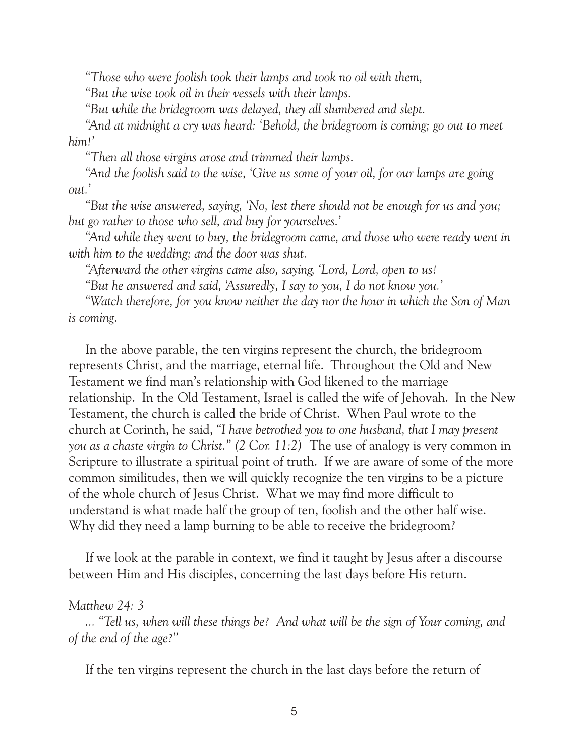*"Those who were foolish took their lamps and took no oil with them,*

*"But the wise took oil in their vessels with their lamps.*

*"But while the bridegroom was delayed, they all slumbered and slept.*

*"And at midnight a cry was heard: 'Behold, the bridegroom is coming; go out to meet him!'*

*"Then all those virgins arose and trimmed their lamps.*

*"And the foolish said to the wise, 'Give us some of your oil, for our lamps are going out.'*

*"But the wise answered, saying, 'No, lest there should not be enough for us and you; but go rather to those who sell, and buy for yourselves.'*

*"And while they went to buy, the bridegroom came, and those who were ready went in with him to the wedding; and the door was shut.*

*"Afterward the other virgins came also, saying, 'Lord, Lord, open to us!*

*"But he answered and said, 'Assuredly, I say to you, I do not know you.'*

*"Watch therefore, for you know neither the day nor the hour in which the Son of Man is coming.*

In the above parable, the ten virgins represent the church, the bridegroom represents Christ, and the marriage, eternal life. Throughout the Old and New Testament we find man's relationship with God likened to the marriage relationship. In the Old Testament, Israel is called the wife of Jehovah. In the New Testament, the church is called the bride of Christ. When Paul wrote to the church at Corinth, he said, *"I have betrothed you to one husband, that I may present you as a chaste virgin to Christ." (2 Cor. 11:2)* The use of analogy is very common in Scripture to illustrate a spiritual point of truth. If we are aware of some of the more common similitudes, then we will quickly recognize the ten virgins to be a picture of the whole church of Jesus Christ. What we may find more difficult to understand is what made half the group of ten, foolish and the other half wise. Why did they need a lamp burning to be able to receive the bridegroom?

If we look at the parable in context, we find it taught by Jesus after a discourse between Him and His disciples, concerning the last days before His return.

*Matthew 24: 3*

*... "Tell us, when will these things be? And what will be the sign of Your coming, and of the end of the age?"*

If the ten virgins represent the church in the last days before the return of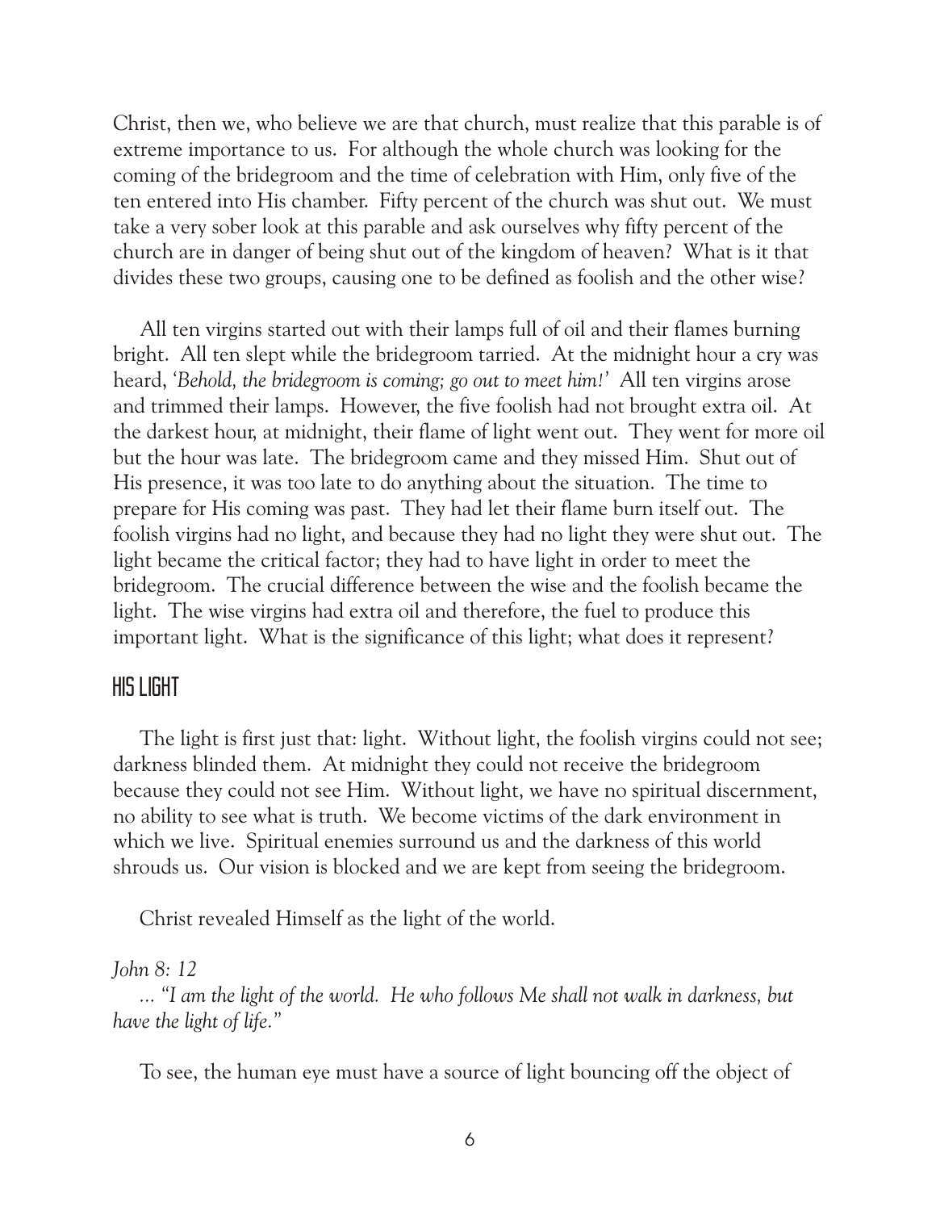Christ, then we, who believe we are that church, must realize that this parable is of extreme importance to us. For although the whole church was looking for the coming of the bridegroom and the time of celebration with Him, only five of the ten entered into His chamber. Fifty percent of the church was shut out. We must take a very sober look at this parable and ask ourselves why fifty percent of the church are in danger of being shut out of the kingdom of heaven? What is it that divides these two groups, causing one to be defined as foolish and the other wise?

All ten virgins started out with their lamps full of oil and their flames burning bright. All ten slept while the bridegroom tarried. At the midnight hour a cry was heard, *'Behold, the bridegroom is coming; go out to meet him!'* All ten virgins arose and trimmed their lamps. However, the five foolish had not brought extra oil. At the darkest hour, at midnight, their flame of light went out. They went for more oil but the hour was late. The bridegroom came and they missed Him. Shut out of His presence, it was too late to do anything about the situation. The time to prepare for His coming was past. They had let their flame burn itself out. The foolish virgins had no light, and because they had no light they were shut out. The light became the critical factor; they had to have light in order to meet the bridegroom. The crucial difference between the wise and the foolish became the light. The wise virgins had extra oil and therefore, the fuel to produce this important light. What is the significance of this light; what does it represent?

## HIS LIGHT

The light is first just that: light. Without light, the foolish virgins could not see; darkness blinded them. At midnight they could not receive the bridegroom because they could not see Him. Without light, we have no spiritual discernment, no ability to see what is truth. We become victims of the dark environment in which we live. Spiritual enemies surround us and the darkness of this world shrouds us. Our vision is blocked and we are kept from seeing the bridegroom.

Christ revealed Himself as the light of the world.

*John 8: 12*
*... "I am the light of the world. He who follows Me shall not walk in darkness, but have the light of life."*

To see, the human eye must have a source of light bouncing off the object of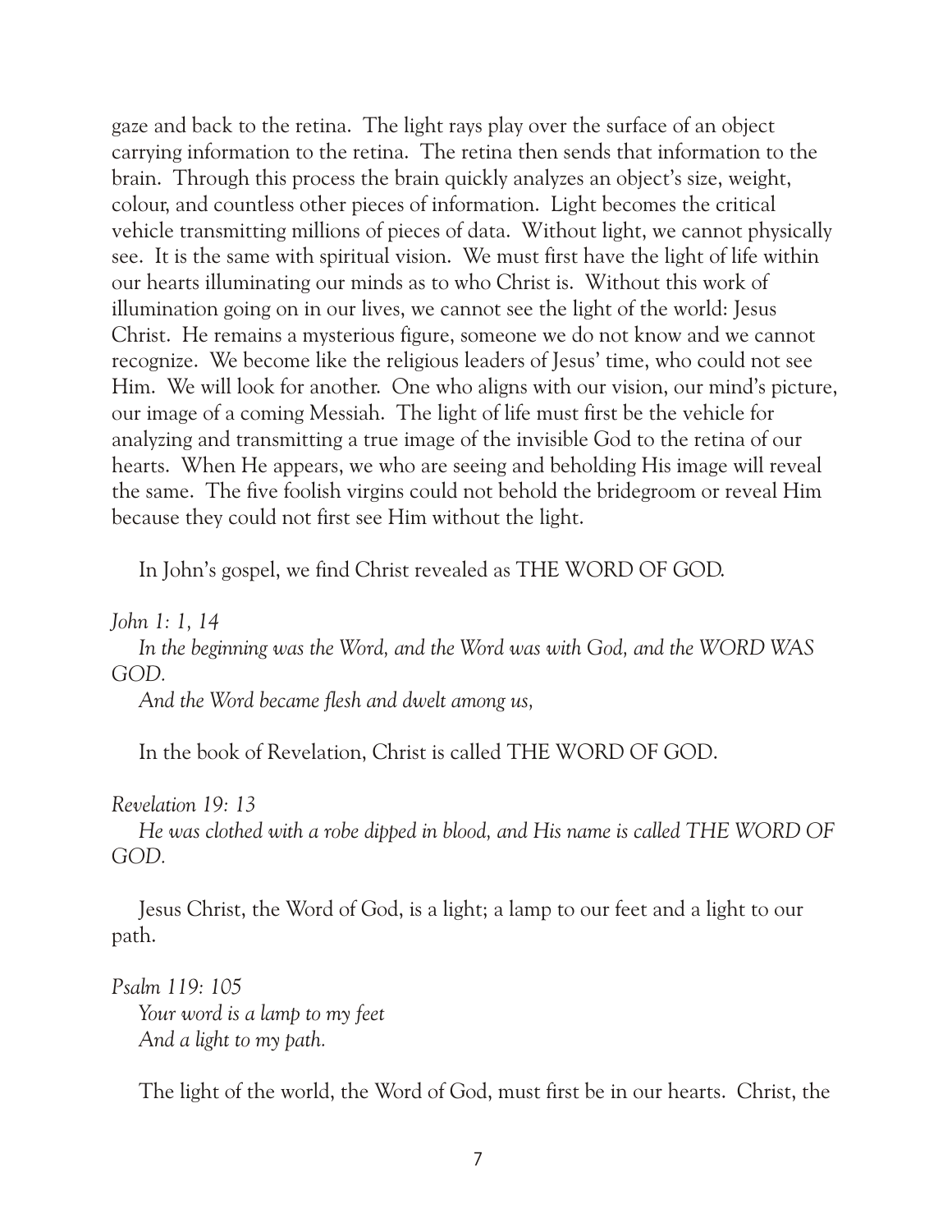gaze and back to the retina. The light rays play over the surface of an object carrying information to the retina. The retina then sends that information to the brain. Through this process the brain quickly analyzes an object's size, weight, colour, and countless other pieces of information. Light becomes the critical vehicle transmitting millions of pieces of data. Without light, we cannot physically see. It is the same with spiritual vision. We must first have the light of life within our hearts illuminating our minds as to who Christ is. Without this work of illumination going on in our lives, we cannot see the light of the world: Jesus Christ. He remains a mysterious figure, someone we do not know and we cannot recognize. We become like the religious leaders of Jesus' time, who could not see Him. We will look for another. One who aligns with our vision, our mind's picture, our image of a coming Messiah. The light of life must first be the vehicle for analyzing and transmitting a true image of the invisible God to the retina of our hearts. When He appears, we who are seeing and beholding His image will reveal the same. The five foolish virgins could not behold the bridegroom or reveal Him because they could not first see Him without the light.

In John's gospel, we find Christ revealed as THE WORD OF GOD.

*John 1: 1, 14*

*In the beginning was the Word, and the Word was with God, and the WORD WAS GOD.*

*And the Word became flesh and dwelt among us,*

In the book of Revelation, Christ is called THE WORD OF GOD.

*Revelation 19: 13*

*He was clothed with a robe dipped in blood, and His name is called THE WORD OF GOD.*

Jesus Christ, the Word of God, is a light; a lamp to our feet and a light to our path.

*Psalm 119: 105*

*Your word is a lamp to my feet*
*And a light to my path.*

The light of the world, the Word of God, must first be in our hearts. Christ, the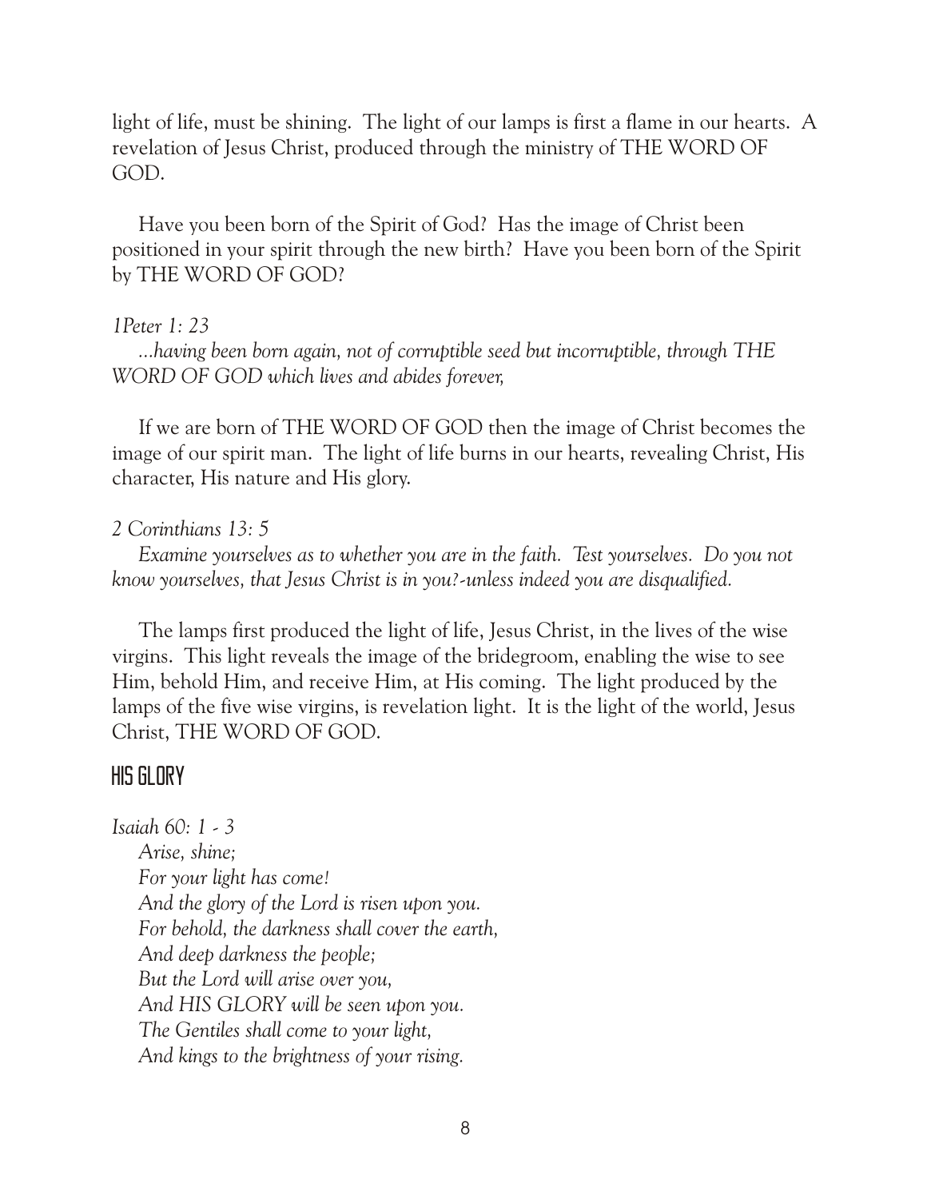light of life, must be shining. The light of our lamps is first a flame in our hearts. A revelation of Jesus Christ, produced through the ministry of THE WORD OF GOD.

Have you been born of the Spirit of God? Has the image of Christ been positioned in your spirit through the new birth? Have you been born of the Spirit by THE WORD OF GOD?

*1Peter 1: 23*

*...having been born again, not of corruptible seed but incorruptible, through THE WORD OF GOD which lives and abides forever,*

If we are born of THE WORD OF GOD then the image of Christ becomes the image of our spirit man. The light of life burns in our hearts, revealing Christ, His character, His nature and His glory.

*2 Corinthians 13: 5*

*Examine yourselves as to whether you are in the faith. Test yourselves. Do you not know yourselves, that Jesus Christ is in you?-unless indeed you are disqualified.*

The lamps first produced the light of life, Jesus Christ, in the lives of the wise virgins. This light reveals the image of the bridegroom, enabling the wise to see Him, behold Him, and receive Him, at His coming. The light produced by the lamps of the five wise virgins, is revelation light. It is the light of the world, Jesus Christ, THE WORD OF GOD.

## HIS GLORY

*Isaiah 60: 1 - 3*

*Arise, shine;*
*For your light has come!*
*And the glory of the Lord is risen upon you.*
*For behold, the darkness shall cover the earth,*
*And deep darkness the people;*
*But the Lord will arise over you,*
*And HIS GLORY will be seen upon you.*
*The Gentiles shall come to your light,*
*And kings to the brightness of your rising.*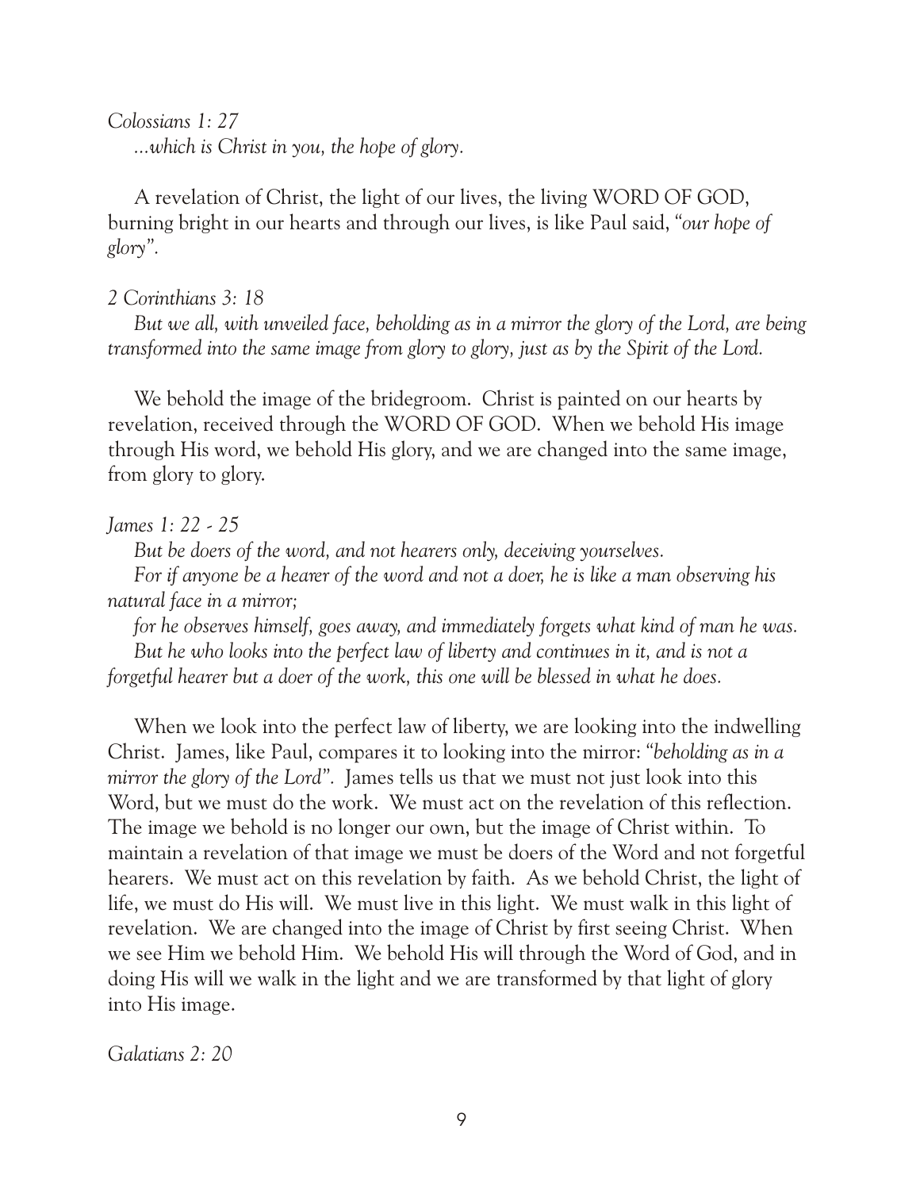*Colossians 1: 27*
*...which is Christ in you, the hope of glory.*

A revelation of Christ, the light of our lives, the living WORD OF GOD, burning bright in our hearts and through our lives, is like Paul said, "*our hope of glory*".

*2 Corinthians 3: 18*
*But we all, with unveiled face, beholding as in a mirror the glory of the Lord, are being transformed into the same image from glory to glory, just as by the Spirit of the Lord.*

We behold the image of the bridegroom. Christ is painted on our hearts by revelation, received through the WORD OF GOD. When we behold His image through His word, we behold His glory, and we are changed into the same image, from glory to glory.

*James 1: 22 - 25*
*But be doers of the word, and not hearers only, deceiving yourselves.*
*For if anyone be a hearer of the word and not a doer, he is like a man observing his natural face in a mirror;*
*for he observes himself, goes away, and immediately forgets what kind of man he was.*
*But he who looks into the perfect law of liberty and continues in it, and is not a forgetful hearer but a doer of the work, this one will be blessed in what he does.*

When we look into the perfect law of liberty, we are looking into the indwelling Christ. James, like Paul, compares it to looking into the mirror: "*beholding as in a mirror the glory of the Lord*". James tells us that we must not just look into this Word, but we must do the work. We must act on the revelation of this reflection. The image we behold is no longer our own, but the image of Christ within. To maintain a revelation of that image we must be doers of the Word and not forgetful hearers. We must act on this revelation by faith. As we behold Christ, the light of life, we must do His will. We must live in this light. We must walk in this light of revelation. We are changed into the image of Christ by first seeing Christ. When we see Him we behold Him. We behold His will through the Word of God, and in doing His will we walk in the light and we are transformed by that light of glory into His image.

*Galatians 2: 20*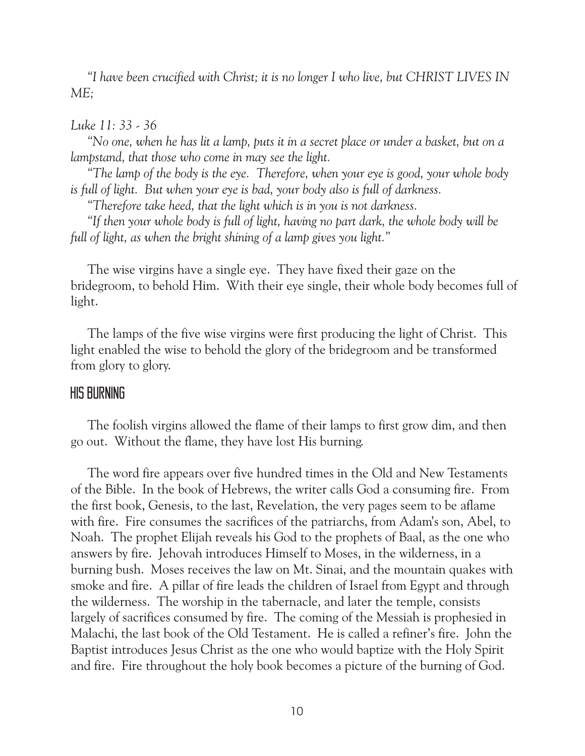*"I have been crucified with Christ; it is no longer I who live, but CHRIST LIVES IN ME;*

*Luke 11: 33 - 36*

*"No one, when he has lit a lamp, puts it in a secret place or under a basket, but on a lampstand, that those who come in may see the light.*

*"The lamp of the body is the eye. Therefore, when your eye is good, your whole body is full of light. But when your eye is bad, your body also is full of darkness.*

*"Therefore take heed, that the light which is in you is not darkness.*

*"If then your whole body is full of light, having no part dark, the whole body will be full of light, as when the bright shining of a lamp gives you light."*

The wise virgins have a single eye. They have fixed their gaze on the bridegroom, to behold Him. With their eye single, their whole body becomes full of light.

The lamps of the five wise virgins were first producing the light of Christ. This light enabled the wise to behold the glory of the bridegroom and be transformed from glory to glory.

## HIS BURNING

The foolish virgins allowed the flame of their lamps to first grow dim, and then go out. Without the flame, they have lost His burning.

The word fire appears over five hundred times in the Old and New Testaments of the Bible. In the book of Hebrews, the writer calls God a consuming fire. From the first book, Genesis, to the last, Revelation, the very pages seem to be aflame with fire. Fire consumes the sacrifices of the patriarchs, from Adam's son, Abel, to Noah. The prophet Elijah reveals his God to the prophets of Baal, as the one who answers by fire. Jehovah introduces Himself to Moses, in the wilderness, in a burning bush. Moses receives the law on Mt. Sinai, and the mountain quakes with smoke and fire. A pillar of fire leads the children of Israel from Egypt and through the wilderness. The worship in the tabernacle, and later the temple, consists largely of sacrifices consumed by fire. The coming of the Messiah is prophesied in Malachi, the last book of the Old Testament. He is called a refiner's fire. John the Baptist introduces Jesus Christ as the one who would baptize with the Holy Spirit and fire. Fire throughout the holy book becomes a picture of the burning of God.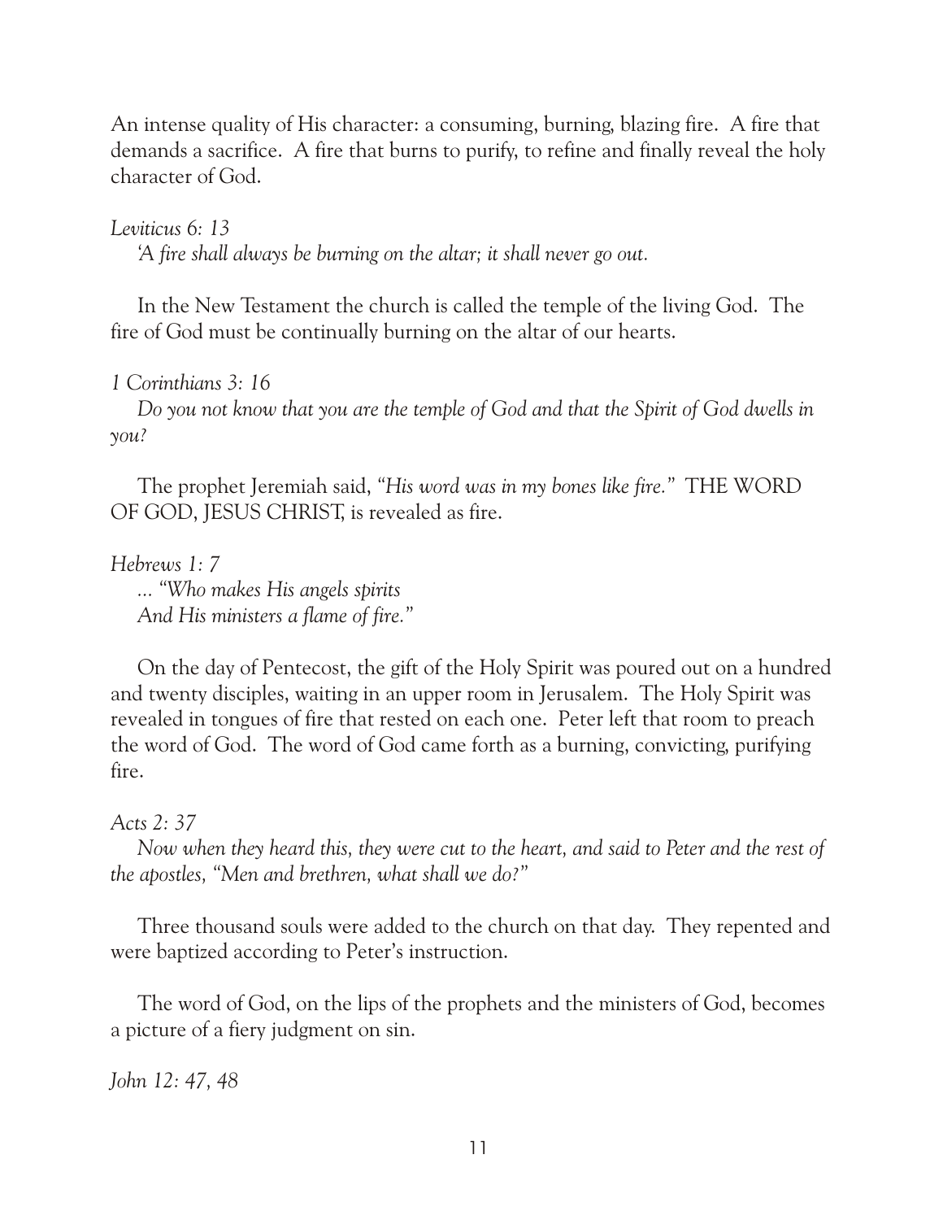An intense quality of His character: a consuming, burning, blazing fire. A fire that demands a sacrifice. A fire that burns to purify, to refine and finally reveal the holy character of God.

*Leviticus 6: 13*

*'A fire shall always be burning on the altar; it shall never go out.*

In the New Testament the church is called the temple of the living God. The fire of God must be continually burning on the altar of our hearts.

*1 Corinthians 3: 16*

*Do you not know that you are the temple of God and that the Spirit of God dwells in you?*

The prophet Jeremiah said, *"His word was in my bones like fire."* THE WORD OF GOD, JESUS CHRIST, is revealed as fire.

*Hebrews 1: 7*

*... "Who makes His angels spirits*
*And His ministers a flame of fire."*

On the day of Pentecost, the gift of the Holy Spirit was poured out on a hundred and twenty disciples, waiting in an upper room in Jerusalem. The Holy Spirit was revealed in tongues of fire that rested on each one. Peter left that room to preach the word of God. The word of God came forth as a burning, convicting, purifying fire.

*Acts 2: 37*

*Now when they heard this, they were cut to the heart, and said to Peter and the rest of the apostles, "Men and brethren, what shall we do?"*

Three thousand souls were added to the church on that day. They repented and were baptized according to Peter's instruction.

The word of God, on the lips of the prophets and the ministers of God, becomes a picture of a fiery judgment on sin.

*John 12: 47, 48*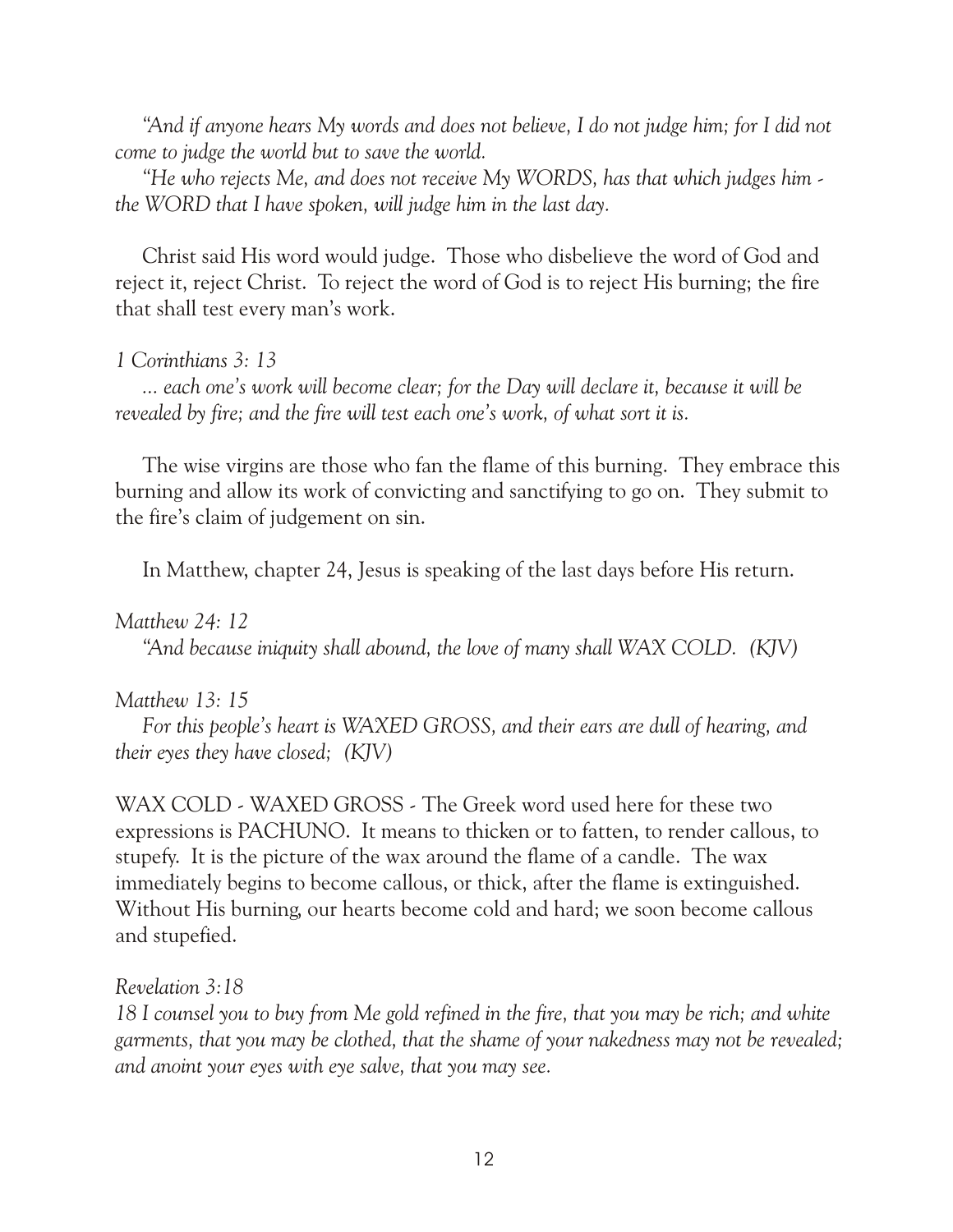*"And if anyone hears My words and does not believe, I do not judge him; for I did not come to judge the world but to save the world.*

*"He who rejects Me, and does not receive My WORDS, has that which judges him - the WORD that I have spoken, will judge him in the last day.*

Christ said His word would judge. Those who disbelieve the word of God and reject it, reject Christ. To reject the word of God is to reject His burning; the fire that shall test every man's work.

*1 Corinthians 3: 13*

*... each one's work will become clear; for the Day will declare it, because it will be revealed by fire; and the fire will test each one's work, of what sort it is.*

The wise virgins are those who fan the flame of this burning. They embrace this burning and allow its work of convicting and sanctifying to go on. They submit to the fire's claim of judgement on sin.

In Matthew, chapter 24, Jesus is speaking of the last days before His return.

*Matthew 24: 12*

*"And because iniquity shall abound, the love of many shall WAX COLD. (KJV)*

*Matthew 13: 15*

*For this people's heart is WAXED GROSS, and their ears are dull of hearing, and their eyes they have closed; (KJV)*

WAX COLD - WAXED GROSS - The Greek word used here for these two expressions is PACHUNO. It means to thicken or to fatten, to render callous, to stupefy. It is the picture of the wax around the flame of a candle. The wax immediately begins to become callous, or thick, after the flame is extinguished. Without His burning, our hearts become cold and hard; we soon become callous and stupefied.

*Revelation 3:18*

*18 I counsel you to buy from Me gold refined in the fire, that you may be rich; and white garments, that you may be clothed, that the shame of your nakedness may not be revealed; and anoint your eyes with eye salve, that you may see.*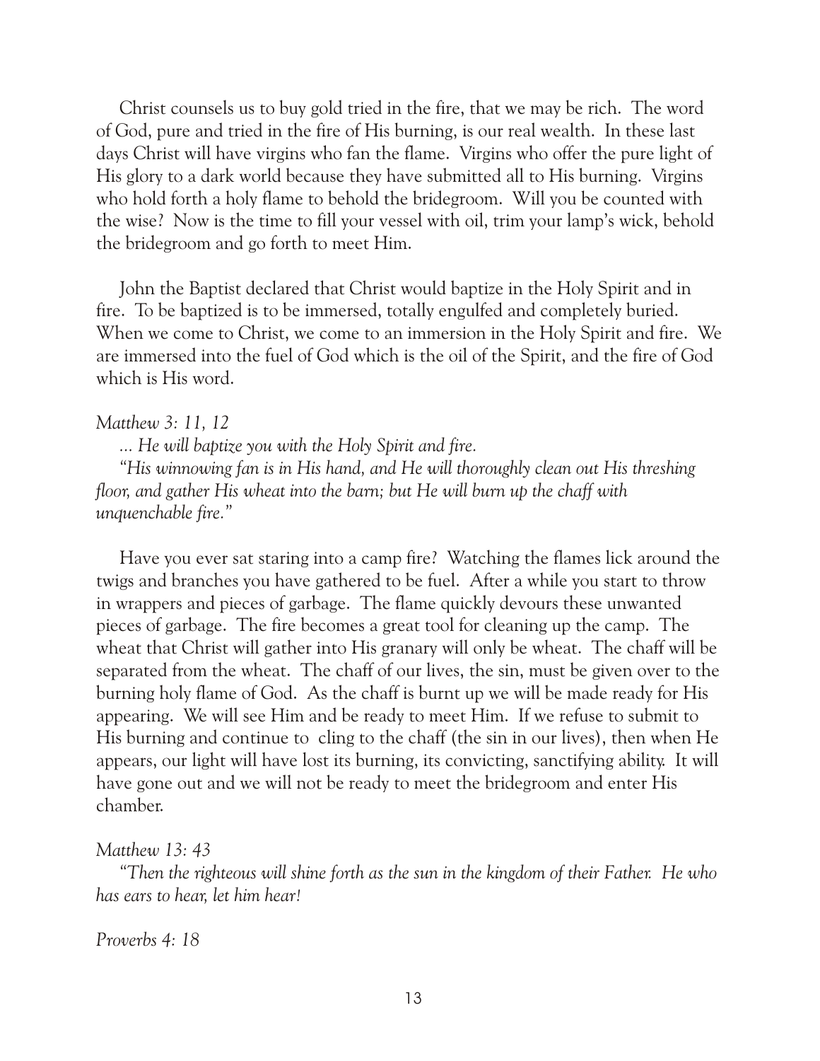Christ counsels us to buy gold tried in the fire, that we may be rich. The word of God, pure and tried in the fire of His burning, is our real wealth. In these last days Christ will have virgins who fan the flame. Virgins who offer the pure light of His glory to a dark world because they have submitted all to His burning. Virgins who hold forth a holy flame to behold the bridegroom. Will you be counted with the wise? Now is the time to fill your vessel with oil, trim your lamp's wick, behold the bridegroom and go forth to meet Him.

John the Baptist declared that Christ would baptize in the Holy Spirit and in fire. To be baptized is to be immersed, totally engulfed and completely buried. When we come to Christ, we come to an immersion in the Holy Spirit and fire. We are immersed into the fuel of God which is the oil of the Spirit, and the fire of God which is His word.

*Matthew 3: 11, 12*

*... He will baptize you with the Holy Spirit and fire.*

*"His winnowing fan is in His hand, and He will thoroughly clean out His threshing floor, and gather His wheat into the barn; but He will burn up the chaff with unquenchable fire."*

Have you ever sat staring into a camp fire? Watching the flames lick around the twigs and branches you have gathered to be fuel. After a while you start to throw in wrappers and pieces of garbage. The flame quickly devours these unwanted pieces of garbage. The fire becomes a great tool for cleaning up the camp. The wheat that Christ will gather into His granary will only be wheat. The chaff will be separated from the wheat. The chaff of our lives, the sin, must be given over to the burning holy flame of God. As the chaff is burnt up we will be made ready for His appearing. We will see Him and be ready to meet Him. If we refuse to submit to His burning and continue to cling to the chaff (the sin in our lives), then when He appears, our light will have lost its burning, its convicting, sanctifying ability. It will have gone out and we will not be ready to meet the bridegroom and enter His chamber.

*Matthew 13: 43*

*"Then the righteous will shine forth as the sun in the kingdom of their Father. He who has ears to hear, let him hear!*

*Proverbs 4: 18*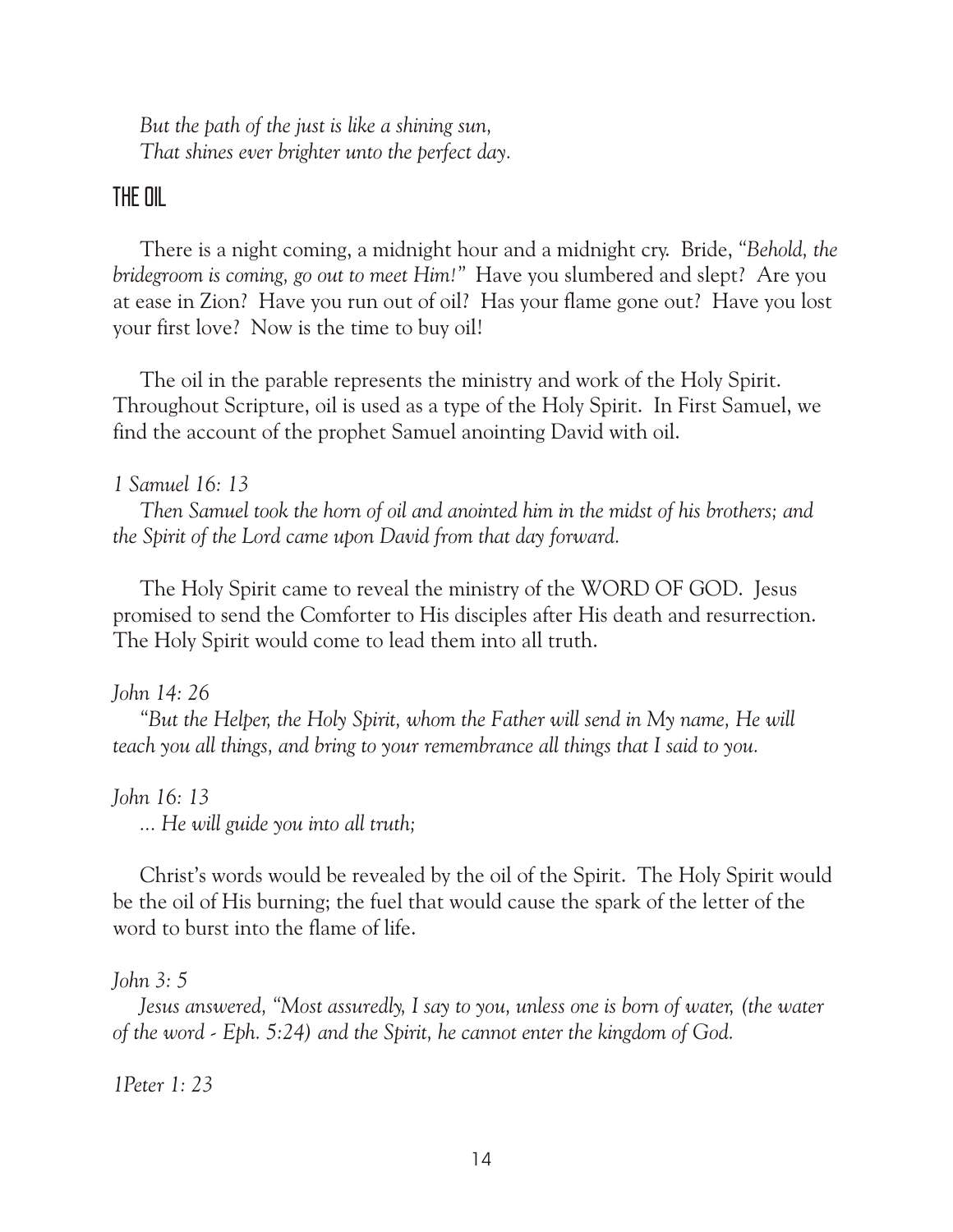*But the path of the just is like a shining sun,*
*That shines ever brighter unto the perfect day.*

## THE OIL

There is a night coming, a midnight hour and a midnight cry. Bride, "*Behold, the bridegroom is coming, go out to meet Him!*" Have you slumbered and slept? Are you at ease in Zion? Have you run out of oil? Has your flame gone out? Have you lost your first love? Now is the time to buy oil!

The oil in the parable represents the ministry and work of the Holy Spirit. Throughout Scripture, oil is used as a type of the Holy Spirit. In First Samuel, we find the account of the prophet Samuel anointing David with oil.

*1 Samuel 16: 13*

*Then Samuel took the horn of oil and anointed him in the midst of his brothers; and the Spirit of the Lord came upon David from that day forward.*

The Holy Spirit came to reveal the ministry of the WORD OF GOD. Jesus promised to send the Comforter to His disciples after His death and resurrection. The Holy Spirit would come to lead them into all truth.

*John 14: 26*

*"But the Helper, the Holy Spirit, whom the Father will send in My name, He will teach you all things, and bring to your remembrance all things that I said to you.*

*John 16: 13*

*... He will guide you into all truth;*

Christ's words would be revealed by the oil of the Spirit. The Holy Spirit would be the oil of His burning; the fuel that would cause the spark of the letter of the word to burst into the flame of life.

*John 3: 5*

*Jesus answered, "Most assuredly, I say to you, unless one is born of water, (the water of the word - Eph. 5:24) and the Spirit, he cannot enter the kingdom of God.*

*1Peter 1: 23*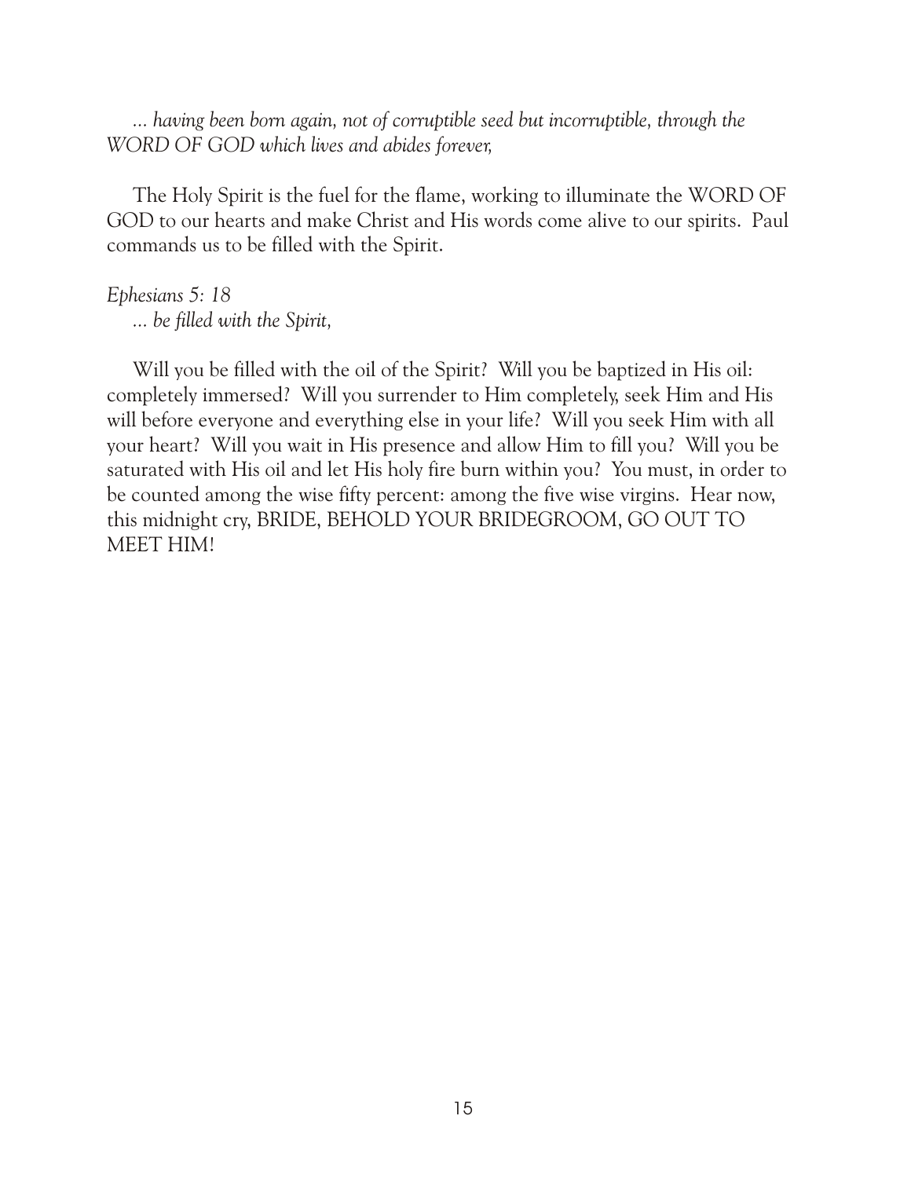*... having been born again, not of corruptible seed but incorruptible, through the WORD OF GOD which lives and abides forever,*

The Holy Spirit is the fuel for the flame, working to illuminate the WORD OF GOD to our hearts and make Christ and His words come alive to our spirits. Paul commands us to be filled with the Spirit.

*Ephesians 5: 18*
*... be filled with the Spirit,*

Will you be filled with the oil of the Spirit? Will you be baptized in His oil: completely immersed? Will you surrender to Him completely, seek Him and His will before everyone and everything else in your life? Will you seek Him with all your heart? Will you wait in His presence and allow Him to fill you? Will you be saturated with His oil and let His holy fire burn within you? You must, in order to be counted among the wise fifty percent: among the five wise virgins. Hear now, this midnight cry, BRIDE, BEHOLD YOUR BRIDEGROOM, GO OUT TO MEET HIM!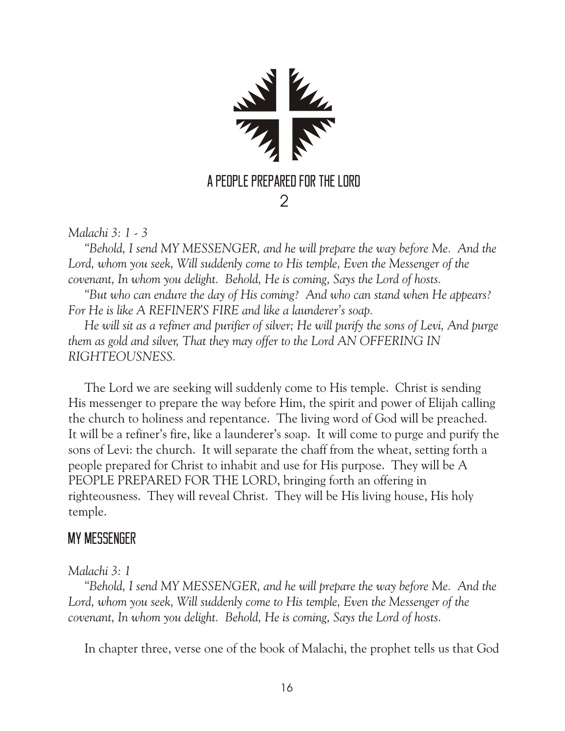# A PEOPLE PREPARED FOR THE LORD

## 2

*Malachi 3: 1 - 3*

*"Behold, I send MY MESSENGER, and he will prepare the way before Me. And the Lord, whom you seek, Will suddenly come to His temple, Even the Messenger of the covenant, In whom you delight. Behold, He is coming, Says the Lord of hosts.*

*"But who can endure the day of His coming? And who can stand when He appears? For He is like A REFINER'S FIRE and like a launderer's soap.*

*He will sit as a refiner and purifier of silver; He will purify the sons of Levi, And purge them as gold and silver, That they may offer to the Lord AN OFFERING IN RIGHTEOUSNESS.*

The Lord we are seeking will suddenly come to His temple. Christ is sending His messenger to prepare the way before Him, the spirit and power of Elijah calling the church to holiness and repentance. The living word of God will be preached. It will be a refiner's fire, like a launderer's soap. It will come to purge and purify the sons of Levi: the church. It will separate the chaff from the wheat, setting forth a people prepared for Christ to inhabit and use for His purpose. They will be A PEOPLE PREPARED FOR THE LORD, bringing forth an offering in righteousness. They will reveal Christ. They will be His living house, His holy temple.

### MY MESSENGER

*Malachi 3: 1*

*"Behold, I send MY MESSENGER, and he will prepare the way before Me. And the Lord, whom you seek, Will suddenly come to His temple, Even the Messenger of the covenant, In whom you delight. Behold, He is coming, Says the Lord of hosts.*

In chapter three, verse one of the book of Malachi, the prophet tells us that God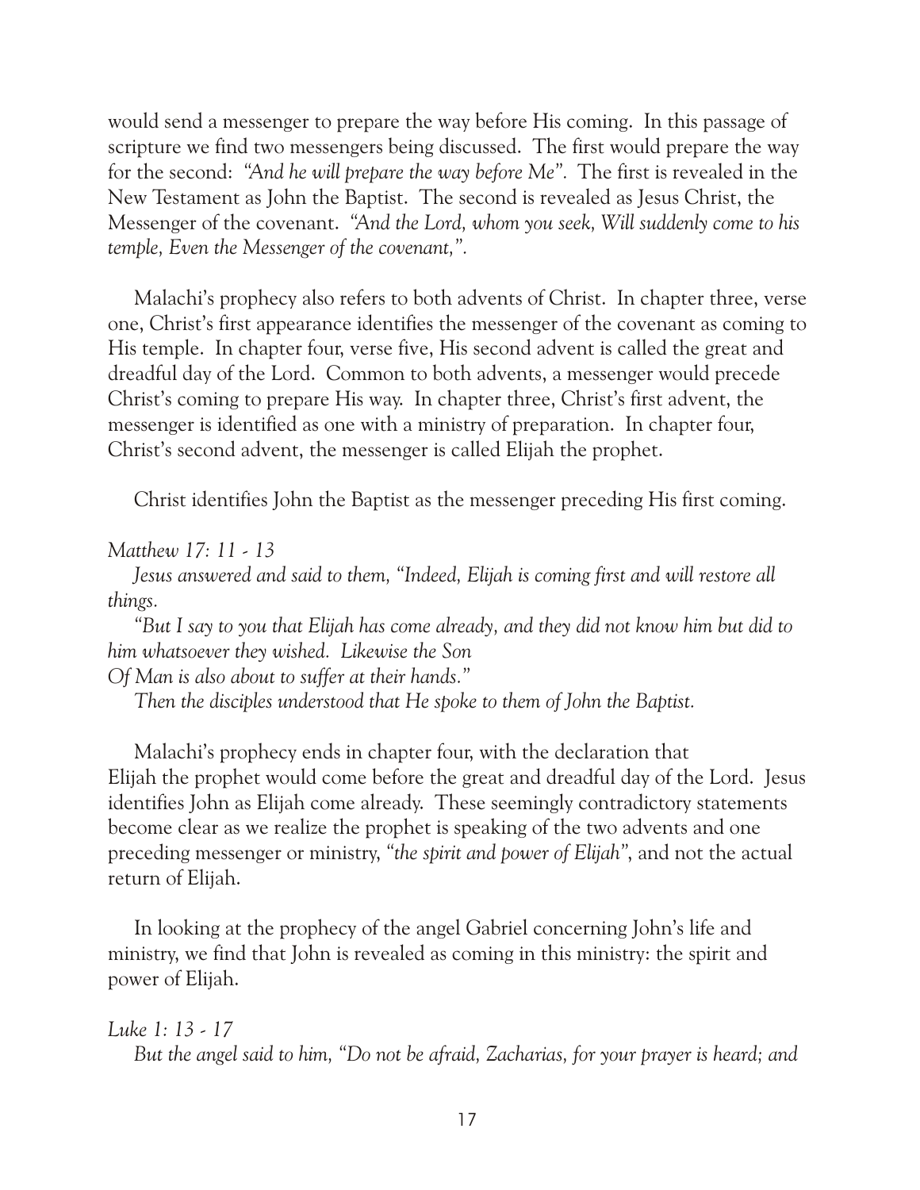would send a messenger to prepare the way before His coming. In this passage of scripture we find two messengers being discussed. The first would prepare the way for the second: *"And he will prepare the way before Me".* The first is revealed in the New Testament as John the Baptist. The second is revealed as Jesus Christ, the Messenger of the covenant. *"And the Lord, whom you seek, Will suddenly come to his temple, Even the Messenger of the covenant,".*

Malachi's prophecy also refers to both advents of Christ. In chapter three, verse one, Christ's first appearance identifies the messenger of the covenant as coming to His temple. In chapter four, verse five, His second advent is called the great and dreadful day of the Lord. Common to both advents, a messenger would precede Christ's coming to prepare His way. In chapter three, Christ's first advent, the messenger is identified as one with a ministry of preparation. In chapter four, Christ's second advent, the messenger is called Elijah the prophet.

Christ identifies John the Baptist as the messenger preceding His first coming.

*Matthew 17: 11 - 13*

*Jesus answered and said to them, "Indeed, Elijah is coming first and will restore all things.*

*"But I say to you that Elijah has come already, and they did not know him but did to him whatsoever they wished. Likewise the Son Of Man is also about to suffer at their hands."*

*Then the disciples understood that He spoke to them of John the Baptist.*

Malachi's prophecy ends in chapter four, with the declaration that Elijah the prophet would come before the great and dreadful day of the Lord. Jesus identifies John as Elijah come already. These seemingly contradictory statements become clear as we realize the prophet is speaking of the two advents and one preceding messenger or ministry, *"the spirit and power of Elijah"*, and not the actual return of Elijah.

In looking at the prophecy of the angel Gabriel concerning John's life and ministry, we find that John is revealed as coming in this ministry: the spirit and power of Elijah.

*Luke 1: 13 - 17*

*But the angel said to him, "Do not be afraid, Zacharias, for your prayer is heard; and*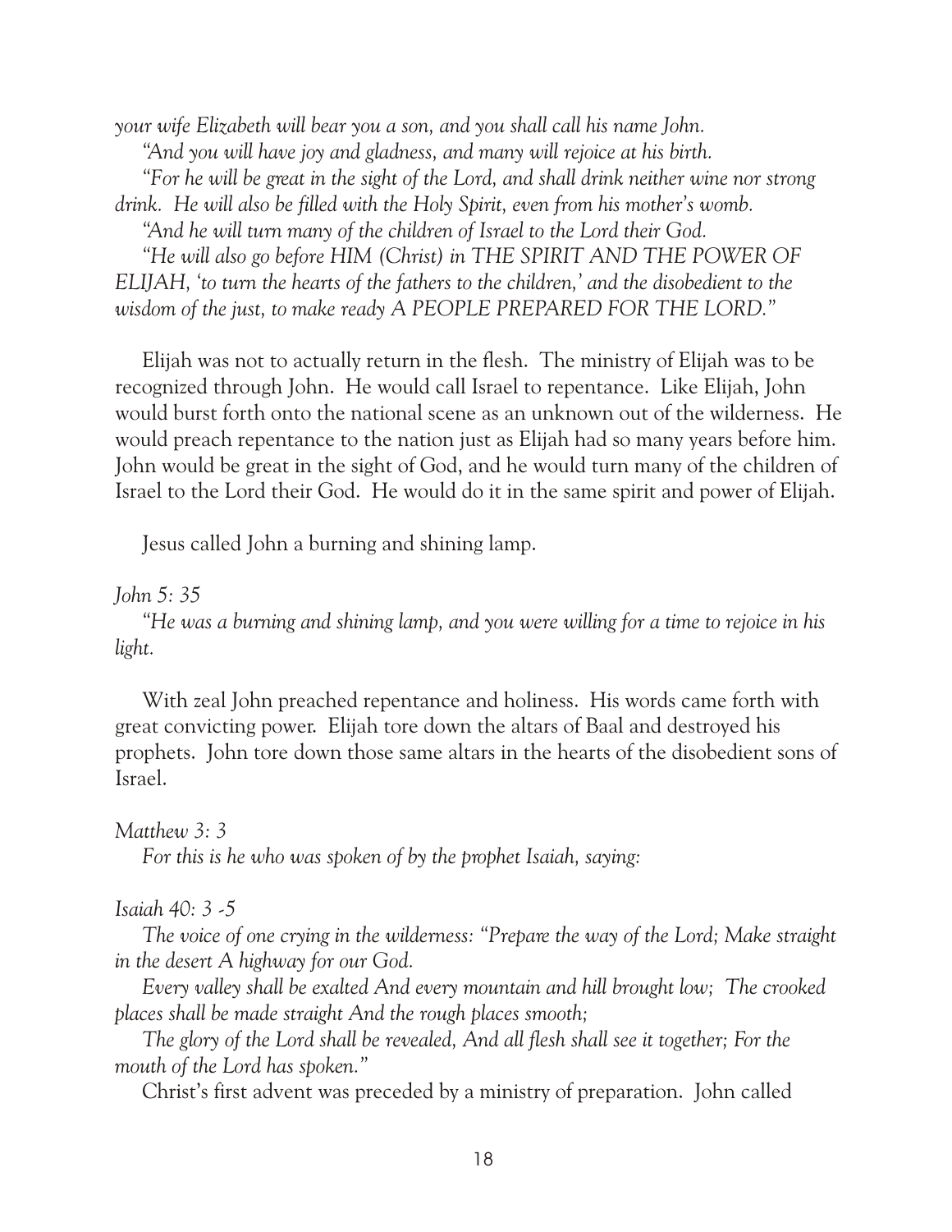*your wife Elizabeth will bear you a son, and you shall call his name John.*

*"And you will have joy and gladness, and many will rejoice at his birth.*

*"For he will be great in the sight of the Lord, and shall drink neither wine nor strong drink. He will also be filled with the Holy Spirit, even from his mother's womb.*

*"And he will turn many of the children of Israel to the Lord their God.*

*"He will also go before HIM (Christ) in THE SPIRIT AND THE POWER OF ELIJAH, 'to turn the hearts of the fathers to the children,' and the disobedient to the wisdom of the just, to make ready A PEOPLE PREPARED FOR THE LORD."*

Elijah was not to actually return in the flesh. The ministry of Elijah was to be recognized through John. He would call Israel to repentance. Like Elijah, John would burst forth onto the national scene as an unknown out of the wilderness. He would preach repentance to the nation just as Elijah had so many years before him. John would be great in the sight of God, and he would turn many of the children of Israel to the Lord their God. He would do it in the same spirit and power of Elijah.

Jesus called John a burning and shining lamp.

*John 5: 35*

*"He was a burning and shining lamp, and you were willing for a time to rejoice in his light.*

With zeal John preached repentance and holiness. His words came forth with great convicting power. Elijah tore down the altars of Baal and destroyed his prophets. John tore down those same altars in the hearts of the disobedient sons of Israel.

*Matthew 3: 3*

*For this is he who was spoken of by the prophet Isaiah, saying:*

*Isaiah 40: 3 -5*

*The voice of one crying in the wilderness: "Prepare the way of the Lord; Make straight in the desert A highway for our God.*

*Every valley shall be exalted And every mountain and hill brought low; The crooked places shall be made straight And the rough places smooth;*

*The glory of the Lord shall be revealed, And all flesh shall see it together; For the mouth of the Lord has spoken."*

Christ's first advent was preceded by a ministry of preparation. John called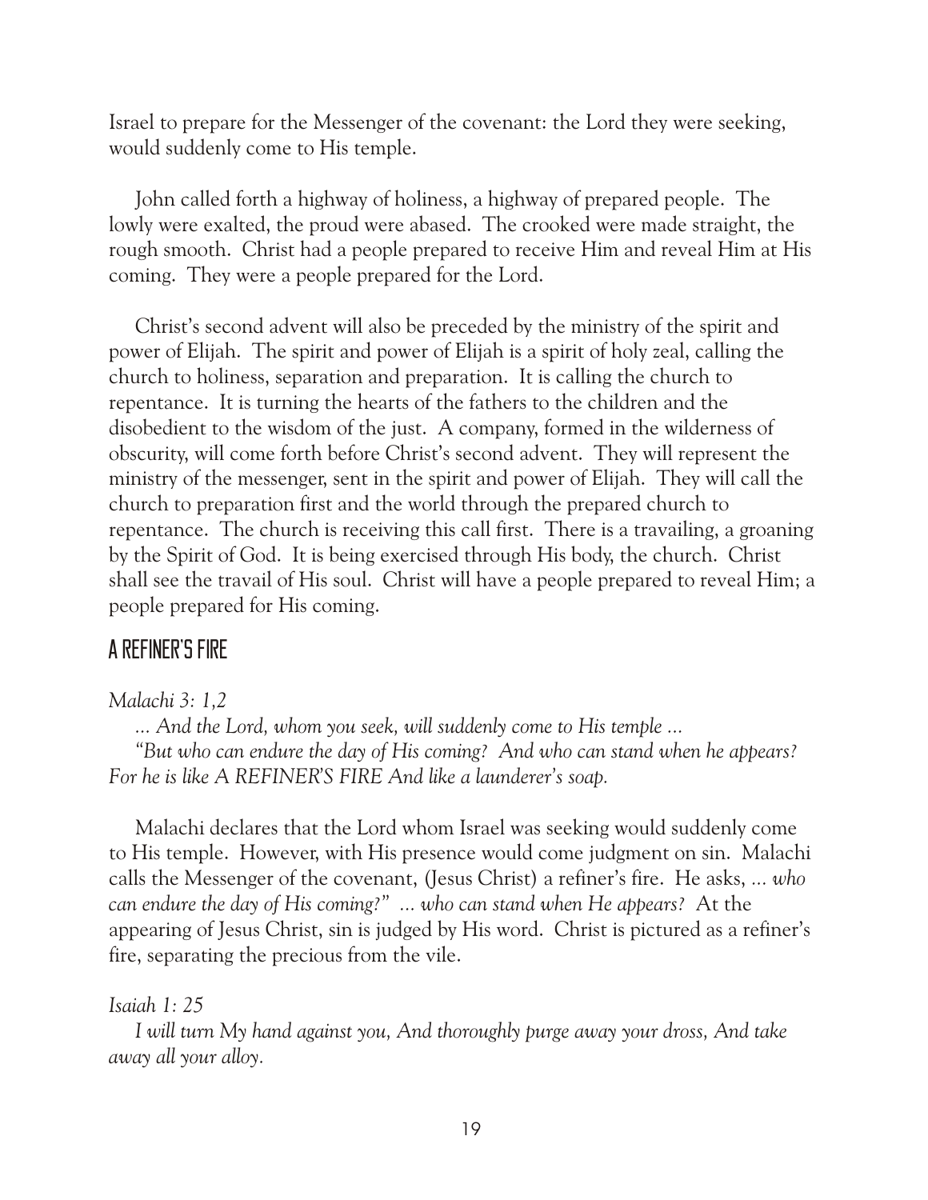Israel to prepare for the Messenger of the covenant: the Lord they were seeking, would suddenly come to His temple.

John called forth a highway of holiness, a highway of prepared people. The lowly were exalted, the proud were abased. The crooked were made straight, the rough smooth. Christ had a people prepared to receive Him and reveal Him at His coming. They were a people prepared for the Lord.

Christ's second advent will also be preceded by the ministry of the spirit and power of Elijah. The spirit and power of Elijah is a spirit of holy zeal, calling the church to holiness, separation and preparation. It is calling the church to repentance. It is turning the hearts of the fathers to the children and the disobedient to the wisdom of the just. A company, formed in the wilderness of obscurity, will come forth before Christ's second advent. They will represent the ministry of the messenger, sent in the spirit and power of Elijah. They will call the church to preparation first and the world through the prepared church to repentance. The church is receiving this call first. There is a travailing, a groaning by the Spirit of God. It is being exercised through His body, the church. Christ shall see the travail of His soul. Christ will have a people prepared to reveal Him; a people prepared for His coming.

## A REFINER'S FIRE

*Malachi 3: 1,2*

*... And the Lord, whom you seek, will suddenly come to His temple ...*

*"But who can endure the day of His coming? And who can stand when he appears? For he is like A REFINER'S FIRE And like a launderer's soap.*

Malachi declares that the Lord whom Israel was seeking would suddenly come to His temple. However, with His presence would come judgment on sin. Malachi calls the Messenger of the covenant, (Jesus Christ) a refiner's fire. He asks, *... who can endure the day of His coming?" ... who can stand when He appears?* At the appearing of Jesus Christ, sin is judged by His word. Christ is pictured as a refiner's fire, separating the precious from the vile.

*Isaiah 1: 25*

*I will turn My hand against you, And thoroughly purge away your dross, And take away all your alloy.*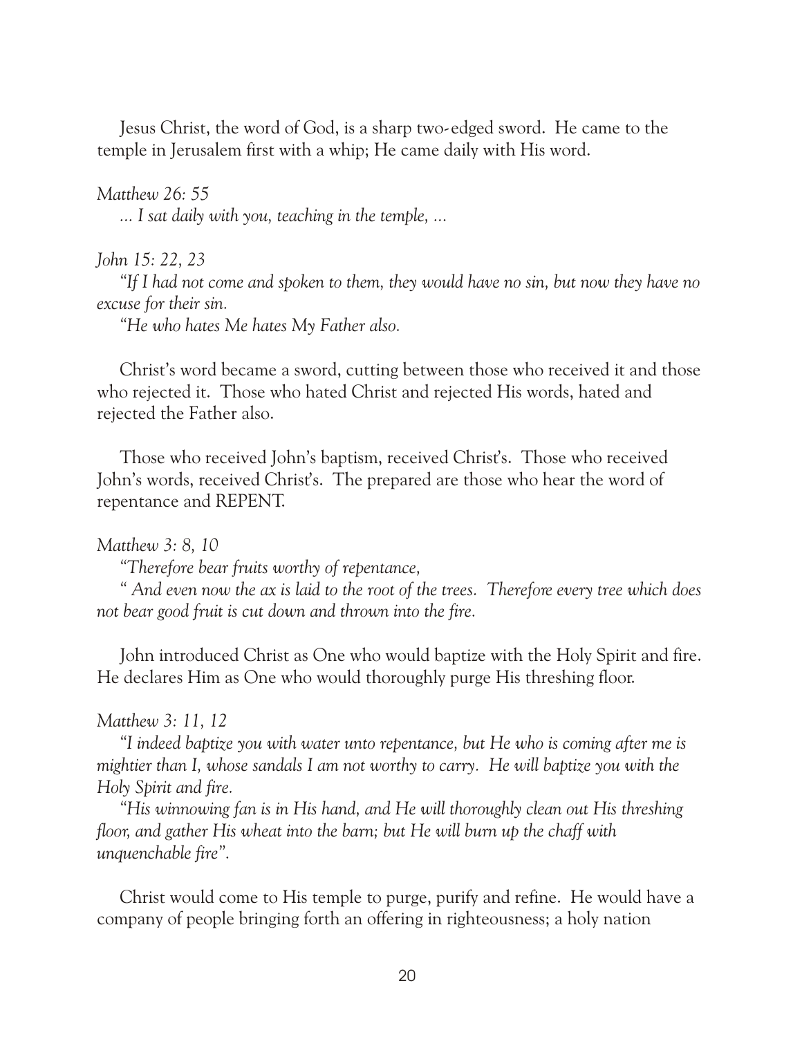Jesus Christ, the word of God, is a sharp two-edged sword. He came to the temple in Jerusalem first with a whip; He came daily with His word.

*Matthew 26: 55*

*... I sat daily with you, teaching in the temple, ...*

*John 15: 22, 23*

*"If I had not come and spoken to them, they would have no sin, but now they have no excuse for their sin.*

*"He who hates Me hates My Father also.*

Christ's word became a sword, cutting between those who received it and those who rejected it. Those who hated Christ and rejected His words, hated and rejected the Father also.

Those who received John's baptism, received Christ's. Those who received John's words, received Christ's. The prepared are those who hear the word of repentance and REPENT.

*Matthew 3: 8, 10*

*"Therefore bear fruits worthy of repentance,*

*" And even now the ax is laid to the root of the trees. Therefore every tree which does not bear good fruit is cut down and thrown into the fire.*

John introduced Christ as One who would baptize with the Holy Spirit and fire. He declares Him as One who would thoroughly purge His threshing floor.

*Matthew 3: 11, 12*

*"I indeed baptize you with water unto repentance, but He who is coming after me is mightier than I, whose sandals I am not worthy to carry. He will baptize you with the Holy Spirit and fire.*

*"His winnowing fan is in His hand, and He will thoroughly clean out His threshing floor, and gather His wheat into the barn; but He will burn up the chaff with unquenchable fire".*

Christ would come to His temple to purge, purify and refine. He would have a company of people bringing forth an offering in righteousness; a holy nation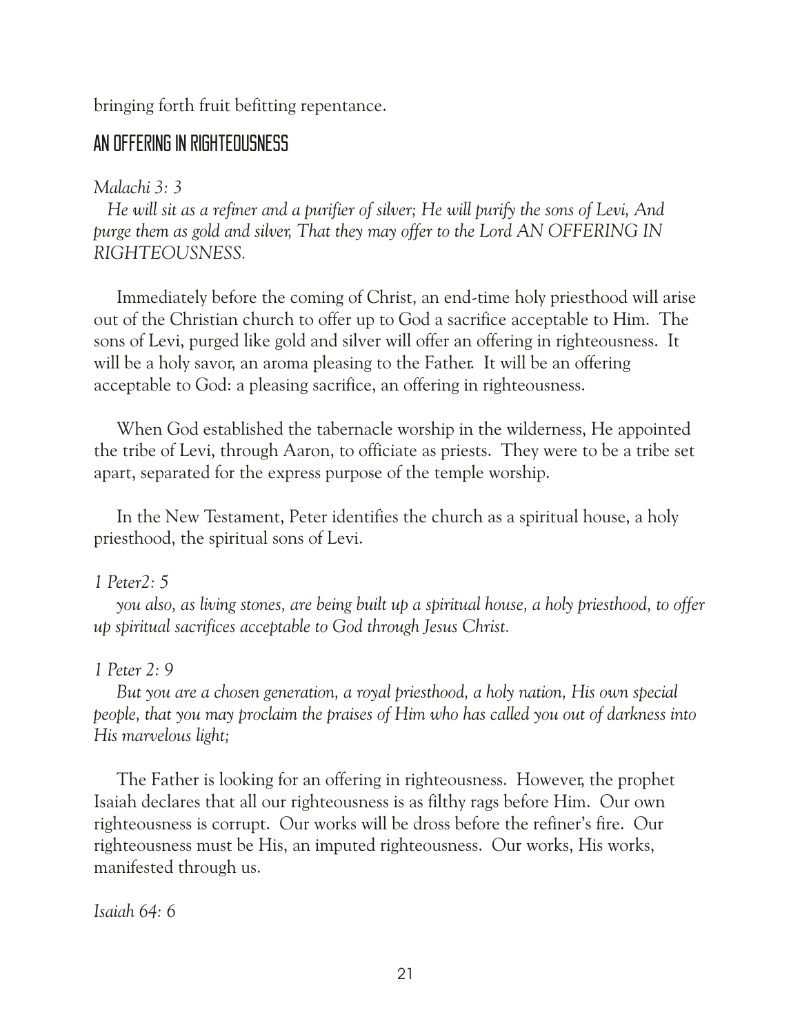bringing forth fruit befitting repentance.

## AN OFFERING IN RIGHTEOUSNESS

*Malachi 3: 3*

*He will sit as a refiner and a purifier of silver; He will purify the sons of Levi, And purge them as gold and silver, That they may offer to the Lord AN OFFERING IN RIGHTEOUSNESS.*

Immediately before the coming of Christ, an end-time holy priesthood will arise out of the Christian church to offer up to God a sacrifice acceptable to Him. The sons of Levi, purged like gold and silver will offer an offering in righteousness. It will be a holy savor, an aroma pleasing to the Father. It will be an offering acceptable to God: a pleasing sacrifice, an offering in righteousness.

When God established the tabernacle worship in the wilderness, He appointed the tribe of Levi, through Aaron, to officiate as priests. They were to be a tribe set apart, separated for the express purpose of the temple worship.

In the New Testament, Peter identifies the church as a spiritual house, a holy priesthood, the spiritual sons of Levi.

*1 Peter2: 5*

*you also, as living stones, are being built up a spiritual house, a holy priesthood, to offer up spiritual sacrifices acceptable to God through Jesus Christ.*

*1 Peter 2: 9*

*But you are a chosen generation, a royal priesthood, a holy nation, His own special people, that you may proclaim the praises of Him who has called you out of darkness into His marvelous light;*

The Father is looking for an offering in righteousness. However, the prophet Isaiah declares that all our righteousness is as filthy rags before Him. Our own righteousness is corrupt. Our works will be dross before the refiner's fire. Our righteousness must be His, an imputed righteousness. Our works, His works, manifested through us.

*Isaiah 64: 6*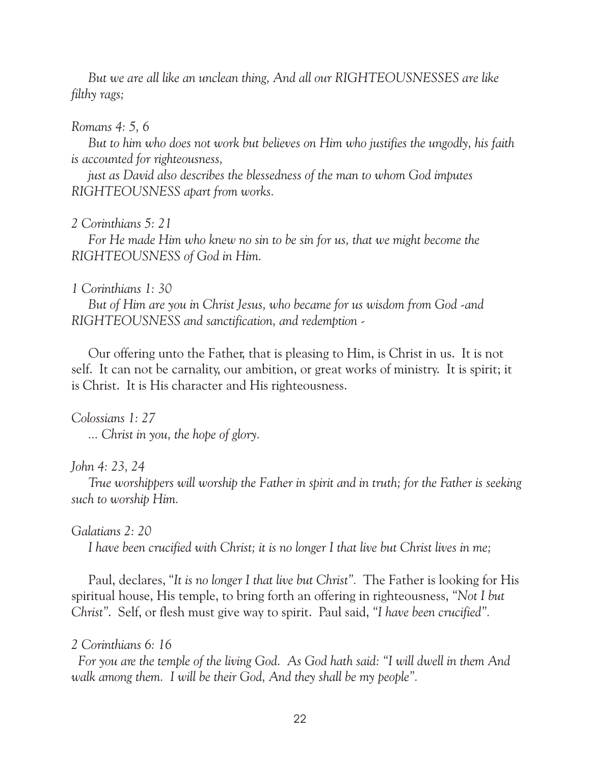*But we are all like an unclean thing, And all our RIGHTEOUSNESSES are like filthy rags;*

*Romans 4: 5, 6*

*But to him who does not work but believes on Him who justifies the ungodly, his faith is accounted for righteousness,*

*just as David also describes the blessedness of the man to whom God imputes RIGHTEOUSNESS apart from works.*

*2 Corinthians 5: 21*

*For He made Him who knew no sin to be sin for us, that we might become the RIGHTEOUSNESS of God in Him.*

*1 Corinthians 1: 30*

*But of Him are you in Christ Jesus, who became for us wisdom from God -and RIGHTEOUSNESS and sanctification, and redemption -*

Our offering unto the Father, that is pleasing to Him, is Christ in us. It is not self. It can not be carnality, our ambition, or great works of ministry. It is spirit; it is Christ. It is His character and His righteousness.

*Colossians 1: 27*

*... Christ in you, the hope of glory.*

*John 4: 23, 24*

*True worshippers will worship the Father in spirit and in truth; for the Father is seeking such to worship Him.*

*Galatians 2: 20*

*I have been crucified with Christ; it is no longer I that live but Christ lives in me;*

Paul, declares, *"It is no longer I that live but Christ"*. The Father is looking for His spiritual house, His temple, to bring forth an offering in righteousness, *"Not I but Christ"*. Self, or flesh must give way to spirit. Paul said, *"I have been crucified"*.

*2 Corinthians 6: 16*

*For you are the temple of the living God. As God hath said: "I will dwell in them And walk among them. I will be their God, And they shall be my people".*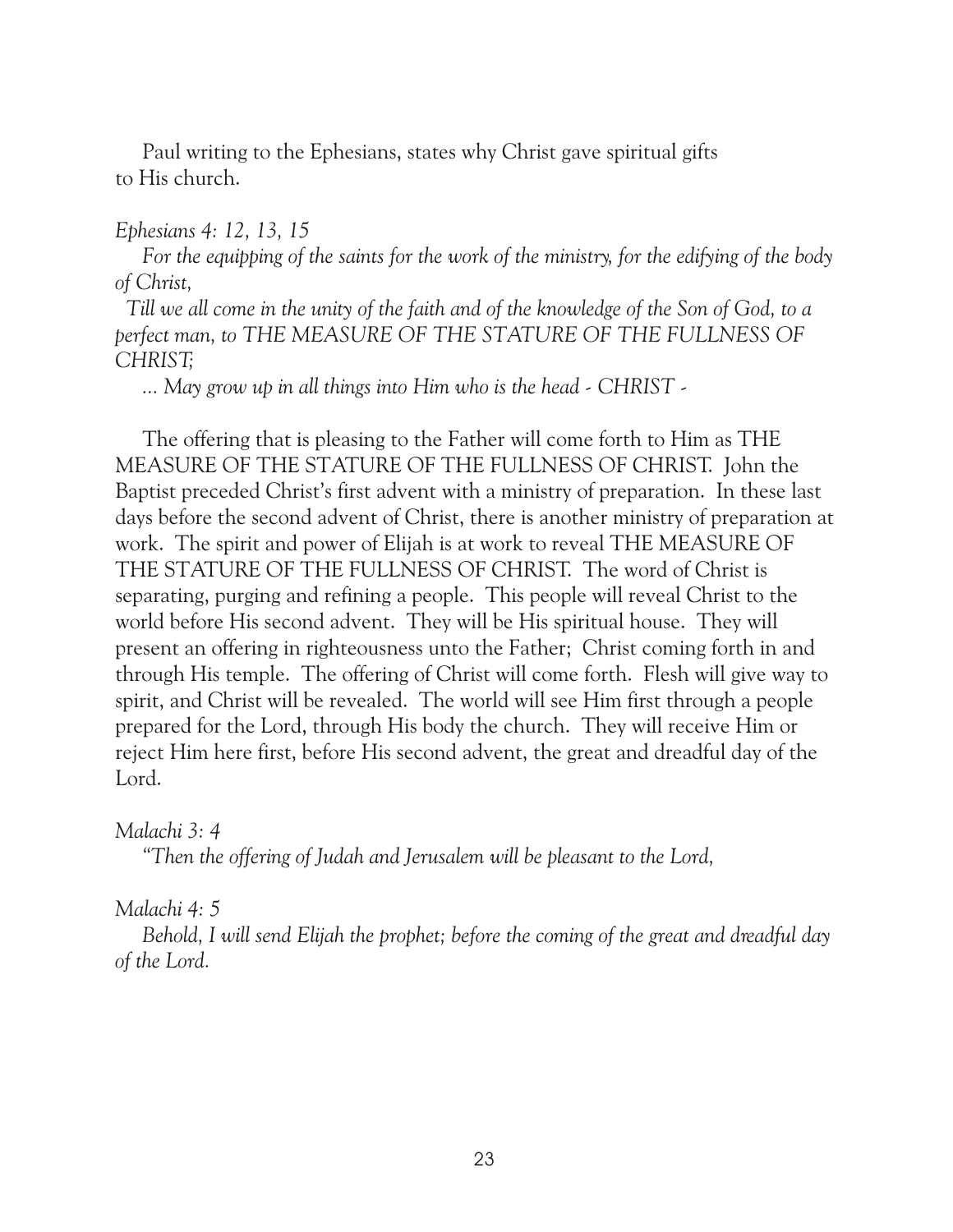Paul writing to the Ephesians, states why Christ gave spiritual gifts to His church.

*Ephesians 4: 12, 13, 15*

*For the equipping of the saints for the work of the ministry, for the edifying of the body of Christ,*

*Till we all come in the unity of the faith and of the knowledge of the Son of God, to a perfect man, to THE MEASURE OF THE STATURE OF THE FULLNESS OF CHRIST;*

*... May grow up in all things into Him who is the head - CHRIST -*

The offering that is pleasing to the Father will come forth to Him as THE MEASURE OF THE STATURE OF THE FULLNESS OF CHRIST. John the Baptist preceded Christ's first advent with a ministry of preparation. In these last days before the second advent of Christ, there is another ministry of preparation at work. The spirit and power of Elijah is at work to reveal THE MEASURE OF THE STATURE OF THE FULLNESS OF CHRIST. The word of Christ is separating, purging and refining a people. This people will reveal Christ to the world before His second advent. They will be His spiritual house. They will present an offering in righteousness unto the Father; Christ coming forth in and through His temple. The offering of Christ will come forth. Flesh will give way to spirit, and Christ will be revealed. The world will see Him first through a people prepared for the Lord, through His body the church. They will receive Him or reject Him here first, before His second advent, the great and dreadful day of the Lord.

*Malachi 3: 4*

*"Then the offering of Judah and Jerusalem will be pleasant to the Lord,*

*Malachi 4: 5*

*Behold, I will send Elijah the prophet; before the coming of the great and dreadful day of the Lord.*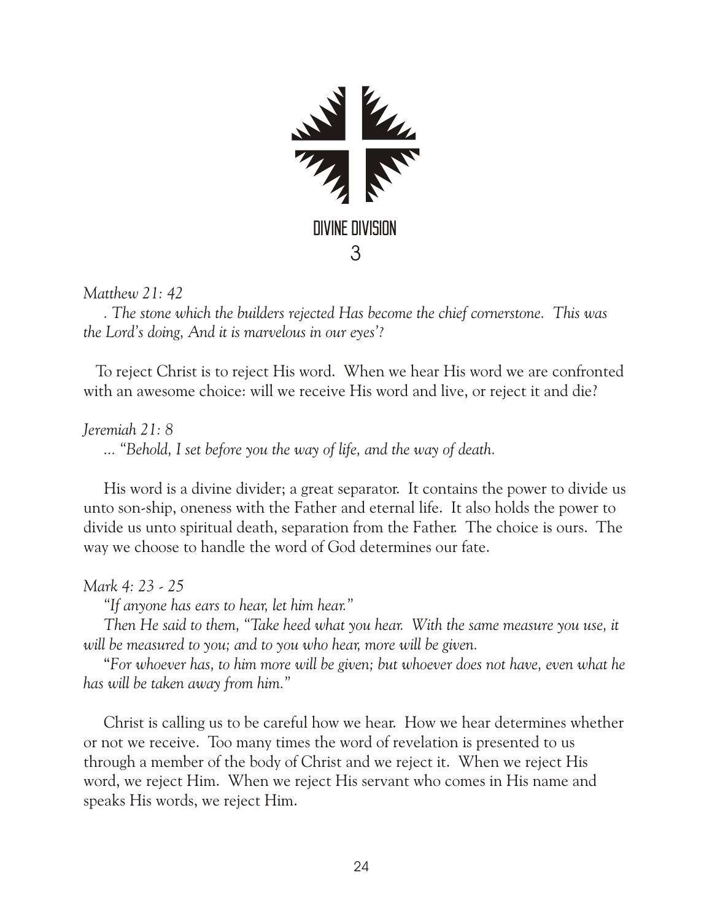# DIVINE DIVISION

## 3

*Matthew 21: 42*

*. The stone which the builders rejected Has become the chief cornerstone. This was the Lord's doing, And it is marvelous in our eyes'?*

To reject Christ is to reject His word. When we hear His word we are confronted with an awesome choice: will we receive His word and live, or reject it and die?

*Jeremiah 21: 8*

*... "Behold, I set before you the way of life, and the way of death.*

His word is a divine divider; a great separator. It contains the power to divide us unto son-ship, oneness with the Father and eternal life. It also holds the power to divide us unto spiritual death, separation from the Father. The choice is ours. The way we choose to handle the word of God determines our fate.

*Mark 4: 23 - 25*

*"If anyone has ears to hear, let him hear."*

*Then He said to them, "Take heed what you hear. With the same measure you use, it will be measured to you; and to you who hear, more will be given.*

*"For whoever has, to him more will be given; but whoever does not have, even what he has will be taken away from him."*

Christ is calling us to be careful how we hear. How we hear determines whether or not we receive. Too many times the word of revelation is presented to us through a member of the body of Christ and we reject it. When we reject His word, we reject Him. When we reject His servant who comes in His name and speaks His words, we reject Him.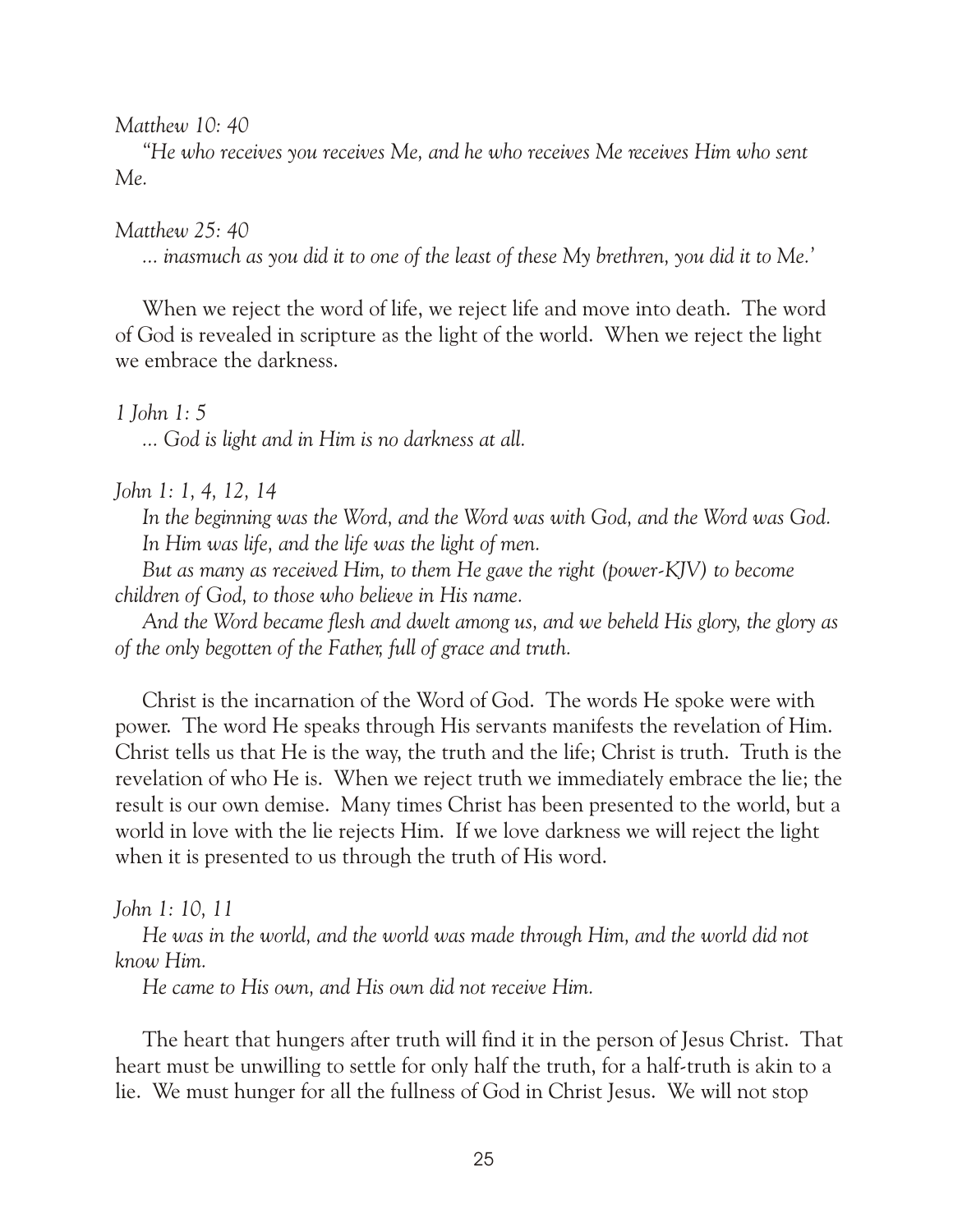*Matthew 10: 40*

*"He who receives you receives Me, and he who receives Me receives Him who sent Me.*

*Matthew 25: 40*

*... inasmuch as you did it to one of the least of these My brethren, you did it to Me.'*

When we reject the word of life, we reject life and move into death. The word of God is revealed in scripture as the light of the world. When we reject the light we embrace the darkness.

*1 John 1: 5*

*... God is light and in Him is no darkness at all.*

*John 1: 1, 4, 12, 14*

*In the beginning was the Word, and the Word was with God, and the Word was God.*

*In Him was life, and the life was the light of men.*

*But as many as received Him, to them He gave the right (power-KJV) to become children of God, to those who believe in His name.*

*And the Word became flesh and dwelt among us, and we beheld His glory, the glory as of the only begotten of the Father, full of grace and truth.*

Christ is the incarnation of the Word of God. The words He spoke were with power. The word He speaks through His servants manifests the revelation of Him. Christ tells us that He is the way, the truth and the life; Christ is truth. Truth is the revelation of who He is. When we reject truth we immediately embrace the lie; the result is our own demise. Many times Christ has been presented to the world, but a world in love with the lie rejects Him. If we love darkness we will reject the light when it is presented to us through the truth of His word.

*John 1: 10, 11*

*He was in the world, and the world was made through Him, and the world did not know Him.*

*He came to His own, and His own did not receive Him.*

The heart that hungers after truth will find it in the person of Jesus Christ. That heart must be unwilling to settle for only half the truth, for a half-truth is akin to a lie. We must hunger for all the fullness of God in Christ Jesus. We will not stop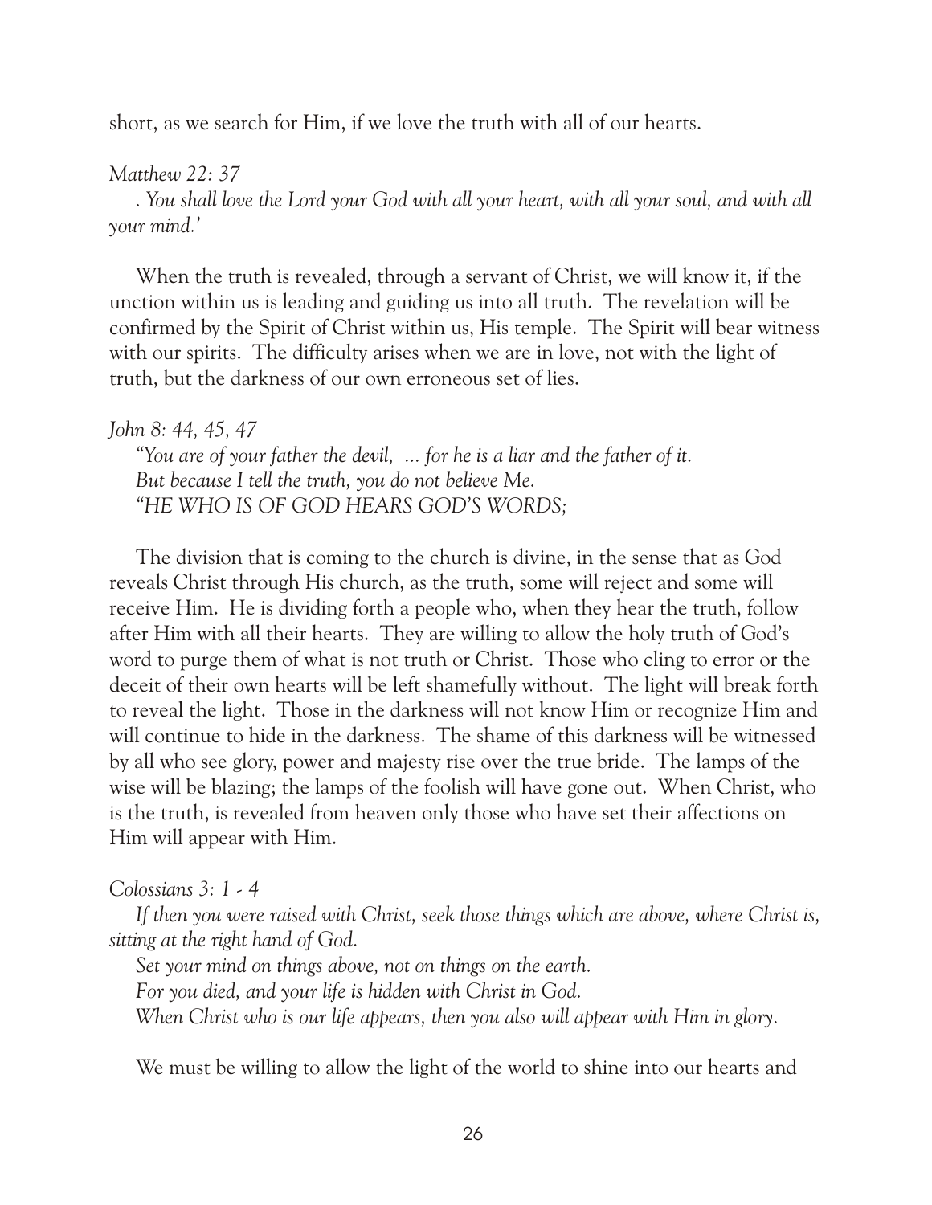short, as we search for Him, if we love the truth with all of our hearts.

*Matthew 22: 37*

*. You shall love the Lord your God with all your heart, with all your soul, and with all your mind.'*

When the truth is revealed, through a servant of Christ, we will know it, if the unction within us is leading and guiding us into all truth. The revelation will be confirmed by the Spirit of Christ within us, His temple. The Spirit will bear witness with our spirits. The difficulty arises when we are in love, not with the light of truth, but the darkness of our own erroneous set of lies.

*John 8: 44, 45, 47*

*"You are of your father the devil, ... for he is a liar and the father of it.*
*But because I tell the truth, you do not believe Me.*
*"HE WHO IS OF GOD HEARS GOD'S WORDS;*

The division that is coming to the church is divine, in the sense that as God reveals Christ through His church, as the truth, some will reject and some will receive Him. He is dividing forth a people who, when they hear the truth, follow after Him with all their hearts. They are willing to allow the holy truth of God's word to purge them of what is not truth or Christ. Those who cling to error or the deceit of their own hearts will be left shamefully without. The light will break forth to reveal the light. Those in the darkness will not know Him or recognize Him and will continue to hide in the darkness. The shame of this darkness will be witnessed by all who see glory, power and majesty rise over the true bride. The lamps of the wise will be blazing; the lamps of the foolish will have gone out. When Christ, who is the truth, is revealed from heaven only those who have set their affections on Him will appear with Him.

*Colossians 3: 1 - 4*

*If then you were raised with Christ, seek those things which are above, where Christ is, sitting at the right hand of God.*
*Set your mind on things above, not on things on the earth.*
*For you died, and your life is hidden with Christ in God.*
*When Christ who is our life appears, then you also will appear with Him in glory.*

We must be willing to allow the light of the world to shine into our hearts and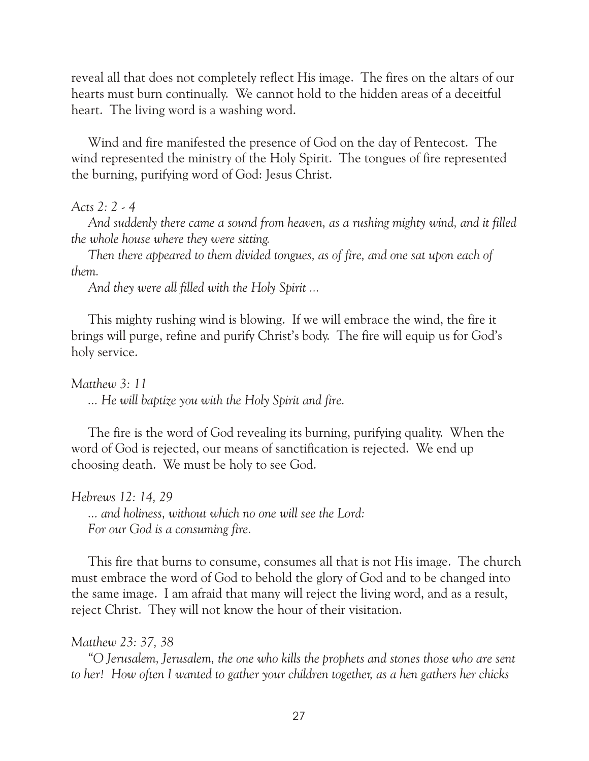reveal all that does not completely reflect His image. The fires on the altars of our hearts must burn continually. We cannot hold to the hidden areas of a deceitful heart. The living word is a washing word.

Wind and fire manifested the presence of God on the day of Pentecost. The wind represented the ministry of the Holy Spirit. The tongues of fire represented the burning, purifying word of God: Jesus Christ.

*Acts 2: 2 - 4*

*And suddenly there came a sound from heaven, as a rushing mighty wind, and it filled the whole house where they were sitting.*

*Then there appeared to them divided tongues, as of fire, and one sat upon each of them.*

*And they were all filled with the Holy Spirit ...*

This mighty rushing wind is blowing. If we will embrace the wind, the fire it brings will purge, refine and purify Christ's body. The fire will equip us for God's holy service.

*Matthew 3: 11*

*... He will baptize you with the Holy Spirit and fire.*

The fire is the word of God revealing its burning, purifying quality. When the word of God is rejected, our means of sanctification is rejected. We end up choosing death. We must be holy to see God.

*Hebrews 12: 14, 29*

*... and holiness, without which no one will see the Lord:*
*For our God is a consuming fire.*

This fire that burns to consume, consumes all that is not His image. The church must embrace the word of God to behold the glory of God and to be changed into the same image. I am afraid that many will reject the living word, and as a result, reject Christ. They will not know the hour of their visitation.

*Matthew 23: 37, 38*

*"O Jerusalem, Jerusalem, the one who kills the prophets and stones those who are sent to her! How often I wanted to gather your children together, as a hen gathers her chicks*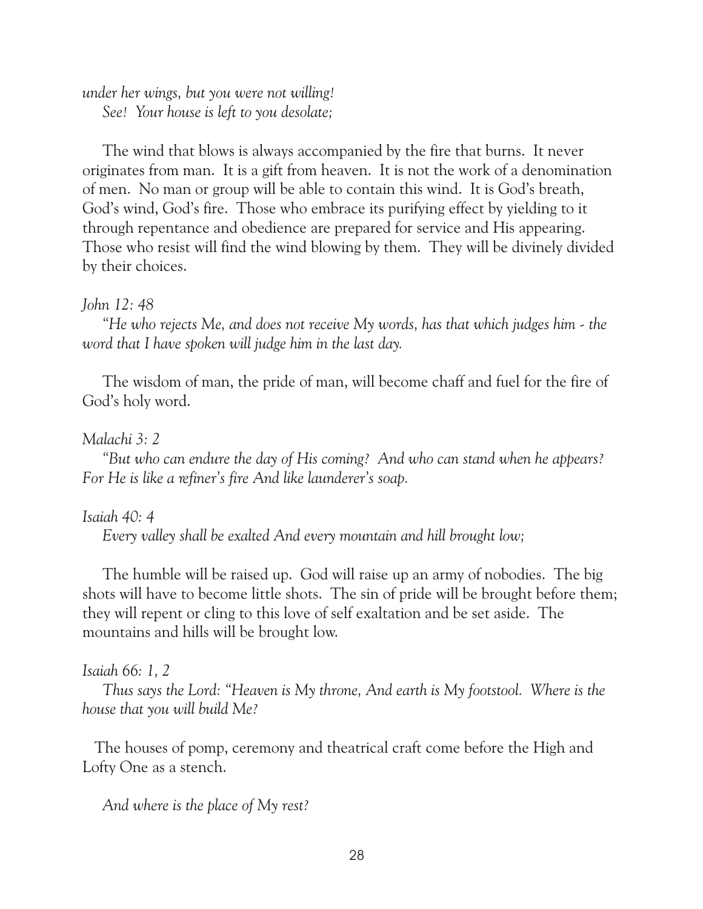*under her wings, but you were not willing!*
*See! Your house is left to you desolate;*

The wind that blows is always accompanied by the fire that burns. It never originates from man. It is a gift from heaven. It is not the work of a denomination of men. No man or group will be able to contain this wind. It is God's breath, God's wind, God's fire. Those who embrace its purifying effect by yielding to it through repentance and obedience are prepared for service and His appearing. Those who resist will find the wind blowing by them. They will be divinely divided by their choices.

*John 12: 48*
*"He who rejects Me, and does not receive My words, has that which judges him - the word that I have spoken will judge him in the last day.*

The wisdom of man, the pride of man, will become chaff and fuel for the fire of God's holy word.

*Malachi 3: 2*
*"But who can endure the day of His coming? And who can stand when he appears? For He is like a refiner's fire And like launderer's soap.*

*Isaiah 40: 4*
*Every valley shall be exalted And every mountain and hill brought low;*

The humble will be raised up. God will raise up an army of nobodies. The big shots will have to become little shots. The sin of pride will be brought before them; they will repent or cling to this love of self exaltation and be set aside. The mountains and hills will be brought low.

*Isaiah 66: 1, 2*
*Thus says the Lord: "Heaven is My throne, And earth is My footstool. Where is the house that you will build Me?*

The houses of pomp, ceremony and theatrical craft come before the High and Lofty One as a stench.

*And where is the place of My rest?*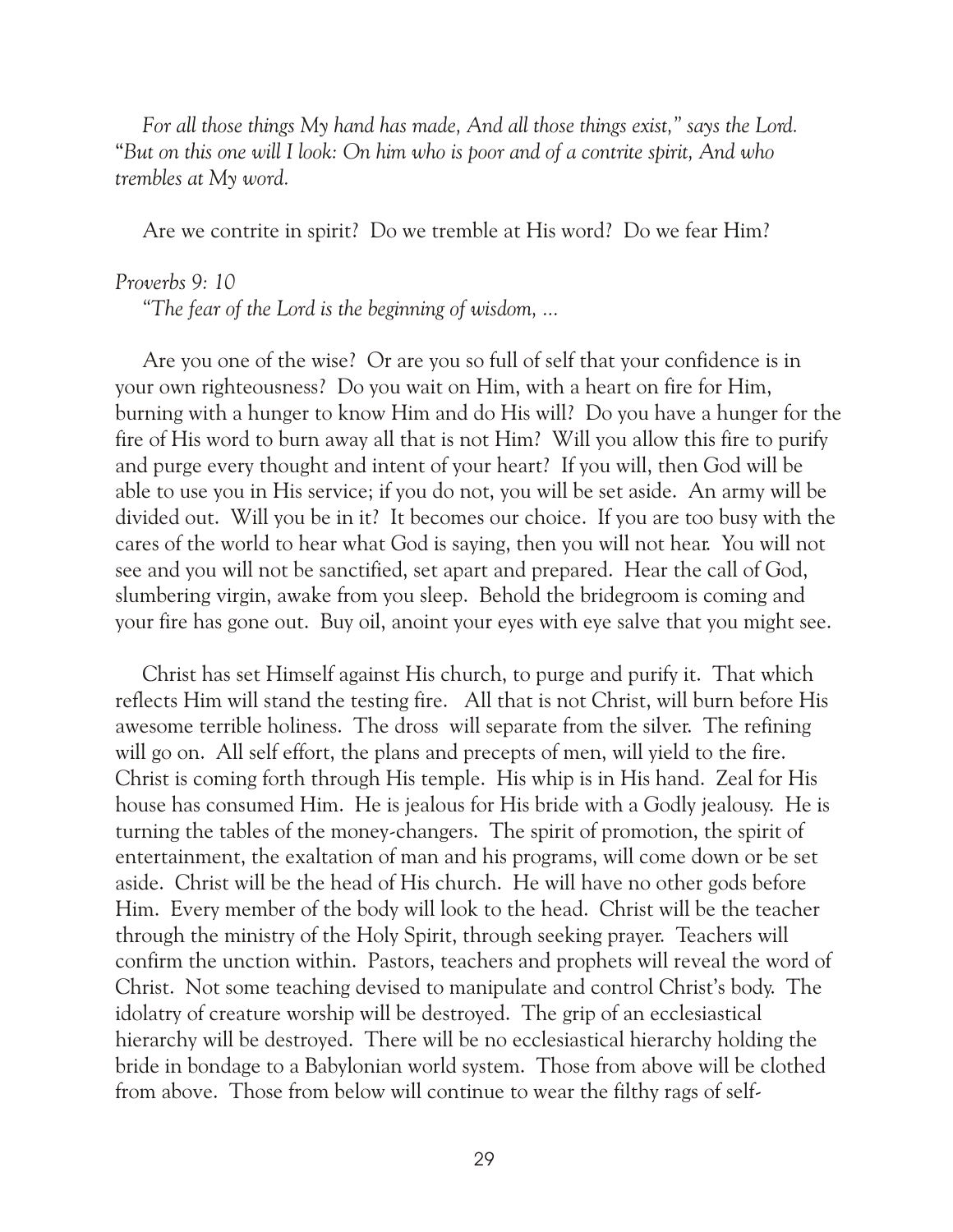*For all those things My hand has made, And all those things exist," says the Lord. "But on this one will I look: On him who is poor and of a contrite spirit, And who trembles at My word.*

Are we contrite in spirit? Do we tremble at His word? Do we fear Him?

*Proverbs 9: 10*

*"The fear of the Lord is the beginning of wisdom, ...*

Are you one of the wise? Or are you so full of self that your confidence is in your own righteousness? Do you wait on Him, with a heart on fire for Him, burning with a hunger to know Him and do His will? Do you have a hunger for the fire of His word to burn away all that is not Him? Will you allow this fire to purify and purge every thought and intent of your heart? If you will, then God will be able to use you in His service; if you do not, you will be set aside. An army will be divided out. Will you be in it? It becomes our choice. If you are too busy with the cares of the world to hear what God is saying, then you will not hear. You will not see and you will not be sanctified, set apart and prepared. Hear the call of God, slumbering virgin, awake from you sleep. Behold the bridegroom is coming and your fire has gone out. Buy oil, anoint your eyes with eye salve that you might see.

Christ has set Himself against His church, to purge and purify it. That which reflects Him will stand the testing fire. All that is not Christ, will burn before His awesome terrible holiness. The dross will separate from the silver. The refining will go on. All self effort, the plans and precepts of men, will yield to the fire. Christ is coming forth through His temple. His whip is in His hand. Zeal for His house has consumed Him. He is jealous for His bride with a Godly jealousy. He is turning the tables of the money-changers. The spirit of promotion, the spirit of entertainment, the exaltation of man and his programs, will come down or be set aside. Christ will be the head of His church. He will have no other gods before Him. Every member of the body will look to the head. Christ will be the teacher through the ministry of the Holy Spirit, through seeking prayer. Teachers will confirm the unction within. Pastors, teachers and prophets will reveal the word of Christ. Not some teaching devised to manipulate and control Christ's body. The idolatry of creature worship will be destroyed. The grip of an ecclesiastical hierarchy will be destroyed. There will be no ecclesiastical hierarchy holding the bride in bondage to a Babylonian world system. Those from above will be clothed from above. Those from below will continue to wear the filthy rags of self-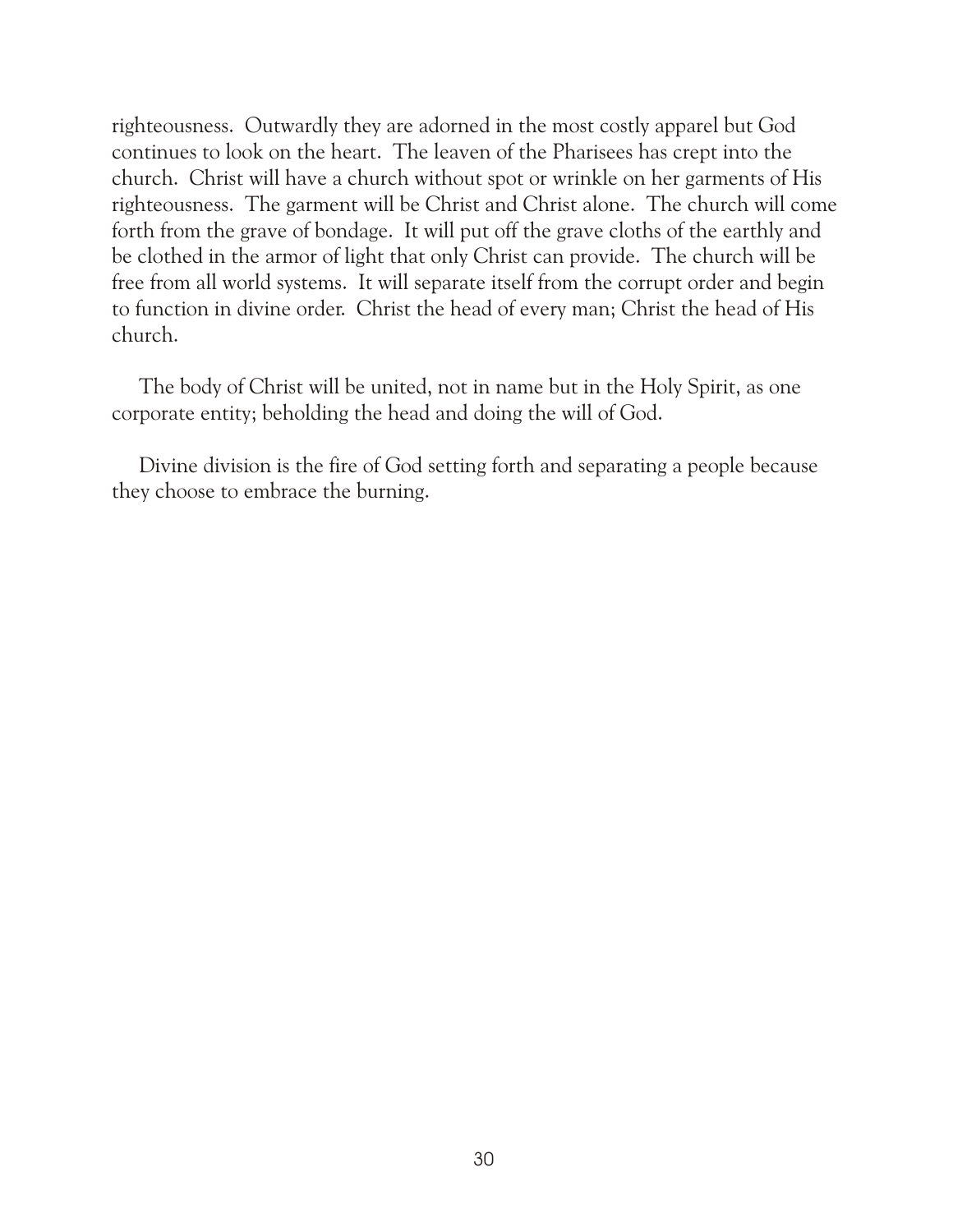righteousness. Outwardly they are adorned in the most costly apparel but God continues to look on the heart. The leaven of the Pharisees has crept into the church. Christ will have a church without spot or wrinkle on her garments of His righteousness. The garment will be Christ and Christ alone. The church will come forth from the grave of bondage. It will put off the grave cloths of the earthly and be clothed in the armor of light that only Christ can provide. The church will be free from all world systems. It will separate itself from the corrupt order and begin to function in divine order. Christ the head of every man; Christ the head of His church.

The body of Christ will be united, not in name but in the Holy Spirit, as one corporate entity; beholding the head and doing the will of God.

Divine division is the fire of God setting forth and separating a people because they choose to embrace the burning.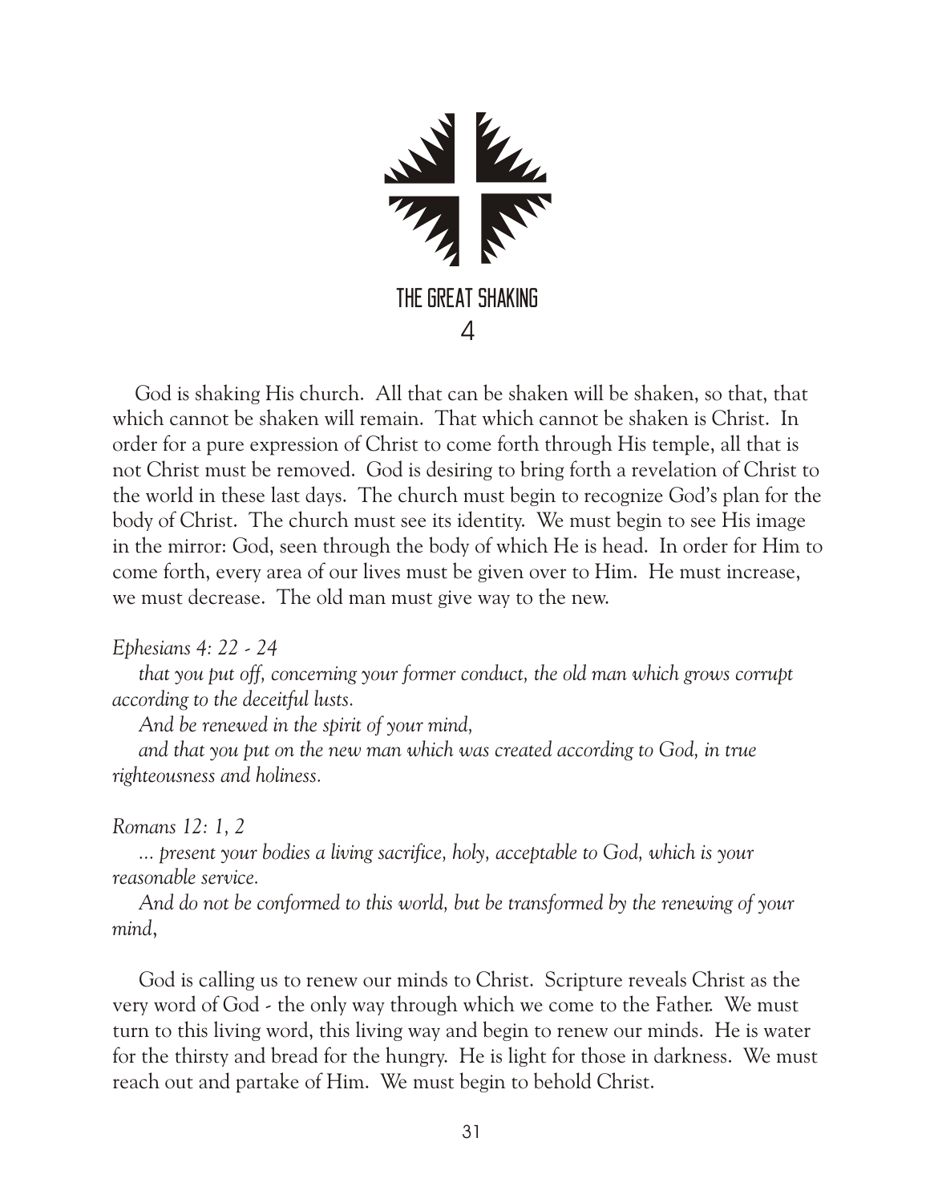# THE GREAT SHAKING

## 4

God is shaking His church. All that can be shaken will be shaken, so that, that which cannot be shaken will remain. That which cannot be shaken is Christ. In order for a pure expression of Christ to come forth through His temple, all that is not Christ must be removed. God is desiring to bring forth a revelation of Christ to the world in these last days. The church must begin to recognize God's plan for the body of Christ. The church must see its identity. We must begin to see His image in the mirror: God, seen through the body of which He is head. In order for Him to come forth, every area of our lives must be given over to Him. He must increase, we must decrease. The old man must give way to the new.

*Ephesians 4: 22 - 24*

*that you put off, concerning your former conduct, the old man which grows corrupt according to the deceitful lusts.*

*And be renewed in the spirit of your mind,*

*and that you put on the new man which was created according to God, in true righteousness and holiness.*

*Romans 12: 1, 2*

*... present your bodies a living sacrifice, holy, acceptable to God, which is your reasonable service.*

*And do not be conformed to this world, but be transformed by the renewing of your mind*,

God is calling us to renew our minds to Christ. Scripture reveals Christ as the very word of God - the only way through which we come to the Father. We must turn to this living word, this living way and begin to renew our minds. He is water for the thirsty and bread for the hungry. He is light for those in darkness. We must reach out and partake of Him. We must begin to behold Christ.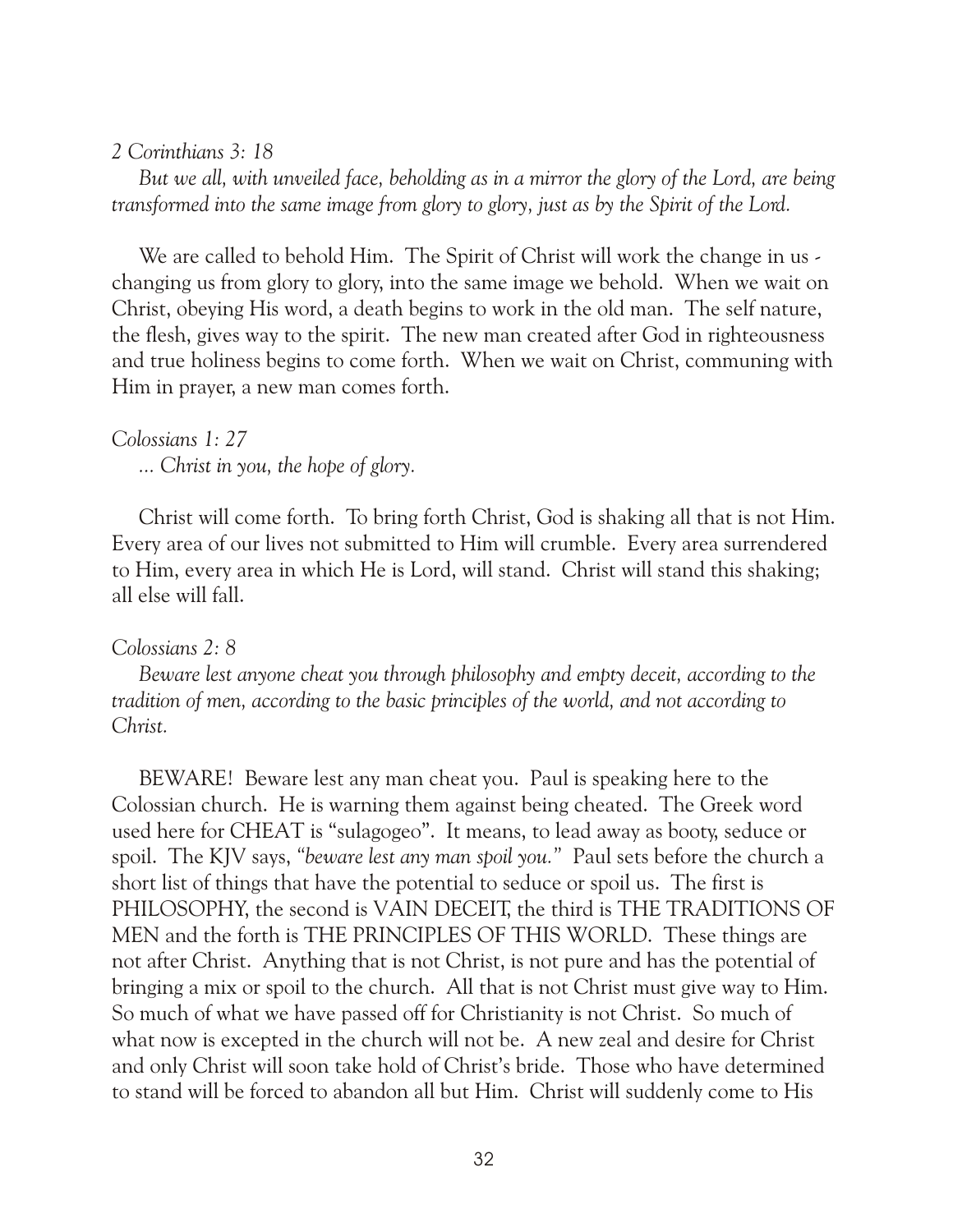*2 Corinthians 3: 18*

*But we all, with unveiled face, beholding as in a mirror the glory of the Lord, are being transformed into the same image from glory to glory, just as by the Spirit of the Lord.*

We are called to behold Him. The Spirit of Christ will work the change in us - changing us from glory to glory, into the same image we behold. When we wait on Christ, obeying His word, a death begins to work in the old man. The self nature, the flesh, gives way to the spirit. The new man created after God in righteousness and true holiness begins to come forth. When we wait on Christ, communing with Him in prayer, a new man comes forth.

*Colossians 1: 27*

*... Christ in you, the hope of glory.*

Christ will come forth. To bring forth Christ, God is shaking all that is not Him. Every area of our lives not submitted to Him will crumble. Every area surrendered to Him, every area in which He is Lord, will stand. Christ will stand this shaking; all else will fall.

*Colossians 2: 8*

*Beware lest anyone cheat you through philosophy and empty deceit, according to the tradition of men, according to the basic principles of the world, and not according to Christ.*

BEWARE! Beware lest any man cheat you. Paul is speaking here to the Colossian church. He is warning them against being cheated. The Greek word used here for CHEAT is "sulagogeo". It means, to lead away as booty, seduce or spoil. The KJV says, *"beware lest any man spoil you."* Paul sets before the church a short list of things that have the potential to seduce or spoil us. The first is PHILOSOPHY, the second is VAIN DECEIT, the third is THE TRADITIONS OF MEN and the forth is THE PRINCIPLES OF THIS WORLD. These things are not after Christ. Anything that is not Christ, is not pure and has the potential of bringing a mix or spoil to the church. All that is not Christ must give way to Him. So much of what we have passed off for Christianity is not Christ. So much of what now is excepted in the church will not be. A new zeal and desire for Christ and only Christ will soon take hold of Christ's bride. Those who have determined to stand will be forced to abandon all but Him. Christ will suddenly come to His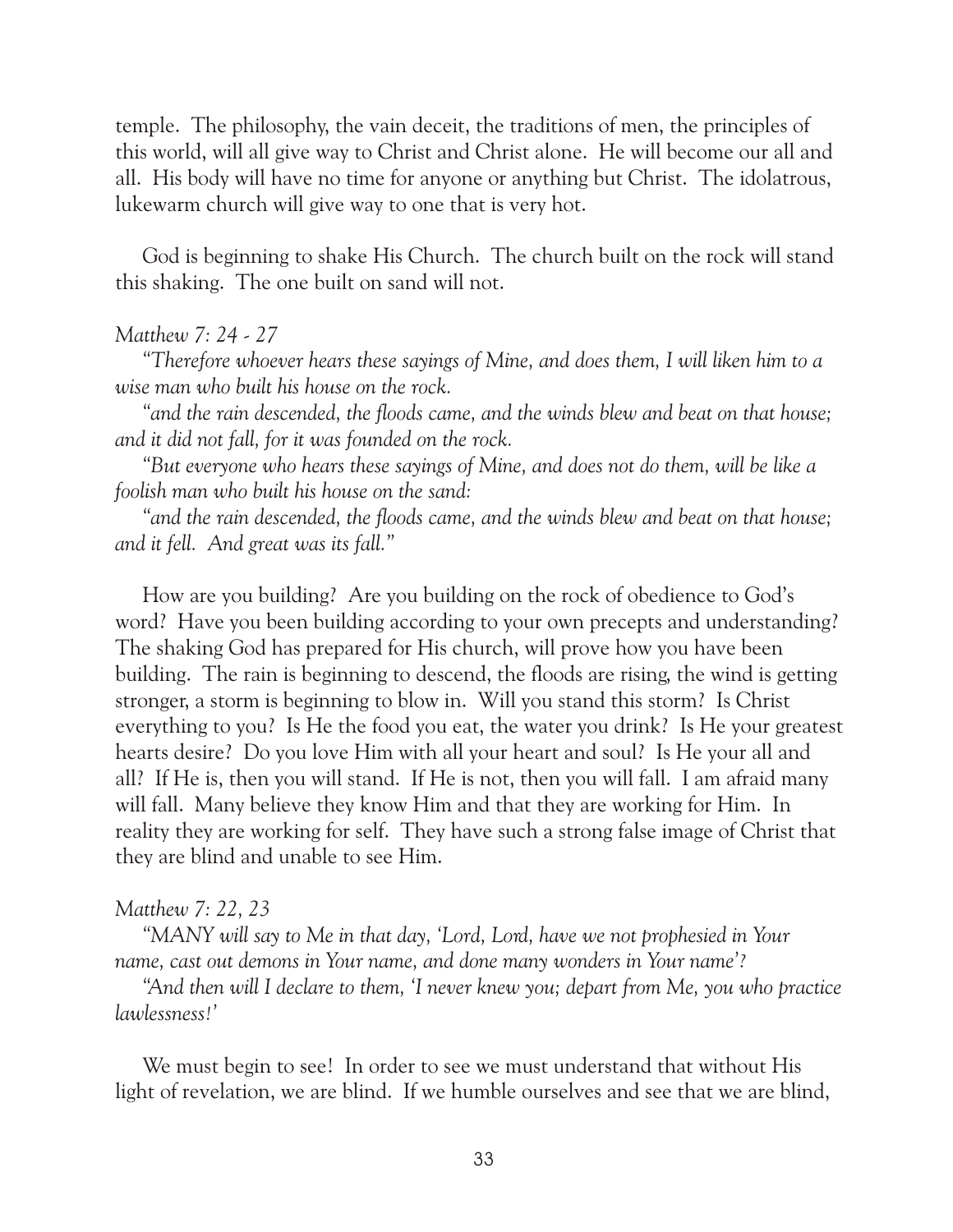temple. The philosophy, the vain deceit, the traditions of men, the principles of this world, will all give way to Christ and Christ alone. He will become our all and all. His body will have no time for anyone or anything but Christ. The idolatrous, lukewarm church will give way to one that is very hot.

God is beginning to shake His Church. The church built on the rock will stand this shaking. The one built on sand will not.

*Matthew 7: 24 - 27*

*"Therefore whoever hears these sayings of Mine, and does them, I will liken him to a wise man who built his house on the rock.*

*"and the rain descended, the floods came, and the winds blew and beat on that house; and it did not fall, for it was founded on the rock.*

*"But everyone who hears these sayings of Mine, and does not do them, will be like a foolish man who built his house on the sand:*

*"and the rain descended, the floods came, and the winds blew and beat on that house; and it fell. And great was its fall."*

How are you building? Are you building on the rock of obedience to God's word? Have you been building according to your own precepts and understanding? The shaking God has prepared for His church, will prove how you have been building. The rain is beginning to descend, the floods are rising, the wind is getting stronger, a storm is beginning to blow in. Will you stand this storm? Is Christ everything to you? Is He the food you eat, the water you drink? Is He your greatest hearts desire? Do you love Him with all your heart and soul? Is He your all and all? If He is, then you will stand. If He is not, then you will fall. I am afraid many will fall. Many believe they know Him and that they are working for Him. In reality they are working for self. They have such a strong false image of Christ that they are blind and unable to see Him.

*Matthew 7: 22, 23*

*"MANY will say to Me in that day, 'Lord, Lord, have we not prophesied in Your name, cast out demons in Your name, and done many wonders in Your name'?*

*"And then will I declare to them, 'I never knew you; depart from Me, you who practice lawlessness!'*

We must begin to see! In order to see we must understand that without His light of revelation, we are blind. If we humble ourselves and see that we are blind,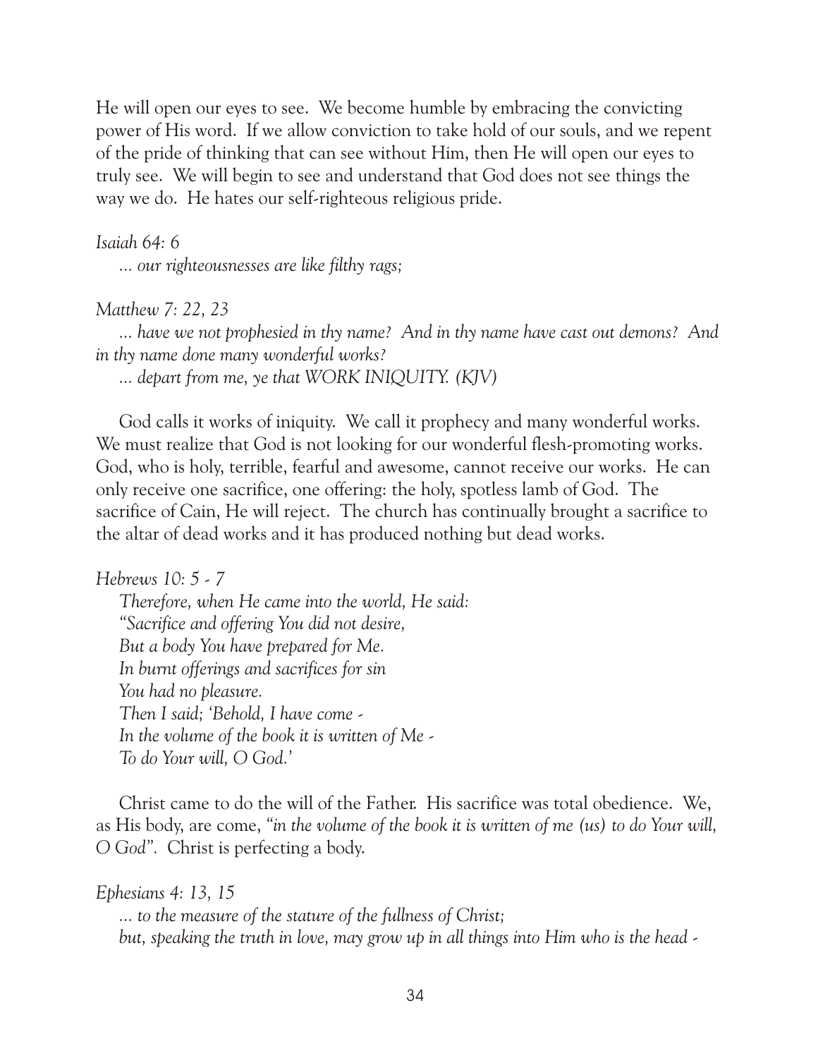He will open our eyes to see. We become humble by embracing the convicting power of His word. If we allow conviction to take hold of our souls, and we repent of the pride of thinking that can see without Him, then He will open our eyes to truly see. We will begin to see and understand that God does not see things the way we do. He hates our self-righteous religious pride.

*Isaiah 64: 6*

*... our righteousnesses are like filthy rags;*

*Matthew 7: 22, 23*

*... have we not prophesied in thy name? And in thy name have cast out demons? And in thy name done many wonderful works?*

*... depart from me, ye that WORK INIQUITY. (KJV)*

God calls it works of iniquity. We call it prophecy and many wonderful works. We must realize that God is not looking for our wonderful flesh-promoting works. God, who is holy, terrible, fearful and awesome, cannot receive our works. He can only receive one sacrifice, one offering: the holy, spotless lamb of God. The sacrifice of Cain, He will reject. The church has continually brought a sacrifice to the altar of dead works and it has produced nothing but dead works.

*Hebrews 10: 5 - 7*

*Therefore, when He came into the world, He said:*
*"Sacrifice and offering You did not desire,*
*But a body You have prepared for Me.*
*In burnt offerings and sacrifices for sin*
*You had no pleasure.*
*Then I said; 'Behold, I have come -*
*In the volume of the book it is written of Me -*
*To do Your will, O God.'*

Christ came to do the will of the Father. His sacrifice was total obedience. We, as His body, are come, *"in the volume of the book it is written of me (us) to do Your will, O God"*. Christ is perfecting a body.

*Ephesians 4: 13, 15*

*... to the measure of the stature of the fullness of Christ;*
*but, speaking the truth in love, may grow up in all things into Him who is the head -*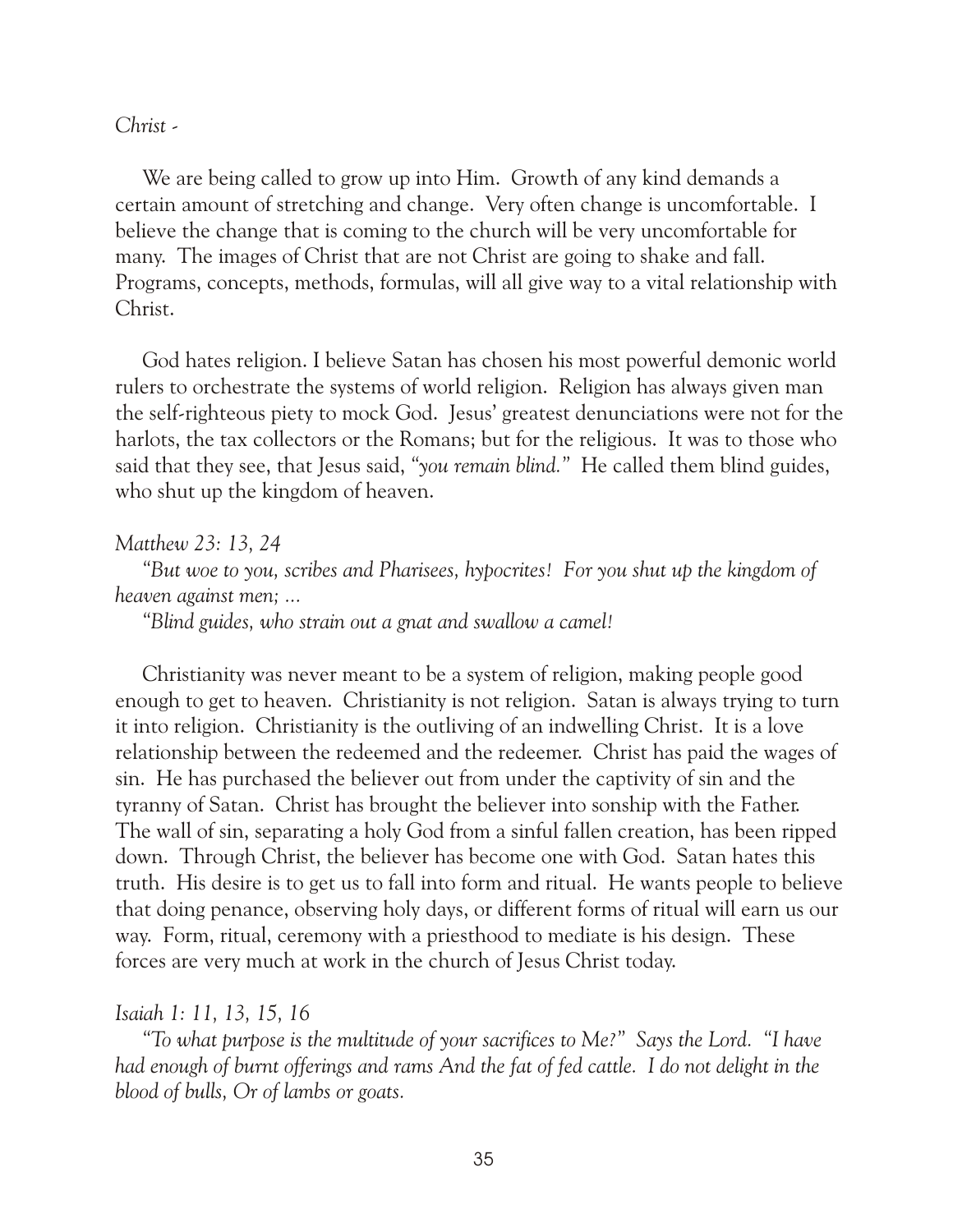*Christ -*

We are being called to grow up into Him. Growth of any kind demands a certain amount of stretching and change. Very often change is uncomfortable. I believe the change that is coming to the church will be very uncomfortable for many. The images of Christ that are not Christ are going to shake and fall. Programs, concepts, methods, formulas, will all give way to a vital relationship with Christ.

God hates religion. I believe Satan has chosen his most powerful demonic world rulers to orchestrate the systems of world religion. Religion has always given man the self-righteous piety to mock God. Jesus' greatest denunciations were not for the harlots, the tax collectors or the Romans; but for the religious. It was to those who said that they see, that Jesus said, *"you remain blind."* He called them blind guides, who shut up the kingdom of heaven.

*Matthew 23: 13, 24*

*"But woe to you, scribes and Pharisees, hypocrites! For you shut up the kingdom of heaven against men; ...*

*"Blind guides, who strain out a gnat and swallow a camel!*

Christianity was never meant to be a system of religion, making people good enough to get to heaven. Christianity is not religion. Satan is always trying to turn it into religion. Christianity is the outliving of an indwelling Christ. It is a love relationship between the redeemed and the redeemer. Christ has paid the wages of sin. He has purchased the believer out from under the captivity of sin and the tyranny of Satan. Christ has brought the believer into sonship with the Father. The wall of sin, separating a holy God from a sinful fallen creation, has been ripped down. Through Christ, the believer has become one with God. Satan hates this truth. His desire is to get us to fall into form and ritual. He wants people to believe that doing penance, observing holy days, or different forms of ritual will earn us our way. Form, ritual, ceremony with a priesthood to mediate is his design. These forces are very much at work in the church of Jesus Christ today.

*Isaiah 1: 11, 13, 15, 16*

*"To what purpose is the multitude of your sacrifices to Me?" Says the Lord. "I have had enough of burnt offerings and rams And the fat of fed cattle. I do not delight in the blood of bulls, Or of lambs or goats.*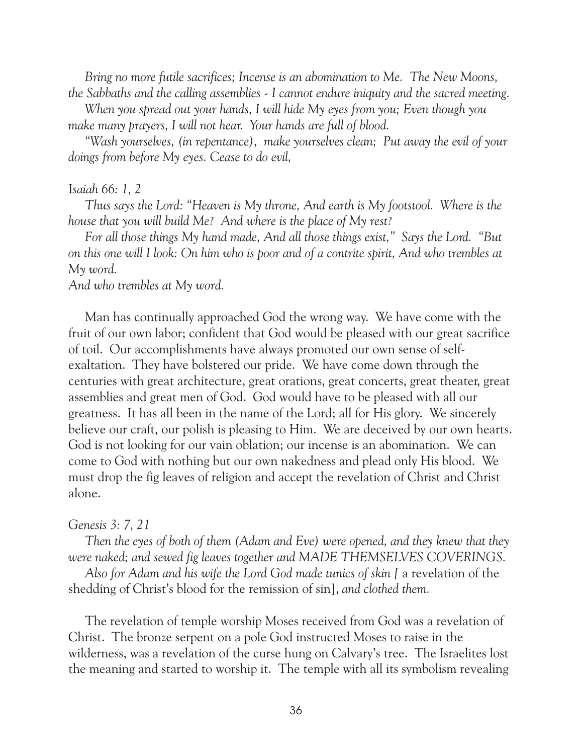*Bring no more futile sacrifices; Incense is an abomination to Me. The New Moons, the Sabbaths and the calling assemblies - I cannot endure iniquity and the sacred meeting.*

*When you spread out your hands, I will hide My eyes from you; Even though you make many prayers, I will not hear. Your hands are full of blood.*

*"Wash yourselves, (in repentance), make yourselves clean; Put away the evil of your doings from before My eyes. Cease to do evil,*

*Isaiah 66: 1, 2*

*Thus says the Lord: "Heaven is My throne, And earth is My footstool. Where is the house that you will build Me? And where is the place of My rest?*

*For all those things My hand made, And all those things exist," Says the Lord. "But on this one will I look: On him who is poor and of a contrite spirit, And who trembles at My word.*

*And who trembles at My word.*

Man has continually approached God the wrong way. We have come with the fruit of our own labor; confident that God would be pleased with our great sacrifice of toil. Our accomplishments have always promoted our own sense of self-exaltation. They have bolstered our pride. We have come down through the centuries with great architecture, great orations, great concerts, great theater, great assemblies and great men of God. God would have to be pleased with all our greatness. It has all been in the name of the Lord; all for His glory. We sincerely believe our craft, our polish is pleasing to Him. We are deceived by our own hearts. God is not looking for our vain oblation; our incense is an abomination. We can come to God with nothing but our own nakedness and plead only His blood. We must drop the fig leaves of religion and accept the revelation of Christ and Christ alone.

*Genesis 3: 7, 21*

*Then the eyes of both of them (Adam and Eve) were opened, and they knew that they were naked; and sewed fig leaves together and MADE THEMSELVES COVERINGS.*

*Also for Adam and his wife the Lord God made tunics of skin [* a revelation of the shedding of Christ's blood for the remission of sin], *and clothed them.*

The revelation of temple worship Moses received from God was a revelation of Christ. The bronze serpent on a pole God instructed Moses to raise in the wilderness, was a revelation of the curse hung on Calvary's tree. The Israelites lost the meaning and started to worship it. The temple with all its symbolism revealing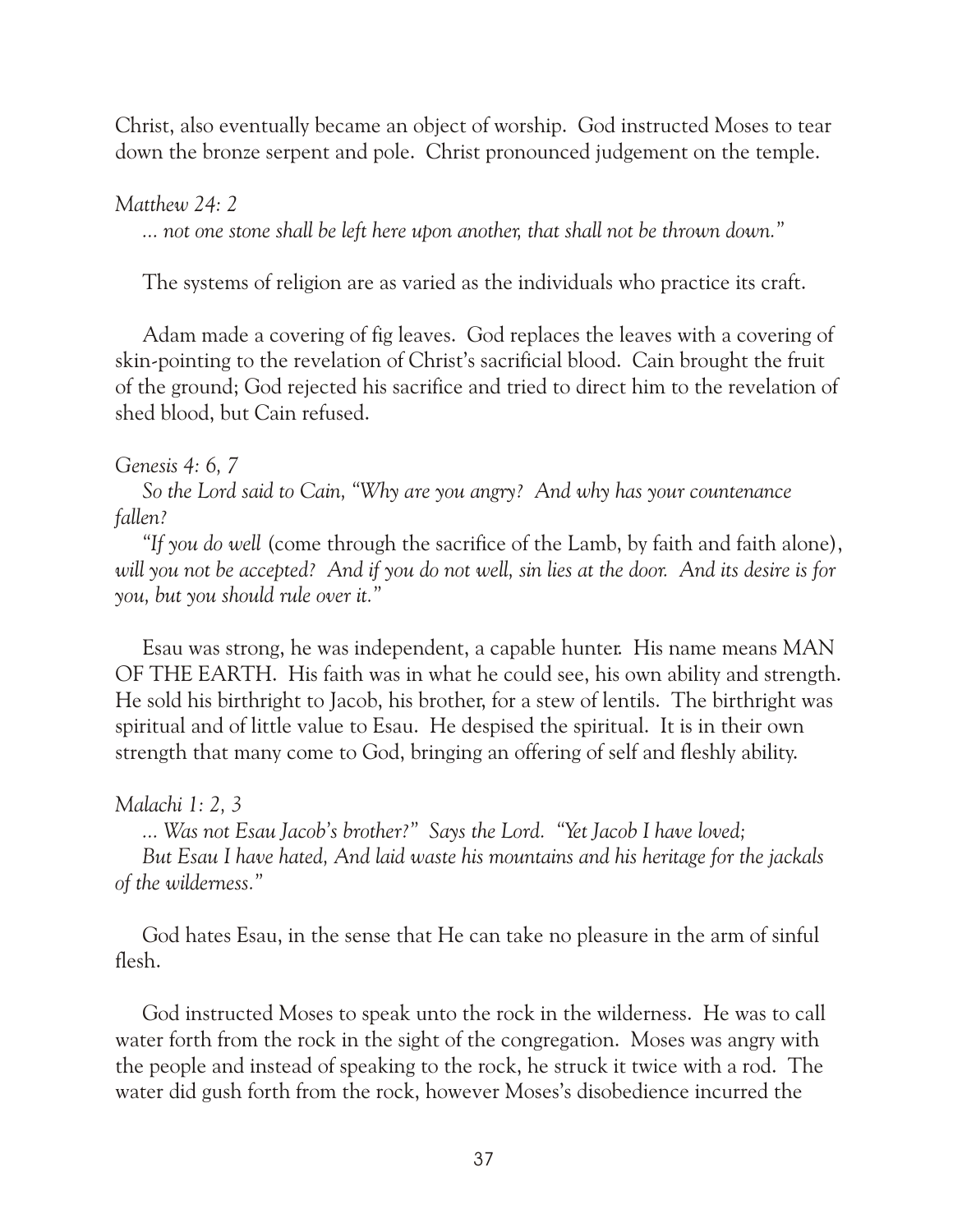Christ, also eventually became an object of worship. God instructed Moses to tear down the bronze serpent and pole. Christ pronounced judgement on the temple.

*Matthew 24: 2*

*... not one stone shall be left here upon another, that shall not be thrown down."*

The systems of religion are as varied as the individuals who practice its craft.

Adam made a covering of fig leaves. God replaces the leaves with a covering of skin-pointing to the revelation of Christ's sacrificial blood. Cain brought the fruit of the ground; God rejected his sacrifice and tried to direct him to the revelation of shed blood, but Cain refused.

*Genesis 4: 6, 7*

*So the Lord said to Cain, "Why are you angry? And why has your countenance fallen?*

*"If you do well* (come through the sacrifice of the Lamb, by faith and faith alone), *will you not be accepted? And if you do not well, sin lies at the door. And its desire is for you, but you should rule over it."*

Esau was strong, he was independent, a capable hunter. His name means MAN OF THE EARTH. His faith was in what he could see, his own ability and strength. He sold his birthright to Jacob, his brother, for a stew of lentils. The birthright was spiritual and of little value to Esau. He despised the spiritual. It is in their own strength that many come to God, bringing an offering of self and fleshly ability.

*Malachi 1: 2, 3*

*... Was not Esau Jacob's brother?" Says the Lord. "Yet Jacob I have loved;*

*But Esau I have hated, And laid waste his mountains and his heritage for the jackals of the wilderness."*

God hates Esau, in the sense that He can take no pleasure in the arm of sinful flesh.

God instructed Moses to speak unto the rock in the wilderness. He was to call water forth from the rock in the sight of the congregation. Moses was angry with the people and instead of speaking to the rock, he struck it twice with a rod. The water did gush forth from the rock, however Moses's disobedience incurred the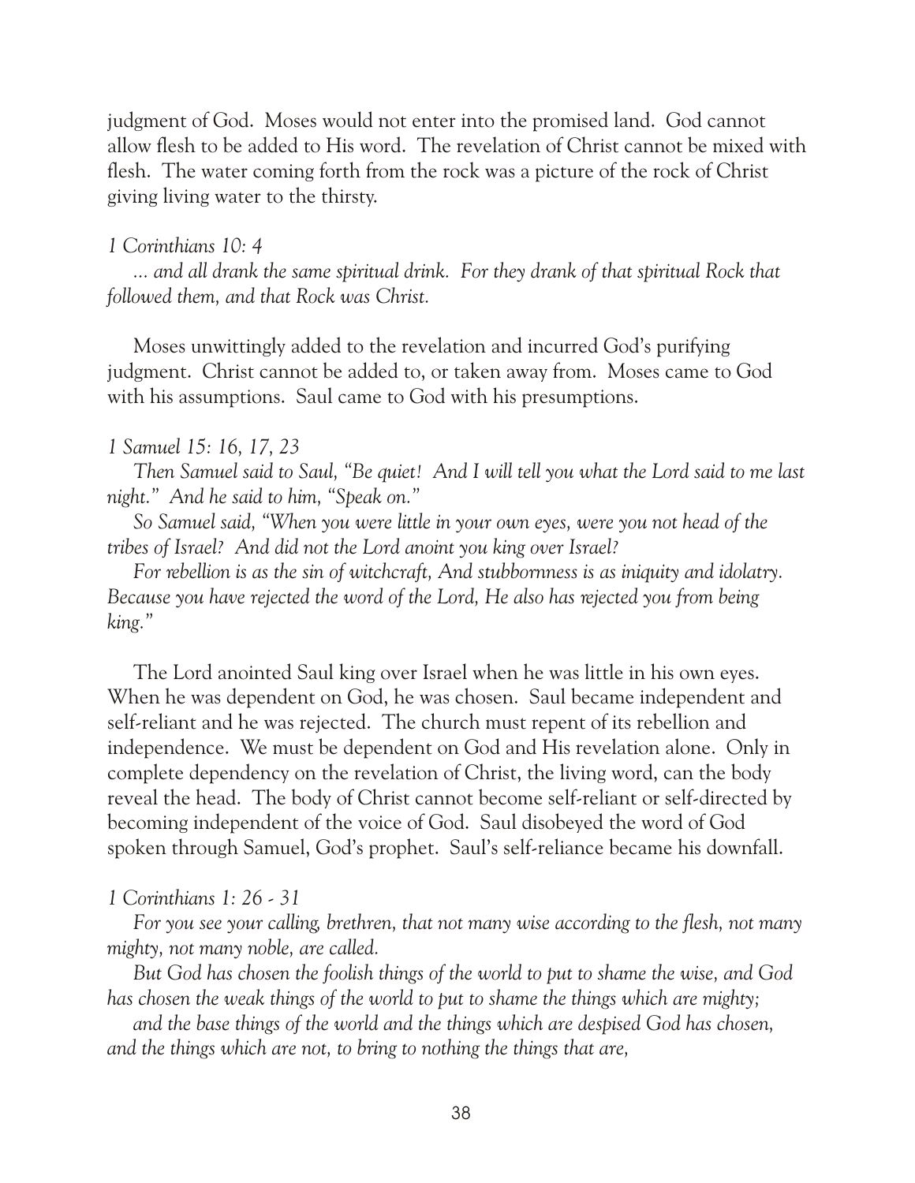judgment of God. Moses would not enter into the promised land. God cannot allow flesh to be added to His word. The revelation of Christ cannot be mixed with flesh. The water coming forth from the rock was a picture of the rock of Christ giving living water to the thirsty.

*1 Corinthians 10: 4*

*... and all drank the same spiritual drink. For they drank of that spiritual Rock that followed them, and that Rock was Christ.*

Moses unwittingly added to the revelation and incurred God's purifying judgment. Christ cannot be added to, or taken away from. Moses came to God with his assumptions. Saul came to God with his presumptions.

*1 Samuel 15: 16, 17, 23*

*Then Samuel said to Saul, "Be quiet! And I will tell you what the Lord said to me last night." And he said to him, "Speak on."*

*So Samuel said, "When you were little in your own eyes, were you not head of the tribes of Israel? And did not the Lord anoint you king over Israel?*

*For rebellion is as the sin of witchcraft, And stubbornness is as iniquity and idolatry. Because you have rejected the word of the Lord, He also has rejected you from being king."*

The Lord anointed Saul king over Israel when he was little in his own eyes. When he was dependent on God, he was chosen. Saul became independent and self-reliant and he was rejected. The church must repent of its rebellion and independence. We must be dependent on God and His revelation alone. Only in complete dependency on the revelation of Christ, the living word, can the body reveal the head. The body of Christ cannot become self-reliant or self-directed by becoming independent of the voice of God. Saul disobeyed the word of God spoken through Samuel, God's prophet. Saul's self-reliance became his downfall.

*1 Corinthians 1: 26 - 31*

*For you see your calling, brethren, that not many wise according to the flesh, not many mighty, not many noble, are called.*

*But God has chosen the foolish things of the world to put to shame the wise, and God has chosen the weak things of the world to put to shame the things which are mighty;*

*and the base things of the world and the things which are despised God has chosen, and the things which are not, to bring to nothing the things that are,*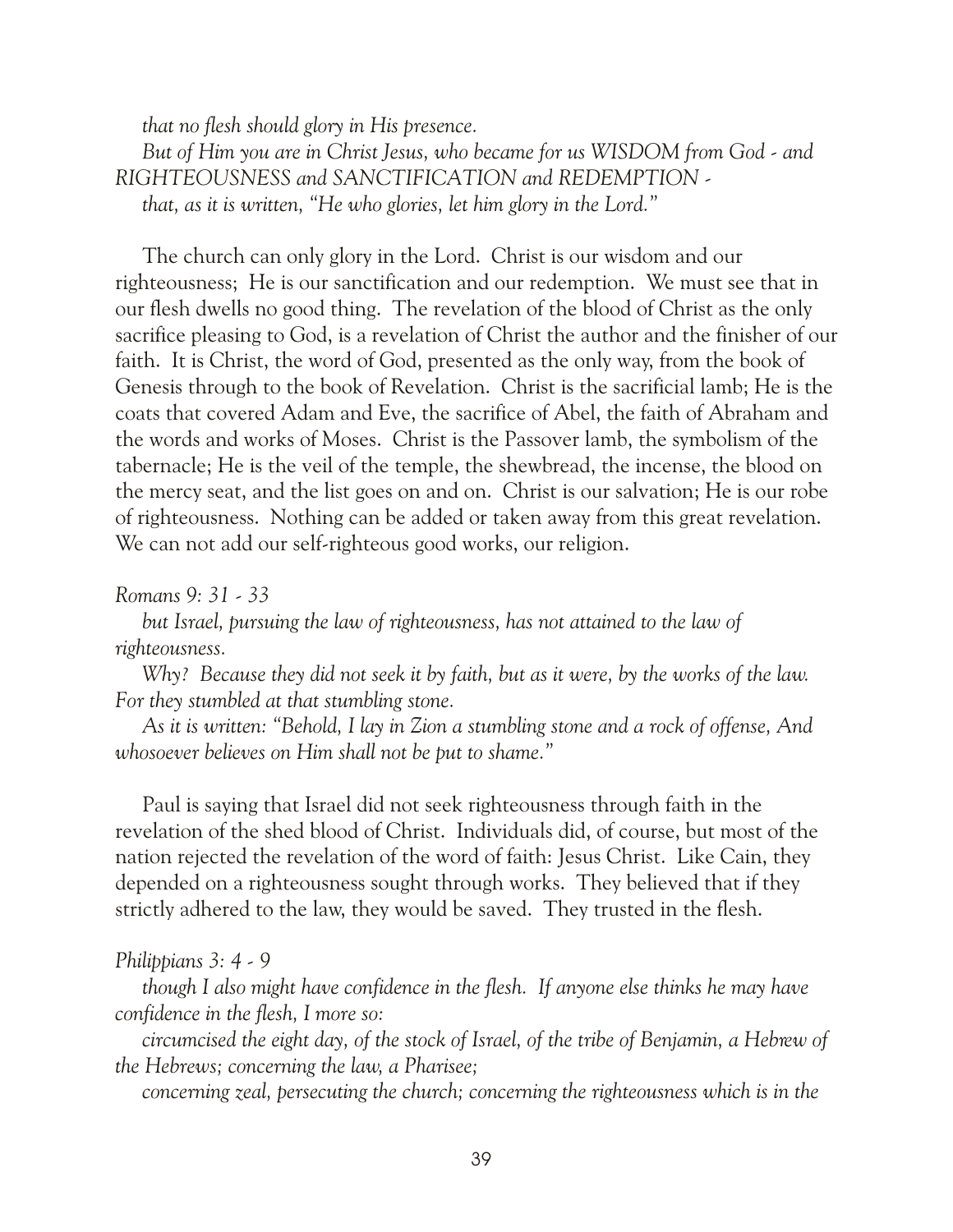*that no flesh should glory in His presence.*

*But of Him you are in Christ Jesus, who became for us WISDOM from God - and RIGHTEOUSNESS and SANCTIFICATION and REDEMPTION -*

*that, as it is written, "He who glories, let him glory in the Lord."*

The church can only glory in the Lord. Christ is our wisdom and our righteousness; He is our sanctification and our redemption. We must see that in our flesh dwells no good thing. The revelation of the blood of Christ as the only sacrifice pleasing to God, is a revelation of Christ the author and the finisher of our faith. It is Christ, the word of God, presented as the only way, from the book of Genesis through to the book of Revelation. Christ is the sacrificial lamb; He is the coats that covered Adam and Eve, the sacrifice of Abel, the faith of Abraham and the words and works of Moses. Christ is the Passover lamb, the symbolism of the tabernacle; He is the veil of the temple, the shewbread, the incense, the blood on the mercy seat, and the list goes on and on. Christ is our salvation; He is our robe of righteousness. Nothing can be added or taken away from this great revelation. We can not add our self-righteous good works, our religion.

*Romans 9: 31 - 33*

*but Israel, pursuing the law of righteousness, has not attained to the law of righteousness.*

*Why? Because they did not seek it by faith, but as it were, by the works of the law. For they stumbled at that stumbling stone.*

*As it is written: "Behold, I lay in Zion a stumbling stone and a rock of offense, And whosoever believes on Him shall not be put to shame."*

Paul is saying that Israel did not seek righteousness through faith in the revelation of the shed blood of Christ. Individuals did, of course, but most of the nation rejected the revelation of the word of faith: Jesus Christ. Like Cain, they depended on a righteousness sought through works. They believed that if they strictly adhered to the law, they would be saved. They trusted in the flesh.

*Philippians 3: 4 - 9*

*though I also might have confidence in the flesh. If anyone else thinks he may have confidence in the flesh, I more so:*

*circumcised the eight day, of the stock of Israel, of the tribe of Benjamin, a Hebrew of the Hebrews; concerning the law, a Pharisee;*

*concerning zeal, persecuting the church; concerning the righteousness which is in the*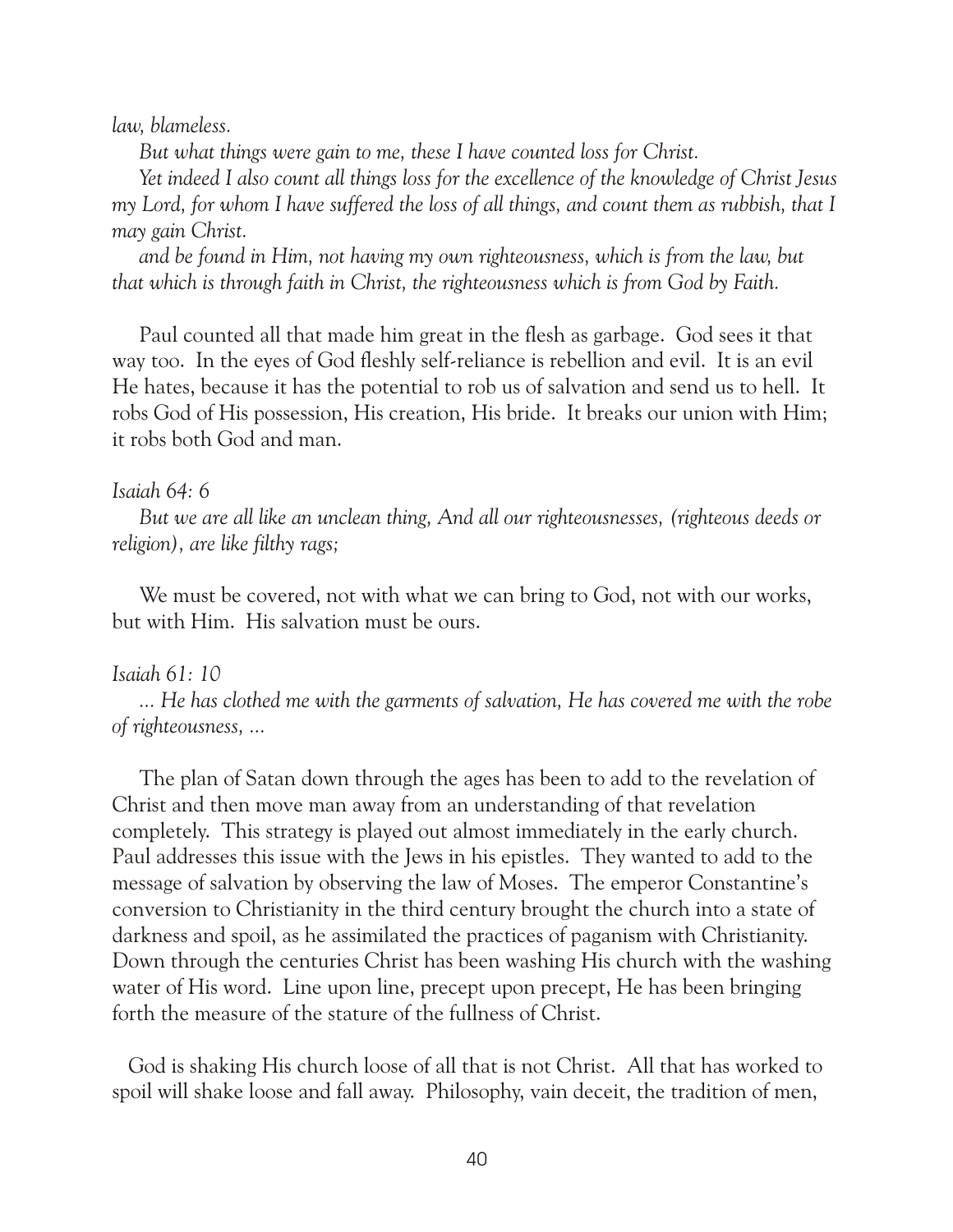*law, blameless.*

*But what things were gain to me, these I have counted loss for Christ.*

*Yet indeed I also count all things loss for the excellence of the knowledge of Christ Jesus my Lord, for whom I have suffered the loss of all things, and count them as rubbish, that I may gain Christ.*

*and be found in Him, not having my own righteousness, which is from the law, but that which is through faith in Christ, the righteousness which is from God by Faith.*

Paul counted all that made him great in the flesh as garbage. God sees it that way too. In the eyes of God fleshly self-reliance is rebellion and evil. It is an evil He hates, because it has the potential to rob us of salvation and send us to hell. It robs God of His possession, His creation, His bride. It breaks our union with Him; it robs both God and man.

*Isaiah 64: 6*

*But we are all like an unclean thing, And all our righteousnesses, (righteous deeds or religion), are like filthy rags;*

We must be covered, not with what we can bring to God, not with our works, but with Him. His salvation must be ours.

*Isaiah 61: 10*

*... He has clothed me with the garments of salvation, He has covered me with the robe of righteousness, ...*

The plan of Satan down through the ages has been to add to the revelation of Christ and then move man away from an understanding of that revelation completely. This strategy is played out almost immediately in the early church. Paul addresses this issue with the Jews in his epistles. They wanted to add to the message of salvation by observing the law of Moses. The emperor Constantine's conversion to Christianity in the third century brought the church into a state of darkness and spoil, as he assimilated the practices of paganism with Christianity. Down through the centuries Christ has been washing His church with the washing water of His word. Line upon line, precept upon precept, He has been bringing forth the measure of the stature of the fullness of Christ.

God is shaking His church loose of all that is not Christ. All that has worked to spoil will shake loose and fall away. Philosophy, vain deceit, the tradition of men,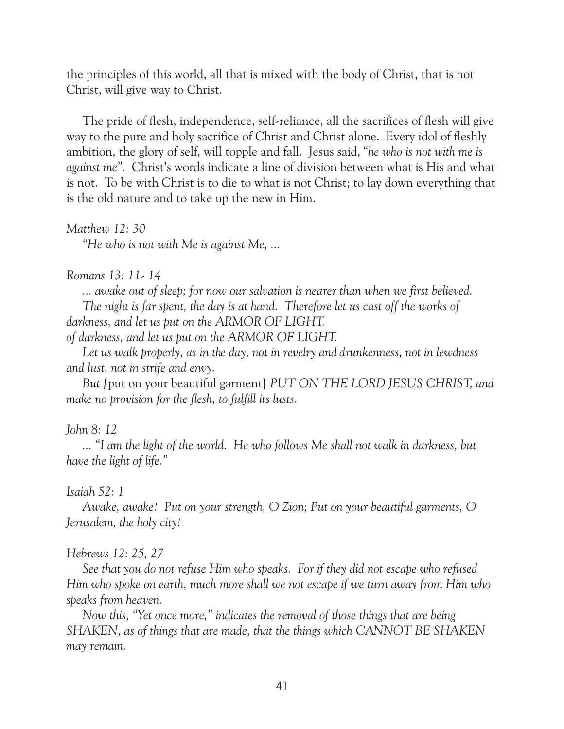the principles of this world, all that is mixed with the body of Christ, that is not Christ, will give way to Christ.

The pride of flesh, independence, self-reliance, all the sacrifices of flesh will give way to the pure and holy sacrifice of Christ and Christ alone. Every idol of fleshly ambition, the glory of self, will topple and fall. Jesus said, *"he who is not with me is against me".* Christ's words indicate a line of division between what is His and what is not. To be with Christ is to die to what is not Christ; to lay down everything that is the old nature and to take up the new in Him.

*Matthew 12: 30*

*"He who is not with Me is against Me, ...*

*Romans 13: 11- 14*

*... awake out of sleep; for now our salvation is nearer than when we first believed.*

*The night is far spent, the day is at hand. Therefore let us cast off the works of darkness, and let us put on the ARMOR OF LIGHT.*

*of darkness, and let us put on the ARMOR OF LIGHT.*

*Let us walk properly, as in the day, not in revelry and drunkenness, not in lewdness and lust, not in strife and envy.*

*But [*put on your beautiful garment] *PUT ON THE LORD JESUS CHRIST, and make no provision for the flesh, to fulfill its lusts.*

*John 8: 12*

*... "I am the light of the world. He who follows Me shall not walk in darkness, but have the light of life."*

*Isaiah 52: 1*

*Awake, awake! Put on your strength, O Zion; Put on your beautiful garments, O Jerusalem, the holy city!*

*Hebrews 12: 25, 27*

*See that you do not refuse Him who speaks. For if they did not escape who refused Him who spoke on earth, much more shall we not escape if we turn away from Him who speaks from heaven.*

*Now this, "Yet once more," indicates the removal of those things that are being SHAKEN, as of things that are made, that the things which CANNOT BE SHAKEN may remain.*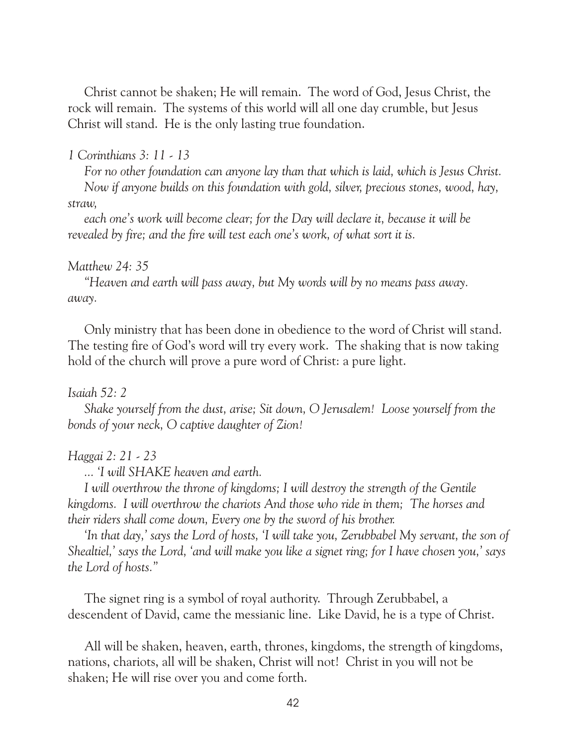Christ cannot be shaken; He will remain. The word of God, Jesus Christ, the rock will remain. The systems of this world will all one day crumble, but Jesus Christ will stand. He is the only lasting true foundation.

*1 Corinthians 3: 11 - 13*

*For no other foundation can anyone lay than that which is laid, which is Jesus Christ.*
*Now if anyone builds on this foundation with gold, silver, precious stones, wood, hay, straw,*
*each one's work will become clear; for the Day will declare it, because it will be revealed by fire; and the fire will test each one's work, of what sort it is.*

*Matthew 24: 35*

*"Heaven and earth will pass away, but My words will by no means pass away. away.*

Only ministry that has been done in obedience to the word of Christ will stand. The testing fire of God's word will try every work. The shaking that is now taking hold of the church will prove a pure word of Christ: a pure light.

*Isaiah 52: 2*

*Shake yourself from the dust, arise; Sit down, O Jerusalem! Loose yourself from the bonds of your neck, O captive daughter of Zion!*

*Haggai 2: 21 - 23*

*... 'I will SHAKE heaven and earth.*
*I will overthrow the throne of kingdoms; I will destroy the strength of the Gentile kingdoms. I will overthrow the chariots And those who ride in them; The horses and their riders shall come down, Every one by the sword of his brother.*
*'In that day,' says the Lord of hosts, 'I will take you, Zerubbabel My servant, the son of Shealtiel,' says the Lord, 'and will make you like a signet ring; for I have chosen you,' says the Lord of hosts."*

The signet ring is a symbol of royal authority. Through Zerubbabel, a descendent of David, came the messianic line. Like David, he is a type of Christ.

All will be shaken, heaven, earth, thrones, kingdoms, the strength of kingdoms, nations, chariots, all will be shaken, Christ will not! Christ in you will not be shaken; He will rise over you and come forth.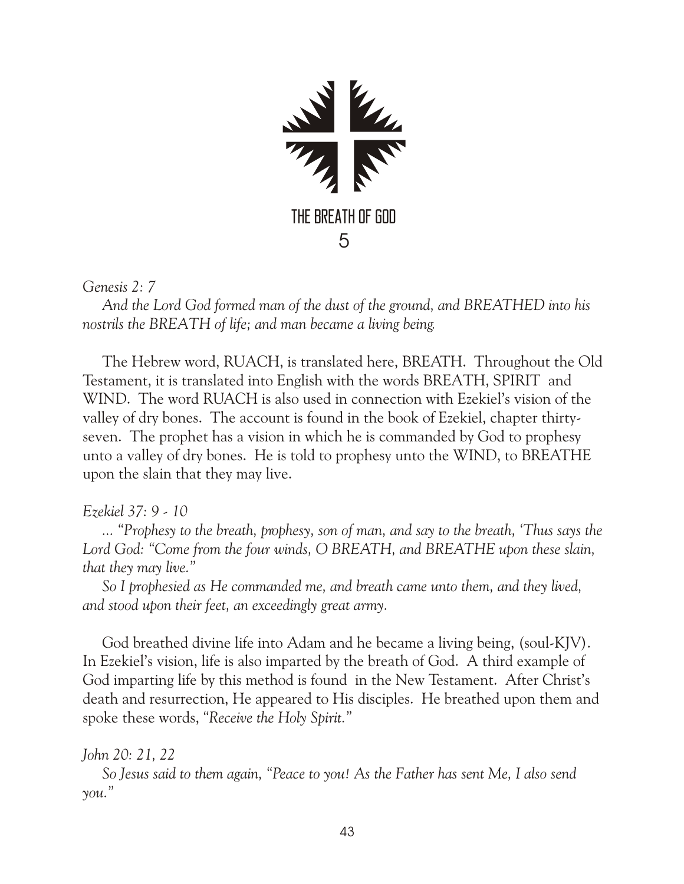# THE BREATH OF GOD

# 5

*Genesis 2: 7*

*And the Lord God formed man of the dust of the ground, and BREATHED into his nostrils the BREATH of life; and man became a living being.*

The Hebrew word, RUACH, is translated here, BREATH. Throughout the Old Testament, it is translated into English with the words BREATH, SPIRIT and WIND. The word RUACH is also used in connection with Ezekiel's vision of the valley of dry bones. The account is found in the book of Ezekiel, chapter thirty-seven. The prophet has a vision in which he is commanded by God to prophesy unto a valley of dry bones. He is told to prophesy unto the WIND, to BREATHE upon the slain that they may live.

*Ezekiel 37: 9 - 10*

*... "Prophesy to the breath, prophesy, son of man, and say to the breath, 'Thus says the Lord God: "Come from the four winds, O BREATH, and BREATHE upon these slain, that they may live."*

*So I prophesied as He commanded me, and breath came unto them, and they lived, and stood upon their feet, an exceedingly great army.*

God breathed divine life into Adam and he became a living being, (soul-KJV). In Ezekiel's vision, life is also imparted by the breath of God. A third example of God imparting life by this method is found in the New Testament. After Christ's death and resurrection, He appeared to His disciples. He breathed upon them and spoke these words, *"Receive the Holy Spirit."*

*John 20: 21, 22*

*So Jesus said to them again, "Peace to you! As the Father has sent Me, I also send you."*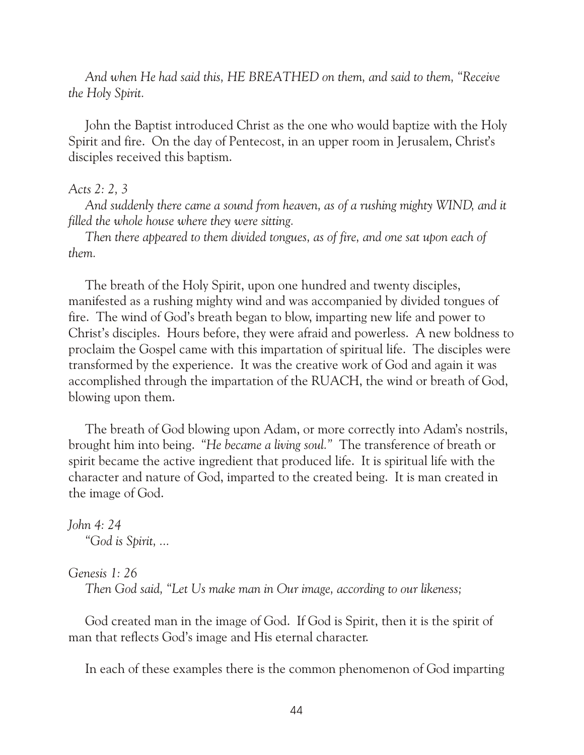*And when He had said this, HE BREATHED on them, and said to them, "Receive the Holy Spirit.*

John the Baptist introduced Christ as the one who would baptize with the Holy Spirit and fire. On the day of Pentecost, in an upper room in Jerusalem, Christ's disciples received this baptism.

*Acts 2: 2, 3*

*And suddenly there came a sound from heaven, as of a rushing mighty WIND, and it filled the whole house where they were sitting.*

*Then there appeared to them divided tongues, as of fire, and one sat upon each of them.*

The breath of the Holy Spirit, upon one hundred and twenty disciples, manifested as a rushing mighty wind and was accompanied by divided tongues of fire. The wind of God's breath began to blow, imparting new life and power to Christ's disciples. Hours before, they were afraid and powerless. A new boldness to proclaim the Gospel came with this impartation of spiritual life. The disciples were transformed by the experience. It was the creative work of God and again it was accomplished through the impartation of the RUACH, the wind or breath of God, blowing upon them.

The breath of God blowing upon Adam, or more correctly into Adam's nostrils, brought him into being. *"He became a living soul."* The transference of breath or spirit became the active ingredient that produced life. It is spiritual life with the character and nature of God, imparted to the created being. It is man created in the image of God.

*John 4: 24*

*"God is Spirit, ...*

*Genesis 1: 26*

*Then God said, "Let Us make man in Our image, according to our likeness;*

God created man in the image of God. If God is Spirit, then it is the spirit of man that reflects God's image and His eternal character.

In each of these examples there is the common phenomenon of God imparting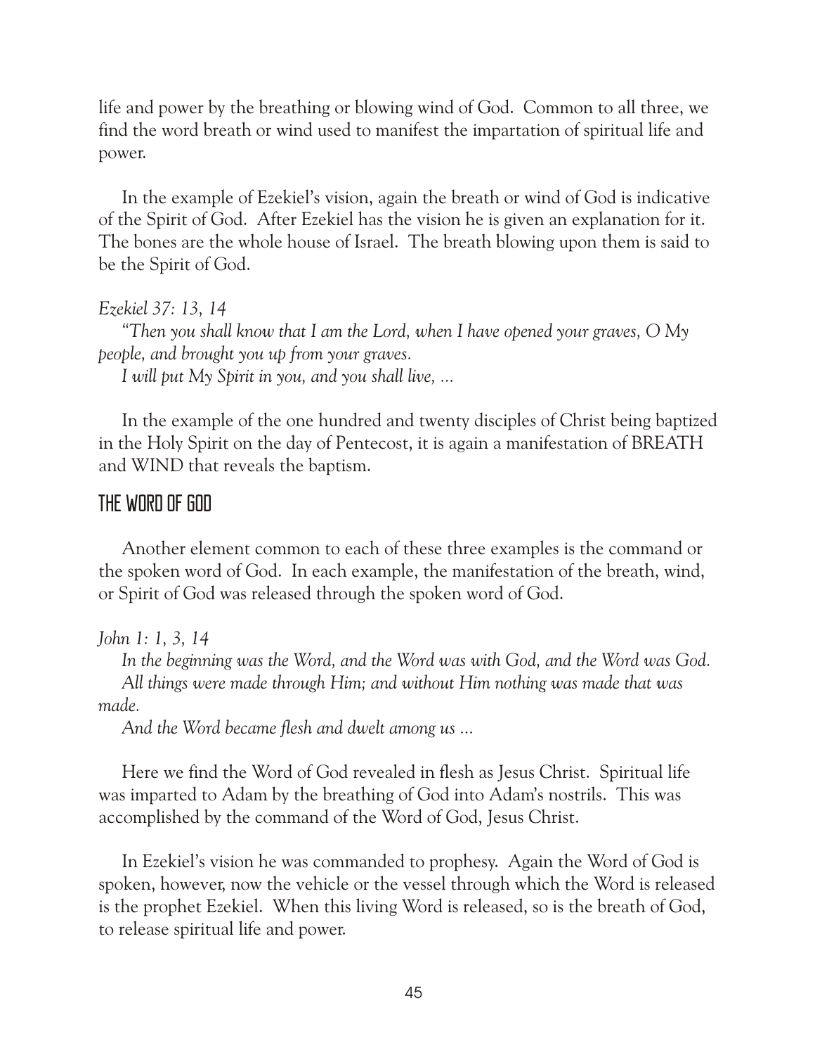life and power by the breathing or blowing wind of God. Common to all three, we find the word breath or wind used to manifest the impartation of spiritual life and power.

In the example of Ezekiel's vision, again the breath or wind of God is indicative of the Spirit of God. After Ezekiel has the vision he is given an explanation for it. The bones are the whole house of Israel. The breath blowing upon them is said to be the Spirit of God.

*Ezekiel 37: 13, 14*

*"Then you shall know that I am the Lord, when I have opened your graves, O My people, and brought you up from your graves.*

*I will put My Spirit in you, and you shall live, ...*

In the example of the one hundred and twenty disciples of Christ being baptized in the Holy Spirit on the day of Pentecost, it is again a manifestation of BREATH and WIND that reveals the baptism.

## The Word of God

Another element common to each of these three examples is the command or the spoken word of God. In each example, the manifestation of the breath, wind, or Spirit of God was released through the spoken word of God.

*John 1: 1, 3, 14*

*In the beginning was the Word, and the Word was with God, and the Word was God.*

*All things were made through Him; and without Him nothing was made that was made.*

*And the Word became flesh and dwelt among us ...*

Here we find the Word of God revealed in flesh as Jesus Christ. Spiritual life was imparted to Adam by the breathing of God into Adam's nostrils. This was accomplished by the command of the Word of God, Jesus Christ.

In Ezekiel's vision he was commanded to prophesy. Again the Word of God is spoken, however, now the vehicle or the vessel through which the Word is released is the prophet Ezekiel. When this living Word is released, so is the breath of God, to release spiritual life and power.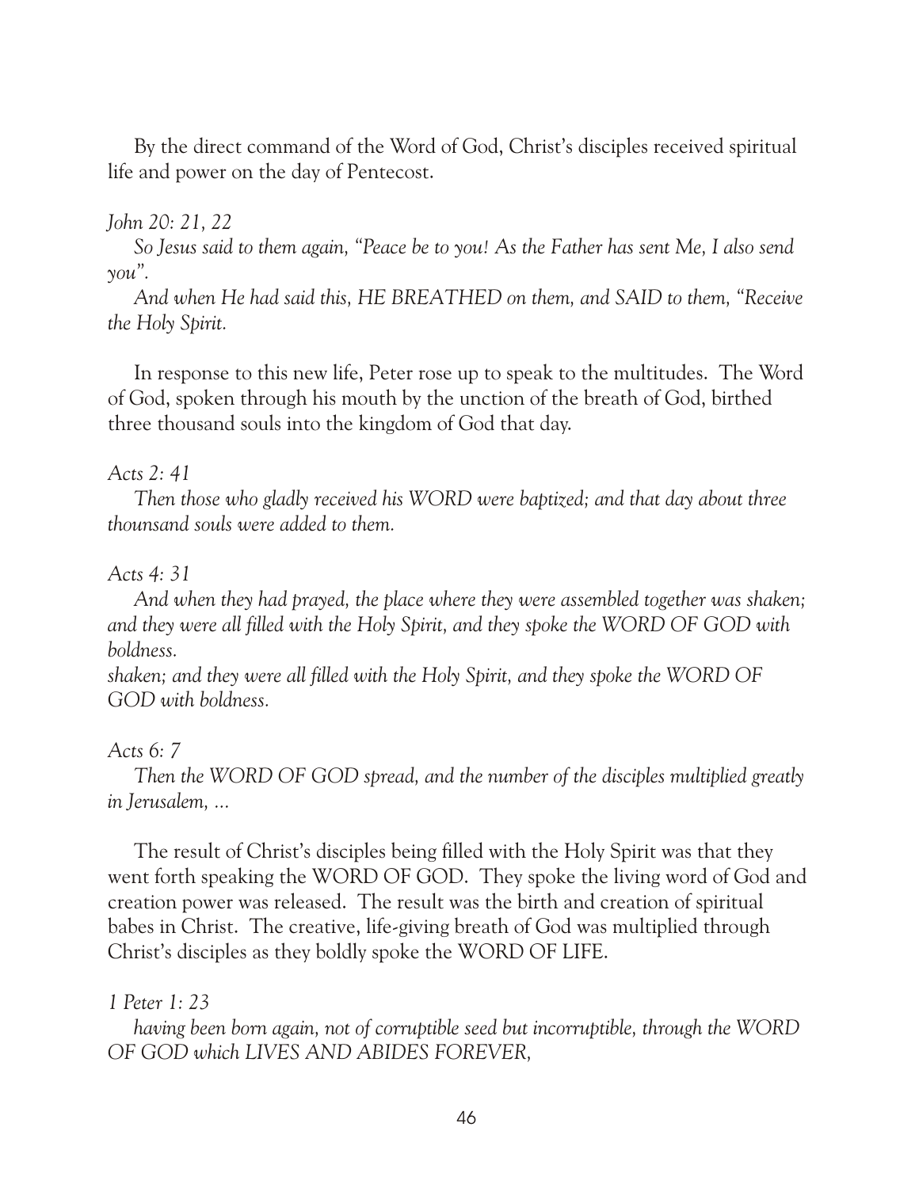By the direct command of the Word of God, Christ's disciples received spiritual life and power on the day of Pentecost.

*John 20: 21, 22*

*So Jesus said to them again, "Peace be to you! As the Father has sent Me, I also send you".*

*And when He had said this, HE BREATHED on them, and SAID to them, "Receive the Holy Spirit.*

In response to this new life, Peter rose up to speak to the multitudes. The Word of God, spoken through his mouth by the unction of the breath of God, birthed three thousand souls into the kingdom of God that day.

*Acts 2: 41*

*Then those who gladly received his WORD were baptized; and that day about three thounsand souls were added to them.*

*Acts 4: 31*

*And when they had prayed, the place where they were assembled together was shaken; and they were all filled with the Holy Spirit, and they spoke the WORD OF GOD with boldness.*

*shaken; and they were all filled with the Holy Spirit, and they spoke the WORD OF GOD with boldness.*

*Acts 6: 7*

*Then the WORD OF GOD spread, and the number of the disciples multiplied greatly in Jerusalem, ...*

The result of Christ's disciples being filled with the Holy Spirit was that they went forth speaking the WORD OF GOD. They spoke the living word of God and creation power was released. The result was the birth and creation of spiritual babes in Christ. The creative, life-giving breath of God was multiplied through Christ's disciples as they boldly spoke the WORD OF LIFE.

*1 Peter 1: 23*

*having been born again, not of corruptible seed but incorruptible, through the WORD OF GOD which LIVES AND ABIDES FOREVER,*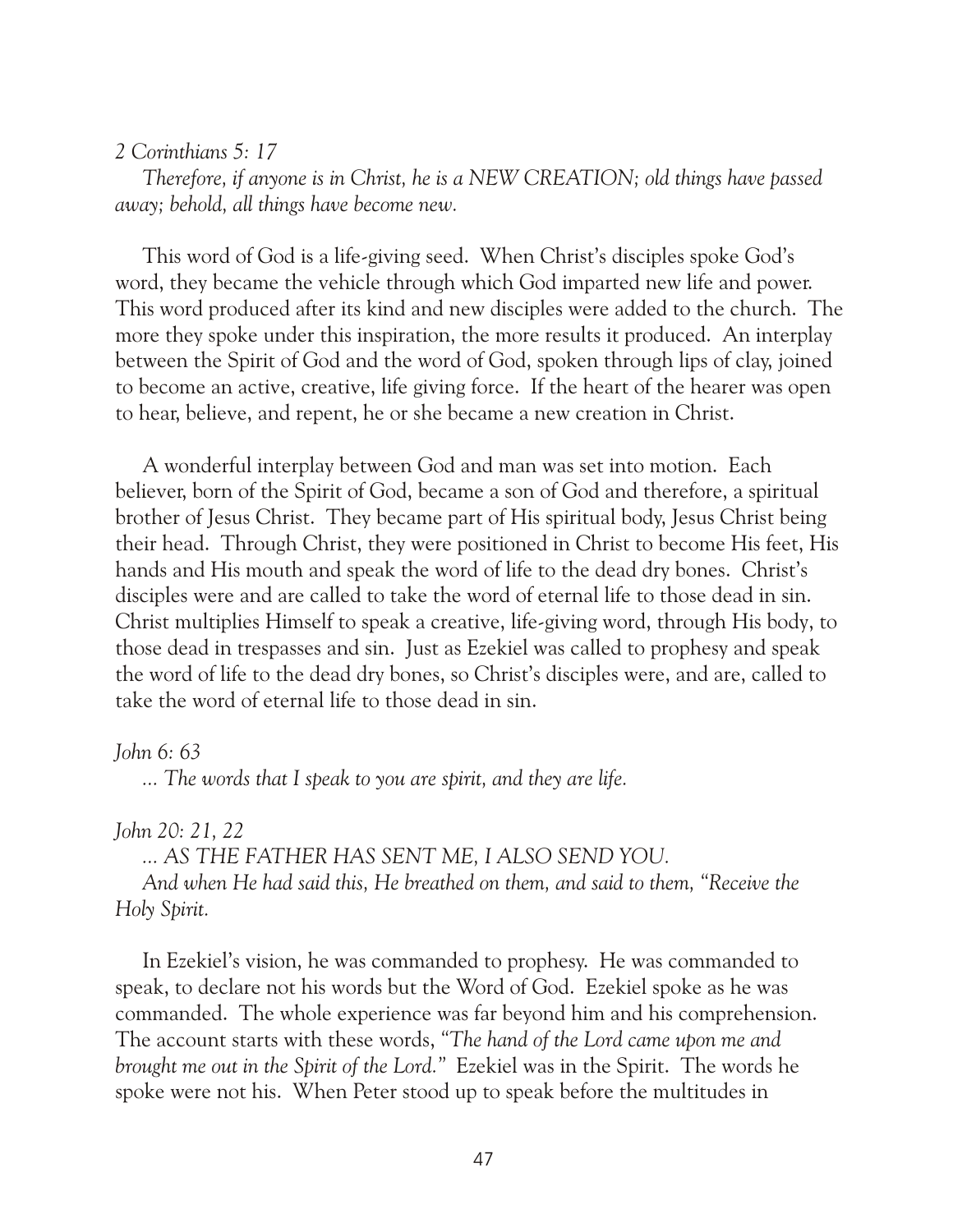*2 Corinthians 5: 17*

*Therefore, if anyone is in Christ, he is a NEW CREATION; old things have passed away; behold, all things have become new.*

This word of God is a life-giving seed. When Christ's disciples spoke God's word, they became the vehicle through which God imparted new life and power. This word produced after its kind and new disciples were added to the church. The more they spoke under this inspiration, the more results it produced. An interplay between the Spirit of God and the word of God, spoken through lips of clay, joined to become an active, creative, life giving force. If the heart of the hearer was open to hear, believe, and repent, he or she became a new creation in Christ.

A wonderful interplay between God and man was set into motion. Each believer, born of the Spirit of God, became a son of God and therefore, a spiritual brother of Jesus Christ. They became part of His spiritual body, Jesus Christ being their head. Through Christ, they were positioned in Christ to become His feet, His hands and His mouth and speak the word of life to the dead dry bones. Christ's disciples were and are called to take the word of eternal life to those dead in sin. Christ multiplies Himself to speak a creative, life-giving word, through His body, to those dead in trespasses and sin. Just as Ezekiel was called to prophesy and speak the word of life to the dead dry bones, so Christ's disciples were, and are, called to take the word of eternal life to those dead in sin.

*John 6: 63*

*... The words that I speak to you are spirit, and they are life.*

*John 20: 21, 22*

*... AS THE FATHER HAS SENT ME, I ALSO SEND YOU.*

*And when He had said this, He breathed on them, and said to them, "Receive the Holy Spirit.*

In Ezekiel's vision, he was commanded to prophesy. He was commanded to speak, to declare not his words but the Word of God. Ezekiel spoke as he was commanded. The whole experience was far beyond him and his comprehension. The account starts with these words, "*The hand of the Lord came upon me and brought me out in the Spirit of the Lord.*" Ezekiel was in the Spirit. The words he spoke were not his. When Peter stood up to speak before the multitudes in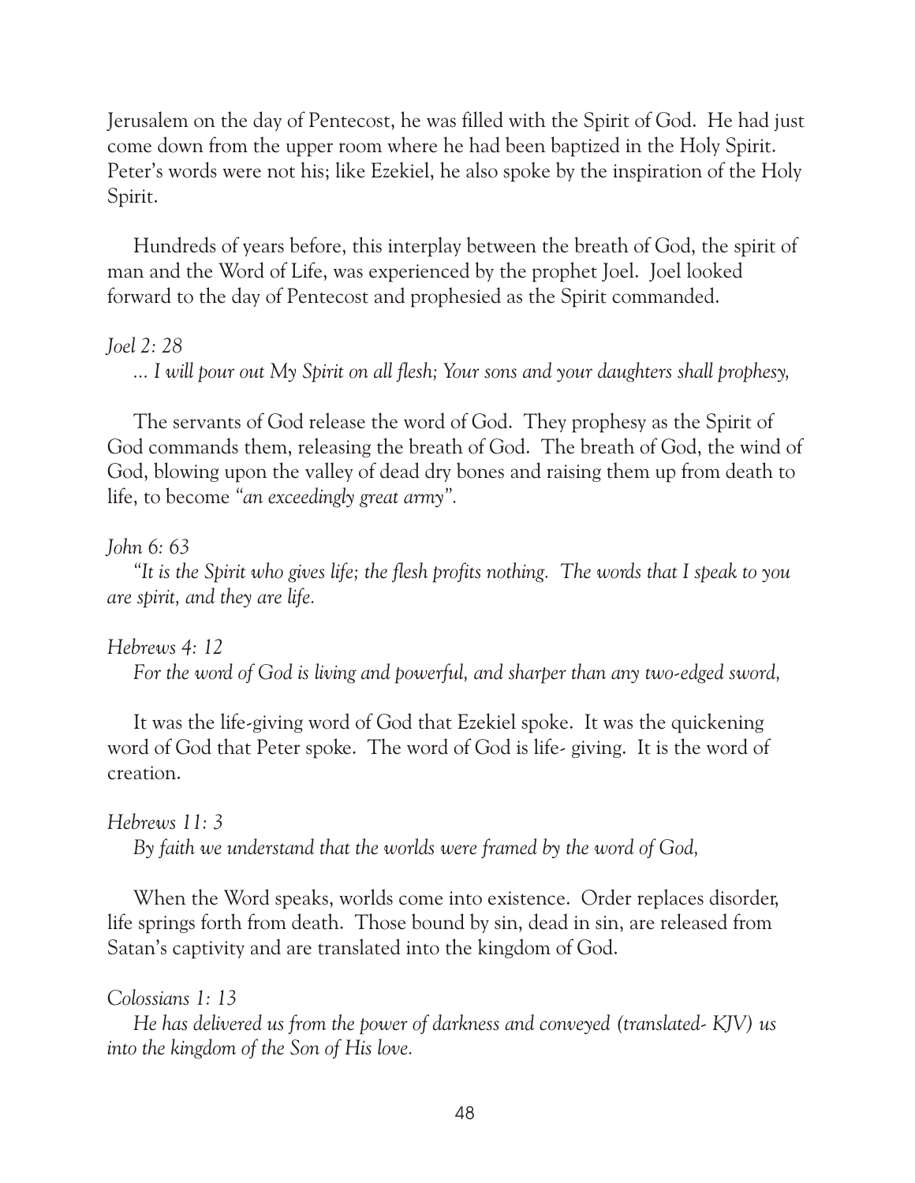Jerusalem on the day of Pentecost, he was filled with the Spirit of God. He had just come down from the upper room where he had been baptized in the Holy Spirit. Peter's words were not his; like Ezekiel, he also spoke by the inspiration of the Holy Spirit.

Hundreds of years before, this interplay between the breath of God, the spirit of man and the Word of Life, was experienced by the prophet Joel. Joel looked forward to the day of Pentecost and prophesied as the Spirit commanded.

*Joel 2: 28*

*... I will pour out My Spirit on all flesh; Your sons and your daughters shall prophesy,*

The servants of God release the word of God. They prophesy as the Spirit of God commands them, releasing the breath of God. The breath of God, the wind of God, blowing upon the valley of dead dry bones and raising them up from death to life, to become *"an exceedingly great army".*

*John 6: 63*

*"It is the Spirit who gives life; the flesh profits nothing. The words that I speak to you are spirit, and they are life.*

*Hebrews 4: 12*

*For the word of God is living and powerful, and sharper than any two-edged sword,*

It was the life-giving word of God that Ezekiel spoke. It was the quickening word of God that Peter spoke. The word of God is life- giving. It is the word of creation.

*Hebrews 11: 3*

*By faith we understand that the worlds were framed by the word of God,*

When the Word speaks, worlds come into existence. Order replaces disorder, life springs forth from death. Those bound by sin, dead in sin, are released from Satan's captivity and are translated into the kingdom of God.

*Colossians 1: 13*

*He has delivered us from the power of darkness and conveyed (translated- KJV) us into the kingdom of the Son of His love.*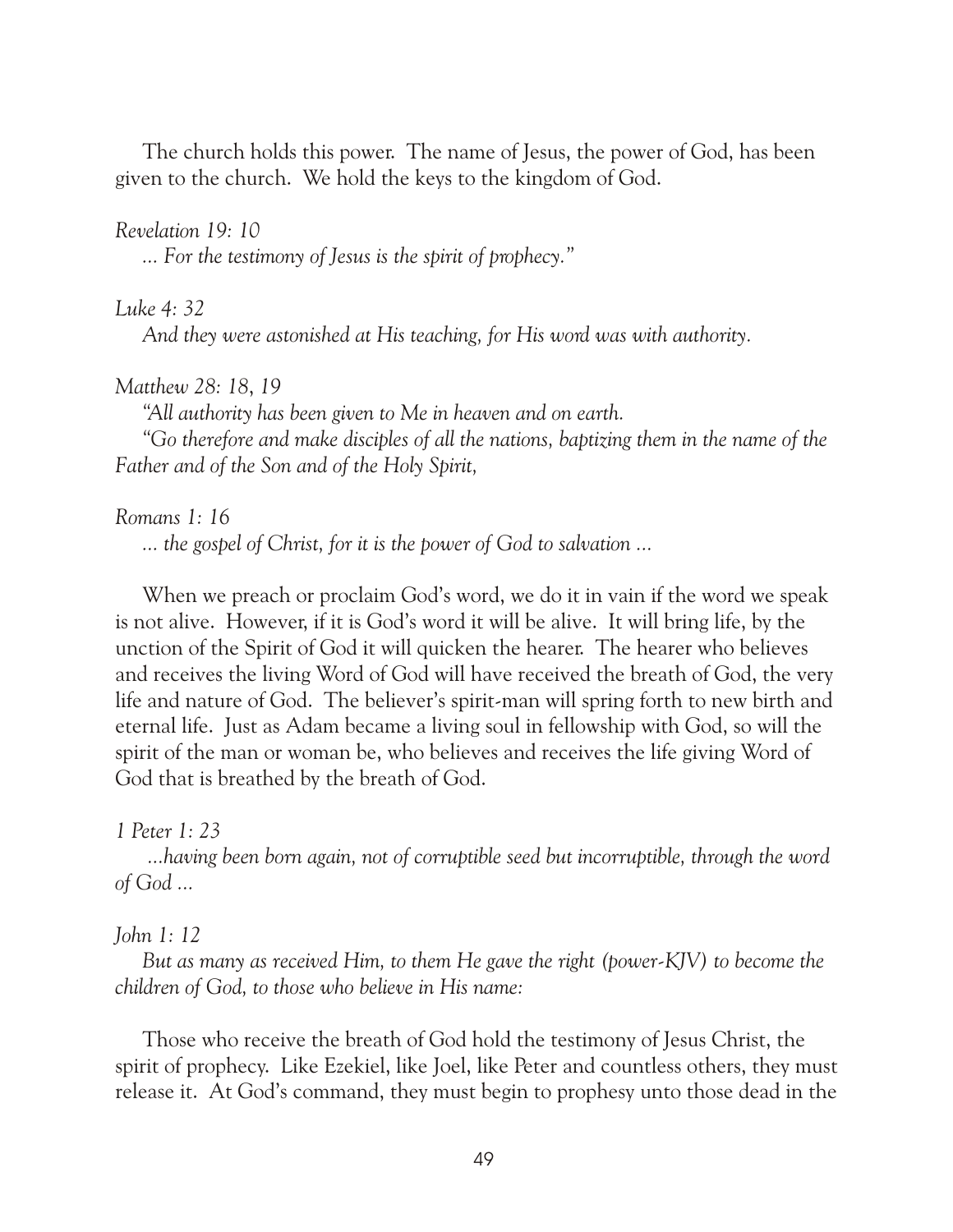The church holds this power. The name of Jesus, the power of God, has been given to the church. We hold the keys to the kingdom of God.

*Revelation 19: 10*

*... For the testimony of Jesus is the spirit of prophecy."*

*Luke 4: 32*

*And they were astonished at His teaching, for His word was with authority.*

*Matthew 28: 18, 19*

*"All authority has been given to Me in heaven and on earth.*

*"Go therefore and make disciples of all the nations, baptizing them in the name of the Father and of the Son and of the Holy Spirit,*

*Romans 1: 16*

*... the gospel of Christ, for it is the power of God to salvation ...*

When we preach or proclaim God's word, we do it in vain if the word we speak is not alive. However, if it is God's word it will be alive. It will bring life, by the unction of the Spirit of God it will quicken the hearer. The hearer who believes and receives the living Word of God will have received the breath of God, the very life and nature of God. The believer's spirit-man will spring forth to new birth and eternal life. Just as Adam became a living soul in fellowship with God, so will the spirit of the man or woman be, who believes and receives the life giving Word of God that is breathed by the breath of God.

*1 Peter 1: 23*

*...having been born again, not of corruptible seed but incorruptible, through the word of God ...*

*John 1: 12*

*But as many as received Him, to them He gave the right (power-KJV) to become the children of God, to those who believe in His name:*

Those who receive the breath of God hold the testimony of Jesus Christ, the spirit of prophecy. Like Ezekiel, like Joel, like Peter and countless others, they must release it. At God's command, they must begin to prophesy unto those dead in the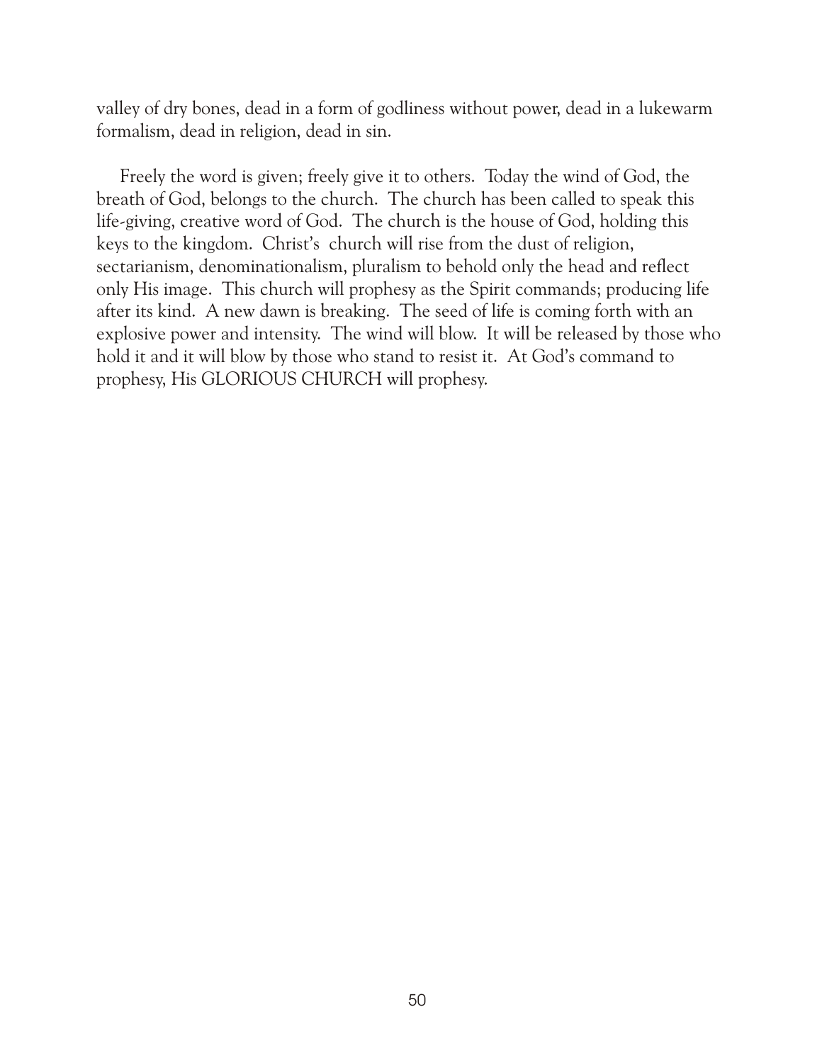valley of dry bones, dead in a form of godliness without power, dead in a lukewarm formalism, dead in religion, dead in sin.

Freely the word is given; freely give it to others. Today the wind of God, the breath of God, belongs to the church. The church has been called to speak this life-giving, creative word of God. The church is the house of God, holding this keys to the kingdom. Christ's church will rise from the dust of religion, sectarianism, denominationalism, pluralism to behold only the head and reflect only His image. This church will prophesy as the Spirit commands; producing life after its kind. A new dawn is breaking. The seed of life is coming forth with an explosive power and intensity. The wind will blow. It will be released by those who hold it and it will blow by those who stand to resist it. At God's command to prophesy, His GLORIOUS CHURCH will prophesy.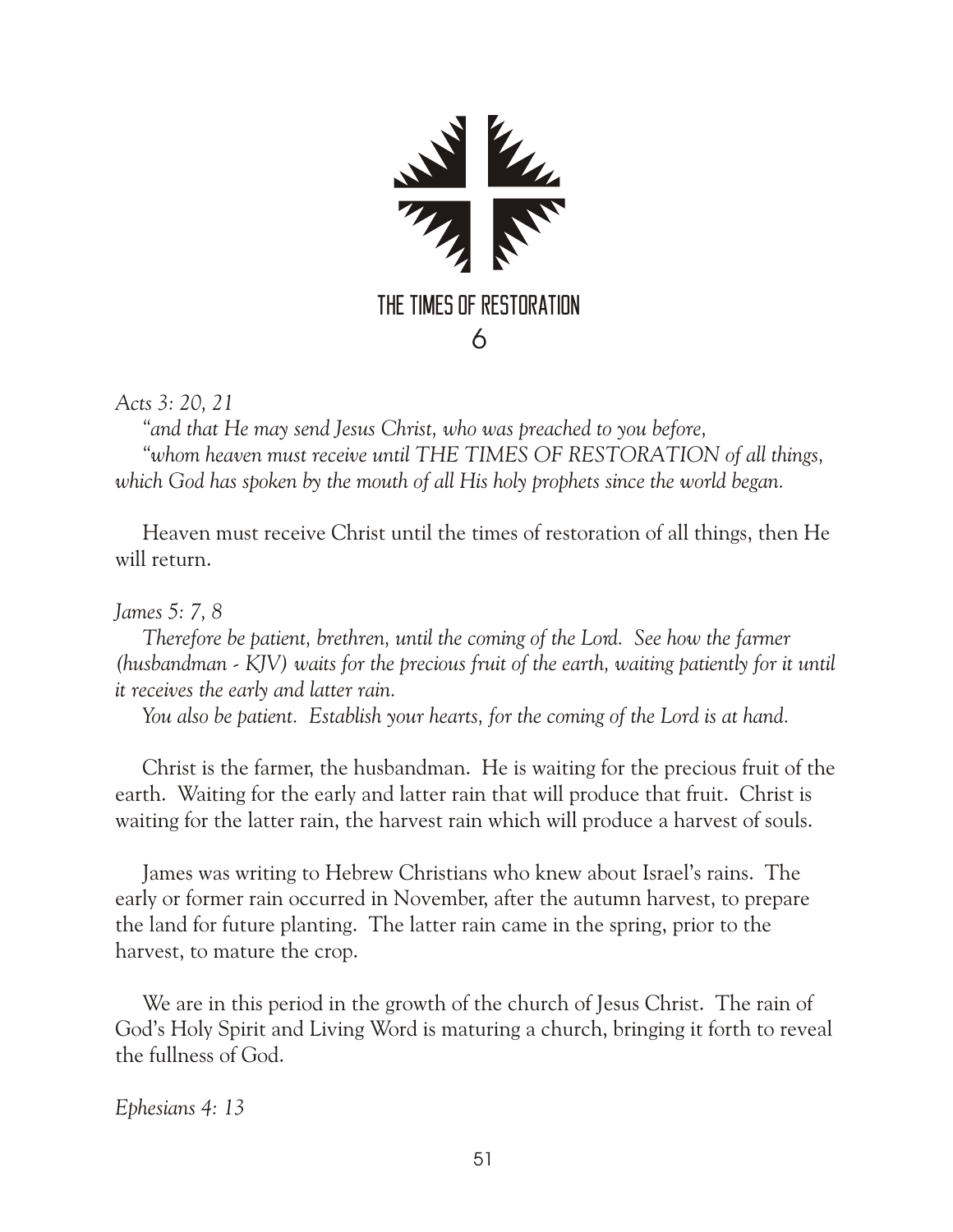# THE TIMES OF RESTORATION

## 6

*Acts 3: 20, 21*

*"and that He may send Jesus Christ, who was preached to you before,*

*"whom heaven must receive until THE TIMES OF RESTORATION of all things, which God has spoken by the mouth of all His holy prophets since the world began.*

Heaven must receive Christ until the times of restoration of all things, then He will return.

*James 5: 7, 8*

*Therefore be patient, brethren, until the coming of the Lord. See how the farmer (husbandman - KJV) waits for the precious fruit of the earth, waiting patiently for it until it receives the early and latter rain.*

*You also be patient. Establish your hearts, for the coming of the Lord is at hand.*

Christ is the farmer, the husbandman. He is waiting for the precious fruit of the earth. Waiting for the early and latter rain that will produce that fruit. Christ is waiting for the latter rain, the harvest rain which will produce a harvest of souls.

James was writing to Hebrew Christians who knew about Israel's rains. The early or former rain occurred in November, after the autumn harvest, to prepare the land for future planting. The latter rain came in the spring, prior to the harvest, to mature the crop.

We are in this period in the growth of the church of Jesus Christ. The rain of God's Holy Spirit and Living Word is maturing a church, bringing it forth to reveal the fullness of God.

*Ephesians 4: 13*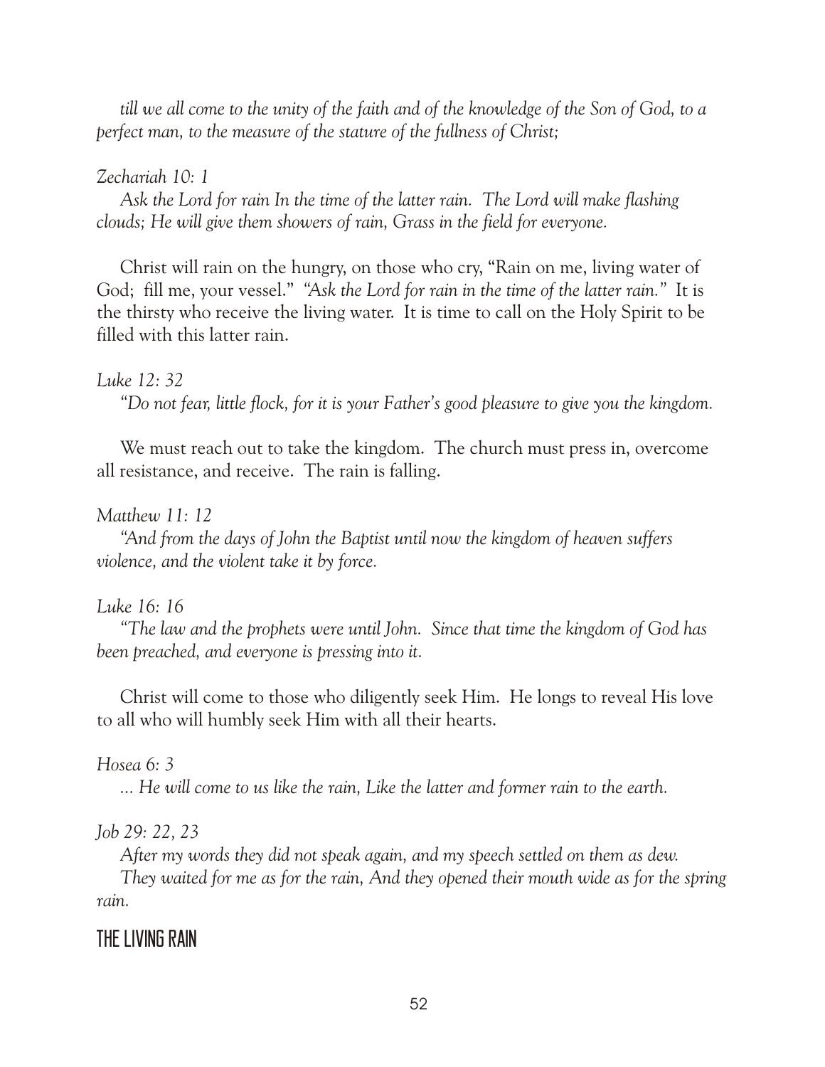*till we all come to the unity of the faith and of the knowledge of the Son of God, to a perfect man, to the measure of the stature of the fullness of Christ;*

*Zechariah 10: 1*

*Ask the Lord for rain In the time of the latter rain. The Lord will make flashing clouds; He will give them showers of rain, Grass in the field for everyone.*

Christ will rain on the hungry, on those who cry, "Rain on me, living water of God; fill me, your vessel." *"Ask the Lord for rain in the time of the latter rain."* It is the thirsty who receive the living water. It is time to call on the Holy Spirit to be filled with this latter rain.

*Luke 12: 32*

*"Do not fear, little flock, for it is your Father's good pleasure to give you the kingdom.*

We must reach out to take the kingdom. The church must press in, overcome all resistance, and receive. The rain is falling.

*Matthew 11: 12*

*"And from the days of John the Baptist until now the kingdom of heaven suffers violence, and the violent take it by force.*

*Luke 16: 16*

*"The law and the prophets were until John. Since that time the kingdom of God has been preached, and everyone is pressing into it.*

Christ will come to those who diligently seek Him. He longs to reveal His love to all who will humbly seek Him with all their hearts.

*Hosea 6: 3*

*... He will come to us like the rain, Like the latter and former rain to the earth.*

*Job 29: 22, 23*

*After my words they did not speak again, and my speech settled on them as dew.*

*They waited for me as for the rain, And they opened their mouth wide as for the spring rain.*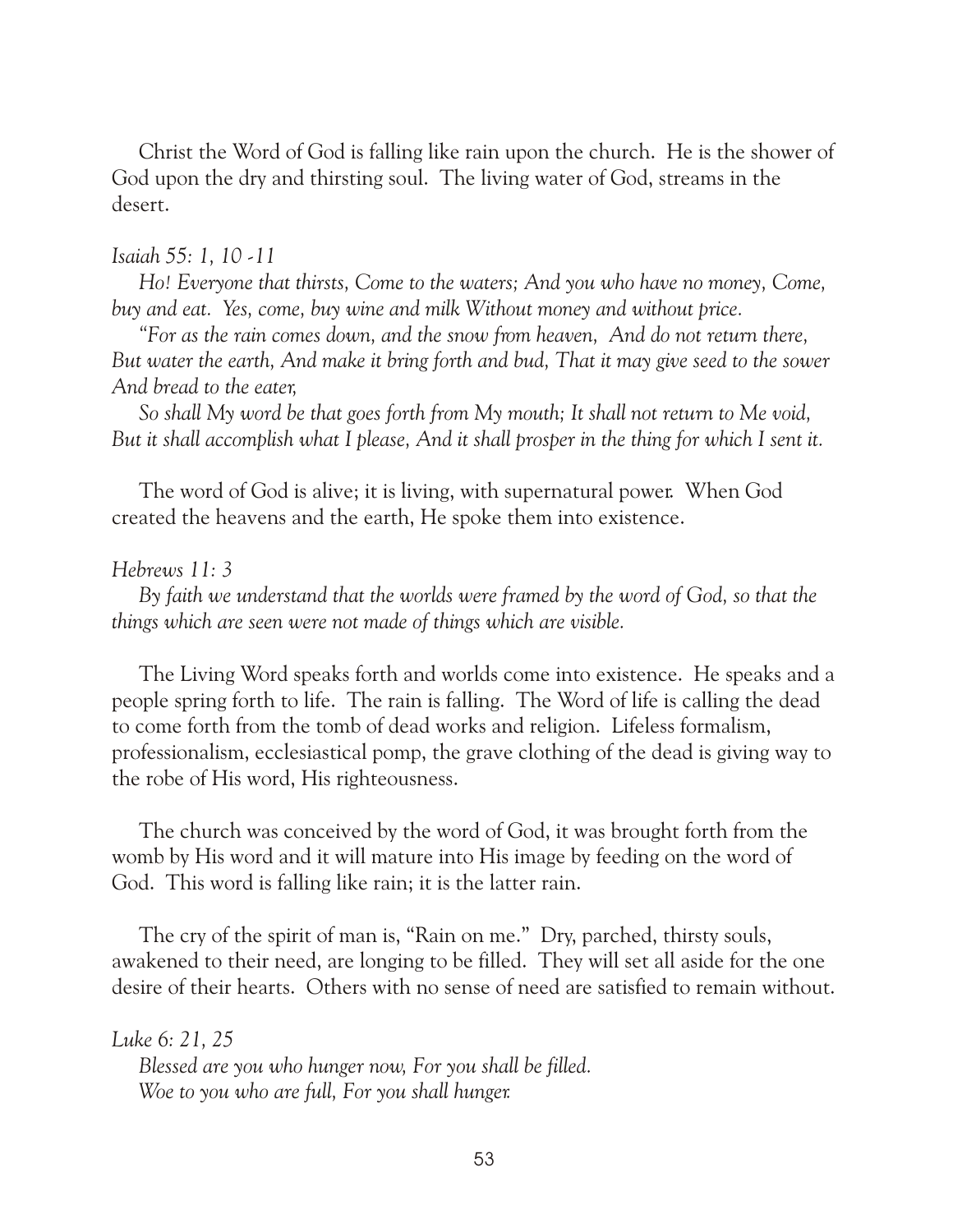Christ the Word of God is falling like rain upon the church. He is the shower of God upon the dry and thirsting soul. The living water of God, streams in the desert.

*Isaiah 55: 1, 10 -11*

*Ho! Everyone that thirsts, Come to the waters; And you who have no money, Come, buy and eat. Yes, come, buy wine and milk Without money and without price.*

*"For as the rain comes down, and the snow from heaven, And do not return there, But water the earth, And make it bring forth and bud, That it may give seed to the sower And bread to the eater,*

*So shall My word be that goes forth from My mouth; It shall not return to Me void, But it shall accomplish what I please, And it shall prosper in the thing for which I sent it.*

The word of God is alive; it is living, with supernatural power. When God created the heavens and the earth, He spoke them into existence.

*Hebrews 11: 3*

*By faith we understand that the worlds were framed by the word of God, so that the things which are seen were not made of things which are visible.*

The Living Word speaks forth and worlds come into existence. He speaks and a people spring forth to life. The rain is falling. The Word of life is calling the dead to come forth from the tomb of dead works and religion. Lifeless formalism, professionalism, ecclesiastical pomp, the grave clothing of the dead is giving way to the robe of His word, His righteousness.

The church was conceived by the word of God, it was brought forth from the womb by His word and it will mature into His image by feeding on the word of God. This word is falling like rain; it is the latter rain.

The cry of the spirit of man is, "Rain on me." Dry, parched, thirsty souls, awakened to their need, are longing to be filled. They will set all aside for the one desire of their hearts. Others with no sense of need are satisfied to remain without.

*Luke 6: 21, 25*

*Blessed are you who hunger now, For you shall be filled.*
*Woe to you who are full, For you shall hunger.*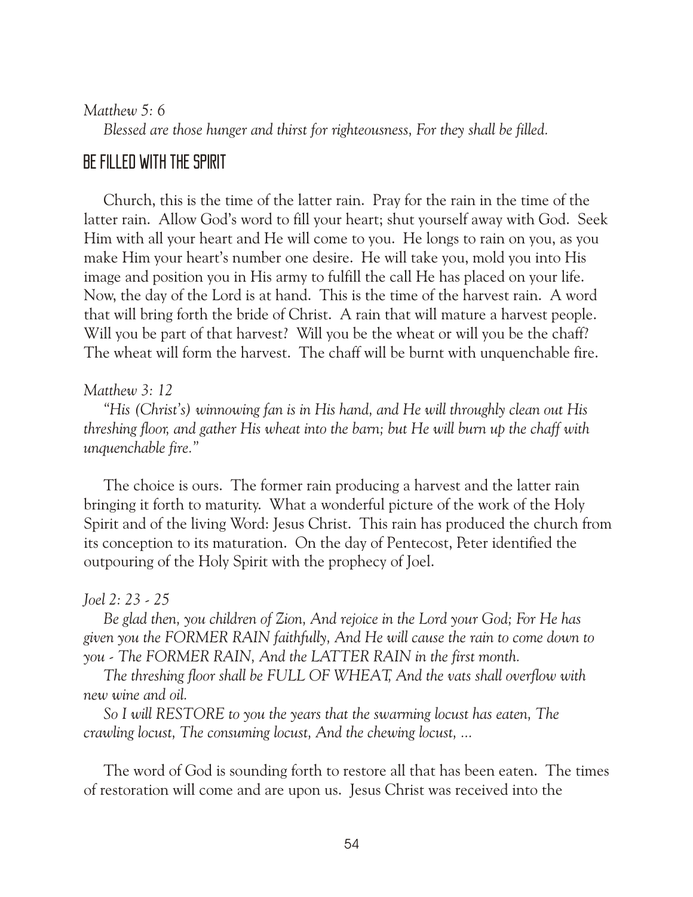*Matthew 5: 6*

*Blessed are those hunger and thirst for righteousness, For they shall be filled.*

## BE FILLED WITH THE SPIRIT

Church, this is the time of the latter rain. Pray for the rain in the time of the latter rain. Allow God's word to fill your heart; shut yourself away with God. Seek Him with all your heart and He will come to you. He longs to rain on you, as you make Him your heart's number one desire. He will take you, mold you into His image and position you in His army to fulfill the call He has placed on your life. Now, the day of the Lord is at hand. This is the time of the harvest rain. A word that will bring forth the bride of Christ. A rain that will mature a harvest people. Will you be part of that harvest? Will you be the wheat or will you be the chaff? The wheat will form the harvest. The chaff will be burnt with unquenchable fire.

*Matthew 3: 12*

*"His (Christ's) winnowing fan is in His hand, and He will throughly clean out His threshing floor, and gather His wheat into the barn; but He will burn up the chaff with unquenchable fire."*

The choice is ours. The former rain producing a harvest and the latter rain bringing it forth to maturity. What a wonderful picture of the work of the Holy Spirit and of the living Word: Jesus Christ. This rain has produced the church from its conception to its maturation. On the day of Pentecost, Peter identified the outpouring of the Holy Spirit with the prophecy of Joel.

*Joel 2: 23 - 25*

*Be glad then, you children of Zion, And rejoice in the Lord your God; For He has given you the FORMER RAIN faithfully, And He will cause the rain to come down to you - The FORMER RAIN, And the LATTER RAIN in the first month.*

*The threshing floor shall be FULL OF WHEAT, And the vats shall overflow with new wine and oil.*

*So I will RESTORE to you the years that the swarming locust has eaten, The crawling locust, The consuming locust, And the chewing locust, ...*

The word of God is sounding forth to restore all that has been eaten. The times of restoration will come and are upon us. Jesus Christ was received into the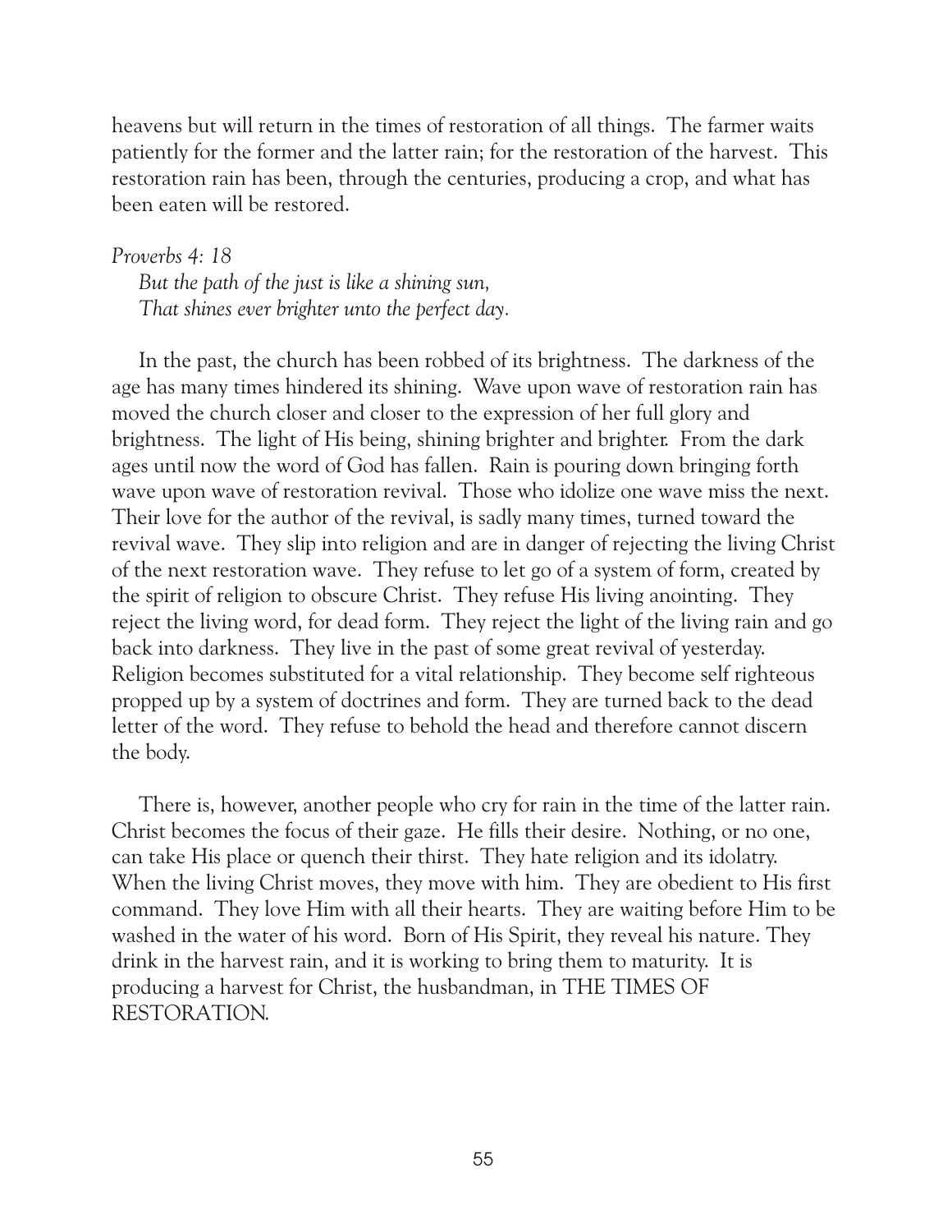heavens but will return in the times of restoration of all things. The farmer waits patiently for the former and the latter rain; for the restoration of the harvest. This restoration rain has been, through the centuries, producing a crop, and what has been eaten will be restored.

*Proverbs 4: 18*

*But the path of the just is like a shining sun,*
*That shines ever brighter unto the perfect day.*

In the past, the church has been robbed of its brightness. The darkness of the age has many times hindered its shining. Wave upon wave of restoration rain has moved the church closer and closer to the expression of her full glory and brightness. The light of His being, shining brighter and brighter. From the dark ages until now the word of God has fallen. Rain is pouring down bringing forth wave upon wave of restoration revival. Those who idolize one wave miss the next. Their love for the author of the revival, is sadly many times, turned toward the revival wave. They slip into religion and are in danger of rejecting the living Christ of the next restoration wave. They refuse to let go of a system of form, created by the spirit of religion to obscure Christ. They refuse His living anointing. They reject the living word, for dead form. They reject the light of the living rain and go back into darkness. They live in the past of some great revival of yesterday. Religion becomes substituted for a vital relationship. They become self righteous propped up by a system of doctrines and form. They are turned back to the dead letter of the word. They refuse to behold the head and therefore cannot discern the body.

There is, however, another people who cry for rain in the time of the latter rain. Christ becomes the focus of their gaze. He fills their desire. Nothing, or no one, can take His place or quench their thirst. They hate religion and its idolatry. When the living Christ moves, they move with him. They are obedient to His first command. They love Him with all their hearts. They are waiting before Him to be washed in the water of his word. Born of His Spirit, they reveal his nature. They drink in the harvest rain, and it is working to bring them to maturity. It is producing a harvest for Christ, the husbandman, in THE TIMES OF RESTORATION.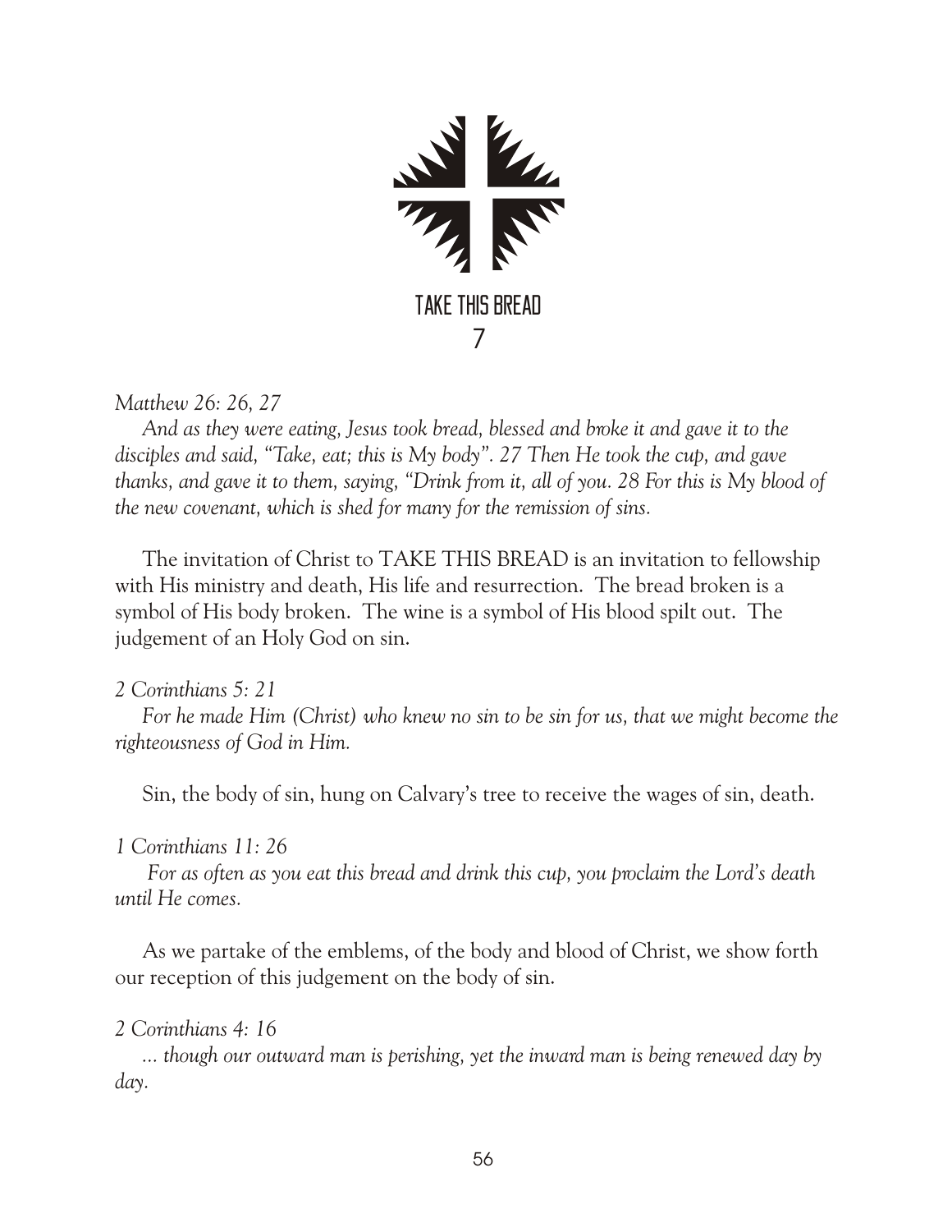# TAKE THIS BREAD

## 7

*Matthew 26: 26, 27*

*And as they were eating, Jesus took bread, blessed and broke it and gave it to the disciples and said, "Take, eat; this is My body". 27 Then He took the cup, and gave thanks, and gave it to them, saying, "Drink from it, all of you. 28 For this is My blood of the new covenant, which is shed for many for the remission of sins.*

The invitation of Christ to TAKE THIS BREAD is an invitation to fellowship with His ministry and death, His life and resurrection. The bread broken is a symbol of His body broken. The wine is a symbol of His blood spilt out. The judgement of an Holy God on sin.

*2 Corinthians 5: 21*

*For he made Him (Christ) who knew no sin to be sin for us, that we might become the righteousness of God in Him.*

Sin, the body of sin, hung on Calvary's tree to receive the wages of sin, death.

*1 Corinthians 11: 26*

*For as often as you eat this bread and drink this cup, you proclaim the Lord's death until He comes.*

As we partake of the emblems, of the body and blood of Christ, we show forth our reception of this judgement on the body of sin.

*2 Corinthians 4: 16*

*... though our outward man is perishing, yet the inward man is being renewed day by day.*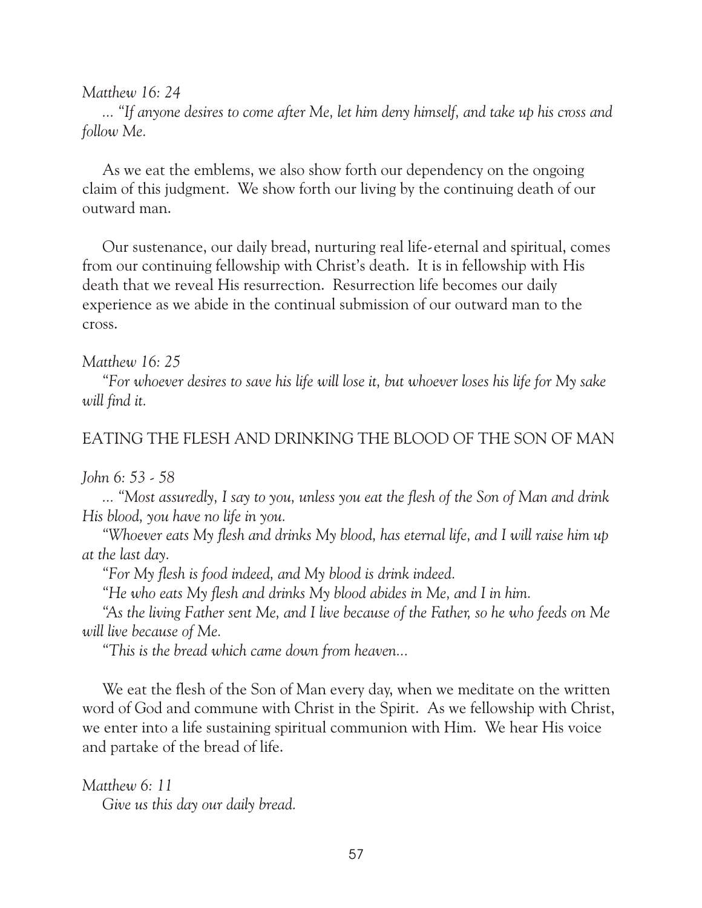*Matthew 16: 24*

*... "If anyone desires to come after Me, let him deny himself, and take up his cross and follow Me.*

As we eat the emblems, we also show forth our dependency on the ongoing claim of this judgment. We show forth our living by the continuing death of our outward man.

Our sustenance, our daily bread, nurturing real life-eternal and spiritual, comes from our continuing fellowship with Christ's death. It is in fellowship with His death that we reveal His resurrection. Resurrection life becomes our daily experience as we abide in the continual submission of our outward man to the cross.

*Matthew 16: 25*

*"For whoever desires to save his life will lose it, but whoever loses his life for My sake will find it.*

## EATING THE FLESH AND DRINKING THE BLOOD OF THE SON OF MAN

*John 6: 53 - 58*

*... "Most assuredly, I say to you, unless you eat the flesh of the Son of Man and drink His blood, you have no life in you.*

*"Whoever eats My flesh and drinks My blood, has eternal life, and I will raise him up at the last day.*

*"For My flesh is food indeed, and My blood is drink indeed.*

*"He who eats My flesh and drinks My blood abides in Me, and I in him.*

*"As the living Father sent Me, and I live because of the Father, so he who feeds on Me will live because of Me.*

*"This is the bread which came down from heaven...*

We eat the flesh of the Son of Man every day, when we meditate on the written word of God and commune with Christ in the Spirit. As we fellowship with Christ, we enter into a life sustaining spiritual communion with Him. We hear His voice and partake of the bread of life.

*Matthew 6: 11*

*Give us this day our daily bread.*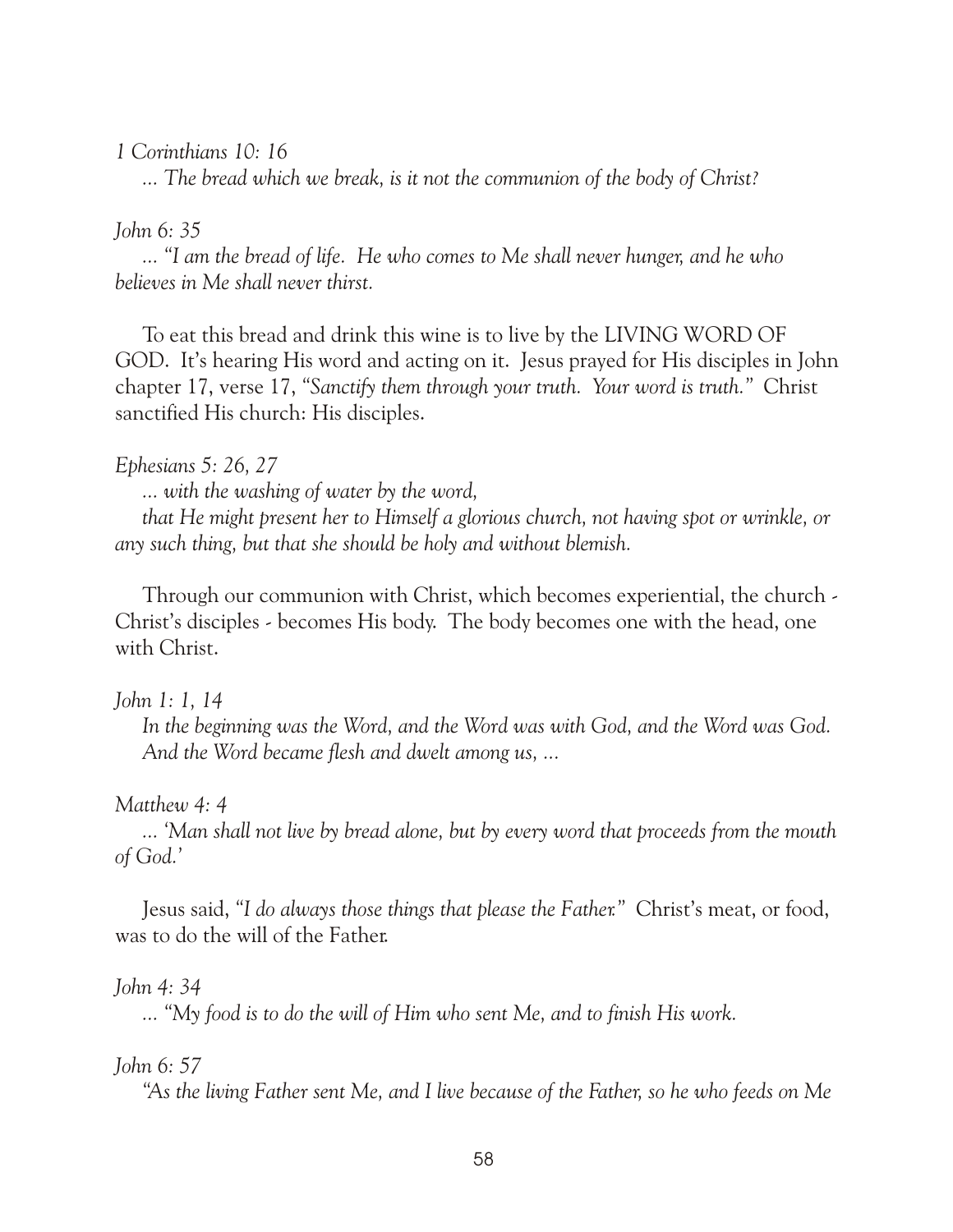*1 Corinthians 10: 16*

*... The bread which we break, is it not the communion of the body of Christ?*

*John 6: 35*

*... "I am the bread of life. He who comes to Me shall never hunger, and he who believes in Me shall never thirst.*

To eat this bread and drink this wine is to live by the LIVING WORD OF GOD. It's hearing His word and acting on it. Jesus prayed for His disciples in John chapter 17, verse 17, "*Sanctify them through your truth. Your word is truth.*" Christ sanctified His church: His disciples.

*Ephesians 5: 26, 27*

*... with the washing of water by the word,*

*that He might present her to Himself a glorious church, not having spot or wrinkle, or any such thing, but that she should be holy and without blemish.*

Through our communion with Christ, which becomes experiential, the church - Christ's disciples - becomes His body. The body becomes one with the head, one with Christ.

*John 1: 1, 14*

*In the beginning was the Word, and the Word was with God, and the Word was God.*
*And the Word became flesh and dwelt among us, ...*

*Matthew 4: 4*

*... 'Man shall not live by bread alone, but by every word that proceeds from the mouth of God.'*

Jesus said, "*I do always those things that please the Father.*" Christ's meat, or food, was to do the will of the Father.

*John 4: 34*

*... "My food is to do the will of Him who sent Me, and to finish His work.*

*John 6: 57*

*"As the living Father sent Me, and I live because of the Father, so he who feeds on Me*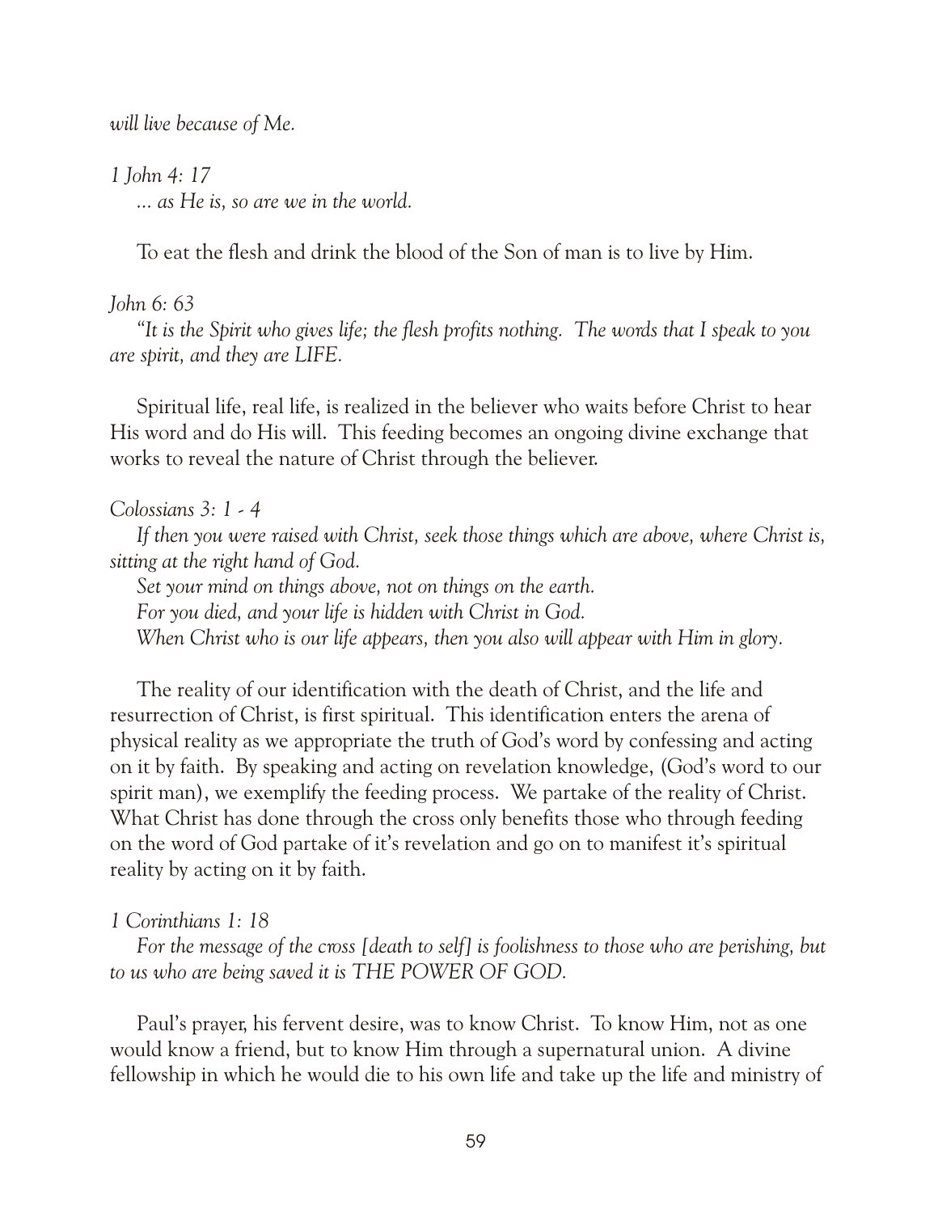*will live because of Me.*

*1 John 4: 17*
*... as He is, so are we in the world.*

To eat the flesh and drink the blood of the Son of man is to live by Him.

*John 6: 63*
*"It is the Spirit who gives life; the flesh profits nothing. The words that I speak to you are spirit, and they are LIFE.*

Spiritual life, real life, is realized in the believer who waits before Christ to hear His word and do His will. This feeding becomes an ongoing divine exchange that works to reveal the nature of Christ through the believer.

*Colossians 3: 1 - 4*
*If then you were raised with Christ, seek those things which are above, where Christ is, sitting at the right hand of God.*
*Set your mind on things above, not on things on the earth.*
*For you died, and your life is hidden with Christ in God.*
*When Christ who is our life appears, then you also will appear with Him in glory.*

The reality of our identification with the death of Christ, and the life and resurrection of Christ, is first spiritual. This identification enters the arena of physical reality as we appropriate the truth of God's word by confessing and acting on it by faith. By speaking and acting on revelation knowledge, (God's word to our spirit man), we exemplify the feeding process. We partake of the reality of Christ. What Christ has done through the cross only benefits those who through feeding on the word of God partake of it's revelation and go on to manifest it's spiritual reality by acting on it by faith.

*1 Corinthians 1: 18*
*For the message of the cross [death to self] is foolishness to those who are perishing, but to us who are being saved it is THE POWER OF GOD.*

Paul's prayer, his fervent desire, was to know Christ. To know Him, not as one would know a friend, but to know Him through a supernatural union. A divine fellowship in which he would die to his own life and take up the life and ministry of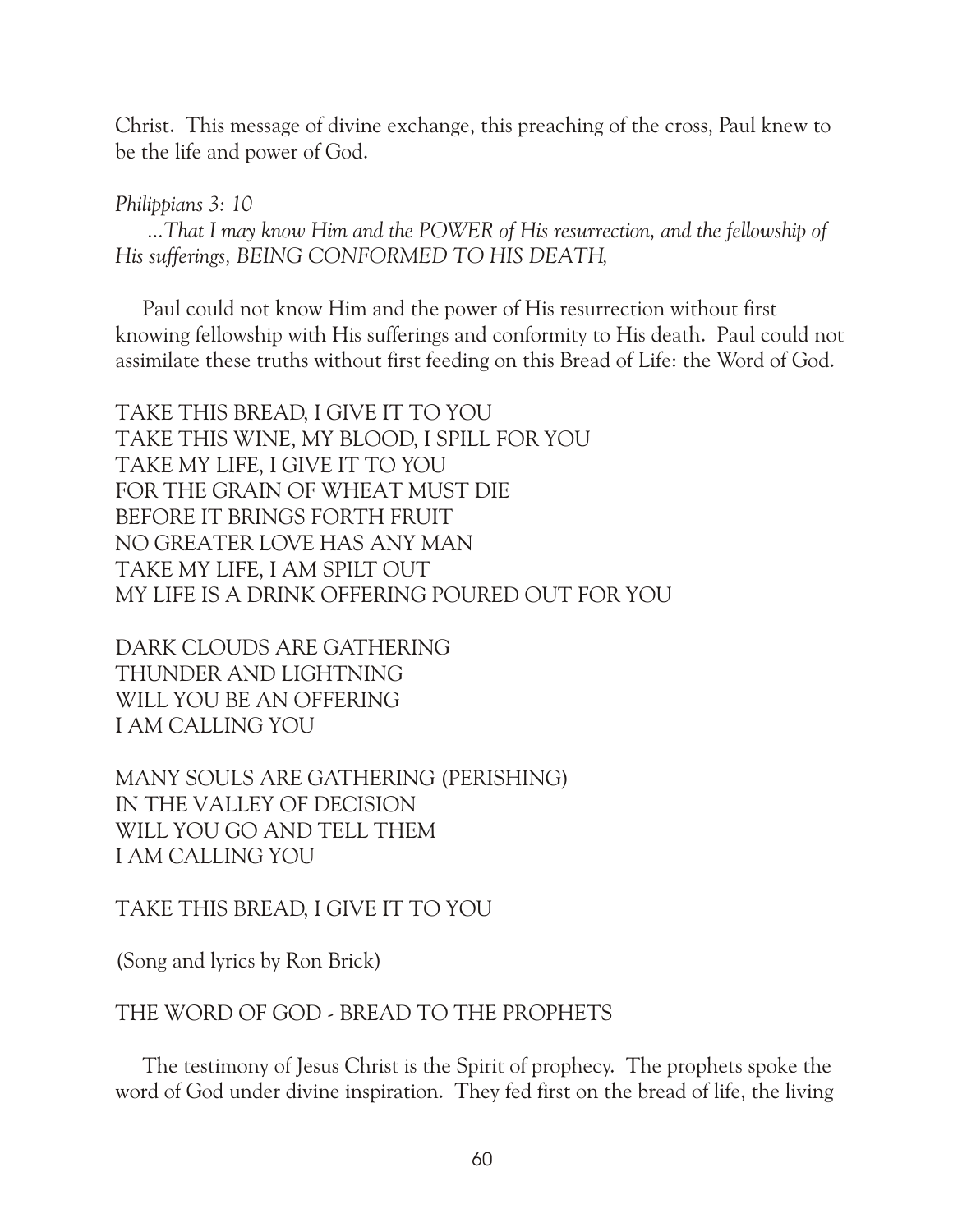Christ. This message of divine exchange, this preaching of the cross, Paul knew to be the life and power of God.

*Philippians 3: 10*

*...That I may know Him and the POWER of His resurrection, and the fellowship of His sufferings, BEING CONFORMED TO HIS DEATH,*

Paul could not know Him and the power of His resurrection without first knowing fellowship with His sufferings and conformity to His death. Paul could not assimilate these truths without first feeding on this Bread of Life: the Word of God.

TAKE THIS BREAD, I GIVE IT TO YOU
TAKE THIS WINE, MY BLOOD, I SPILL FOR YOU
TAKE MY LIFE, I GIVE IT TO YOU
FOR THE GRAIN OF WHEAT MUST DIE
BEFORE IT BRINGS FORTH FRUIT
NO GREATER LOVE HAS ANY MAN
TAKE MY LIFE, I AM SPILT OUT
MY LIFE IS A DRINK OFFERING POURED OUT FOR YOU

DARK CLOUDS ARE GATHERING
THUNDER AND LIGHTNING
WILL YOU BE AN OFFERING
I AM CALLING YOU

MANY SOULS ARE GATHERING (PERISHING)
IN THE VALLEY OF DECISION
WILL YOU GO AND TELL THEM
I AM CALLING YOU

TAKE THIS BREAD, I GIVE IT TO YOU

(Song and lyrics by Ron Brick)

## THE WORD OF GOD - BREAD TO THE PROPHETS

The testimony of Jesus Christ is the Spirit of prophecy. The prophets spoke the word of God under divine inspiration. They fed first on the bread of life, the living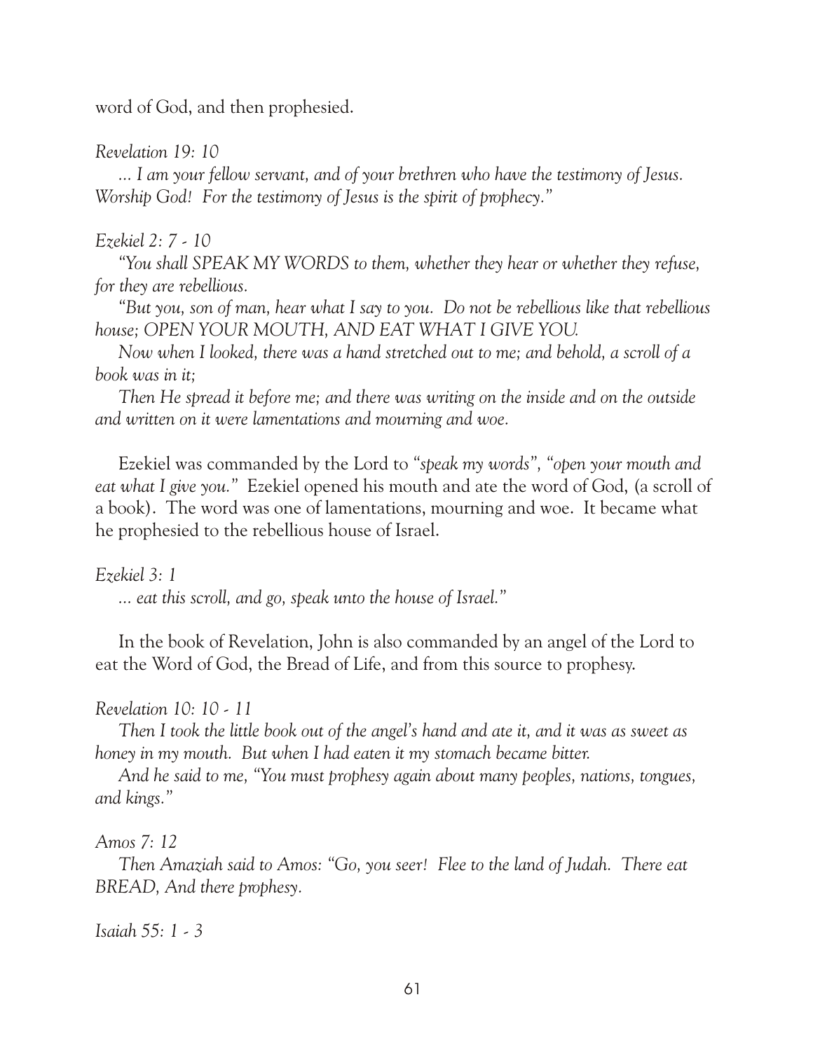word of God, and then prophesied.

*Revelation 19: 10*

*... I am your fellow servant, and of your brethren who have the testimony of Jesus. Worship God! For the testimony of Jesus is the spirit of prophecy."*

*Ezekiel 2: 7 - 10*

*"You shall SPEAK MY WORDS to them, whether they hear or whether they refuse, for they are rebellious.*

*"But you, son of man, hear what I say to you. Do not be rebellious like that rebellious house; OPEN YOUR MOUTH, AND EAT WHAT I GIVE YOU.*

*Now when I looked, there was a hand stretched out to me; and behold, a scroll of a book was in it;*

*Then He spread it before me; and there was writing on the inside and on the outside and written on it were lamentations and mourning and woe.*

Ezekiel was commanded by the Lord to *"speak my words"*, *"open your mouth and eat what I give you."* Ezekiel opened his mouth and ate the word of God, (a scroll of a book). The word was one of lamentations, mourning and woe. It became what he prophesied to the rebellious house of Israel.

*Ezekiel 3: 1*

*... eat this scroll, and go, speak unto the house of Israel."*

In the book of Revelation, John is also commanded by an angel of the Lord to eat the Word of God, the Bread of Life, and from this source to prophesy.

*Revelation 10: 10 - 11*

*Then I took the little book out of the angel's hand and ate it, and it was as sweet as honey in my mouth. But when I had eaten it my stomach became bitter.*

*And he said to me, "You must prophesy again about many peoples, nations, tongues, and kings."*

*Amos 7: 12*

*Then Amaziah said to Amos: "Go, you seer! Flee to the land of Judah. There eat BREAD, And there prophesy.*

*Isaiah 55: 1 - 3*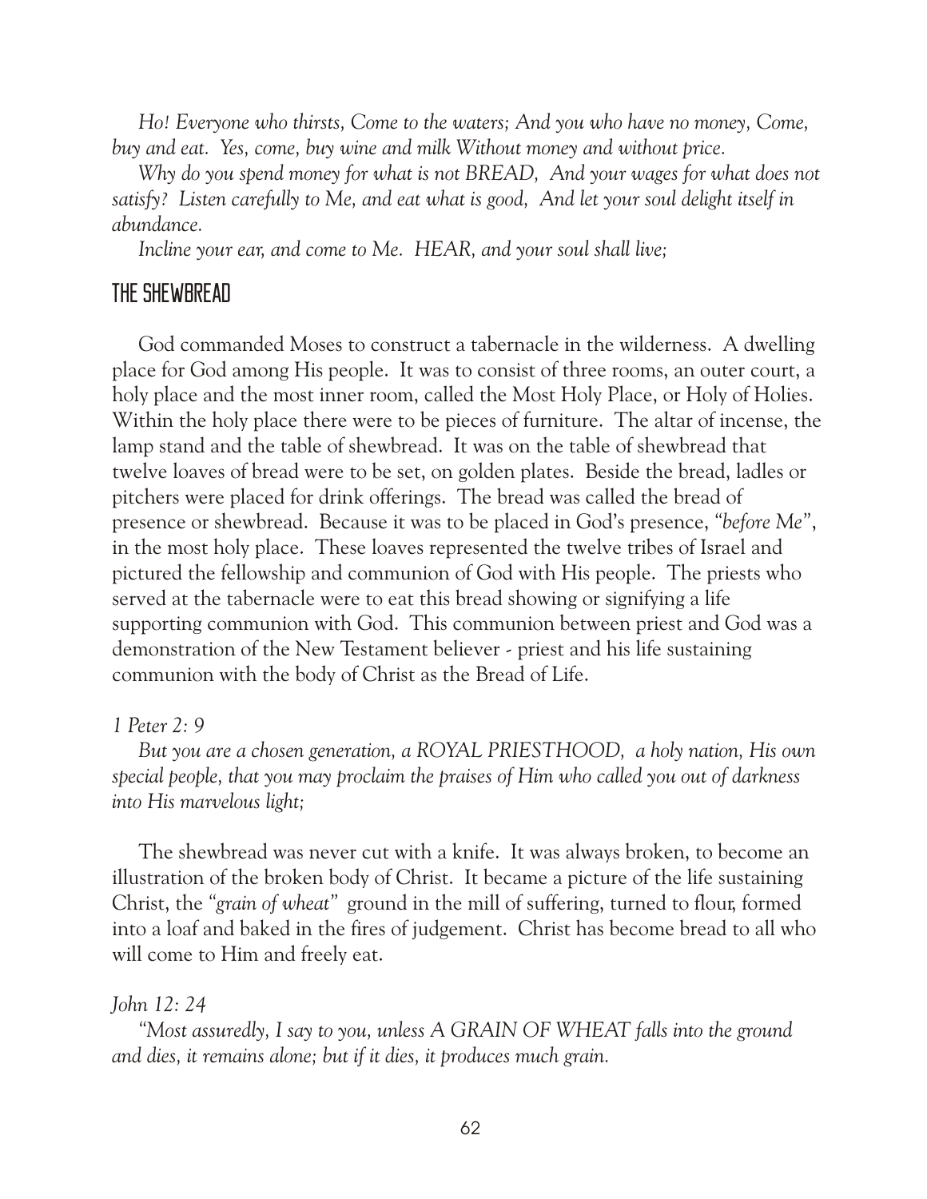*Ho! Everyone who thirsts, Come to the waters; And you who have no money, Come, buy and eat. Yes, come, buy wine and milk Without money and without price.*

*Why do you spend money for what is not BREAD, And your wages for what does not satisfy? Listen carefully to Me, and eat what is good, And let your soul delight itself in abundance.*

*Incline your ear, and come to Me. HEAR, and your soul shall live;*

## THE SHEWBREAD

God commanded Moses to construct a tabernacle in the wilderness. A dwelling place for God among His people. It was to consist of three rooms, an outer court, a holy place and the most inner room, called the Most Holy Place, or Holy of Holies. Within the holy place there were to be pieces of furniture. The altar of incense, the lamp stand and the table of shewbread. It was on the table of shewbread that twelve loaves of bread were to be set, on golden plates. Beside the bread, ladles or pitchers were placed for drink offerings. The bread was called the bread of presence or shewbread. Because it was to be placed in God's presence, *"before Me"*, in the most holy place. These loaves represented the twelve tribes of Israel and pictured the fellowship and communion of God with His people. The priests who served at the tabernacle were to eat this bread showing or signifying a life supporting communion with God. This communion between priest and God was a demonstration of the New Testament believer - priest and his life sustaining communion with the body of Christ as the Bread of Life.

*1 Peter 2: 9*

*But you are a chosen generation, a ROYAL PRIESTHOOD, a holy nation, His own special people, that you may proclaim the praises of Him who called you out of darkness into His marvelous light;*

The shewbread was never cut with a knife. It was always broken, to become an illustration of the broken body of Christ. It became a picture of the life sustaining Christ, the *"grain of wheat"* ground in the mill of suffering, turned to flour, formed into a loaf and baked in the fires of judgement. Christ has become bread to all who will come to Him and freely eat.

*John 12: 24*

*"Most assuredly, I say to you, unless A GRAIN OF WHEAT falls into the ground and dies, it remains alone; but if it dies, it produces much grain.*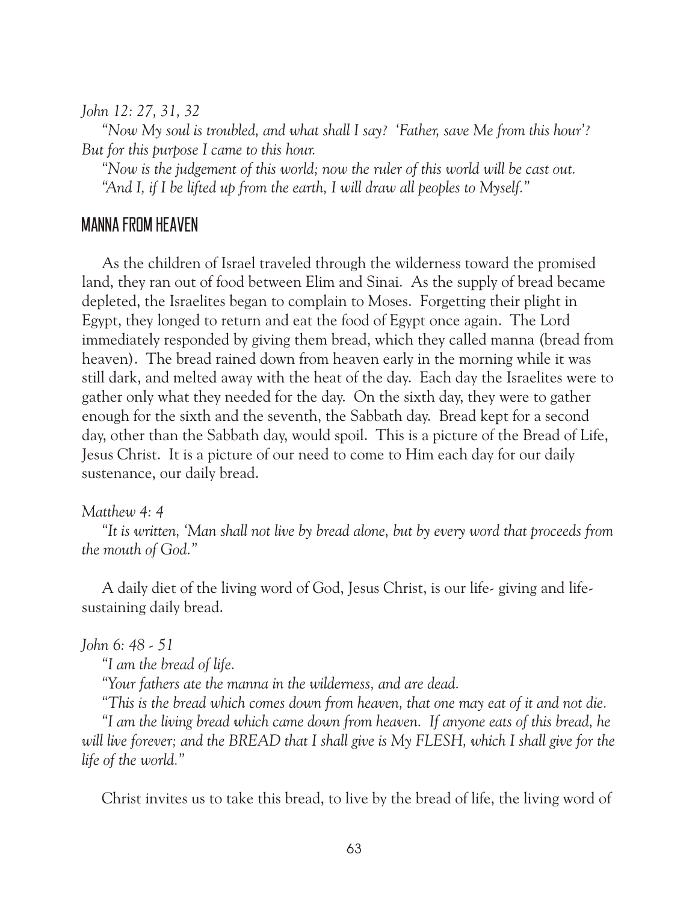*John 12: 27, 31, 32*

*"Now My soul is troubled, and what shall I say? 'Father, save Me from this hour'? But for this purpose I came to this hour.*

*"Now is the judgement of this world; now the ruler of this world will be cast out.*

*"And I, if I be lifted up from the earth, I will draw all peoples to Myself."*

## MANNA FROM HEAVEN

As the children of Israel traveled through the wilderness toward the promised land, they ran out of food between Elim and Sinai. As the supply of bread became depleted, the Israelites began to complain to Moses. Forgetting their plight in Egypt, they longed to return and eat the food of Egypt once again. The Lord immediately responded by giving them bread, which they called manna (bread from heaven). The bread rained down from heaven early in the morning while it was still dark, and melted away with the heat of the day. Each day the Israelites were to gather only what they needed for the day. On the sixth day, they were to gather enough for the sixth and the seventh, the Sabbath day. Bread kept for a second day, other than the Sabbath day, would spoil. This is a picture of the Bread of Life, Jesus Christ. It is a picture of our need to come to Him each day for our daily sustenance, our daily bread.

*Matthew 4: 4*

*"It is written, 'Man shall not live by bread alone, but by every word that proceeds from the mouth of God."*

A daily diet of the living word of God, Jesus Christ, is our life- giving and life-sustaining daily bread.

*John 6: 48 - 51*

*"I am the bread of life.*

*"Your fathers ate the manna in the wilderness, and are dead.*

*"This is the bread which comes down from heaven, that one may eat of it and not die.*

*"I am the living bread which came down from heaven. If anyone eats of this bread, he will live forever; and the BREAD that I shall give is My FLESH, which I shall give for the life of the world."*

Christ invites us to take this bread, to live by the bread of life, the living word of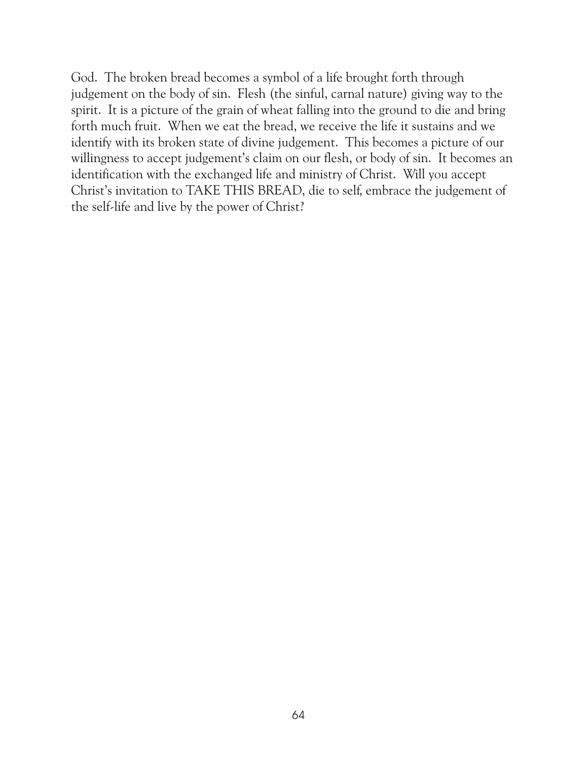God. The broken bread becomes a symbol of a life brought forth through judgement on the body of sin. Flesh (the sinful, carnal nature) giving way to the spirit. It is a picture of the grain of wheat falling into the ground to die and bring forth much fruit. When we eat the bread, we receive the life it sustains and we identify with its broken state of divine judgement. This becomes a picture of our willingness to accept judgement's claim on our flesh, or body of sin. It becomes an identification with the exchanged life and ministry of Christ. Will you accept Christ's invitation to TAKE THIS BREAD, die to self, embrace the judgement of the self-life and live by the power of Christ?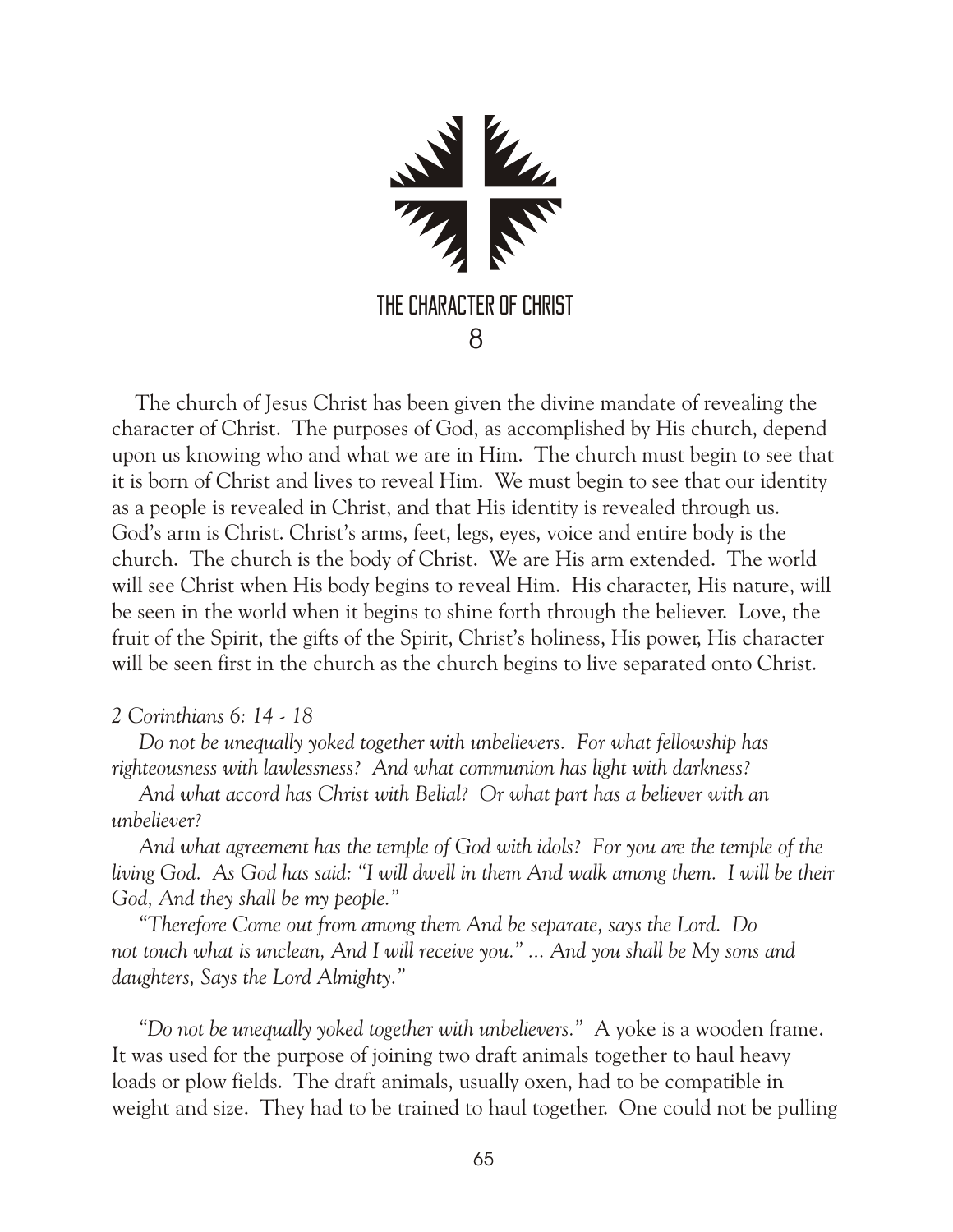# THE CHARACTER OF CHRIST

## 8

The church of Jesus Christ has been given the divine mandate of revealing the character of Christ. The purposes of God, as accomplished by His church, depend upon us knowing who and what we are in Him. The church must begin to see that it is born of Christ and lives to reveal Him. We must begin to see that our identity as a people is revealed in Christ, and that His identity is revealed through us. God's arm is Christ. Christ's arms, feet, legs, eyes, voice and entire body is the church. The church is the body of Christ. We are His arm extended. The world will see Christ when His body begins to reveal Him. His character, His nature, will be seen in the world when it begins to shine forth through the believer. Love, the fruit of the Spirit, the gifts of the Spirit, Christ's holiness, His power, His character will be seen first in the church as the church begins to live separated onto Christ.

*2 Corinthians 6: 14 - 18*

*Do not be unequally yoked together with unbelievers. For what fellowship has righteousness with lawlessness? And what communion has light with darkness?*

*And what accord has Christ with Belial? Or what part has a believer with an unbeliever?*

*And what agreement has the temple of God with idols? For you are the temple of the living God. As God has said: "I will dwell in them And walk among them. I will be their God, And they shall be my people."*

*"Therefore Come out from among them And be separate, says the Lord. Do not touch what is unclean, And I will receive you." ... And you shall be My sons and daughters, Says the Lord Almighty."*

*"Do not be unequally yoked together with unbelievers."* A yoke is a wooden frame. It was used for the purpose of joining two draft animals together to haul heavy loads or plow fields. The draft animals, usually oxen, had to be compatible in weight and size. They had to be trained to haul together. One could not be pulling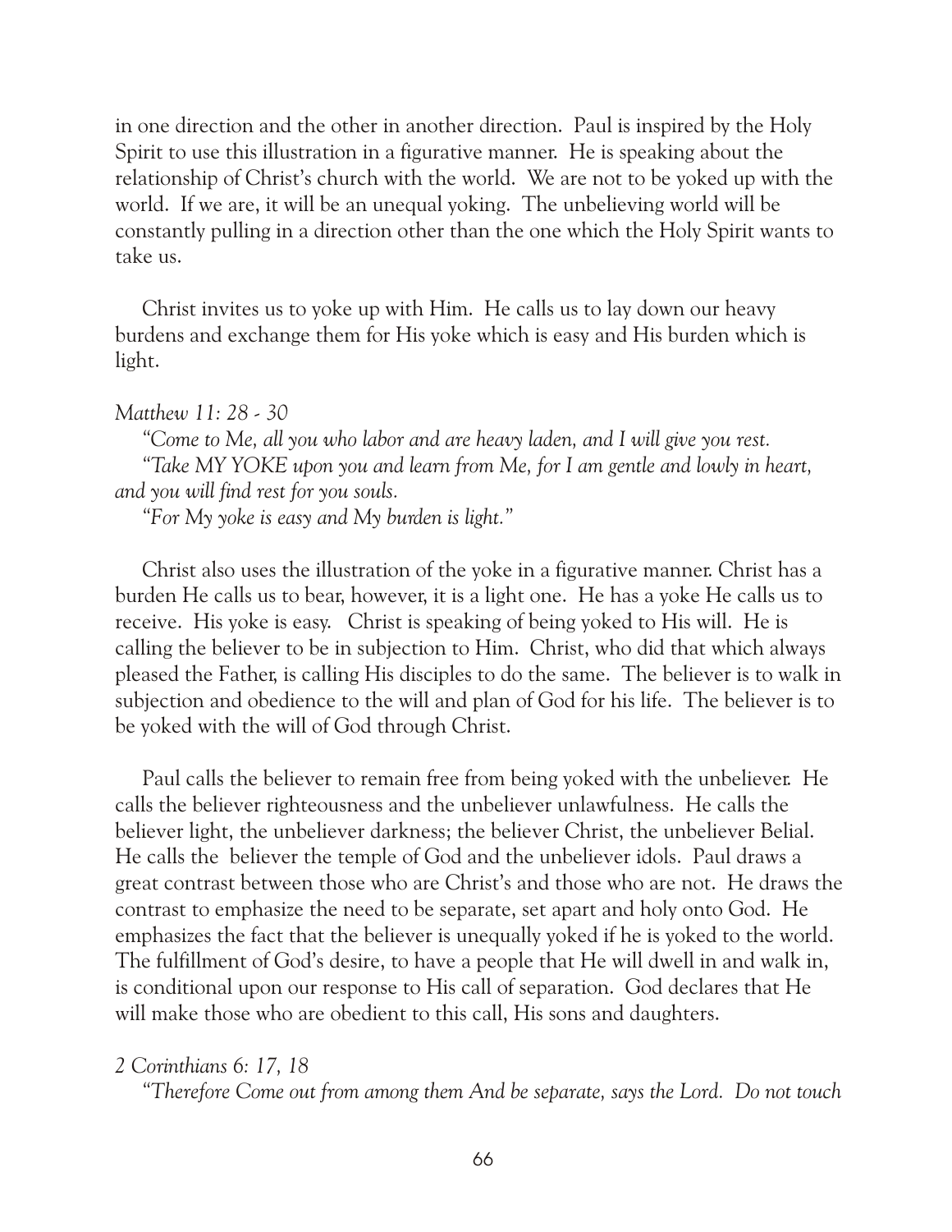in one direction and the other in another direction. Paul is inspired by the Holy Spirit to use this illustration in a figurative manner. He is speaking about the relationship of Christ's church with the world. We are not to be yoked up with the world. If we are, it will be an unequal yoking. The unbelieving world will be constantly pulling in a direction other than the one which the Holy Spirit wants to take us.

Christ invites us to yoke up with Him. He calls us to lay down our heavy burdens and exchange them for His yoke which is easy and His burden which is light.

*Matthew 11: 28 - 30*

*"Come to Me, all you who labor and are heavy laden, and I will give you rest.*
*"Take MY YOKE upon you and learn from Me, for I am gentle and lowly in heart, and you will find rest for you souls.*
*"For My yoke is easy and My burden is light."*

Christ also uses the illustration of the yoke in a figurative manner. Christ has a burden He calls us to bear, however, it is a light one. He has a yoke He calls us to receive. His yoke is easy. Christ is speaking of being yoked to His will. He is calling the believer to be in subjection to Him. Christ, who did that which always pleased the Father, is calling His disciples to do the same. The believer is to walk in subjection and obedience to the will and plan of God for his life. The believer is to be yoked with the will of God through Christ.

Paul calls the believer to remain free from being yoked with the unbeliever. He calls the believer righteousness and the unbeliever unlawfulness. He calls the believer light, the unbeliever darkness; the believer Christ, the unbeliever Belial. He calls the believer the temple of God and the unbeliever idols. Paul draws a great contrast between those who are Christ's and those who are not. He draws the contrast to emphasize the need to be separate, set apart and holy onto God. He emphasizes the fact that the believer is unequally yoked if he is yoked to the world. The fulfillment of God's desire, to have a people that He will dwell in and walk in, is conditional upon our response to His call of separation. God declares that He will make those who are obedient to this call, His sons and daughters.

*2 Corinthians 6: 17, 18*

*"Therefore Come out from among them And be separate, says the Lord. Do not touch*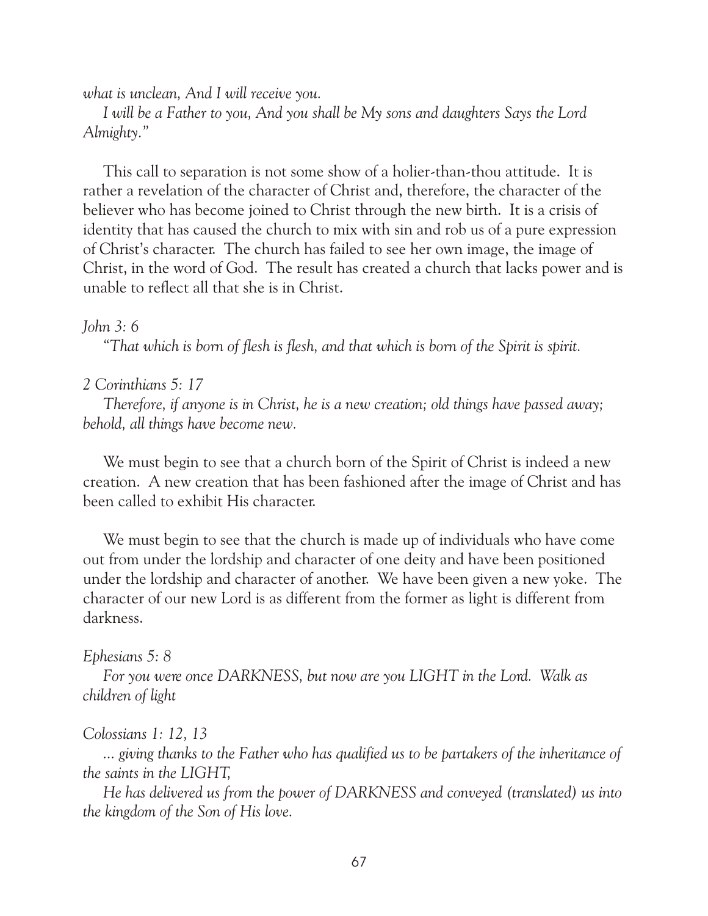*what is unclean, And I will receive you.*

*I will be a Father to you, And you shall be My sons and daughters Says the Lord Almighty."*

This call to separation is not some show of a holier-than-thou attitude. It is rather a revelation of the character of Christ and, therefore, the character of the believer who has become joined to Christ through the new birth. It is a crisis of identity that has caused the church to mix with sin and rob us of a pure expression of Christ's character. The church has failed to see her own image, the image of Christ, in the word of God. The result has created a church that lacks power and is unable to reflect all that she is in Christ.

*John 3: 6*

*"That which is born of flesh is flesh, and that which is born of the Spirit is spirit.*

*2 Corinthians 5: 17*

*Therefore, if anyone is in Christ, he is a new creation; old things have passed away; behold, all things have become new.*

We must begin to see that a church born of the Spirit of Christ is indeed a new creation. A new creation that has been fashioned after the image of Christ and has been called to exhibit His character.

We must begin to see that the church is made up of individuals who have come out from under the lordship and character of one deity and have been positioned under the lordship and character of another. We have been given a new yoke. The character of our new Lord is as different from the former as light is different from darkness.

*Ephesians 5: 8*

*For you were once DARKNESS, but now are you LIGHT in the Lord. Walk as children of light*

*Colossians 1: 12, 13*

*... giving thanks to the Father who has qualified us to be partakers of the inheritance of the saints in the LIGHT,*

*He has delivered us from the power of DARKNESS and conveyed (translated) us into the kingdom of the Son of His love.*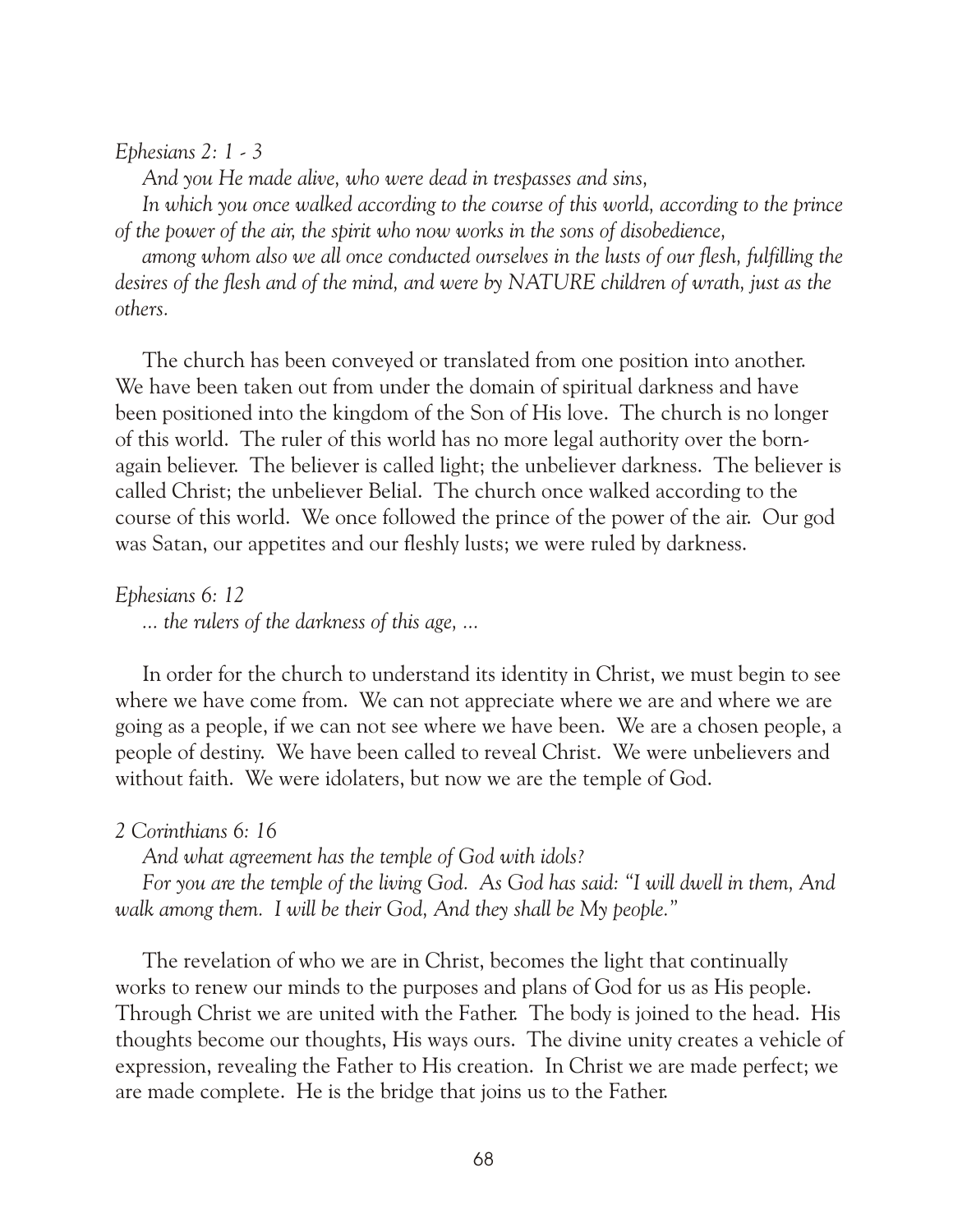*Ephesians 2: 1 - 3*

*And you He made alive, who were dead in trespasses and sins,*

*In which you once walked according to the course of this world, according to the prince of the power of the air, the spirit who now works in the sons of disobedience,*

*among whom also we all once conducted ourselves in the lusts of our flesh, fulfilling the desires of the flesh and of the mind, and were by NATURE children of wrath, just as the others.*

The church has been conveyed or translated from one position into another. We have been taken out from under the domain of spiritual darkness and have been positioned into the kingdom of the Son of His love. The church is no longer of this world. The ruler of this world has no more legal authority over the born-again believer. The believer is called light; the unbeliever darkness. The believer is called Christ; the unbeliever Belial. The church once walked according to the course of this world. We once followed the prince of the power of the air. Our god was Satan, our appetites and our fleshly lusts; we were ruled by darkness.

*Ephesians 6: 12*

*... the rulers of the darkness of this age, ...*

In order for the church to understand its identity in Christ, we must begin to see where we have come from. We can not appreciate where we are and where we are going as a people, if we can not see where we have been. We are a chosen people, a people of destiny. We have been called to reveal Christ. We were unbelievers and without faith. We were idolaters, but now we are the temple of God.

*2 Corinthians 6: 16*

*And what agreement has the temple of God with idols?*

*For you are the temple of the living God. As God has said: "I will dwell in them, And walk among them. I will be their God, And they shall be My people."*

The revelation of who we are in Christ, becomes the light that continually works to renew our minds to the purposes and plans of God for us as His people. Through Christ we are united with the Father. The body is joined to the head. His thoughts become our thoughts, His ways ours. The divine unity creates a vehicle of expression, revealing the Father to His creation. In Christ we are made perfect; we are made complete. He is the bridge that joins us to the Father.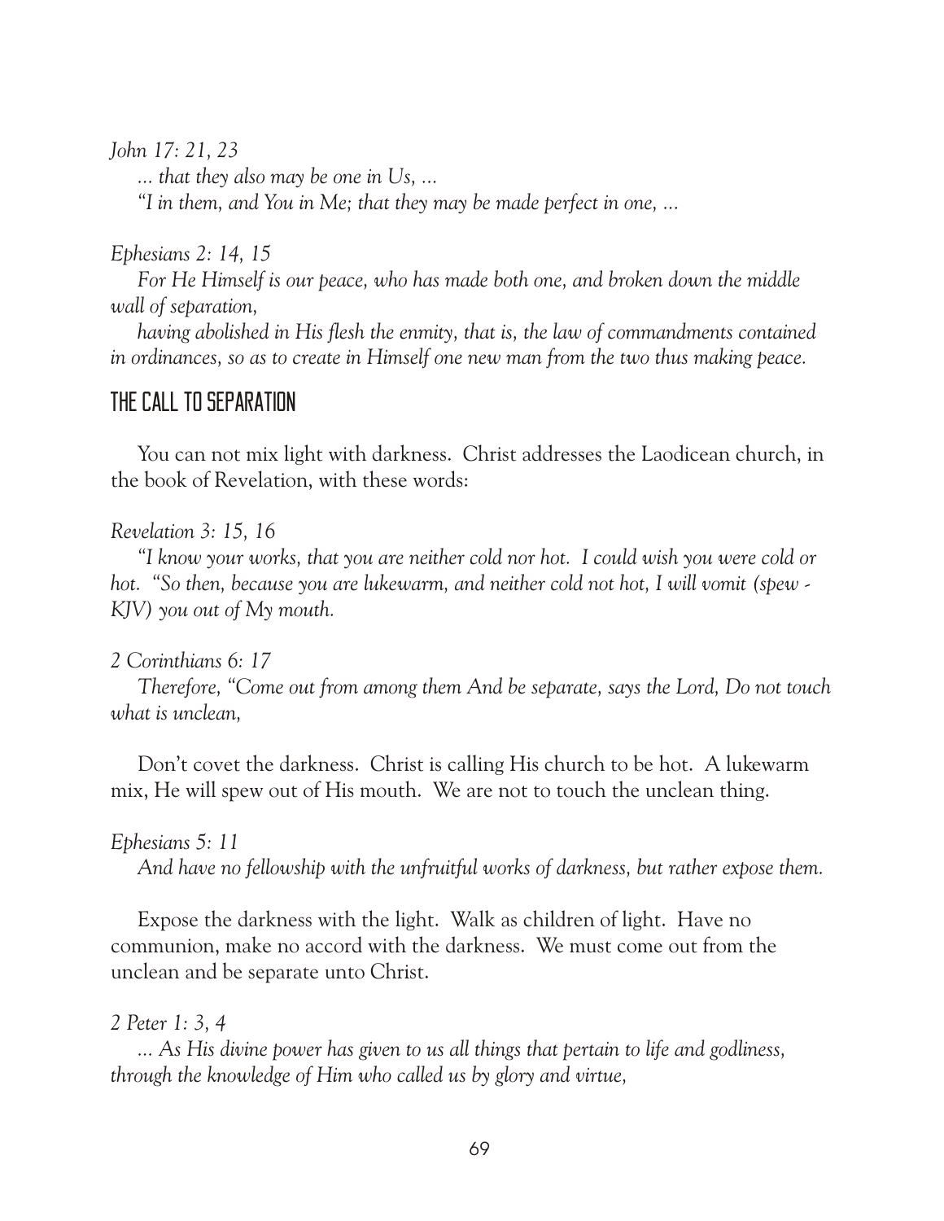*John 17: 21, 23*

*... that they also may be one in Us, ...*

*"I in them, and You in Me; that they may be made perfect in one, ...*

*Ephesians 2: 14, 15*

*For He Himself is our peace, who has made both one, and broken down the middle wall of separation,*

*having abolished in His flesh the enmity, that is, the law of commandments contained in ordinances, so as to create in Himself one new man from the two thus making peace.*

## THE CALL TO SEPARATION

You can not mix light with darkness. Christ addresses the Laodicean church, in the book of Revelation, with these words:

*Revelation 3: 15, 16*

*"I know your works, that you are neither cold nor hot. I could wish you were cold or hot. "So then, because you are lukewarm, and neither cold not hot, I will vomit (spew - KJV) you out of My mouth.*

*2 Corinthians 6: 17*

*Therefore, "Come out from among them And be separate, says the Lord, Do not touch what is unclean,*

Don't covet the darkness. Christ is calling His church to be hot. A lukewarm mix, He will spew out of His mouth. We are not to touch the unclean thing.

*Ephesians 5: 11*

*And have no fellowship with the unfruitful works of darkness, but rather expose them.*

Expose the darkness with the light. Walk as children of light. Have no communion, make no accord with the darkness. We must come out from the unclean and be separate unto Christ.

*2 Peter 1: 3, 4*

*... As His divine power has given to us all things that pertain to life and godliness, through the knowledge of Him who called us by glory and virtue,*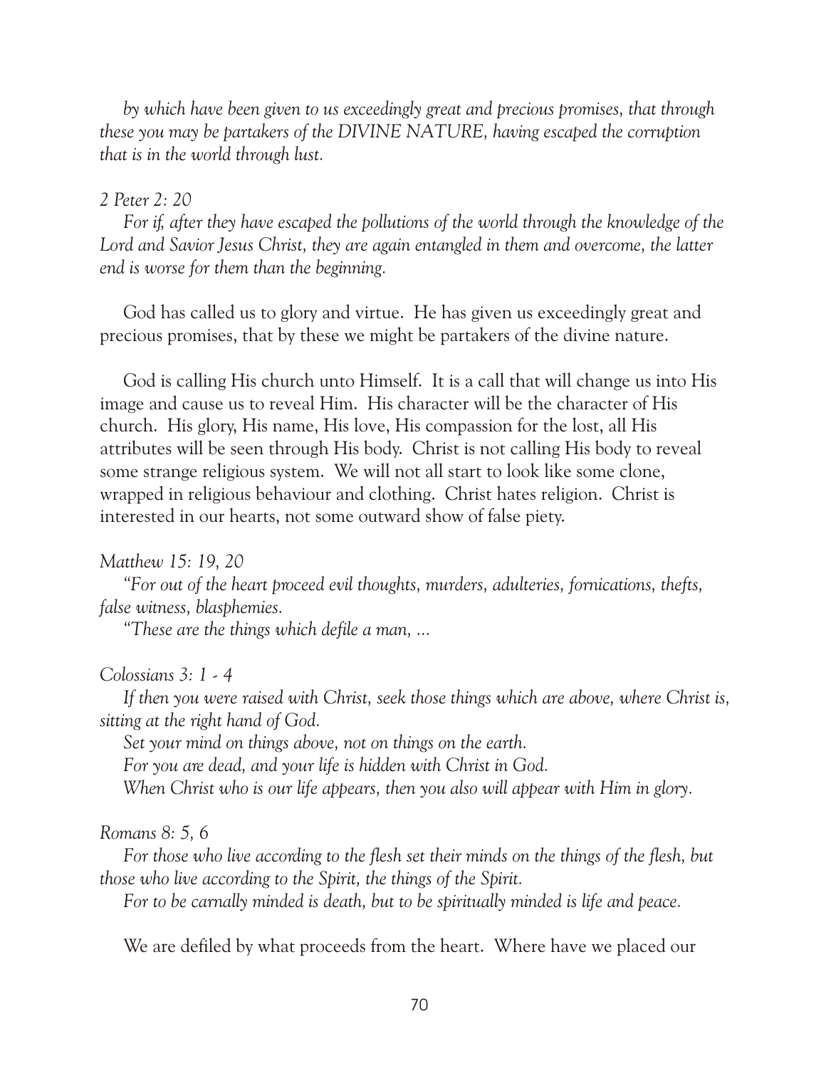*by which have been given to us exceedingly great and precious promises, that through these you may be partakers of the DIVINE NATURE, having escaped the corruption that is in the world through lust.*

*2 Peter 2: 20*

*For if, after they have escaped the pollutions of the world through the knowledge of the Lord and Savior Jesus Christ, they are again entangled in them and overcome, the latter end is worse for them than the beginning.*

God has called us to glory and virtue. He has given us exceedingly great and precious promises, that by these we might be partakers of the divine nature.

God is calling His church unto Himself. It is a call that will change us into His image and cause us to reveal Him. His character will be the character of His church. His glory, His name, His love, His compassion for the lost, all His attributes will be seen through His body. Christ is not calling His body to reveal some strange religious system. We will not all start to look like some clone, wrapped in religious behaviour and clothing. Christ hates religion. Christ is interested in our hearts, not some outward show of false piety.

*Matthew 15: 19, 20*

*"For out of the heart proceed evil thoughts, murders, adulteries, fornications, thefts, false witness, blasphemies.*

*"These are the things which defile a man, ...*

*Colossians 3: 1 - 4*

*If then you were raised with Christ, seek those things which are above, where Christ is, sitting at the right hand of God.*

*Set your mind on things above, not on things on the earth.*

*For you are dead, and your life is hidden with Christ in God.*

*When Christ who is our life appears, then you also will appear with Him in glory.*

*Romans 8: 5, 6*

*For those who live according to the flesh set their minds on the things of the flesh, but those who live according to the Spirit, the things of the Spirit.*

*For to be carnally minded is death, but to be spiritually minded is life and peace.*

We are defiled by what proceeds from the heart. Where have we placed our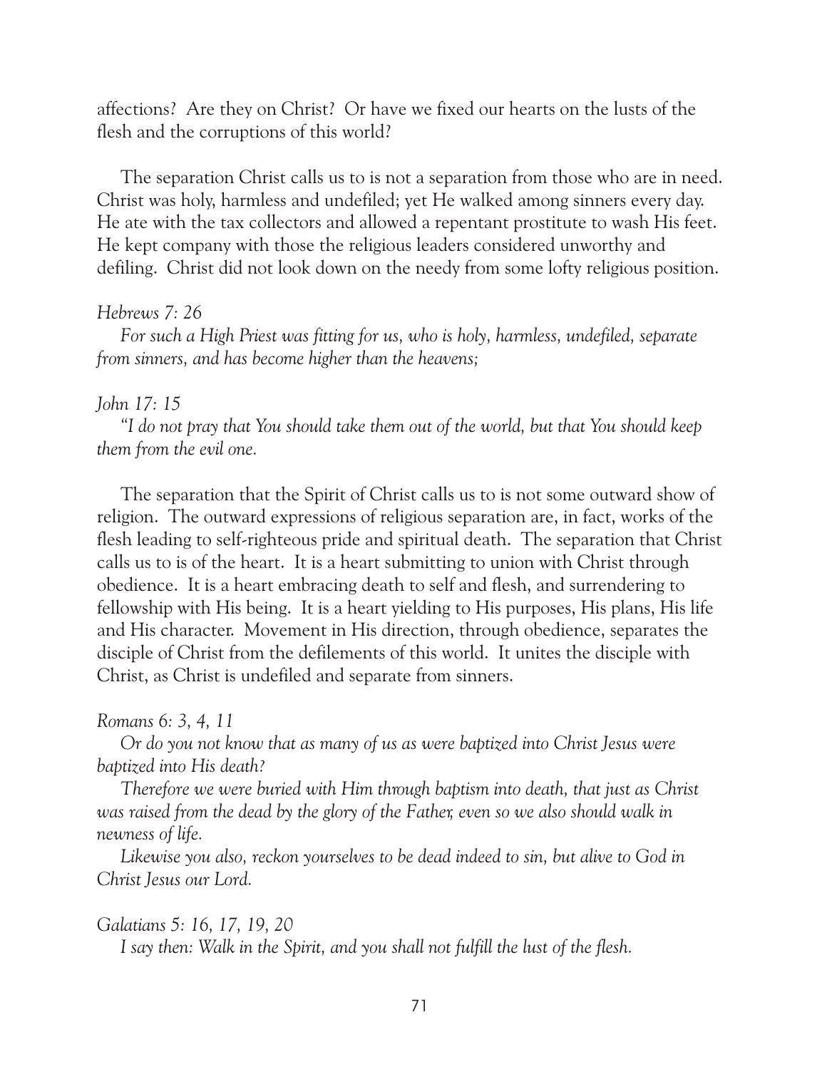affections? Are they on Christ? Or have we fixed our hearts on the lusts of the flesh and the corruptions of this world?

The separation Christ calls us to is not a separation from those who are in need. Christ was holy, harmless and undefiled; yet He walked among sinners every day. He ate with the tax collectors and allowed a repentant prostitute to wash His feet. He kept company with those the religious leaders considered unworthy and defiling. Christ did not look down on the needy from some lofty religious position.

*Hebrews 7: 26*
*For such a High Priest was fitting for us, who is holy, harmless, undefiled, separate from sinners, and has become higher than the heavens;*

*John 17: 15*
*"I do not pray that You should take them out of the world, but that You should keep them from the evil one.*

The separation that the Spirit of Christ calls us to is not some outward show of religion. The outward expressions of religious separation are, in fact, works of the flesh leading to self-righteous pride and spiritual death. The separation that Christ calls us to is of the heart. It is a heart submitting to union with Christ through obedience. It is a heart embracing death to self and flesh, and surrendering to fellowship with His being. It is a heart yielding to His purposes, His plans, His life and His character. Movement in His direction, through obedience, separates the disciple of Christ from the defilements of this world. It unites the disciple with Christ, as Christ is undefiled and separate from sinners.

*Romans 6: 3, 4, 11*
*Or do you not know that as many of us as were baptized into Christ Jesus were baptized into His death?*
*Therefore we were buried with Him through baptism into death, that just as Christ was raised from the dead by the glory of the Father, even so we also should walk in newness of life.*
*Likewise you also, reckon yourselves to be dead indeed to sin, but alive to God in Christ Jesus our Lord.*

*Galatians 5: 16, 17, 19, 20*
*I say then: Walk in the Spirit, and you shall not fulfill the lust of the flesh.*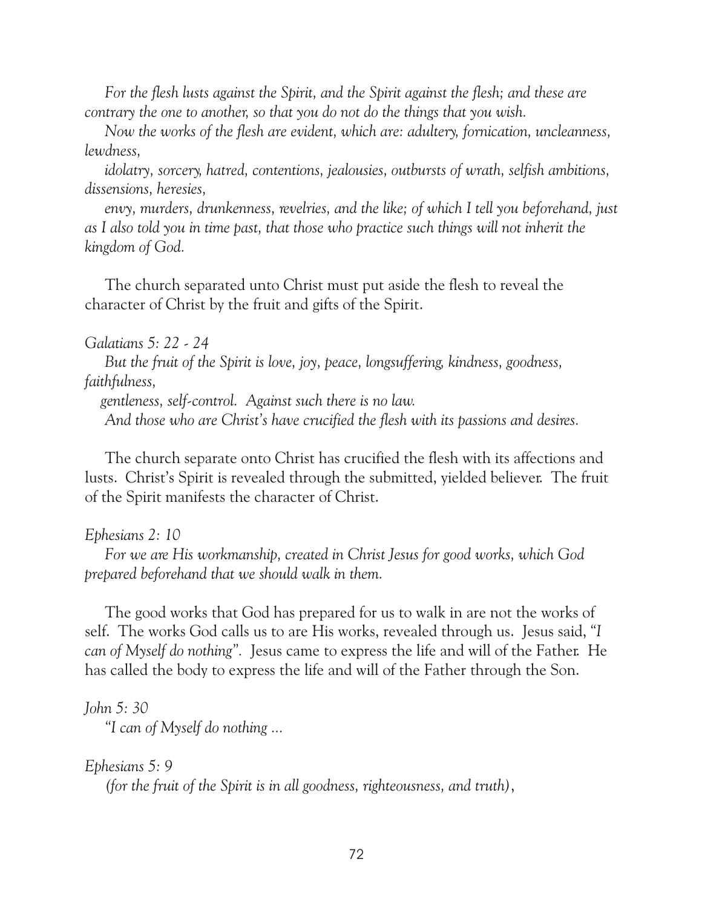*For the flesh lusts against the Spirit, and the Spirit against the flesh; and these are contrary the one to another, so that you do not do the things that you wish.*

*Now the works of the flesh are evident, which are: adultery, fornication, uncleanness, lewdness,*

*idolatry, sorcery, hatred, contentions, jealousies, outbursts of wrath, selfish ambitions, dissensions, heresies,*

*envy, murders, drunkenness, revelries, and the like; of which I tell you beforehand, just as I also told you in time past, that those who practice such things will not inherit the kingdom of God.*

The church separated unto Christ must put aside the flesh to reveal the character of Christ by the fruit and gifts of the Spirit.

*Galatians 5: 22 - 24*

*But the fruit of the Spirit is love, joy, peace, longsuffering, kindness, goodness, faithfulness,*

*gentleness, self-control. Against such there is no law.*

*And those who are Christ's have crucified the flesh with its passions and desires.*

The church separate onto Christ has crucified the flesh with its affections and lusts. Christ's Spirit is revealed through the submitted, yielded believer. The fruit of the Spirit manifests the character of Christ.

*Ephesians 2: 10*

*For we are His workmanship, created in Christ Jesus for good works, which God prepared beforehand that we should walk in them.*

The good works that God has prepared for us to walk in are not the works of self. The works God calls us to are His works, revealed through us. Jesus said, "*I can of Myself do nothing*". Jesus came to express the life and will of the Father. He has called the body to express the life and will of the Father through the Son.

*John 5: 30*

*"I can of Myself do nothing ...*

*Ephesians 5: 9*

*(for the fruit of the Spirit is in all goodness, righteousness, and truth)*,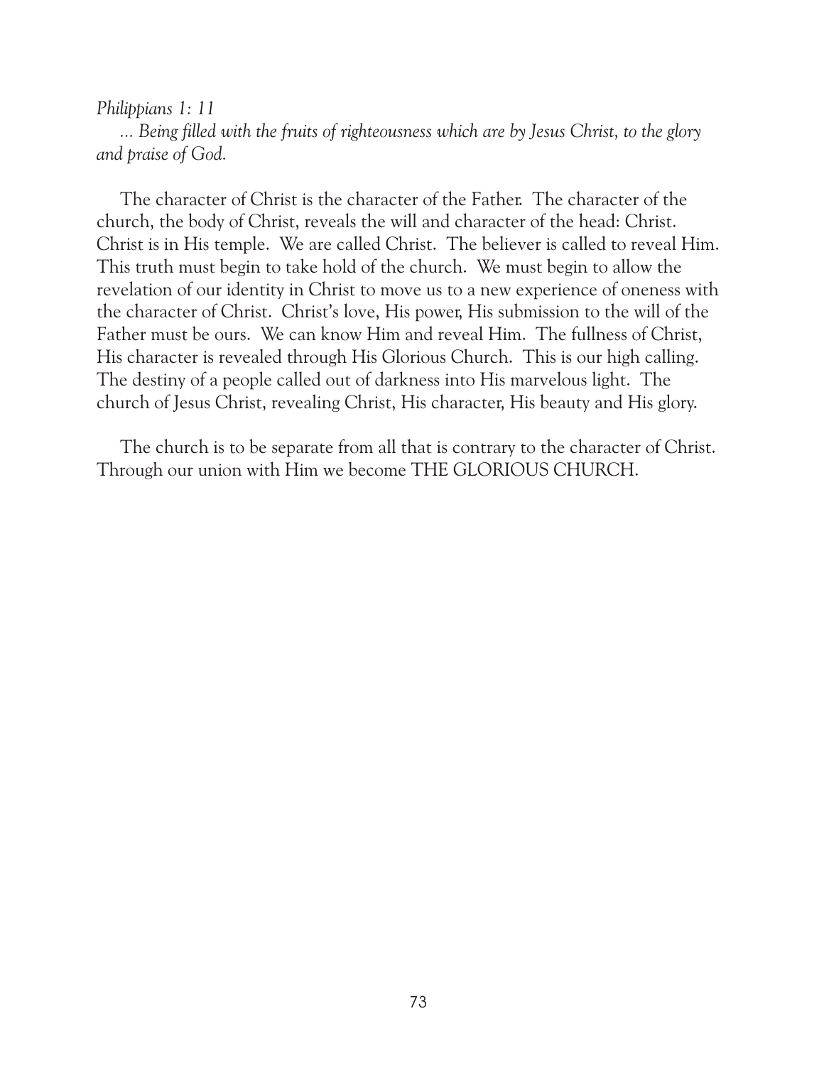*Philippians 1: 11*
*... Being filled with the fruits of righteousness which are by Jesus Christ, to the glory and praise of God.*

The character of Christ is the character of the Father. The character of the church, the body of Christ, reveals the will and character of the head: Christ. Christ is in His temple. We are called Christ. The believer is called to reveal Him. This truth must begin to take hold of the church. We must begin to allow the revelation of our identity in Christ to move us to a new experience of oneness with the character of Christ. Christ's love, His power, His submission to the will of the Father must be ours. We can know Him and reveal Him. The fullness of Christ, His character is revealed through His Glorious Church. This is our high calling. The destiny of a people called out of darkness into His marvelous light. The church of Jesus Christ, revealing Christ, His character, His beauty and His glory.

The church is to be separate from all that is contrary to the character of Christ. Through our union with Him we become THE GLORIOUS CHURCH.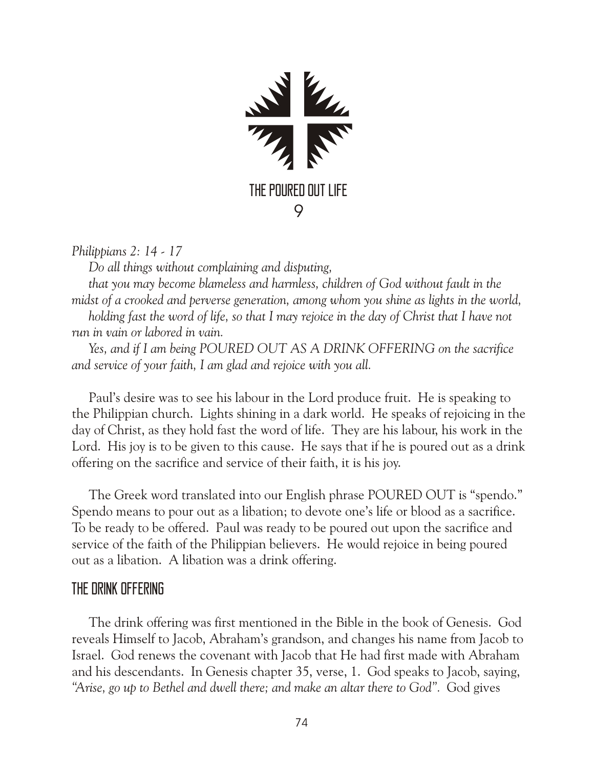# THE POURED OUT LIFE

# 9

*Philippians 2: 14 - 17*

*Do all things without complaining and disputing,*

*that you may become blameless and harmless, children of God without fault in the midst of a crooked and perverse generation, among whom you shine as lights in the world,*

*holding fast the word of life, so that I may rejoice in the day of Christ that I have not run in vain or labored in vain.*

*Yes, and if I am being POURED OUT AS A DRINK OFFERING on the sacrifice and service of your faith, I am glad and rejoice with you all.*

Paul's desire was to see his labour in the Lord produce fruit. He is speaking to the Philippian church. Lights shining in a dark world. He speaks of rejoicing in the day of Christ, as they hold fast the word of life. They are his labour, his work in the Lord. His joy is to be given to this cause. He says that if he is poured out as a drink offering on the sacrifice and service of their faith, it is his joy.

The Greek word translated into our English phrase POURED OUT is "spendo." Spendo means to pour out as a libation; to devote one's life or blood as a sacrifice. To be ready to be offered. Paul was ready to be poured out upon the sacrifice and service of the faith of the Philippian believers. He would rejoice in being poured out as a libation. A libation was a drink offering.

## THE DRINK OFFERING

The drink offering was first mentioned in the Bible in the book of Genesis. God reveals Himself to Jacob, Abraham's grandson, and changes his name from Jacob to Israel. God renews the covenant with Jacob that He had first made with Abraham and his descendants. In Genesis chapter 35, verse, 1. God speaks to Jacob, saying, *"Arise, go up to Bethel and dwell there; and make an altar there to God".* God gives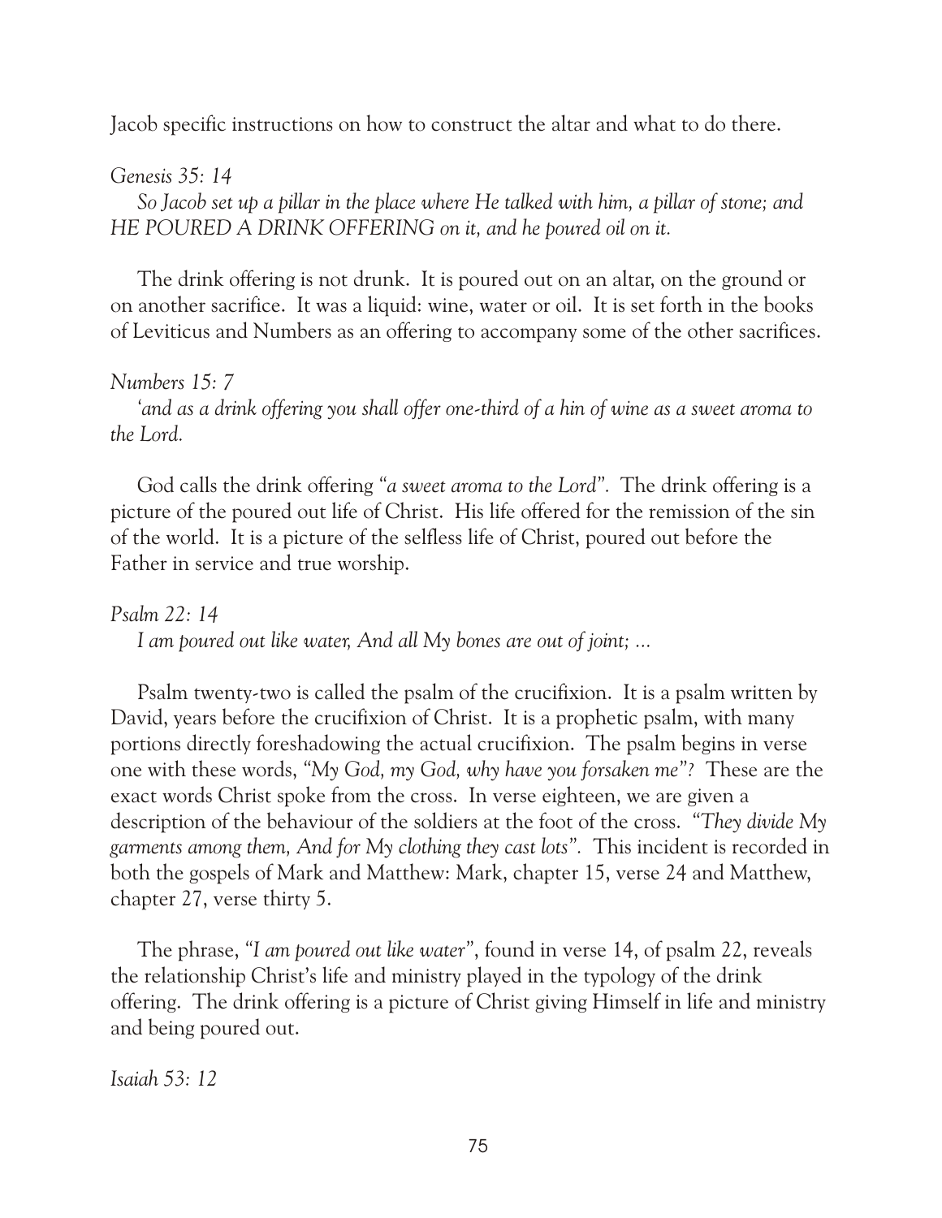Jacob specific instructions on how to construct the altar and what to do there.

*Genesis 35: 14*

*So Jacob set up a pillar in the place where He talked with him, a pillar of stone; and HE POURED A DRINK OFFERING on it, and he poured oil on it.*

The drink offering is not drunk. It is poured out on an altar, on the ground or on another sacrifice. It was a liquid: wine, water or oil. It is set forth in the books of Leviticus and Numbers as an offering to accompany some of the other sacrifices.

*Numbers 15: 7*

*'and as a drink offering you shall offer one-third of a hin of wine as a sweet aroma to the Lord.*

God calls the drink offering "*a sweet aroma to the Lord*". The drink offering is a picture of the poured out life of Christ. His life offered for the remission of the sin of the world. It is a picture of the selfless life of Christ, poured out before the Father in service and true worship.

*Psalm 22: 14*

*I am poured out like water, And all My bones are out of joint; ...*

Psalm twenty-two is called the psalm of the crucifixion. It is a psalm written by David, years before the crucifixion of Christ. It is a prophetic psalm, with many portions directly foreshadowing the actual crucifixion. The psalm begins in verse one with these words, "*My God, my God, why have you forsaken me*"? These are the exact words Christ spoke from the cross. In verse eighteen, we are given a description of the behaviour of the soldiers at the foot of the cross. "*They divide My garments among them, And for My clothing they cast lots*". This incident is recorded in both the gospels of Mark and Matthew: Mark, chapter 15, verse 24 and Matthew, chapter 27, verse thirty 5.

The phrase, "*I am poured out like water*", found in verse 14, of psalm 22, reveals the relationship Christ's life and ministry played in the typology of the drink offering. The drink offering is a picture of Christ giving Himself in life and ministry and being poured out.

*Isaiah 53: 12*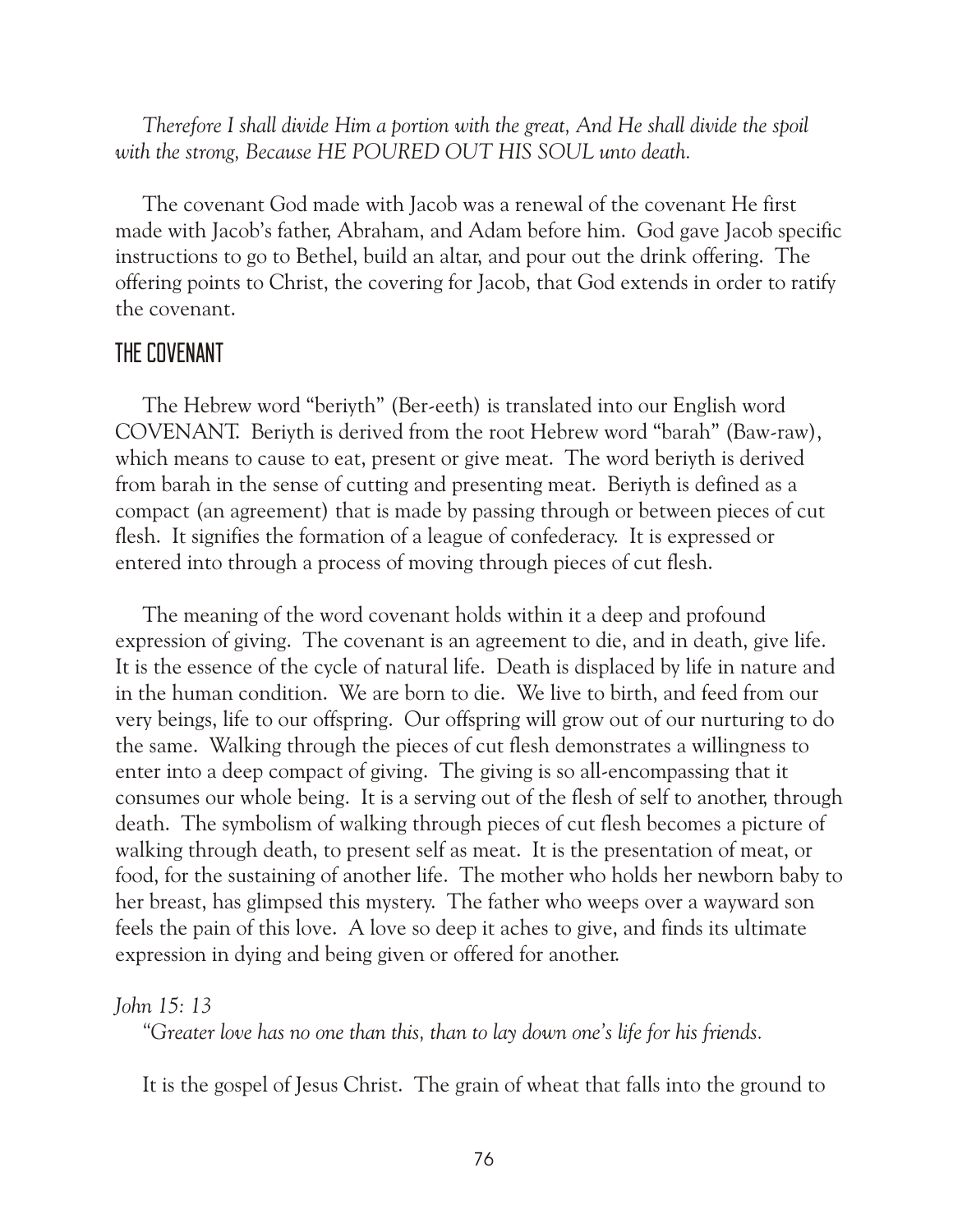*Therefore I shall divide Him a portion with the great, And He shall divide the spoil with the strong, Because HE POURED OUT HIS SOUL unto death.*

The covenant God made with Jacob was a renewal of the covenant He first made with Jacob's father, Abraham, and Adam before him. God gave Jacob specific instructions to go to Bethel, build an altar, and pour out the drink offering. The offering points to Christ, the covering for Jacob, that God extends in order to ratify the covenant.

## THE COVENANT

The Hebrew word "beriyth" (Ber-eeth) is translated into our English word COVENANT. Beriyth is derived from the root Hebrew word "barah" (Baw-raw), which means to cause to eat, present or give meat. The word beriyth is derived from barah in the sense of cutting and presenting meat. Beriyth is defined as a compact (an agreement) that is made by passing through or between pieces of cut flesh. It signifies the formation of a league of confederacy. It is expressed or entered into through a process of moving through pieces of cut flesh.

The meaning of the word covenant holds within it a deep and profound expression of giving. The covenant is an agreement to die, and in death, give life. It is the essence of the cycle of natural life. Death is displaced by life in nature and in the human condition. We are born to die. We live to birth, and feed from our very beings, life to our offspring. Our offspring will grow out of our nurturing to do the same. Walking through the pieces of cut flesh demonstrates a willingness to enter into a deep compact of giving. The giving is so all-encompassing that it consumes our whole being. It is a serving out of the flesh of self to another, through death. The symbolism of walking through pieces of cut flesh becomes a picture of walking through death, to present self as meat. It is the presentation of meat, or food, for the sustaining of another life. The mother who holds her newborn baby to her breast, has glimpsed this mystery. The father who weeps over a wayward son feels the pain of this love. A love so deep it aches to give, and finds its ultimate expression in dying and being given or offered for another.

*John 15: 13*

*"Greater love has no one than this, than to lay down one's life for his friends.*

It is the gospel of Jesus Christ. The grain of wheat that falls into the ground to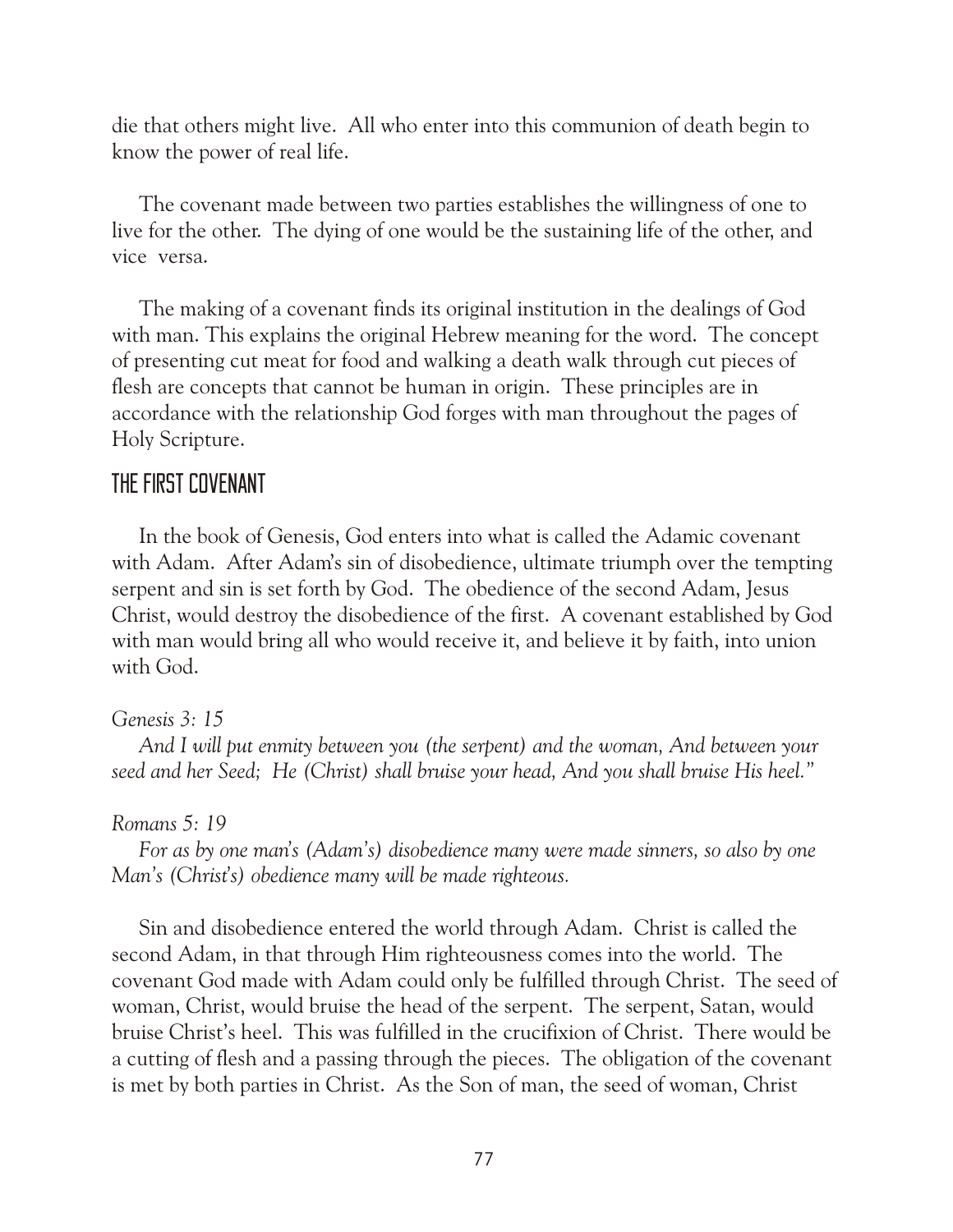die that others might live. All who enter into this communion of death begin to know the power of real life.

The covenant made between two parties establishes the willingness of one to live for the other. The dying of one would be the sustaining life of the other, and vice versa.

The making of a covenant finds its original institution in the dealings of God with man. This explains the original Hebrew meaning for the word. The concept of presenting cut meat for food and walking a death walk through cut pieces of flesh are concepts that cannot be human in origin. These principles are in accordance with the relationship God forges with man throughout the pages of Holy Scripture.

## THE FIRST COVENANT

In the book of Genesis, God enters into what is called the Adamic covenant with Adam. After Adam's sin of disobedience, ultimate triumph over the tempting serpent and sin is set forth by God. The obedience of the second Adam, Jesus Christ, would destroy the disobedience of the first. A covenant established by God with man would bring all who would receive it, and believe it by faith, into union with God.

*Genesis 3: 15*

*And I will put enmity between you (the serpent) and the woman, And between your seed and her Seed; He (Christ) shall bruise your head, And you shall bruise His heel."*

*Romans 5: 19*

*For as by one man's (Adam's) disobedience many were made sinners, so also by one Man's (Christ's) obedience many will be made righteous.*

Sin and disobedience entered the world through Adam. Christ is called the second Adam, in that through Him righteousness comes into the world. The covenant God made with Adam could only be fulfilled through Christ. The seed of woman, Christ, would bruise the head of the serpent. The serpent, Satan, would bruise Christ's heel. This was fulfilled in the crucifixion of Christ. There would be a cutting of flesh and a passing through the pieces. The obligation of the covenant is met by both parties in Christ. As the Son of man, the seed of woman, Christ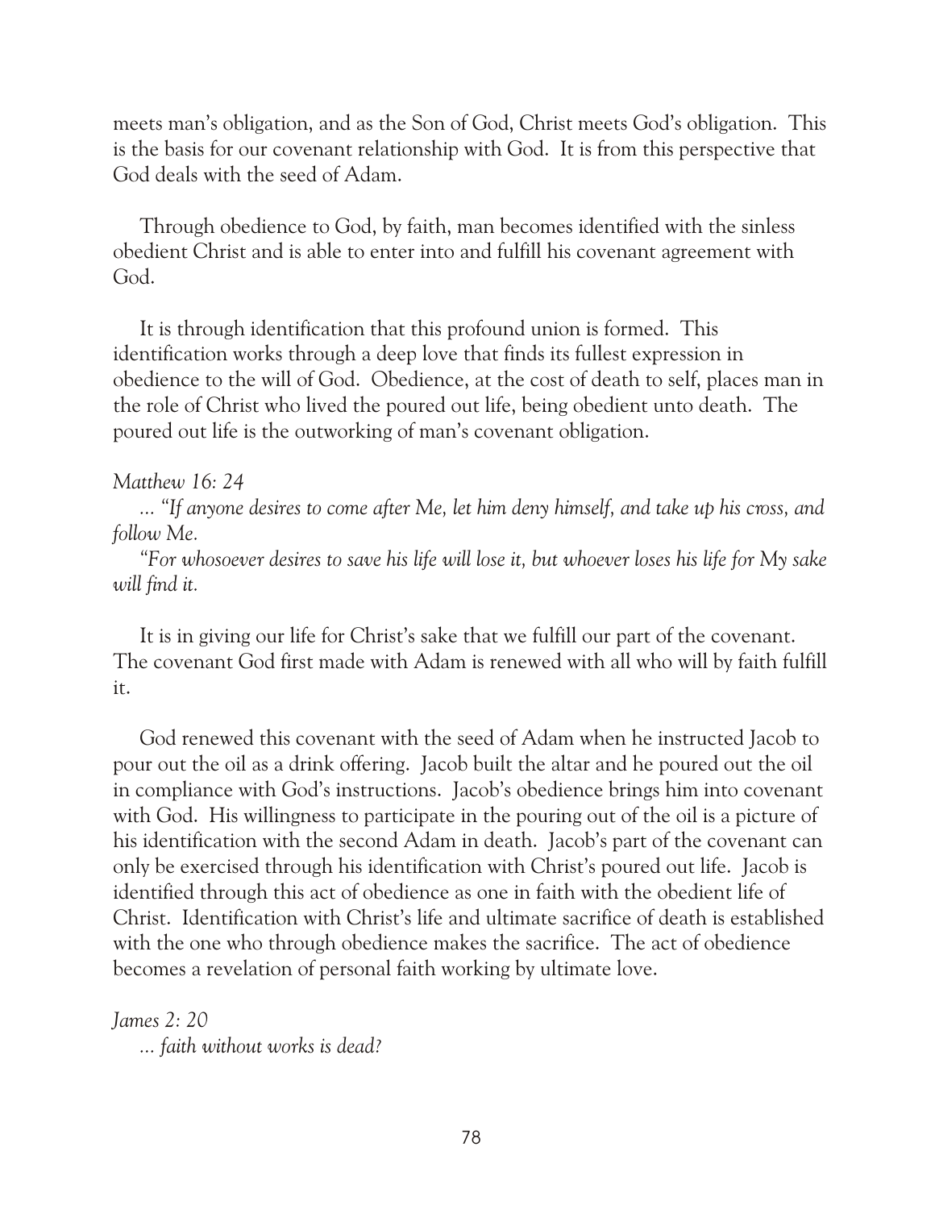meets man's obligation, and as the Son of God, Christ meets God's obligation. This is the basis for our covenant relationship with God. It is from this perspective that God deals with the seed of Adam.

Through obedience to God, by faith, man becomes identified with the sinless obedient Christ and is able to enter into and fulfill his covenant agreement with God.

It is through identification that this profound union is formed. This identification works through a deep love that finds its fullest expression in obedience to the will of God. Obedience, at the cost of death to self, places man in the role of Christ who lived the poured out life, being obedient unto death. The poured out life is the outworking of man's covenant obligation.

*Matthew 16: 24*

*... "If anyone desires to come after Me, let him deny himself, and take up his cross, and follow Me.*

*"For whosoever desires to save his life will lose it, but whoever loses his life for My sake will find it.*

It is in giving our life for Christ's sake that we fulfill our part of the covenant. The covenant God first made with Adam is renewed with all who will by faith fulfill it.

God renewed this covenant with the seed of Adam when he instructed Jacob to pour out the oil as a drink offering. Jacob built the altar and he poured out the oil in compliance with God's instructions. Jacob's obedience brings him into covenant with God. His willingness to participate in the pouring out of the oil is a picture of his identification with the second Adam in death. Jacob's part of the covenant can only be exercised through his identification with Christ's poured out life. Jacob is identified through this act of obedience as one in faith with the obedient life of Christ. Identification with Christ's life and ultimate sacrifice of death is established with the one who through obedience makes the sacrifice. The act of obedience becomes a revelation of personal faith working by ultimate love.

*James 2: 20*

*... faith without works is dead?*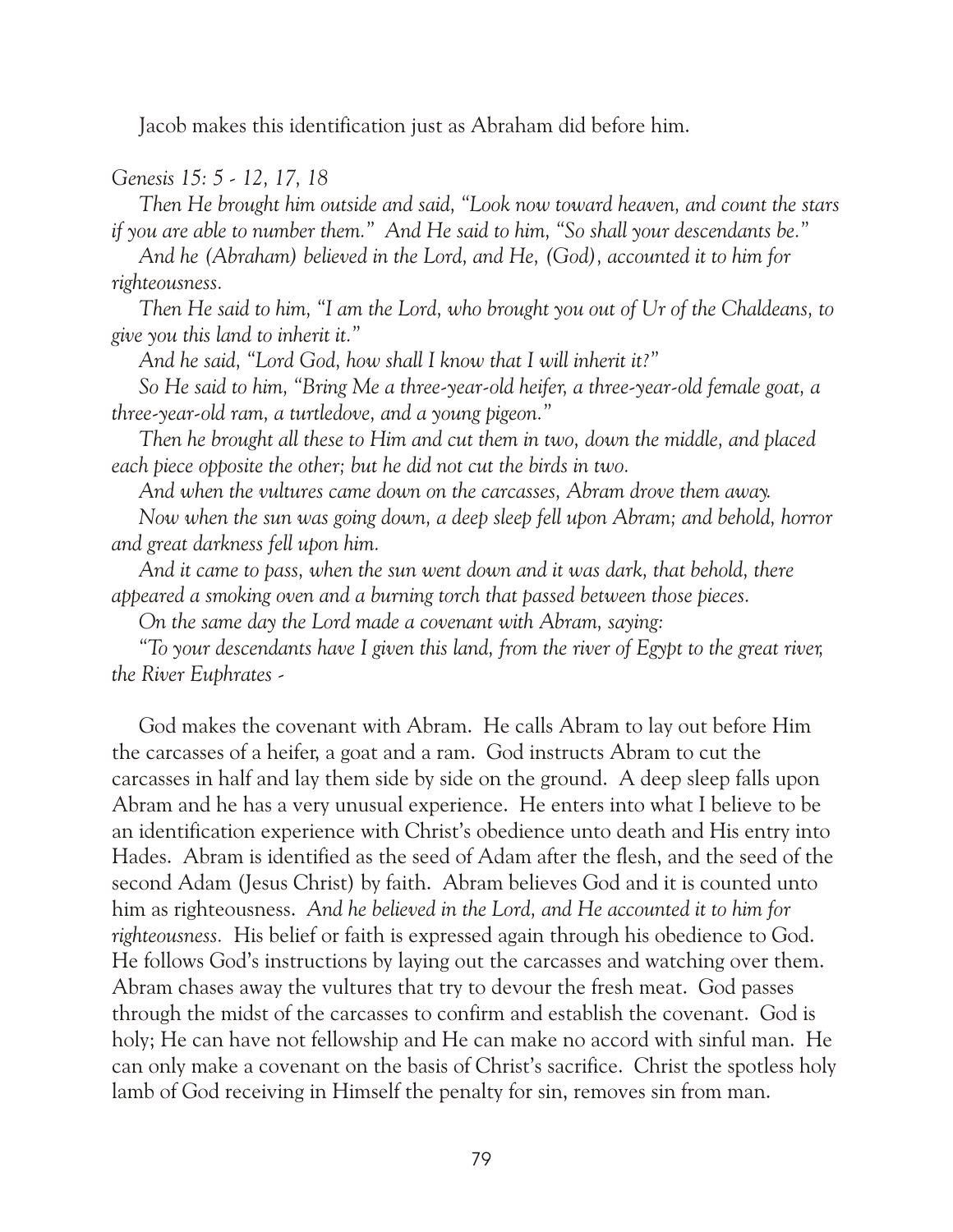Jacob makes this identification just as Abraham did before him.

*Genesis 15: 5 - 12, 17, 18*

*Then He brought him outside and said, "Look now toward heaven, and count the stars if you are able to number them." And He said to him, "So shall your descendants be."*

*And he (Abraham) believed in the Lord, and He, (God), accounted it to him for righteousness.*

*Then He said to him, "I am the Lord, who brought you out of Ur of the Chaldeans, to give you this land to inherit it."*

*And he said, "Lord God, how shall I know that I will inherit it?"*

*So He said to him, "Bring Me a three-year-old heifer, a three-year-old female goat, a three-year-old ram, a turtledove, and a young pigeon."*

*Then he brought all these to Him and cut them in two, down the middle, and placed each piece opposite the other; but he did not cut the birds in two.*

*And when the vultures came down on the carcasses, Abram drove them away.*

*Now when the sun was going down, a deep sleep fell upon Abram; and behold, horror and great darkness fell upon him.*

*And it came to pass, when the sun went down and it was dark, that behold, there appeared a smoking oven and a burning torch that passed between those pieces.*

*On the same day the Lord made a covenant with Abram, saying:*

*"To your descendants have I given this land, from the river of Egypt to the great river, the River Euphrates -*

God makes the covenant with Abram. He calls Abram to lay out before Him the carcasses of a heifer, a goat and a ram. God instructs Abram to cut the carcasses in half and lay them side by side on the ground. A deep sleep falls upon Abram and he has a very unusual experience. He enters into what I believe to be an identification experience with Christ's obedience unto death and His entry into Hades. Abram is identified as the seed of Adam after the flesh, and the seed of the second Adam (Jesus Christ) by faith. Abram believes God and it is counted unto him as righteousness. *And he believed in the Lord, and He accounted it to him for righteousness.* His belief or faith is expressed again through his obedience to God. He follows God's instructions by laying out the carcasses and watching over them. Abram chases away the vultures that try to devour the fresh meat. God passes through the midst of the carcasses to confirm and establish the covenant. God is holy; He can have not fellowship and He can make no accord with sinful man. He can only make a covenant on the basis of Christ's sacrifice. Christ the spotless holy lamb of God receiving in Himself the penalty for sin, removes sin from man.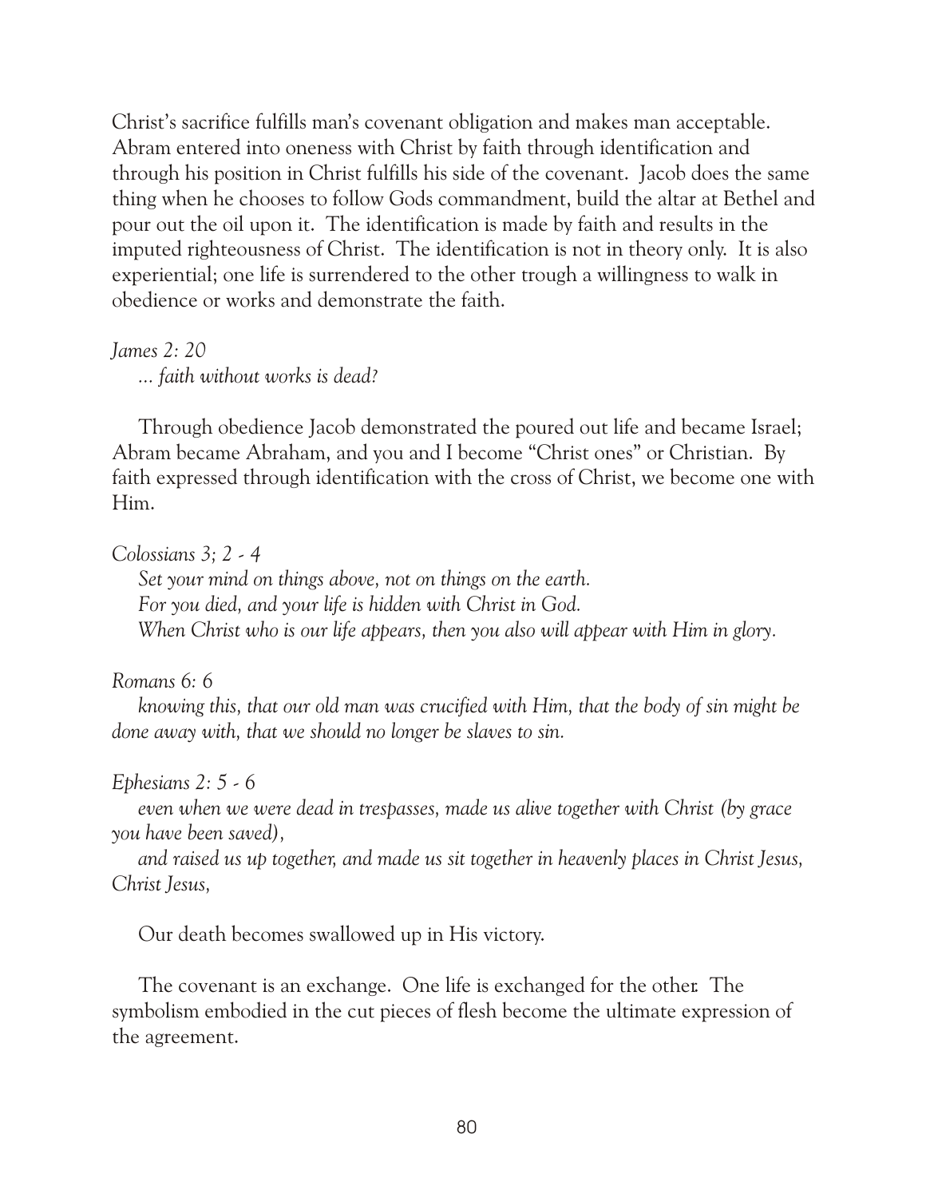Christ's sacrifice fulfills man's covenant obligation and makes man acceptable. Abram entered into oneness with Christ by faith through identification and through his position in Christ fulfills his side of the covenant. Jacob does the same thing when he chooses to follow Gods commandment, build the altar at Bethel and pour out the oil upon it. The identification is made by faith and results in the imputed righteousness of Christ. The identification is not in theory only. It is also experiential; one life is surrendered to the other trough a willingness to walk in obedience or works and demonstrate the faith.

*James 2: 20*

*... faith without works is dead?*

Through obedience Jacob demonstrated the poured out life and became Israel; Abram became Abraham, and you and I become "Christ ones" or Christian. By faith expressed through identification with the cross of Christ, we become one with Him.

*Colossians 3; 2 - 4*

*Set your mind on things above, not on things on the earth.*
*For you died, and your life is hidden with Christ in God.*
*When Christ who is our life appears, then you also will appear with Him in glory.*

*Romans 6: 6*

*knowing this, that our old man was crucified with Him, that the body of sin might be done away with, that we should no longer be slaves to sin.*

*Ephesians 2: 5 - 6*

*even when we were dead in trespasses, made us alive together with Christ (by grace you have been saved),*

*and raised us up together, and made us sit together in heavenly places in Christ Jesus, Christ Jesus,*

Our death becomes swallowed up in His victory.

The covenant is an exchange. One life is exchanged for the other. The symbolism embodied in the cut pieces of flesh become the ultimate expression of the agreement.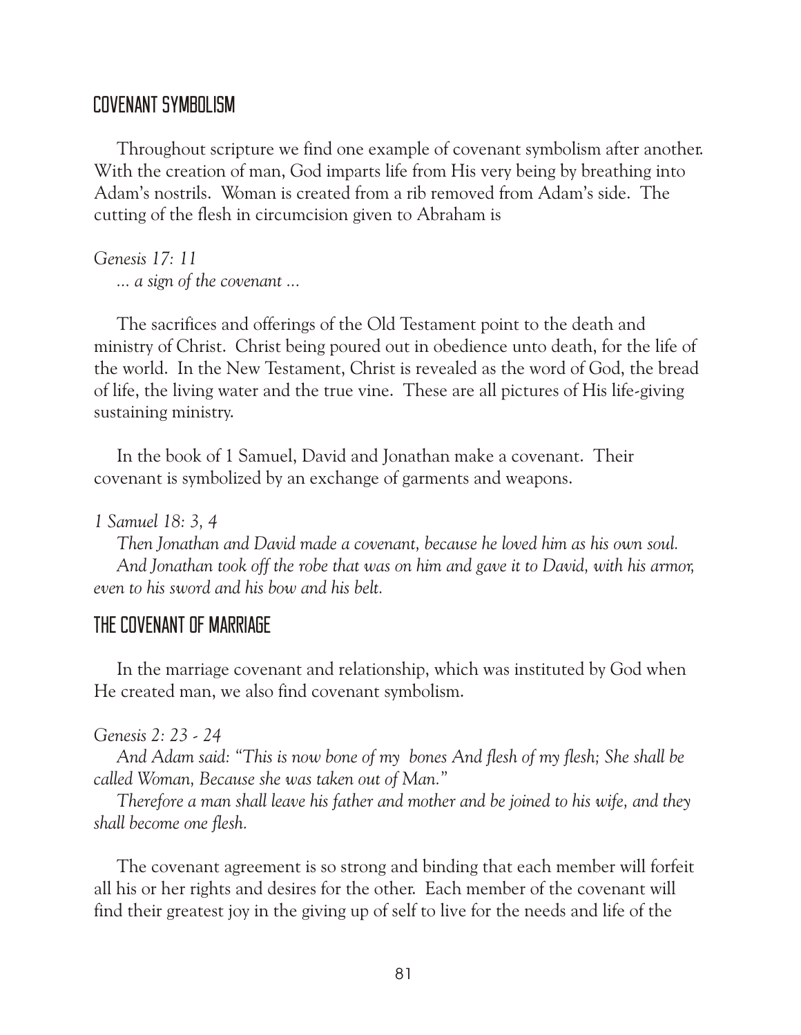## COVENANT SYMBOLISM

Throughout scripture we find one example of covenant symbolism after another. With the creation of man, God imparts life from His very being by breathing into Adam's nostrils. Woman is created from a rib removed from Adam's side. The cutting of the flesh in circumcision given to Abraham is

*Genesis 17: 11*
*... a sign of the covenant ...*

The sacrifices and offerings of the Old Testament point to the death and ministry of Christ. Christ being poured out in obedience unto death, for the life of the world. In the New Testament, Christ is revealed as the word of God, the bread of life, the living water and the true vine. These are all pictures of His life-giving sustaining ministry.

In the book of 1 Samuel, David and Jonathan make a covenant. Their covenant is symbolized by an exchange of garments and weapons.

*1 Samuel 18: 3, 4*
*Then Jonathan and David made a covenant, because he loved him as his own soul.*
*And Jonathan took off the robe that was on him and gave it to David, with his armor, even to his sword and his bow and his belt.*

## THE COVENANT OF MARRIAGE

In the marriage covenant and relationship, which was instituted by God when He created man, we also find covenant symbolism.

*Genesis 2: 23 - 24*
*And Adam said: "This is now bone of my bones And flesh of my flesh; She shall be called Woman, Because she was taken out of Man."*
*Therefore a man shall leave his father and mother and be joined to his wife, and they shall become one flesh.*

The covenant agreement is so strong and binding that each member will forfeit all his or her rights and desires for the other. Each member of the covenant will find their greatest joy in the giving up of self to live for the needs and life of the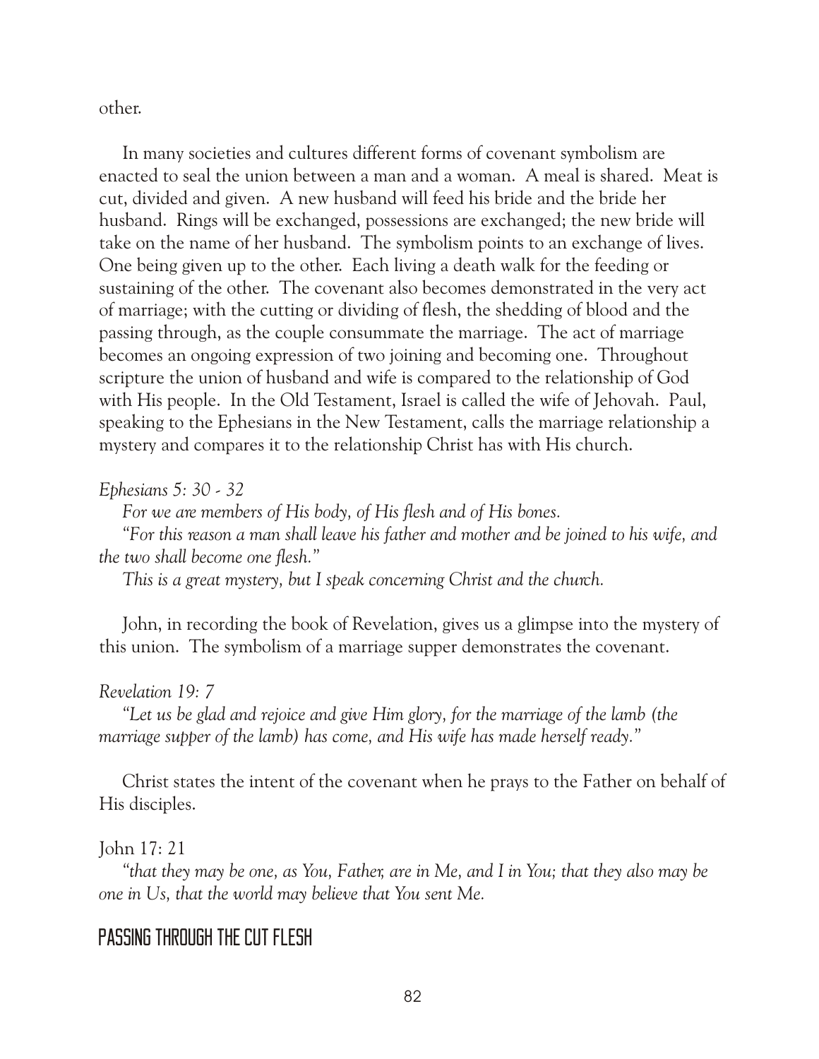other.

In many societies and cultures different forms of covenant symbolism are enacted to seal the union between a man and a woman. A meal is shared. Meat is cut, divided and given. A new husband will feed his bride and the bride her husband. Rings will be exchanged, possessions are exchanged; the new bride will take on the name of her husband. The symbolism points to an exchange of lives. One being given up to the other. Each living a death walk for the feeding or sustaining of the other. The covenant also becomes demonstrated in the very act of marriage; with the cutting or dividing of flesh, the shedding of blood and the passing through, as the couple consummate the marriage. The act of marriage becomes an ongoing expression of two joining and becoming one. Throughout scripture the union of husband and wife is compared to the relationship of God with His people. In the Old Testament, Israel is called the wife of Jehovah. Paul, speaking to the Ephesians in the New Testament, calls the marriage relationship a mystery and compares it to the relationship Christ has with His church.

*Ephesians 5: 30 - 32*

*For we are members of His body, of His flesh and of His bones.*

*"For this reason a man shall leave his father and mother and be joined to his wife, and the two shall become one flesh."*

*This is a great mystery, but I speak concerning Christ and the church.*

John, in recording the book of Revelation, gives us a glimpse into the mystery of this union. The symbolism of a marriage supper demonstrates the covenant.

*Revelation 19: 7*

*"Let us be glad and rejoice and give Him glory, for the marriage of the lamb (the marriage supper of the lamb) has come, and His wife has made herself ready."*

Christ states the intent of the covenant when he prays to the Father on behalf of His disciples.

John 17: 21

*"that they may be one, as You, Father, are in Me, and I in You; that they also may be one in Us, that the world may believe that You sent Me.*

## PASSING THROUGH THE CUT FLESH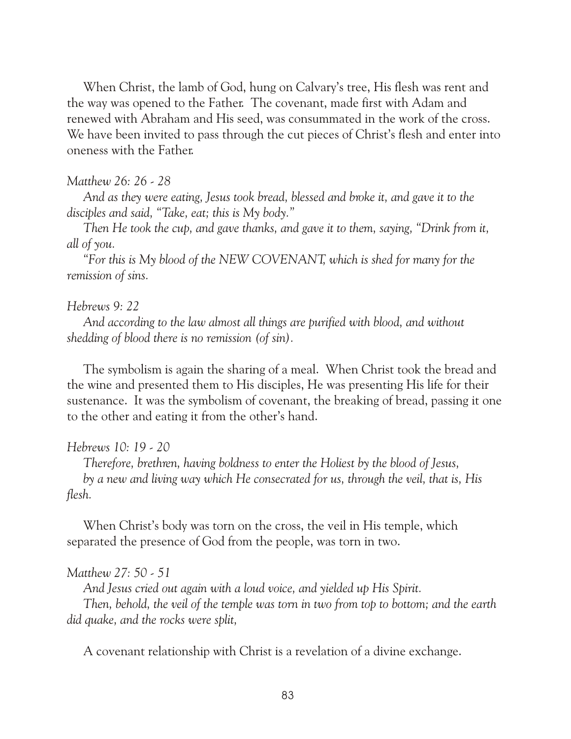When Christ, the lamb of God, hung on Calvary's tree, His flesh was rent and the way was opened to the Father. The covenant, made first with Adam and renewed with Abraham and His seed, was consummated in the work of the cross. We have been invited to pass through the cut pieces of Christ's flesh and enter into oneness with the Father.

*Matthew 26: 26 - 28*

*And as they were eating, Jesus took bread, blessed and broke it, and gave it to the disciples and said, "Take, eat; this is My body."*

*Then He took the cup, and gave thanks, and gave it to them, saying, "Drink from it, all of you.*

*"For this is My blood of the NEW COVENANT, which is shed for many for the remission of sins.*

*Hebrews 9: 22*

*And according to the law almost all things are purified with blood, and without shedding of blood there is no remission (of sin).*

The symbolism is again the sharing of a meal. When Christ took the bread and the wine and presented them to His disciples, He was presenting His life for their sustenance. It was the symbolism of covenant, the breaking of bread, passing it one to the other and eating it from the other's hand.

*Hebrews 10: 19 - 20*

*Therefore, brethren, having boldness to enter the Holiest by the blood of Jesus,*

*by a new and living way which He consecrated for us, through the veil, that is, His flesh.*

When Christ's body was torn on the cross, the veil in His temple, which separated the presence of God from the people, was torn in two.

*Matthew 27: 50 - 51*

*And Jesus cried out again with a loud voice, and yielded up His Spirit.*

*Then, behold, the veil of the temple was torn in two from top to bottom; and the earth did quake, and the rocks were split,*

A covenant relationship with Christ is a revelation of a divine exchange.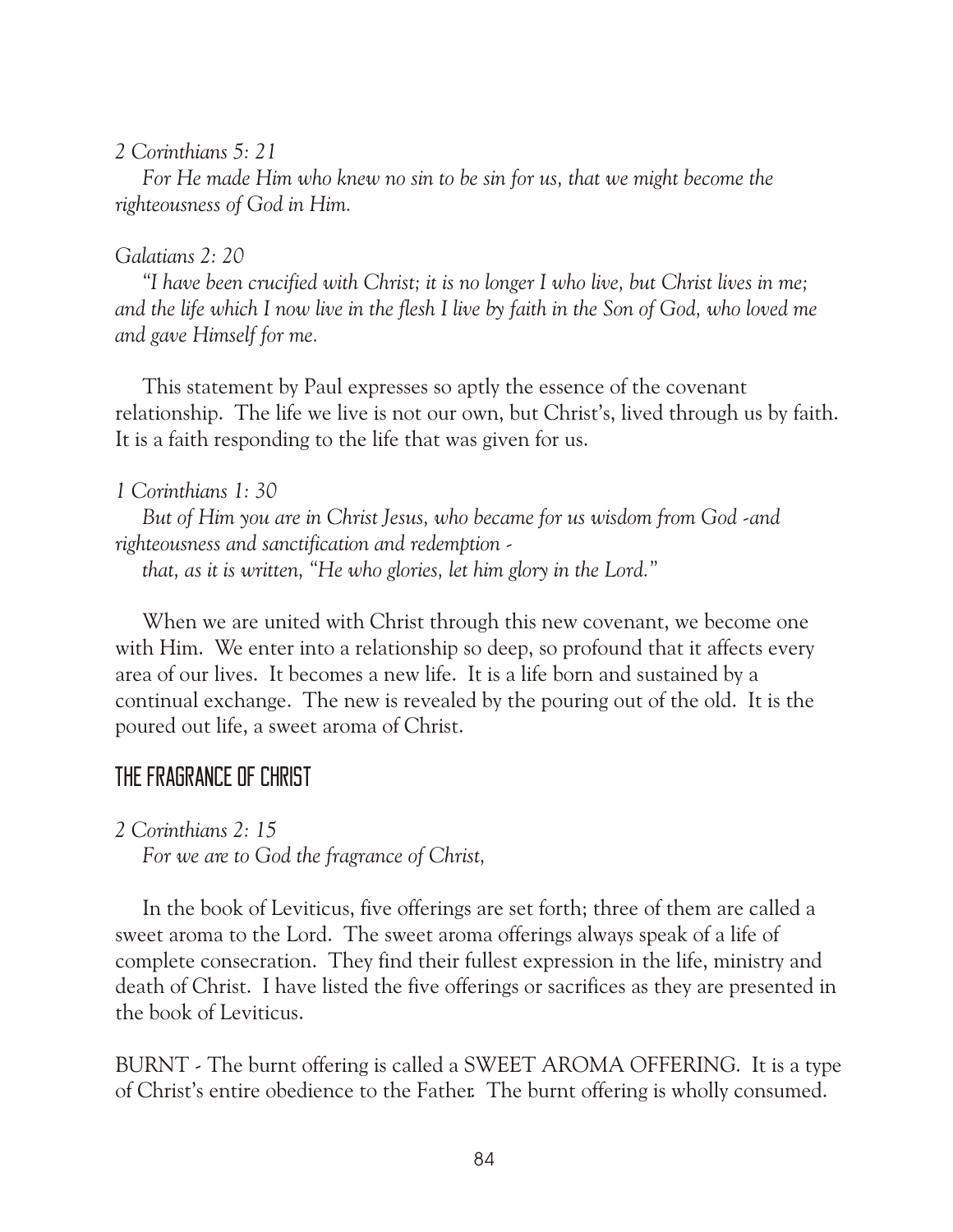*2 Corinthians 5: 21*

*For He made Him who knew no sin to be sin for us, that we might become the righteousness of God in Him.*

*Galatians 2: 20*

*"I have been crucified with Christ; it is no longer I who live, but Christ lives in me; and the life which I now live in the flesh I live by faith in the Son of God, who loved me and gave Himself for me.*

This statement by Paul expresses so aptly the essence of the covenant relationship. The life we live is not our own, but Christ's, lived through us by faith. It is a faith responding to the life that was given for us.

*1 Corinthians 1: 30*

*But of Him you are in Christ Jesus, who became for us wisdom from God -and righteousness and sanctification and redemption -*

*that, as it is written, "He who glories, let him glory in the Lord."*

When we are united with Christ through this new covenant, we become one with Him. We enter into a relationship so deep, so profound that it affects every area of our lives. It becomes a new life. It is a life born and sustained by a continual exchange. The new is revealed by the pouring out of the old. It is the poured out life, a sweet aroma of Christ.

## THE FRAGRANCE OF CHRIST

*2 Corinthians 2: 15*

*For we are to God the fragrance of Christ,*

In the book of Leviticus, five offerings are set forth; three of them are called a sweet aroma to the Lord. The sweet aroma offerings always speak of a life of complete consecration. They find their fullest expression in the life, ministry and death of Christ. I have listed the five offerings or sacrifices as they are presented in the book of Leviticus.

BURNT - The burnt offering is called a SWEET AROMA OFFERING. It is a type of Christ's entire obedience to the Father. The burnt offering is wholly consumed.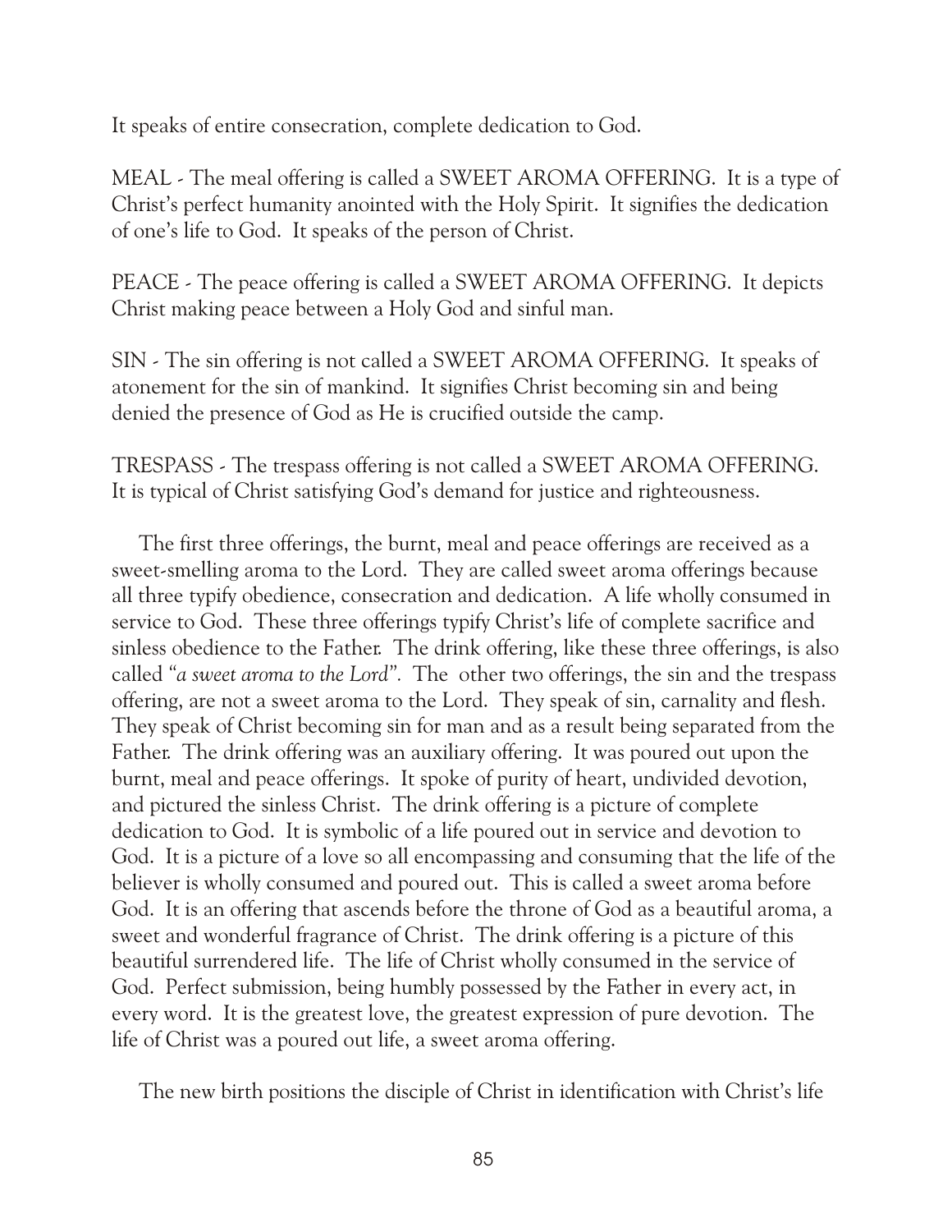It speaks of entire consecration, complete dedication to God.

MEAL - The meal offering is called a SWEET AROMA OFFERING. It is a type of Christ's perfect humanity anointed with the Holy Spirit. It signifies the dedication of one's life to God. It speaks of the person of Christ.

PEACE - The peace offering is called a SWEET AROMA OFFERING. It depicts Christ making peace between a Holy God and sinful man.

SIN - The sin offering is not called a SWEET AROMA OFFERING. It speaks of atonement for the sin of mankind. It signifies Christ becoming sin and being denied the presence of God as He is crucified outside the camp.

TRESPASS - The trespass offering is not called a SWEET AROMA OFFERING. It is typical of Christ satisfying God's demand for justice and righteousness.

The first three offerings, the burnt, meal and peace offerings are received as a sweet-smelling aroma to the Lord. They are called sweet aroma offerings because all three typify obedience, consecration and dedication. A life wholly consumed in service to God. These three offerings typify Christ's life of complete sacrifice and sinless obedience to the Father. The drink offering, like these three offerings, is also called *"a sweet aroma to the Lord".* The other two offerings, the sin and the trespass offering, are not a sweet aroma to the Lord. They speak of sin, carnality and flesh. They speak of Christ becoming sin for man and as a result being separated from the Father. The drink offering was an auxiliary offering. It was poured out upon the burnt, meal and peace offerings. It spoke of purity of heart, undivided devotion, and pictured the sinless Christ. The drink offering is a picture of complete dedication to God. It is symbolic of a life poured out in service and devotion to God. It is a picture of a love so all encompassing and consuming that the life of the believer is wholly consumed and poured out. This is called a sweet aroma before God. It is an offering that ascends before the throne of God as a beautiful aroma, a sweet and wonderful fragrance of Christ. The drink offering is a picture of this beautiful surrendered life. The life of Christ wholly consumed in the service of God. Perfect submission, being humbly possessed by the Father in every act, in every word. It is the greatest love, the greatest expression of pure devotion. The life of Christ was a poured out life, a sweet aroma offering.

The new birth positions the disciple of Christ in identification with Christ's life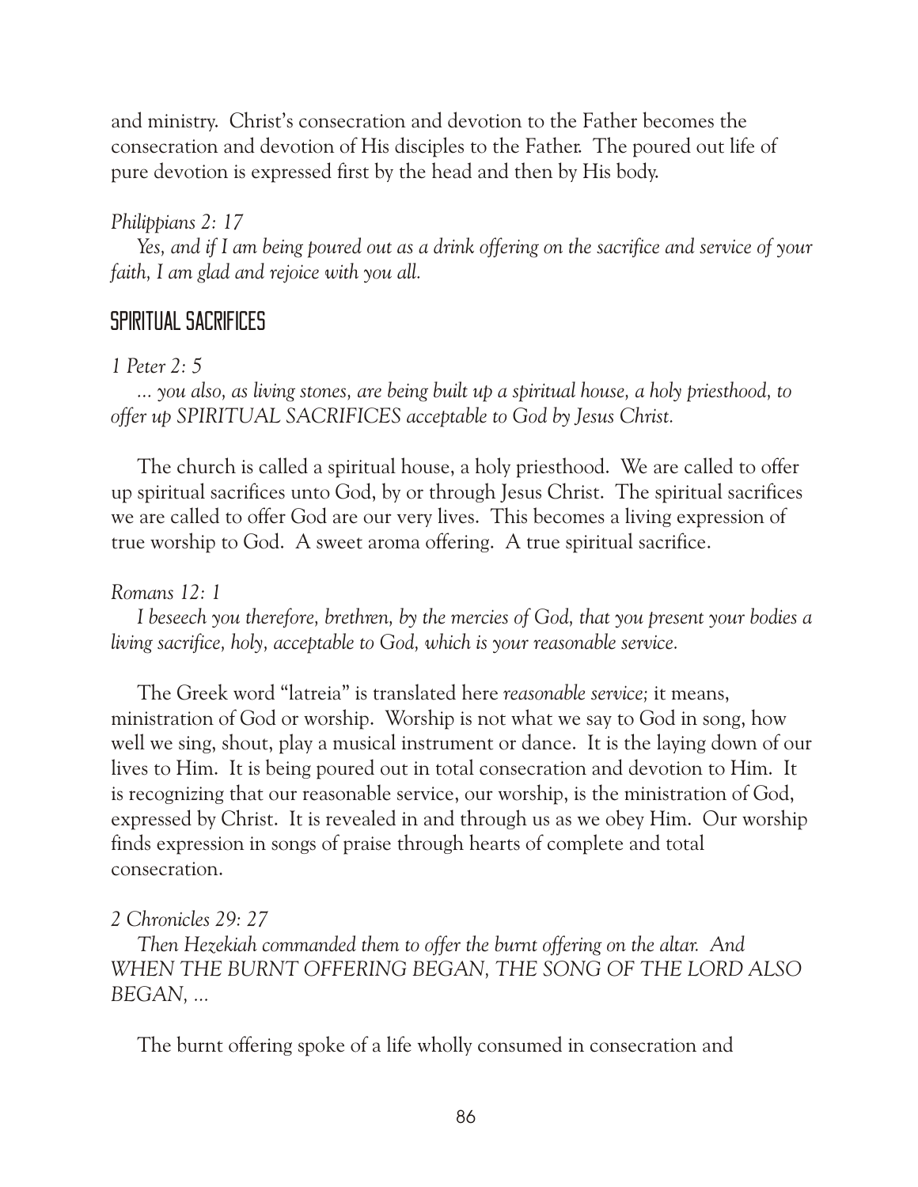and ministry. Christ's consecration and devotion to the Father becomes the consecration and devotion of His disciples to the Father. The poured out life of pure devotion is expressed first by the head and then by His body.

*Philippians 2: 17*

*Yes, and if I am being poured out as a drink offering on the sacrifice and service of your faith, I am glad and rejoice with you all.*

## SPIRITUAL SACRIFICES

*1 Peter 2: 5*

*... you also, as living stones, are being built up a spiritual house, a holy priesthood, to offer up SPIRITUAL SACRIFICES acceptable to God by Jesus Christ.*

The church is called a spiritual house, a holy priesthood. We are called to offer up spiritual sacrifices unto God, by or through Jesus Christ. The spiritual sacrifices we are called to offer God are our very lives. This becomes a living expression of true worship to God. A sweet aroma offering. A true spiritual sacrifice.

*Romans 12: 1*

*I beseech you therefore, brethren, by the mercies of God, that you present your bodies a living sacrifice, holy, acceptable to God, which is your reasonable service.*

The Greek word "latreia" is translated here *reasonable service;* it means, ministration of God or worship. Worship is not what we say to God in song, how well we sing, shout, play a musical instrument or dance. It is the laying down of our lives to Him. It is being poured out in total consecration and devotion to Him. It is recognizing that our reasonable service, our worship, is the ministration of God, expressed by Christ. It is revealed in and through us as we obey Him. Our worship finds expression in songs of praise through hearts of complete and total consecration.

*2 Chronicles 29: 27*

*Then Hezekiah commanded them to offer the burnt offering on the altar. And WHEN THE BURNT OFFERING BEGAN, THE SONG OF THE LORD ALSO BEGAN, ...*

The burnt offering spoke of a life wholly consumed in consecration and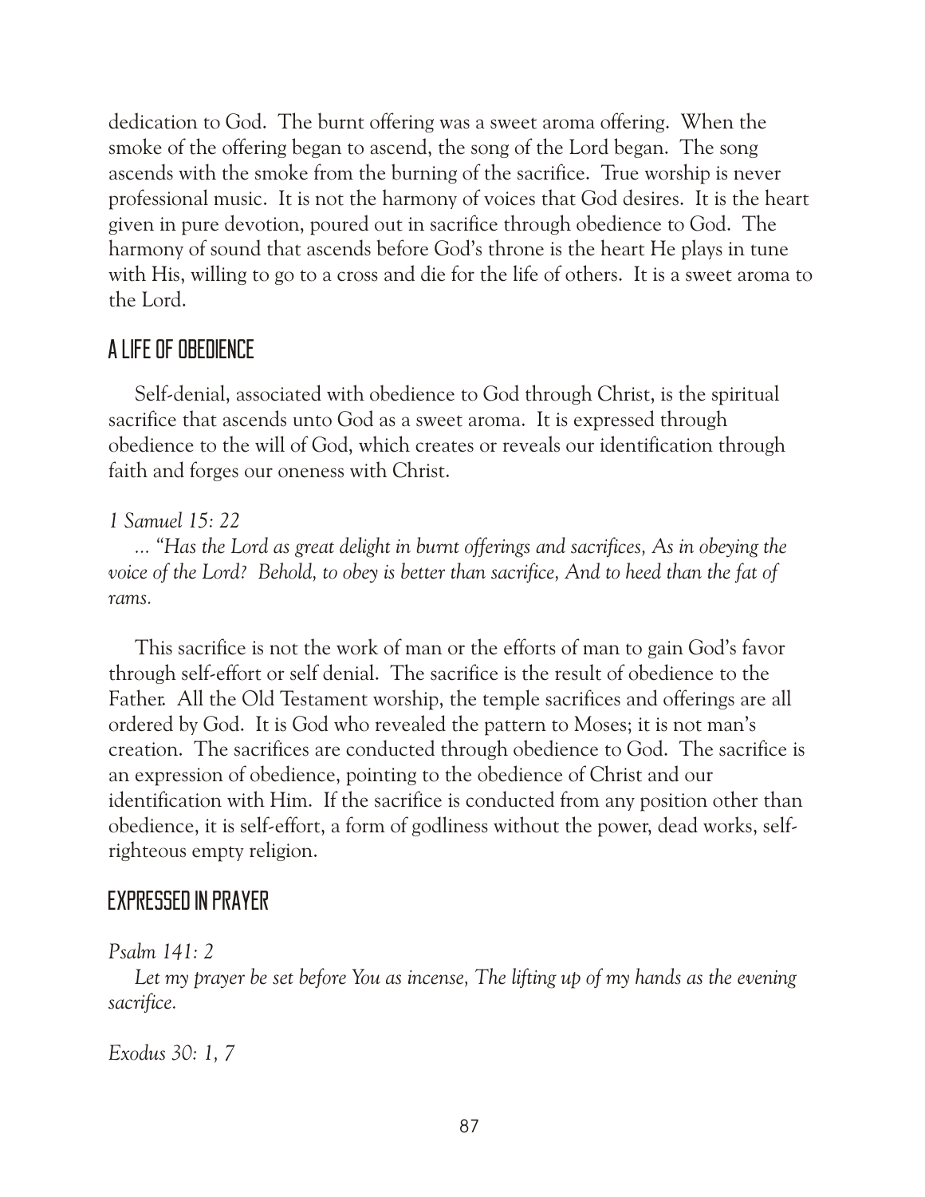dedication to God. The burnt offering was a sweet aroma offering. When the smoke of the offering began to ascend, the song of the Lord began. The song ascends with the smoke from the burning of the sacrifice. True worship is never professional music. It is not the harmony of voices that God desires. It is the heart given in pure devotion, poured out in sacrifice through obedience to God. The harmony of sound that ascends before God's throne is the heart He plays in tune with His, willing to go to a cross and die for the life of others. It is a sweet aroma to the Lord.

## A LIFE OF OBEDIENCE

Self-denial, associated with obedience to God through Christ, is the spiritual sacrifice that ascends unto God as a sweet aroma. It is expressed through obedience to the will of God, which creates or reveals our identification through faith and forges our oneness with Christ.

*1 Samuel 15: 22*

*... "Has the Lord as great delight in burnt offerings and sacrifices, As in obeying the voice of the Lord? Behold, to obey is better than sacrifice, And to heed than the fat of rams.*

This sacrifice is not the work of man or the efforts of man to gain God's favor through self-effort or self denial. The sacrifice is the result of obedience to the Father. All the Old Testament worship, the temple sacrifices and offerings are all ordered by God. It is God who revealed the pattern to Moses; it is not man's creation. The sacrifices are conducted through obedience to God. The sacrifice is an expression of obedience, pointing to the obedience of Christ and our identification with Him. If the sacrifice is conducted from any position other than obedience, it is self-effort, a form of godliness without the power, dead works, self-righteous empty religion.

## EXPRESSED IN PRAYER

*Psalm 141: 2*

*Let my prayer be set before You as incense, The lifting up of my hands as the evening sacrifice.*

*Exodus 30: 1, 7*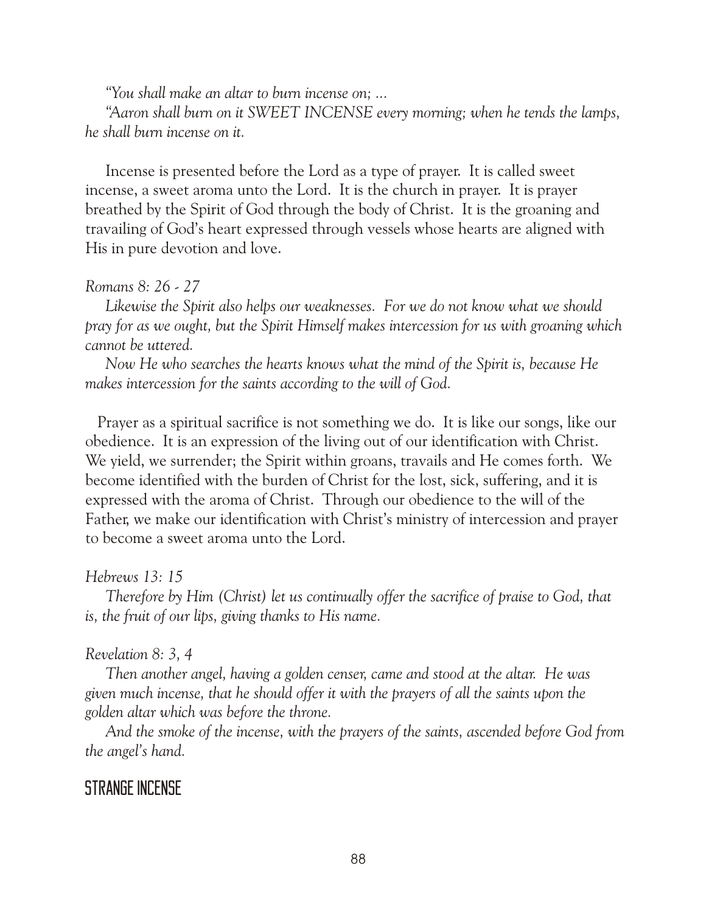*"You shall make an altar to burn incense on; ...*

*"Aaron shall burn on it SWEET INCENSE every morning; when he tends the lamps, he shall burn incense on it.*

Incense is presented before the Lord as a type of prayer. It is called sweet incense, a sweet aroma unto the Lord. It is the church in prayer. It is prayer breathed by the Spirit of God through the body of Christ. It is the groaning and travailing of God's heart expressed through vessels whose hearts are aligned with His in pure devotion and love.

*Romans 8: 26 - 27*

*Likewise the Spirit also helps our weaknesses. For we do not know what we should pray for as we ought, but the Spirit Himself makes intercession for us with groaning which cannot be uttered.*

*Now He who searches the hearts knows what the mind of the Spirit is, because He makes intercession for the saints according to the will of God.*

Prayer as a spiritual sacrifice is not something we do. It is like our songs, like our obedience. It is an expression of the living out of our identification with Christ. We yield, we surrender; the Spirit within groans, travails and He comes forth. We become identified with the burden of Christ for the lost, sick, suffering, and it is expressed with the aroma of Christ. Through our obedience to the will of the Father, we make our identification with Christ's ministry of intercession and prayer to become a sweet aroma unto the Lord.

*Hebrews 13: 15*

*Therefore by Him (Christ) let us continually offer the sacrifice of praise to God, that is, the fruit of our lips, giving thanks to His name.*

*Revelation 8: 3, 4*

*Then another angel, having a golden censer, came and stood at the altar. He was given much incense, that he should offer it with the prayers of all the saints upon the golden altar which was before the throne.*

*And the smoke of the incense, with the prayers of the saints, ascended before God from the angel's hand.*

## STRANGE INCENSE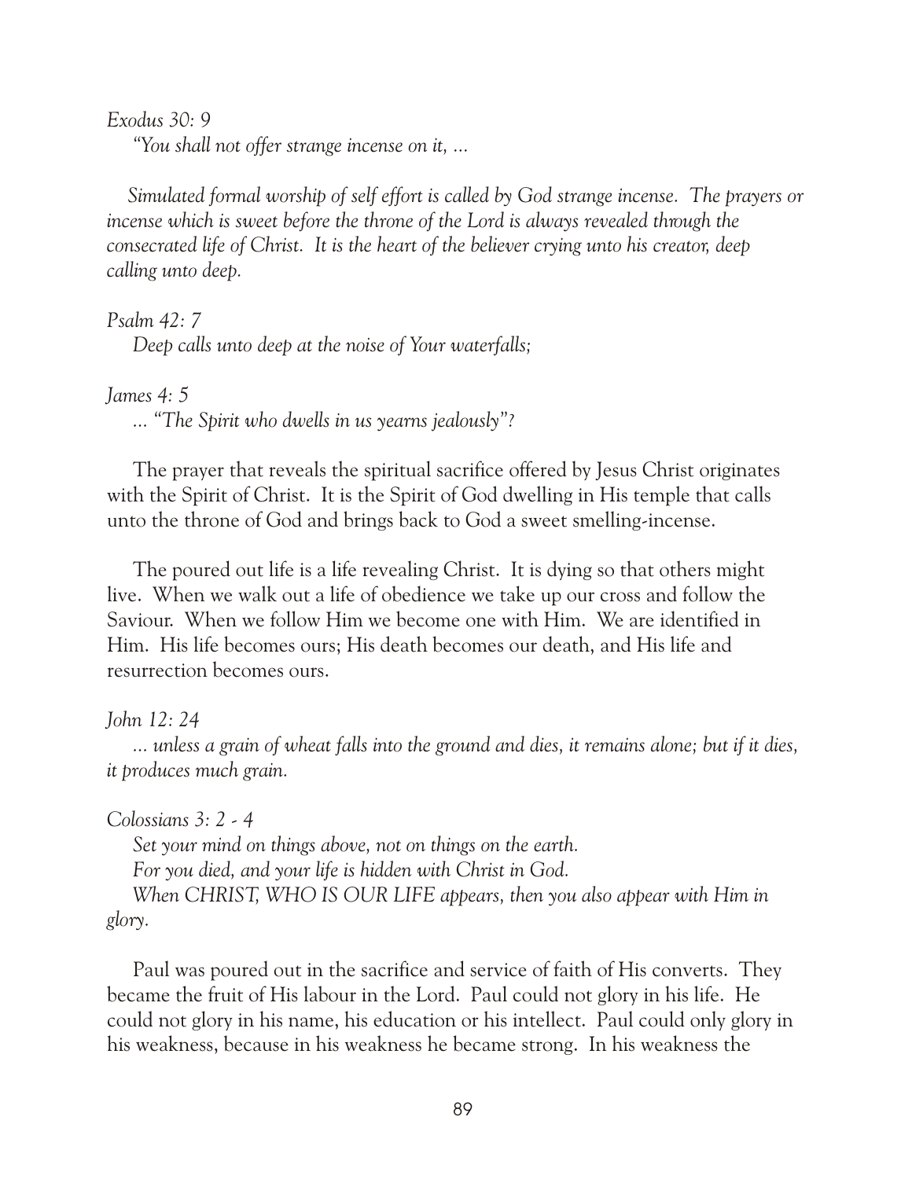*Exodus 30: 9*

*"You shall not offer strange incense on it, ...*

*Simulated formal worship of self effort is called by God strange incense. The prayers or incense which is sweet before the throne of the Lord is always revealed through the consecrated life of Christ. It is the heart of the believer crying unto his creator, deep calling unto deep.*

*Psalm 42: 7*

*Deep calls unto deep at the noise of Your waterfalls;*

*James 4: 5*

*... "The Spirit who dwells in us yearns jealously"?*

The prayer that reveals the spiritual sacrifice offered by Jesus Christ originates with the Spirit of Christ. It is the Spirit of God dwelling in His temple that calls unto the throne of God and brings back to God a sweet smelling-incense.

The poured out life is a life revealing Christ. It is dying so that others might live. When we walk out a life of obedience we take up our cross and follow the Saviour. When we follow Him we become one with Him. We are identified in Him. His life becomes ours; His death becomes our death, and His life and resurrection becomes ours.

*John 12: 24*

*... unless a grain of wheat falls into the ground and dies, it remains alone; but if it dies, it produces much grain.*

*Colossians 3: 2 - 4*

*Set your mind on things above, not on things on the earth.*

*For you died, and your life is hidden with Christ in God.*

*When CHRIST, WHO IS OUR LIFE appears, then you also appear with Him in glory.*

Paul was poured out in the sacrifice and service of faith of His converts. They became the fruit of His labour in the Lord. Paul could not glory in his life. He could not glory in his name, his education or his intellect. Paul could only glory in his weakness, because in his weakness he became strong. In his weakness the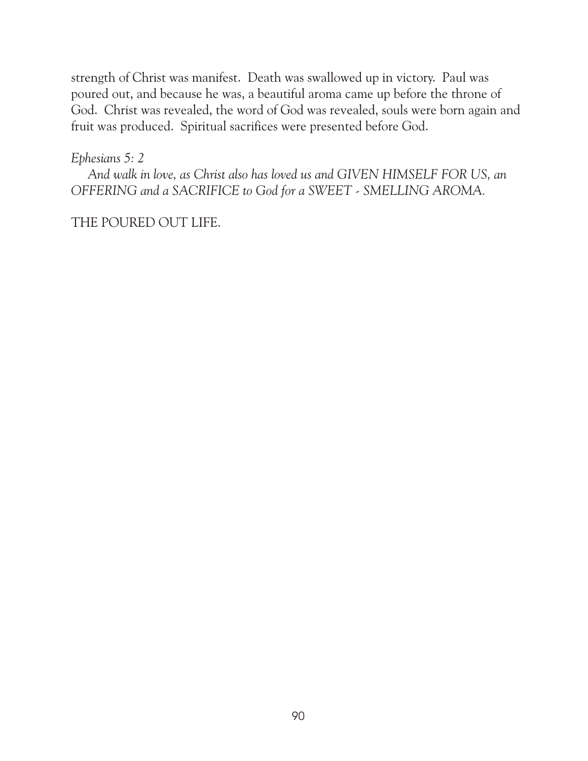strength of Christ was manifest. Death was swallowed up in victory. Paul was poured out, and because he was, a beautiful aroma came up before the throne of God. Christ was revealed, the word of God was revealed, souls were born again and fruit was produced. Spiritual sacrifices were presented before God.

*Ephesians 5: 2*

*And walk in love, as Christ also has loved us and GIVEN HIMSELF FOR US, an OFFERING and a SACRIFICE to God for a SWEET - SMELLING AROMA.*

THE POURED OUT LIFE.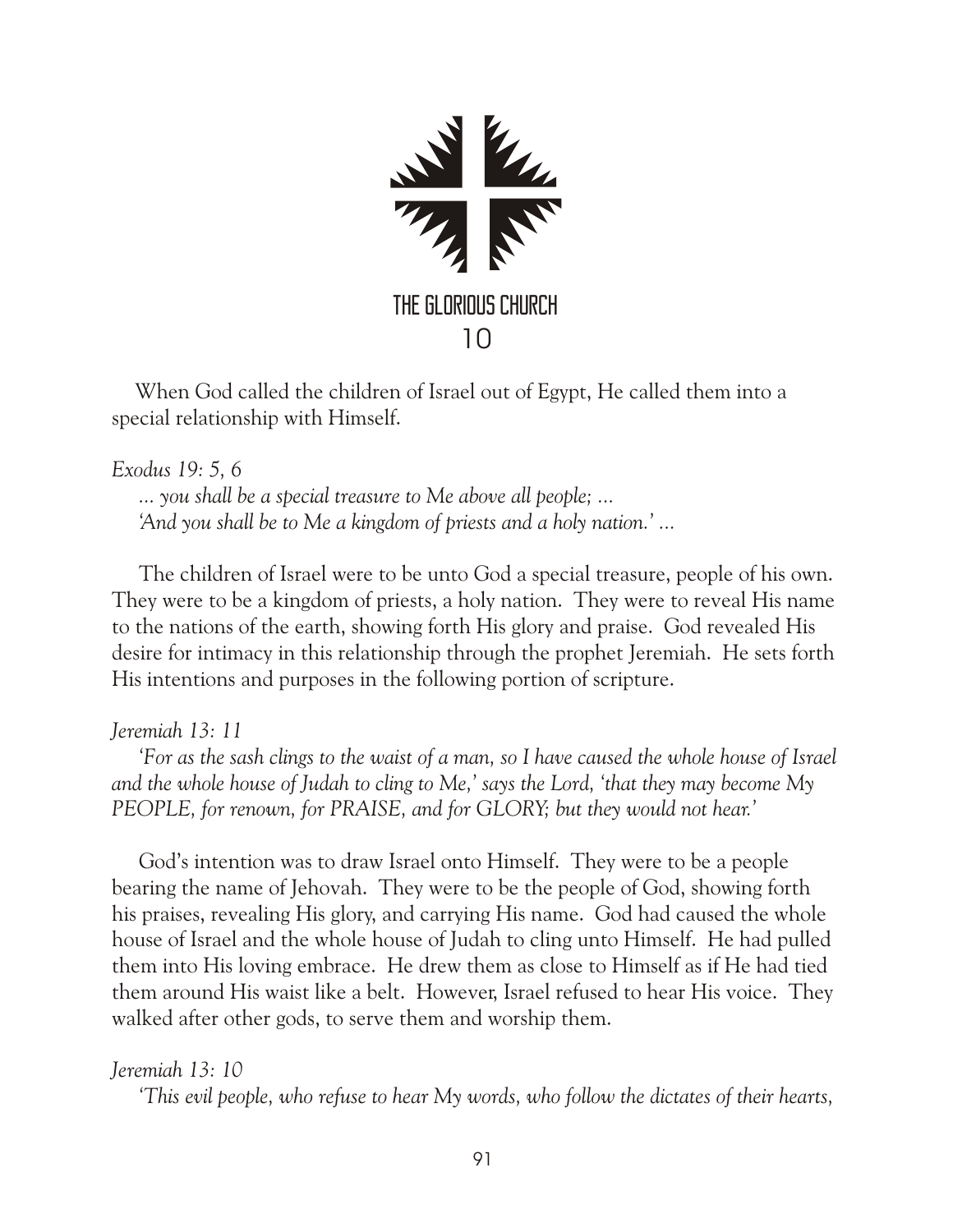# THE GLORIOUS CHURCH

## 10

When God called the children of Israel out of Egypt, He called them into a special relationship with Himself.

*Exodus 19: 5, 6*

*... you shall be a special treasure to Me above all people; ...*
*'And you shall be to Me a kingdom of priests and a holy nation.' ...*

The children of Israel were to be unto God a special treasure, people of his own. They were to be a kingdom of priests, a holy nation. They were to reveal His name to the nations of the earth, showing forth His glory and praise. God revealed His desire for intimacy in this relationship through the prophet Jeremiah. He sets forth His intentions and purposes in the following portion of scripture.

*Jeremiah 13: 11*

*'For as the sash clings to the waist of a man, so I have caused the whole house of Israel and the whole house of Judah to cling to Me,' says the Lord, 'that they may become My PEOPLE, for renown, for PRAISE, and for GLORY; but they would not hear.'*

God's intention was to draw Israel onto Himself. They were to be a people bearing the name of Jehovah. They were to be the people of God, showing forth his praises, revealing His glory, and carrying His name. God had caused the whole house of Israel and the whole house of Judah to cling unto Himself. He had pulled them into His loving embrace. He drew them as close to Himself as if He had tied them around His waist like a belt. However, Israel refused to hear His voice. They walked after other gods, to serve them and worship them.

*Jeremiah 13: 10*

*'This evil people, who refuse to hear My words, who follow the dictates of their hearts,*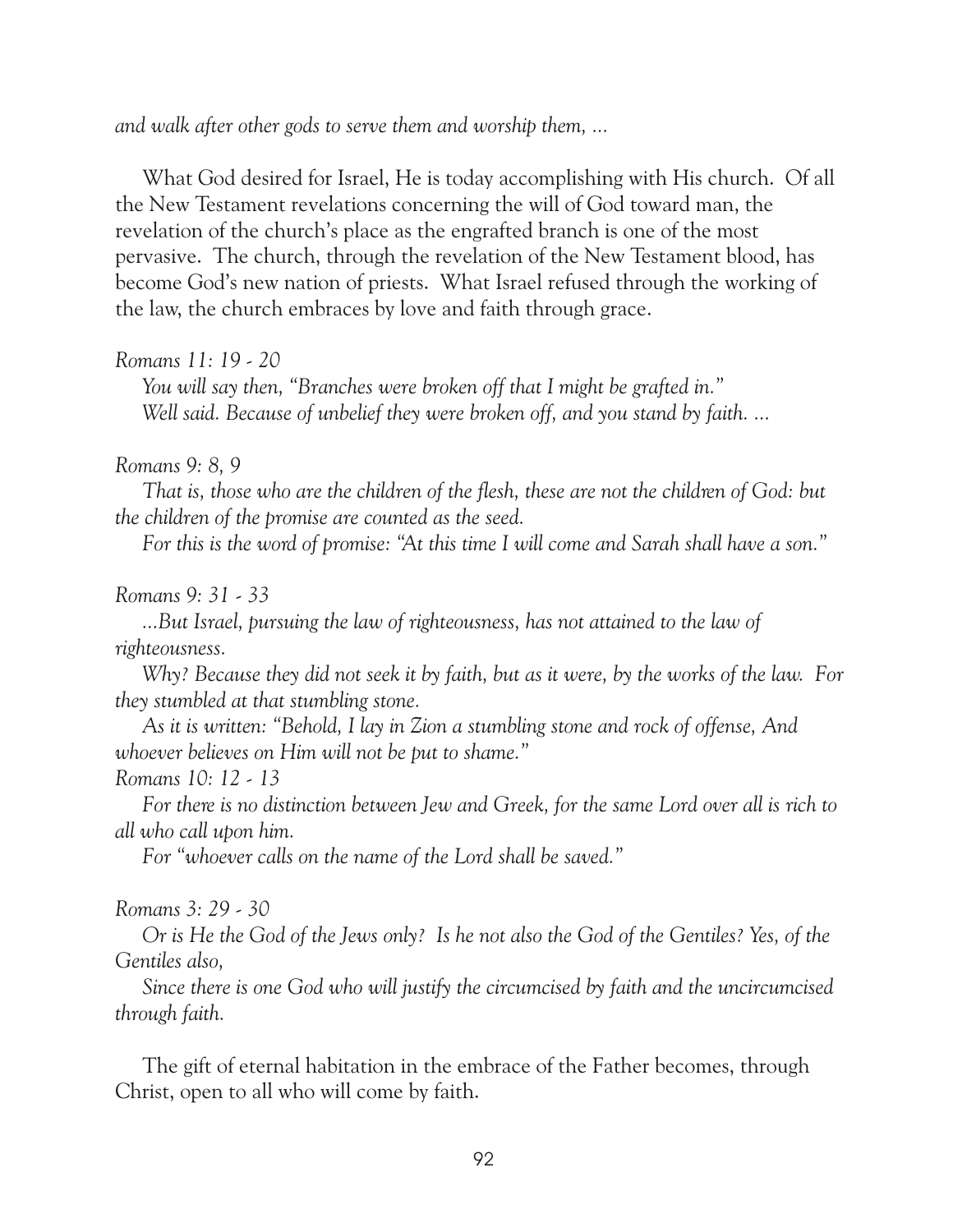*and walk after other gods to serve them and worship them, …*

What God desired for Israel, He is today accomplishing with His church. Of all the New Testament revelations concerning the will of God toward man, the revelation of the church's place as the engrafted branch is one of the most pervasive. The church, through the revelation of the New Testament blood, has become God's new nation of priests. What Israel refused through the working of the law, the church embraces by love and faith through grace.

*Romans 11: 19 - 20*

*You will say then, "Branches were broken off that I might be grafted in."*
*Well said. Because of unbelief they were broken off, and you stand by faith. …*

*Romans 9: 8, 9*

*That is, those who are the children of the flesh, these are not the children of God: but the children of the promise are counted as the seed.*

*For this is the word of promise: "At this time I will come and Sarah shall have a son."*

*Romans 9: 31 - 33*

*…But Israel, pursuing the law of righteousness, has not attained to the law of righteousness.*

*Why? Because they did not seek it by faith, but as it were, by the works of the law. For they stumbled at that stumbling stone.*

*As it is written: "Behold, I lay in Zion a stumbling stone and rock of offense, And whoever believes on Him will not be put to shame."*

*Romans 10: 12 - 13*

*For there is no distinction between Jew and Greek, for the same Lord over all is rich to all who call upon him.*

*For "whoever calls on the name of the Lord shall be saved."*

*Romans 3: 29 - 30*

*Or is He the God of the Jews only? Is he not also the God of the Gentiles? Yes, of the Gentiles also,*

*Since there is one God who will justify the circumcised by faith and the uncircumcised through faith.*

The gift of eternal habitation in the embrace of the Father becomes, through Christ, open to all who will come by faith.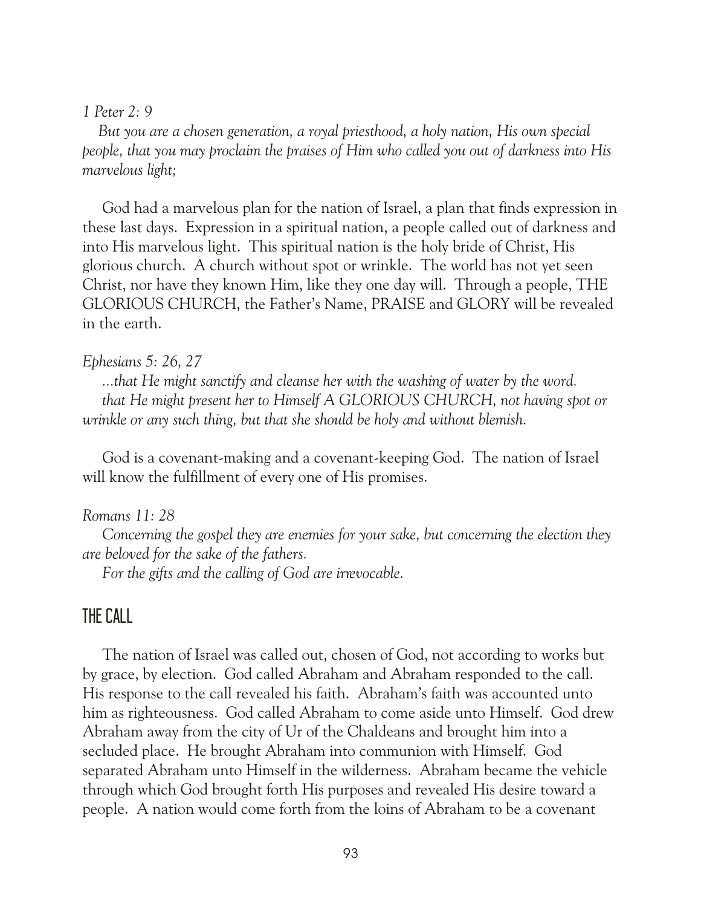*1 Peter 2: 9*

*But you are a chosen generation, a royal priesthood, a holy nation, His own special people, that you may proclaim the praises of Him who called you out of darkness into His marvelous light;*

God had a marvelous plan for the nation of Israel, a plan that finds expression in these last days. Expression in a spiritual nation, a people called out of darkness and into His marvelous light. This spiritual nation is the holy bride of Christ, His glorious church. A church without spot or wrinkle. The world has not yet seen Christ, nor have they known Him, like they one day will. Through a people, THE GLORIOUS CHURCH, the Father's Name, PRAISE and GLORY will be revealed in the earth.

*Ephesians 5: 26, 27*

*...that He might sanctify and cleanse her with the washing of water by the word.*
*that He might present her to Himself A GLORIOUS CHURCH, not having spot or wrinkle or any such thing, but that she should be holy and without blemish.*

God is a covenant-making and a covenant-keeping God. The nation of Israel will know the fulfillment of every one of His promises.

*Romans 11: 28*

*Concerning the gospel they are enemies for your sake, but concerning the election they are beloved for the sake of the fathers.*
*For the gifts and the calling of God are irrevocable.*

## THE CALL

The nation of Israel was called out, chosen of God, not according to works but by grace, by election. God called Abraham and Abraham responded to the call. His response to the call revealed his faith. Abraham's faith was accounted unto him as righteousness. God called Abraham to come aside unto Himself. God drew Abraham away from the city of Ur of the Chaldeans and brought him into a secluded place. He brought Abraham into communion with Himself. God separated Abraham unto Himself in the wilderness. Abraham became the vehicle through which God brought forth His purposes and revealed His desire toward a people. A nation would come forth from the loins of Abraham to be a covenant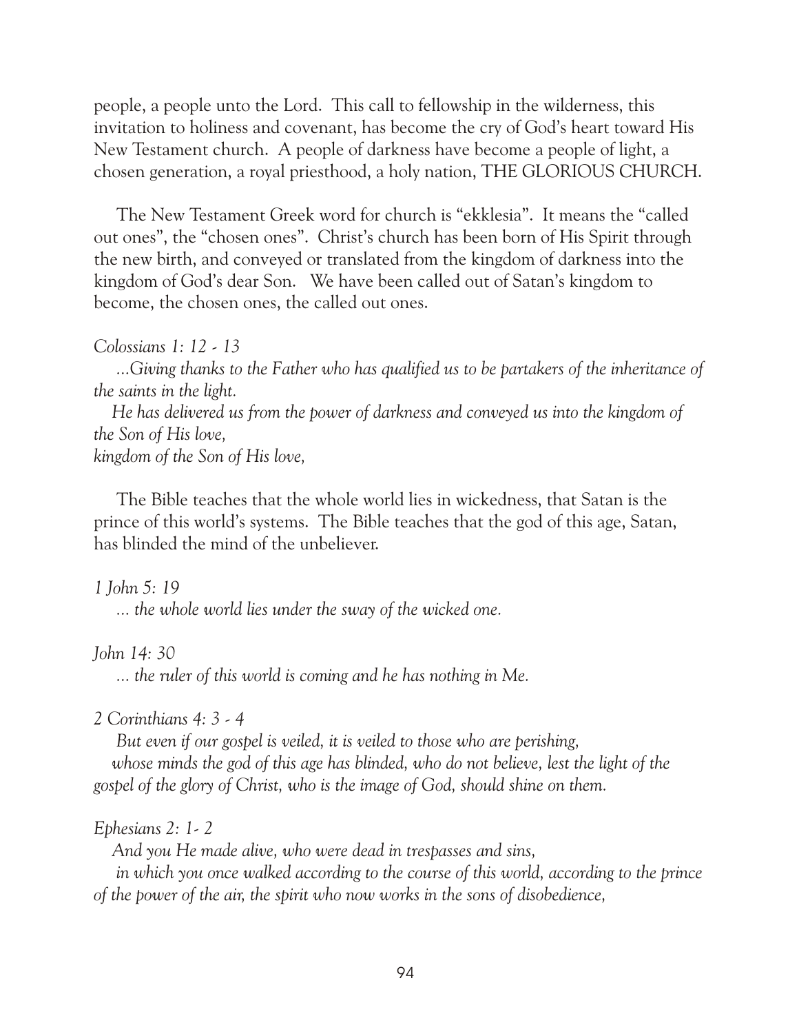people, a people unto the Lord. This call to fellowship in the wilderness, this invitation to holiness and covenant, has become the cry of God's heart toward His New Testament church. A people of darkness have become a people of light, a chosen generation, a royal priesthood, a holy nation, THE GLORIOUS CHURCH.

The New Testament Greek word for church is "ekklesia". It means the "called out ones", the "chosen ones". Christ's church has been born of His Spirit through the new birth, and conveyed or translated from the kingdom of darkness into the kingdom of God's dear Son. We have been called out of Satan's kingdom to become, the chosen ones, the called out ones.

*Colossians 1: 12 - 13*

*...Giving thanks to the Father who has qualified us to be partakers of the inheritance of the saints in the light.*

*He has delivered us from the power of darkness and conveyed us into the kingdom of the Son of His love,*
*kingdom of the Son of His love,*

The Bible teaches that the whole world lies in wickedness, that Satan is the prince of this world's systems. The Bible teaches that the god of this age, Satan, has blinded the mind of the unbeliever.

*1 John 5: 19*

*... the whole world lies under the sway of the wicked one.*

*John 14: 30*

*... the ruler of this world is coming and he has nothing in Me.*

*2 Corinthians 4: 3 - 4*

*But even if our gospel is veiled, it is veiled to those who are perishing,*

*whose minds the god of this age has blinded, who do not believe, lest the light of the gospel of the glory of Christ, who is the image of God, should shine on them.*

*Ephesians 2: 1- 2*

*And you He made alive, who were dead in trespasses and sins,*

*in which you once walked according to the course of this world, according to the prince of the power of the air, the spirit who now works in the sons of disobedience,*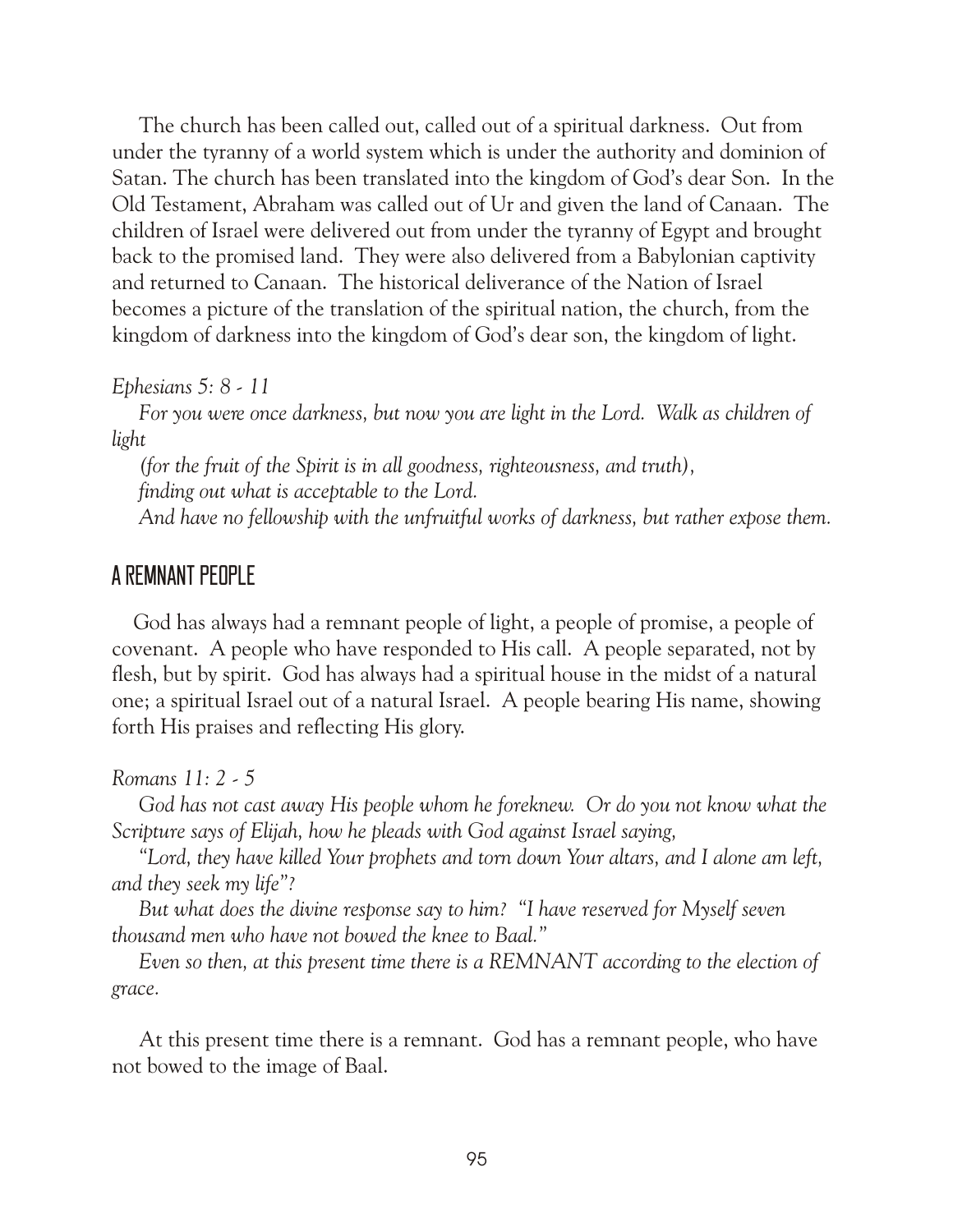The church has been called out, called out of a spiritual darkness. Out from under the tyranny of a world system which is under the authority and dominion of Satan. The church has been translated into the kingdom of God's dear Son. In the Old Testament, Abraham was called out of Ur and given the land of Canaan. The children of Israel were delivered out from under the tyranny of Egypt and brought back to the promised land. They were also delivered from a Babylonian captivity and returned to Canaan. The historical deliverance of the Nation of Israel becomes a picture of the translation of the spiritual nation, the church, from the kingdom of darkness into the kingdom of God's dear son, the kingdom of light.

*Ephesians 5: 8 - 11*

*For you were once darkness, but now you are light in the Lord. Walk as children of light*

*(for the fruit of the Spirit is in all goodness, righteousness, and truth),*

*finding out what is acceptable to the Lord.*

*And have no fellowship with the unfruitful works of darkness, but rather expose them.*

## A REMNANT PEOPLE

God has always had a remnant people of light, a people of promise, a people of covenant. A people who have responded to His call. A people separated, not by flesh, but by spirit. God has always had a spiritual house in the midst of a natural one; a spiritual Israel out of a natural Israel. A people bearing His name, showing forth His praises and reflecting His glory.

*Romans 11: 2 - 5*

*God has not cast away His people whom he foreknew. Or do you not know what the Scripture says of Elijah, how he pleads with God against Israel saying,*

*"Lord, they have killed Your prophets and torn down Your altars, and I alone am left, and they seek my life"?*

*But what does the divine response say to him? "I have reserved for Myself seven thousand men who have not bowed the knee to Baal."*

*Even so then, at this present time there is a REMNANT according to the election of grace.*

At this present time there is a remnant. God has a remnant people, who have not bowed to the image of Baal.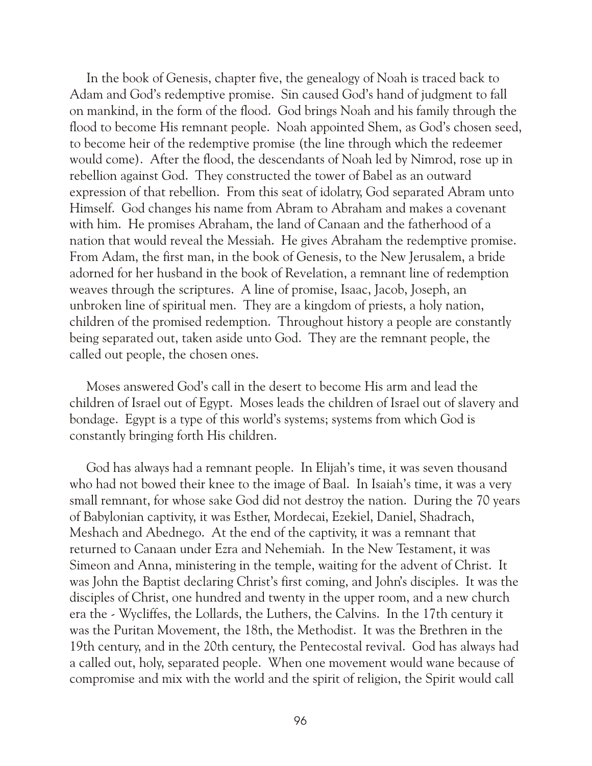In the book of Genesis, chapter five, the genealogy of Noah is traced back to Adam and God's redemptive promise. Sin caused God's hand of judgment to fall on mankind, in the form of the flood. God brings Noah and his family through the flood to become His remnant people. Noah appointed Shem, as God's chosen seed, to become heir of the redemptive promise (the line through which the redeemer would come). After the flood, the descendants of Noah led by Nimrod, rose up in rebellion against God. They constructed the tower of Babel as an outward expression of that rebellion. From this seat of idolatry, God separated Abram unto Himself. God changes his name from Abram to Abraham and makes a covenant with him. He promises Abraham, the land of Canaan and the fatherhood of a nation that would reveal the Messiah. He gives Abraham the redemptive promise. From Adam, the first man, in the book of Genesis, to the New Jerusalem, a bride adorned for her husband in the book of Revelation, a remnant line of redemption weaves through the scriptures. A line of promise, Isaac, Jacob, Joseph, an unbroken line of spiritual men. They are a kingdom of priests, a holy nation, children of the promised redemption. Throughout history a people are constantly being separated out, taken aside unto God. They are the remnant people, the called out people, the chosen ones.

Moses answered God's call in the desert to become His arm and lead the children of Israel out of Egypt. Moses leads the children of Israel out of slavery and bondage. Egypt is a type of this world's systems; systems from which God is constantly bringing forth His children.

God has always had a remnant people. In Elijah's time, it was seven thousand who had not bowed their knee to the image of Baal. In Isaiah's time, it was a very small remnant, for whose sake God did not destroy the nation. During the 70 years of Babylonian captivity, it was Esther, Mordecai, Ezekiel, Daniel, Shadrach, Meshach and Abednego. At the end of the captivity, it was a remnant that returned to Canaan under Ezra and Nehemiah. In the New Testament, it was Simeon and Anna, ministering in the temple, waiting for the advent of Christ. It was John the Baptist declaring Christ's first coming, and John's disciples. It was the disciples of Christ, one hundred and twenty in the upper room, and a new church era the - Wycliffes, the Lollards, the Luthers, the Calvins. In the 17th century it was the Puritan Movement, the 18th, the Methodist. It was the Brethren in the 19th century, and in the 20th century, the Pentecostal revival. God has always had a called out, holy, separated people. When one movement would wane because of compromise and mix with the world and the spirit of religion, the Spirit would call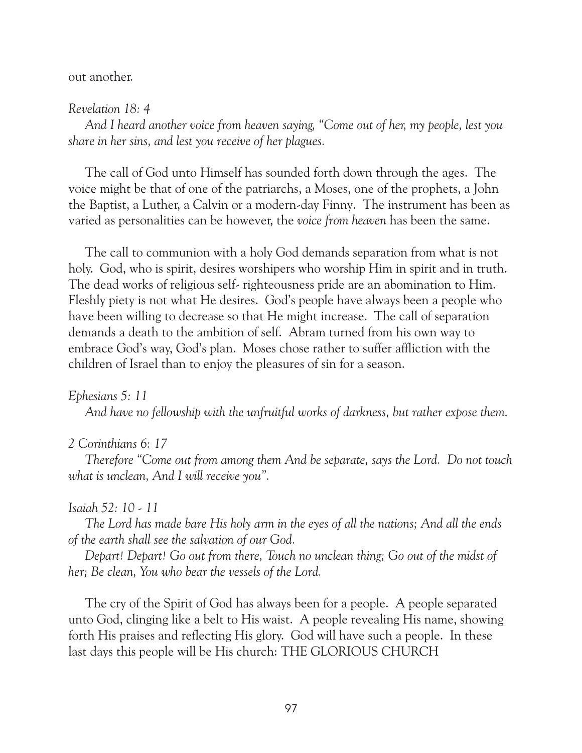out another.

*Revelation 18: 4*

*And I heard another voice from heaven saying, "Come out of her, my people, lest you share in her sins, and lest you receive of her plagues.*

The call of God unto Himself has sounded forth down through the ages. The voice might be that of one of the patriarchs, a Moses, one of the prophets, a John the Baptist, a Luther, a Calvin or a modern-day Finny. The instrument has been as varied as personalities can be however, the *voice from heaven* has been the same.

The call to communion with a holy God demands separation from what is not holy. God, who is spirit, desires worshipers who worship Him in spirit and in truth. The dead works of religious self- righteousness pride are an abomination to Him. Fleshly piety is not what He desires. God's people have always been a people who have been willing to decrease so that He might increase. The call of separation demands a death to the ambition of self. Abram turned from his own way to embrace God's way, God's plan. Moses chose rather to suffer affliction with the children of Israel than to enjoy the pleasures of sin for a season.

*Ephesians 5: 11*

*And have no fellowship with the unfruitful works of darkness, but rather expose them.*

*2 Corinthians 6: 17*

*Therefore "Come out from among them And be separate, says the Lord. Do not touch what is unclean, And I will receive you".*

*Isaiah 52: 10 - 11*

*The Lord has made bare His holy arm in the eyes of all the nations; And all the ends of the earth shall see the salvation of our God.*

*Depart! Depart! Go out from there, Touch no unclean thing; Go out of the midst of her; Be clean, You who bear the vessels of the Lord.*

The cry of the Spirit of God has always been for a people. A people separated unto God, clinging like a belt to His waist. A people revealing His name, showing forth His praises and reflecting His glory. God will have such a people. In these last days this people will be His church: THE GLORIOUS CHURCH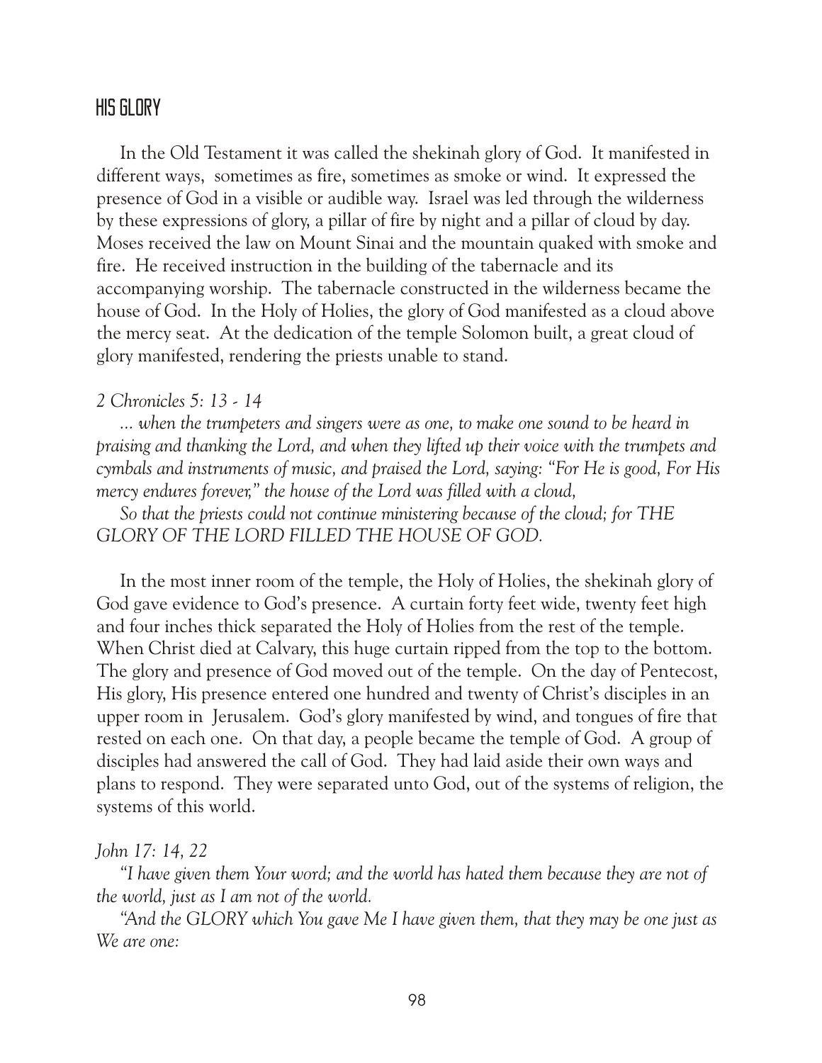## HIS GLORY

In the Old Testament it was called the shekinah glory of God. It manifested in different ways, sometimes as fire, sometimes as smoke or wind. It expressed the presence of God in a visible or audible way. Israel was led through the wilderness by these expressions of glory, a pillar of fire by night and a pillar of cloud by day. Moses received the law on Mount Sinai and the mountain quaked with smoke and fire. He received instruction in the building of the tabernacle and its accompanying worship. The tabernacle constructed in the wilderness became the house of God. In the Holy of Holies, the glory of God manifested as a cloud above the mercy seat. At the dedication of the temple Solomon built, a great cloud of glory manifested, rendering the priests unable to stand.

*2 Chronicles 5: 13 - 14*

*... when the trumpeters and singers were as one, to make one sound to be heard in praising and thanking the Lord, and when they lifted up their voice with the trumpets and cymbals and instruments of music, and praised the Lord, saying: "For He is good, For His mercy endures forever," the house of the Lord was filled with a cloud,*

*So that the priests could not continue ministering because of the cloud; for THE GLORY OF THE LORD FILLED THE HOUSE OF GOD.*

In the most inner room of the temple, the Holy of Holies, the shekinah glory of God gave evidence to God's presence. A curtain forty feet wide, twenty feet high and four inches thick separated the Holy of Holies from the rest of the temple. When Christ died at Calvary, this huge curtain ripped from the top to the bottom. The glory and presence of God moved out of the temple. On the day of Pentecost, His glory, His presence entered one hundred and twenty of Christ's disciples in an upper room in Jerusalem. God's glory manifested by wind, and tongues of fire that rested on each one. On that day, a people became the temple of God. A group of disciples had answered the call of God. They had laid aside their own ways and plans to respond. They were separated unto God, out of the systems of religion, the systems of this world.

*John 17: 14, 22*

*"I have given them Your word; and the world has hated them because they are not of the world, just as I am not of the world.*

*"And the GLORY which You gave Me I have given them, that they may be one just as We are one:*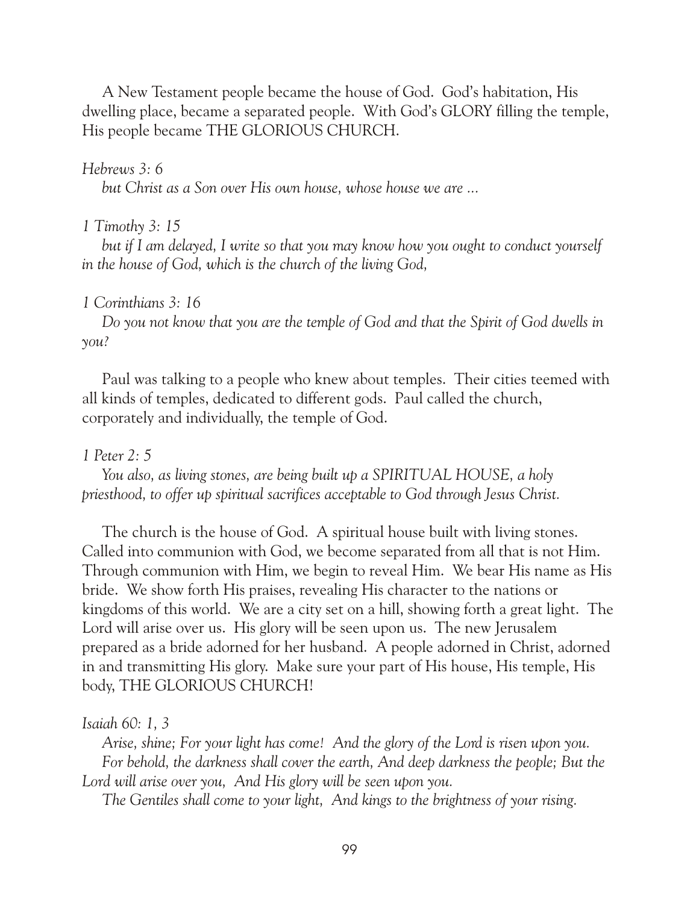A New Testament people became the house of God. God's habitation, His dwelling place, became a separated people. With God's GLORY filling the temple, His people became THE GLORIOUS CHURCH.

*Hebrews 3: 6*

*but Christ as a Son over His own house, whose house we are ...*

*1 Timothy 3: 15*

*but if I am delayed, I write so that you may know how you ought to conduct yourself in the house of God, which is the church of the living God,*

*1 Corinthians 3: 16*

*Do you not know that you are the temple of God and that the Spirit of God dwells in you?*

Paul was talking to a people who knew about temples. Their cities teemed with all kinds of temples, dedicated to different gods. Paul called the church, corporately and individually, the temple of God.

*1 Peter 2: 5*

*You also, as living stones, are being built up a SPIRITUAL HOUSE, a holy priesthood, to offer up spiritual sacrifices acceptable to God through Jesus Christ.*

The church is the house of God. A spiritual house built with living stones. Called into communion with God, we become separated from all that is not Him. Through communion with Him, we begin to reveal Him. We bear His name as His bride. We show forth His praises, revealing His character to the nations or kingdoms of this world. We are a city set on a hill, showing forth a great light. The Lord will arise over us. His glory will be seen upon us. The new Jerusalem prepared as a bride adorned for her husband. A people adorned in Christ, adorned in and transmitting His glory. Make sure your part of His house, His temple, His body, THE GLORIOUS CHURCH!

*Isaiah 60: 1, 3*

*Arise, shine; For your light has come! And the glory of the Lord is risen upon you.*
*For behold, the darkness shall cover the earth, And deep darkness the people; But the Lord will arise over you, And His glory will be seen upon you.*
*The Gentiles shall come to your light, And kings to the brightness of your rising.*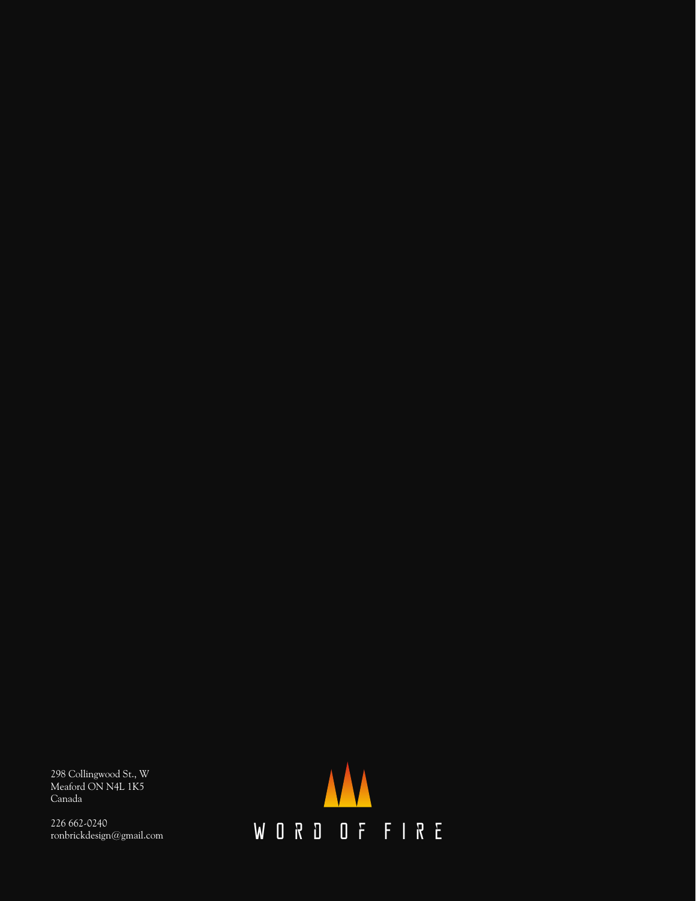298 Collingwood St., W
Meaford ON N4L 1K5
Canada

226 662-0240
ronbrickdesign@gmail.com

WORD OF FIRE